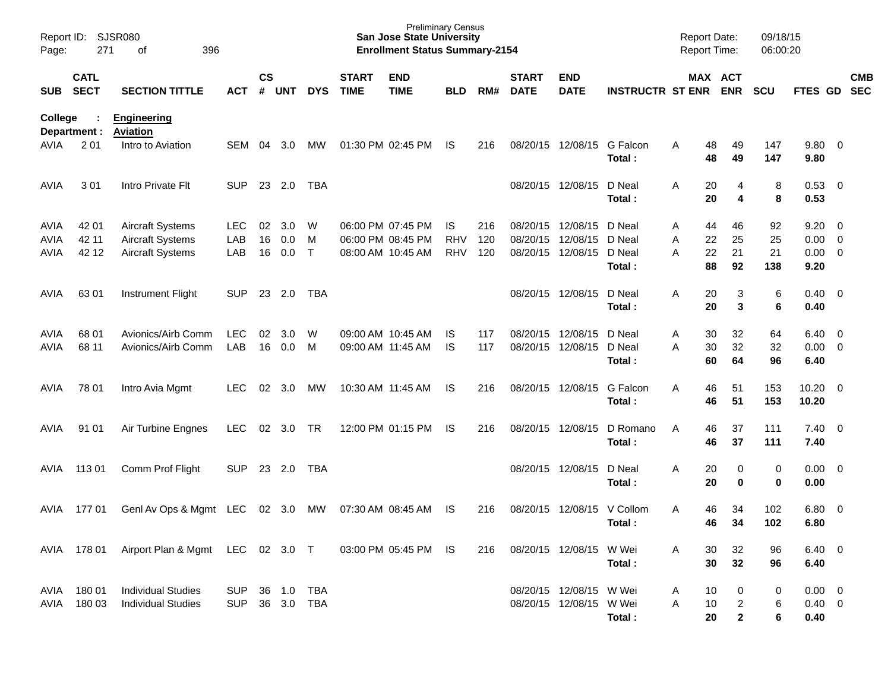Preliminary Census
**San Jose State University**
**Enrollment Status Summary-2154**

Report ID: SJSR080
Page: 271 of 396

Report Date: 09/18/15
Report Time: 06:00:20

| SUB | CATL SECT | SECTION TITTLE | ACT | CS # | UNT | DYS | START TIME | END TIME | BLD | RM# | START DATE | END DATE | INSTRUCTR | ST | MAX ENR | ACT ENR | SCU | FTES | GD | CMB SEC |
|---|---|---|---|---|---|---|---|---|---|---|---|---|---|---|---|---|---|---|---|---|
| **College :** | | **Engineering** | | | | | | | | | | | | | | | | | | |
| **Department :** | | **Aviation** | | | | | | | | | | | | | | | | | | |
| AVIA | 2 01 | Intro to Aviation | SEM | 04 | 3.0 | MW | 01:30 PM | 02:45 PM | IS | 216 | 08/20/15 | 12/08/15 | G Falcon | A | 48 | 49 | 147 | 9.80 | 0 | |
| | | | | | | | | | | | | | **Total :** | | **48** | **49** | **147** | **9.80** | | |
| AVIA | 3 01 | Intro Private Flt | SUP | 23 | 2.0 | TBA | | | | | 08/20/15 | 12/08/15 | D Neal | A | 20 | 4 | 8 | 0.53 | 0 | |
| | | | | | | | | | | | | | **Total :** | | **20** | **4** | **8** | **0.53** | | |
| AVIA | 42 01 | Aircraft Systems | LEC | 02 | 3.0 | W | 06:00 PM | 07:45 PM | IS | 216 | 08/20/15 | 12/08/15 | D Neal | A | 44 | 46 | 92 | 9.20 | 0 | |
| AVIA | 42 11 | Aircraft Systems | LAB | 16 | 0.0 | M | 06:00 PM | 08:45 PM | RHV | 120 | 08/20/15 | 12/08/15 | D Neal | A | 22 | 25 | 25 | 0.00 | 0 | |
| AVIA | 42 12 | Aircraft Systems | LAB | 16 | 0.0 | T | 08:00 AM | 10:45 AM | RHV | 120 | 08/20/15 | 12/08/15 | D Neal | A | 22 | 21 | 21 | 0.00 | 0 | |
| | | | | | | | | | | | | | **Total :** | | **88** | **92** | **138** | **9.20** | | |
| AVIA | 63 01 | Instrument Flight | SUP | 23 | 2.0 | TBA | | | | | 08/20/15 | 12/08/15 | D Neal | A | 20 | 3 | 6 | 0.40 | 0 | |
| | | | | | | | | | | | | | **Total :** | | **20** | **3** | **6** | **0.40** | | |
| AVIA | 68 01 | Avionics/Airb Comm | LEC | 02 | 3.0 | W | 09:00 AM | 10:45 AM | IS | 117 | 08/20/15 | 12/08/15 | D Neal | A | 30 | 32 | 64 | 6.40 | 0 | |
| AVIA | 68 11 | Avionics/Airb Comm | LAB | 16 | 0.0 | M | 09:00 AM | 11:45 AM | IS | 117 | 08/20/15 | 12/08/15 | D Neal | A | 30 | 32 | 32 | 0.00 | 0 | |
| | | | | | | | | | | | | | **Total :** | | **60** | **64** | **96** | **6.40** | | |
| AVIA | 78 01 | Intro Avia Mgmt | LEC | 02 | 3.0 | MW | 10:30 AM | 11:45 AM | IS | 216 | 08/20/15 | 12/08/15 | G Falcon | A | 46 | 51 | 153 | 10.20 | 0 | |
| | | | | | | | | | | | | | **Total :** | | **46** | **51** | **153** | **10.20** | | |
| AVIA | 91 01 | Air Turbine Engnes | LEC | 02 | 3.0 | TR | 12:00 PM | 01:15 PM | IS | 216 | 08/20/15 | 12/08/15 | D Romano | A | 46 | 37 | 111 | 7.40 | 0 | |
| | | | | | | | | | | | | | **Total :** | | **46** | **37** | **111** | **7.40** | | |
| AVIA | 113 01 | Comm Prof Flight | SUP | 23 | 2.0 | TBA | | | | | 08/20/15 | 12/08/15 | D Neal | A | 20 | 0 | 0 | 0.00 | 0 | |
| | | | | | | | | | | | | | **Total :** | | **20** | **0** | **0** | **0.00** | | |
| AVIA | 177 01 | Genl Av Ops & Mgmt | LEC | 02 | 3.0 | MW | 07:30 AM | 08:45 AM | IS | 216 | 08/20/15 | 12/08/15 | V Collom | A | 46 | 34 | 102 | 6.80 | 0 | |
| | | | | | | | | | | | | | **Total :** | | **46** | **34** | **102** | **6.80** | | |
| AVIA | 178 01 | Airport Plan & Mgmt | LEC | 02 | 3.0 | T | 03:00 PM | 05:45 PM | IS | 216 | 08/20/15 | 12/08/15 | W Wei | A | 30 | 32 | 96 | 6.40 | 0 | |
| | | | | | | | | | | | | | **Total :** | | **30** | **32** | **96** | **6.40** | | |
| AVIA | 180 01 | Individual Studies | SUP | 36 | 1.0 | TBA | | | | | 08/20/15 | 12/08/15 | W Wei | A | 10 | 0 | 0 | 0.00 | 0 | |
| AVIA | 180 03 | Individual Studies | SUP | 36 | 3.0 | TBA | | | | | 08/20/15 | 12/08/15 | W Wei | A | 10 | 2 | 6 | 0.40 | 0 | |
| | | | | | | | | | | | | | **Total :** | | **20** | **2** | **6** | **0.40** | | |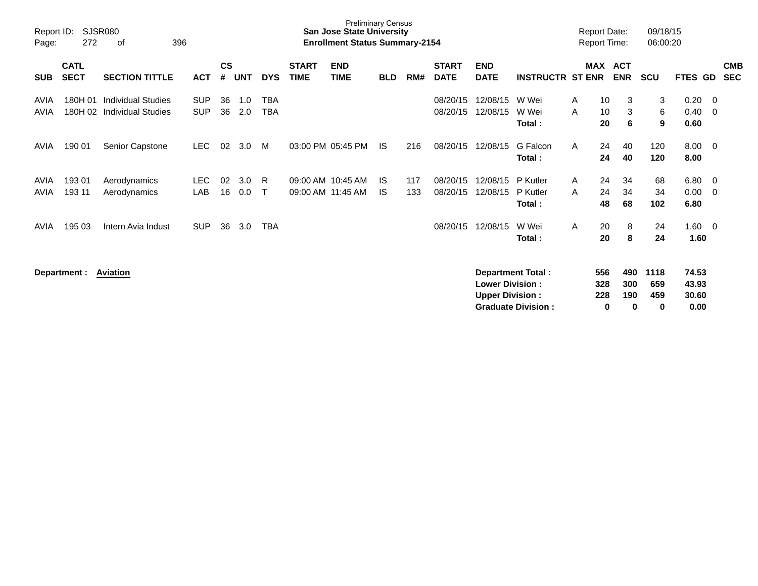Preliminary Census
**San Jose State University**
**Enrollment Status Summary-2154**

Report ID: SJSR080
Page: 272 of 396

Report Date: 09/18/15
Report Time: 06:00:20

| SUB | CATL SECT | SECTION TITTLE | ACT | CS # | UNT | DYS | START TIME | END TIME | BLD | RM# | START DATE | END DATE | INSTRUCTR | ST | MAX ENR | ACT ENR | SCU | FTES | GD | CMB SEC |
|---|---|---|---|---|---|---|---|---|---|---|---|---|---|---|---|---|---|---|---|---|
| AVIA | 180H 01 | Individual Studies | SUP | 36 | 1.0 | TBA | | | | | 08/20/15 | 12/08/15 | W Wei | A | 10 | 3 | 3 | 0.20 | 0 | |
| AVIA | 180H 02 | Individual Studies | SUP | 36 | 2.0 | TBA | | | | | 08/20/15 | 12/08/15 | W Wei | A | 10 | 3 | 6 | 0.40 | 0 | |
| | | | | | | | | | | | | | **Total :** | | **20** | **6** | **9** | **0.60** | | |
| AVIA | 190 01 | Senior Capstone | LEC | 02 | 3.0 | M | 03:00 PM | 05:45 PM | IS | 216 | 08/20/15 | 12/08/15 | G Falcon | A | 24 | 40 | 120 | 8.00 | 0 | |
| | | | | | | | | | | | | | **Total :** | | **24** | **40** | **120** | **8.00** | | |
| AVIA | 193 01 | Aerodynamics | LEC | 02 | 3.0 | R | 09:00 AM | 10:45 AM | IS | 117 | 08/20/15 | 12/08/15 | P Kutler | A | 24 | 34 | 68 | 6.80 | 0 | |
| AVIA | 193 11 | Aerodynamics | LAB | 16 | 0.0 | T | 09:00 AM | 11:45 AM | IS | 133 | 08/20/15 | 12/08/15 | P Kutler | A | 24 | 34 | 34 | 0.00 | 0 | |
| | | | | | | | | | | | | | **Total :** | | **48** | **68** | **102** | **6.80** | | |
| AVIA | 195 03 | Intern Avia Indust | SUP | 36 | 3.0 | TBA | | | | | 08/20/15 | 12/08/15 | W Wei | A | 20 | 8 | 24 | 1.60 | 0 | |
| | | | | | | | | | | | | | **Total :** | | **20** | **8** | **24** | **1.60** | | |

**Department : Aviation**

| | MAX ENR | ACT ENR | SCU | FTES |
|---|---|---|---|---|
| **Department Total :** | **556** | **490** | **1118** | **74.53** |
| **Lower Division :** | **328** | **300** | **659** | **43.93** |
| **Upper Division :** | **228** | **190** | **459** | **30.60** |
| **Graduate Division :** | **0** | **0** | **0** | **0.00** |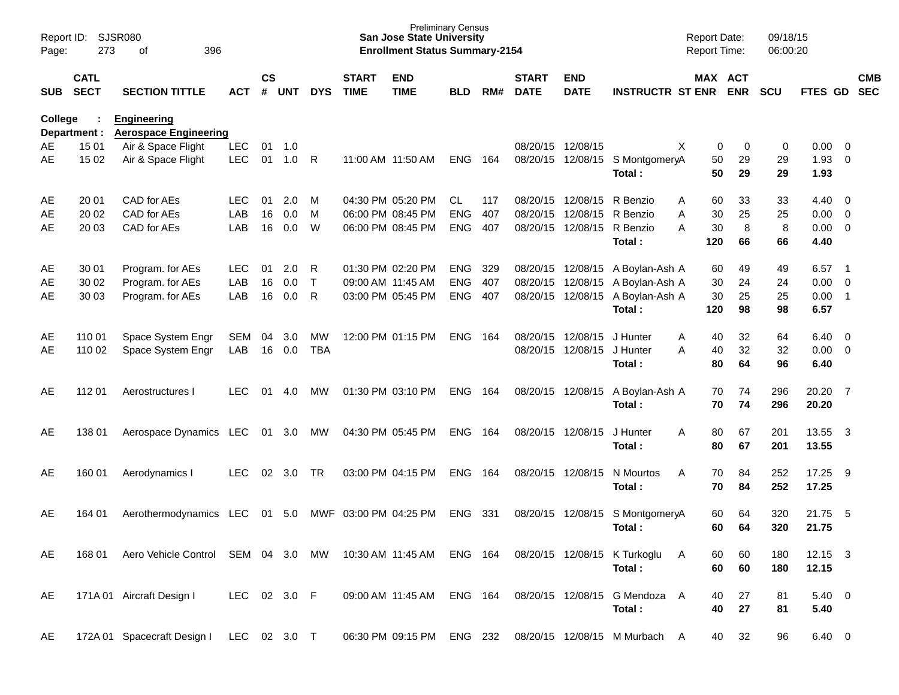Preliminary Census
**San Jose State University**
**Enrollment Status Summary-2154**

Report ID: SJSR080
Report Date: 09/18/15
Report Time: 06:00:20

**College : Engineering**
**Department : Aerospace Engineering**

| SUB | CATL SECT | SECTION TITTLE | ACT | CS # | UNT | DYS | START TIME | END TIME | BLD | RM# | START DATE | END DATE | INSTRUCTR | ST | MAX ENR | ACT ENR | SCU | FTES | GD | CMB SEC |
|---|---|---|---|---|---|---|---|---|---|---|---|---|---|---|---|---|---|---|---|---|
| AE | 15 01 | Air & Space Flight | LEC | 01 | 1.0 | | | | | | 08/20/15 | 12/08/15 | | X | 0 | 0 | 0 | 0.00 | 0 | |
| AE | 15 02 | Air & Space Flight | LEC | 01 | 1.0 | R | 11:00 AM | 11:50 AM | ENG | 164 | 08/20/15 | 12/08/15 | S Montgomery | A | 50 | 29 | 29 | 1.93 | 0 | |
| | | | | | | | | | | | | | **Total :** | | **50** | **29** | **29** | **1.93** | | |
| AE | 20 01 | CAD for AEs | LEC | 01 | 2.0 | M | 04:30 PM | 05:20 PM | CL | 117 | 08/20/15 | 12/08/15 | R Benzio | A | 60 | 33 | 33 | 4.40 | 0 | |
| AE | 20 02 | CAD for AEs | LAB | 16 | 0.0 | M | 06:00 PM | 08:45 PM | ENG | 407 | 08/20/15 | 12/08/15 | R Benzio | A | 30 | 25 | 25 | 0.00 | 0 | |
| AE | 20 03 | CAD for AEs | LAB | 16 | 0.0 | W | 06:00 PM | 08:45 PM | ENG | 407 | 08/20/15 | 12/08/15 | R Benzio | A | 30 | 8 | 8 | 0.00 | 0 | |
| | | | | | | | | | | | | | **Total :** | | **120** | **66** | **66** | **4.40** | | |
| AE | 30 01 | Program. for AEs | LEC | 01 | 2.0 | R | 01:30 PM | 02:20 PM | ENG | 329 | 08/20/15 | 12/08/15 | A Boylan-Ash | A | 60 | 49 | 49 | 6.57 | 1 | |
| AE | 30 02 | Program. for AEs | LAB | 16 | 0.0 | T | 09:00 AM | 11:45 AM | ENG | 407 | 08/20/15 | 12/08/15 | A Boylan-Ash | A | 30 | 24 | 24 | 0.00 | 0 | |
| AE | 30 03 | Program. for AEs | LAB | 16 | 0.0 | R | 03:00 PM | 05:45 PM | ENG | 407 | 08/20/15 | 12/08/15 | A Boylan-Ash | A | 30 | 25 | 25 | 0.00 | 1 | |
| | | | | | | | | | | | | | **Total :** | | **120** | **98** | **98** | **6.57** | | |
| AE | 110 01 | Space System Engr | SEM | 04 | 3.0 | MW | 12:00 PM | 01:15 PM | ENG | 164 | 08/20/15 | 12/08/15 | J Hunter | A | 40 | 32 | 64 | 6.40 | 0 | |
| AE | 110 02 | Space System Engr | LAB | 16 | 0.0 | TBA | | | | | 08/20/15 | 12/08/15 | J Hunter | A | 40 | 32 | 32 | 0.00 | 0 | |
| | | | | | | | | | | | | | **Total :** | | **80** | **64** | **96** | **6.40** | | |
| AE | 112 01 | Aerostructures I | LEC | 01 | 4.0 | MW | 01:30 PM | 03:10 PM | ENG | 164 | 08/20/15 | 12/08/15 | A Boylan-Ash | A | 70 | 74 | 296 | 20.20 | 7 | |
| | | | | | | | | | | | | | **Total :** | | **70** | **74** | **296** | **20.20** | | |
| AE | 138 01 | Aerospace Dynamics | LEC | 01 | 3.0 | MW | 04:30 PM | 05:45 PM | ENG | 164 | 08/20/15 | 12/08/15 | J Hunter | A | 80 | 67 | 201 | 13.55 | 3 | |
| | | | | | | | | | | | | | **Total :** | | **80** | **67** | **201** | **13.55** | | |
| AE | 160 01 | Aerodynamics I | LEC | 02 | 3.0 | TR | 03:00 PM | 04:15 PM | ENG | 164 | 08/20/15 | 12/08/15 | N Mourtos | A | 70 | 84 | 252 | 17.25 | 9 | |
| | | | | | | | | | | | | | **Total :** | | **70** | **84** | **252** | **17.25** | | |
| AE | 164 01 | Aerothermodynamics | LEC | 01 | 5.0 | MWF | 03:00 PM | 04:25 PM | ENG | 331 | 08/20/15 | 12/08/15 | S Montgomery | A | 60 | 64 | 320 | 21.75 | 5 | |
| | | | | | | | | | | | | | **Total :** | | **60** | **64** | **320** | **21.75** | | |
| AE | 168 01 | Aero Vehicle Control | SEM | 04 | 3.0 | MW | 10:30 AM | 11:45 AM | ENG | 164 | 08/20/15 | 12/08/15 | K Turkoglu | A | 60 | 60 | 180 | 12.15 | 3 | |
| | | | | | | | | | | | | | **Total :** | | **60** | **60** | **180** | **12.15** | | |
| AE | 171A 01 | Aircraft Design I | LEC | 02 | 3.0 | F | 09:00 AM | 11:45 AM | ENG | 164 | 08/20/15 | 12/08/15 | G Mendoza | A | 40 | 27 | 81 | 5.40 | 0 | |
| | | | | | | | | | | | | | **Total :** | | **40** | **27** | **81** | **5.40** | | |
| AE | 172A 01 | Spacecraft Design I | LEC | 02 | 3.0 | T | 06:30 PM | 09:15 PM | ENG | 232 | 08/20/15 | 12/08/15 | M Murbach | A | 40 | 32 | 96 | 6.40 | 0 | |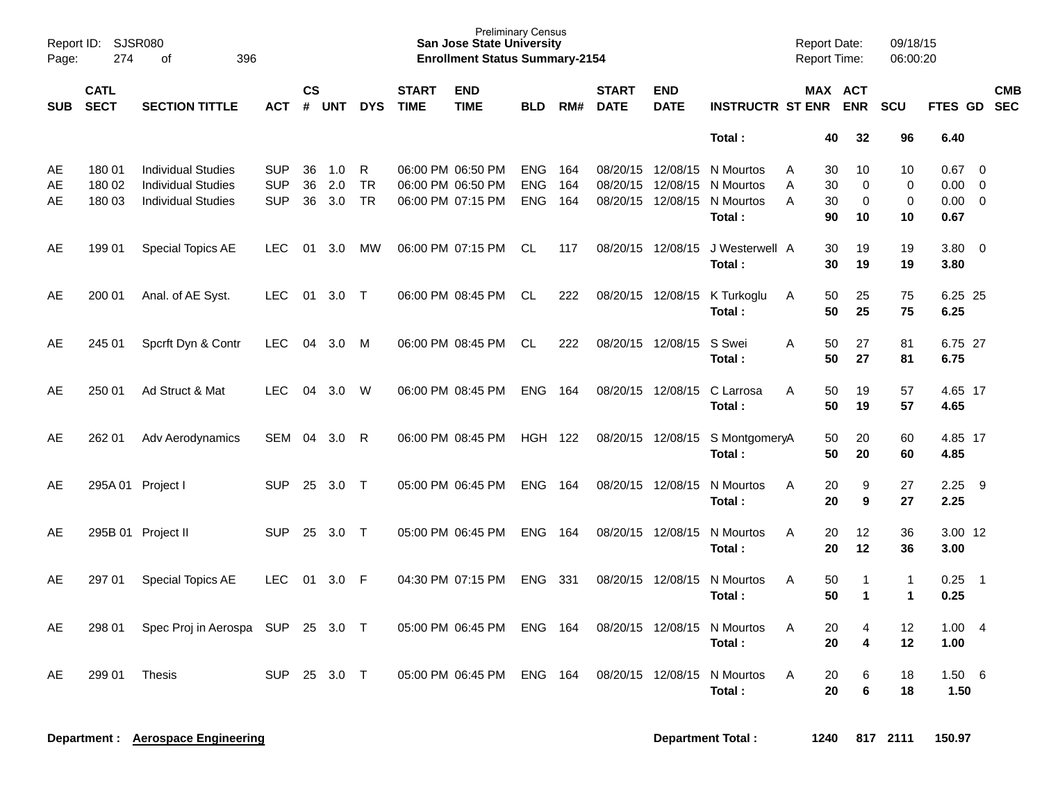Preliminary Census
**San Jose State University**
**Enrollment Status Summary-2154**

Report ID: SJSR080
Report Date: 09/18/15
Report Time: 06:00:20

| SUB | CATL SECT | SECTION TITTLE | ACT | CS # | UNT | DYS | START TIME | END TIME | BLD | RM# | START DATE | END DATE | INSTRUCTR | ST | MAX ENR | ACT ENR | SCU | FTES | GD | CMB SEC |
|---|---|---|---|---|---|---|---|---|---|---|---|---|---|---|---|---|---|---|---|---|
| | | | | | | | | | | | | | **Total :** | | **40** | **32** | **96** | **6.40** | | |
| AE | 180 01 | Individual Studies | SUP | 36 | 1.0 | R | 06:00 PM | 06:50 PM | ENG | 164 | 08/20/15 | 12/08/15 | N Mourtos | A | 30 | 10 | 10 | 0.67 | 0 | |
| AE | 180 02 | Individual Studies | SUP | 36 | 2.0 | TR | 06:00 PM | 06:50 PM | ENG | 164 | 08/20/15 | 12/08/15 | N Mourtos | A | 30 | 0 | 0 | 0.00 | 0 | |
| AE | 180 03 | Individual Studies | SUP | 36 | 3.0 | TR | 06:00 PM | 07:15 PM | ENG | 164 | 08/20/15 | 12/08/15 | N Mourtos | A | 30 | 0 | 0 | 0.00 | 0 | |
| | | | | | | | | | | | | | **Total :** | | **90** | **10** | **10** | **0.67** | | |
| AE | 199 01 | Special Topics AE | LEC | 01 | 3.0 | MW | 06:00 PM | 07:15 PM | CL | 117 | 08/20/15 | 12/08/15 | J Westerwell | A | 30 | 19 | 19 | 3.80 | 0 | |
| | | | | | | | | | | | | | **Total :** | | **30** | **19** | **19** | **3.80** | | |
| AE | 200 01 | Anal. of AE Syst. | LEC | 01 | 3.0 | T | 06:00 PM | 08:45 PM | CL | 222 | 08/20/15 | 12/08/15 | K Turkoglu | A | 50 | 25 | 75 | 6.25 | 25 | |
| | | | | | | | | | | | | | **Total :** | | **50** | **25** | **75** | **6.25** | | |
| AE | 245 01 | Spcrft Dyn & Contr | LEC | 04 | 3.0 | M | 06:00 PM | 08:45 PM | CL | 222 | 08/20/15 | 12/08/15 | S Swei | A | 50 | 27 | 81 | 6.75 | 27 | |
| | | | | | | | | | | | | | **Total :** | | **50** | **27** | **81** | **6.75** | | |
| AE | 250 01 | Ad Struct & Mat | LEC | 04 | 3.0 | W | 06:00 PM | 08:45 PM | ENG | 164 | 08/20/15 | 12/08/15 | C Larrosa | A | 50 | 19 | 57 | 4.65 | 17 | |
| | | | | | | | | | | | | | **Total :** | | **50** | **19** | **57** | **4.65** | | |
| AE | 262 01 | Adv Aerodynamics | SEM | 04 | 3.0 | R | 06:00 PM | 08:45 PM | HGH | 122 | 08/20/15 | 12/08/15 | S Montgomery | A | 50 | 20 | 60 | 4.85 | 17 | |
| | | | | | | | | | | | | | **Total :** | | **50** | **20** | **60** | **4.85** | | |
| AE | 295A 01 | Project I | SUP | 25 | 3.0 | T | 05:00 PM | 06:45 PM | ENG | 164 | 08/20/15 | 12/08/15 | N Mourtos | A | 20 | 9 | 27 | 2.25 | 9 | |
| | | | | | | | | | | | | | **Total :** | | **20** | **9** | **27** | **2.25** | | |
| AE | 295B 01 | Project II | SUP | 25 | 3.0 | T | 05:00 PM | 06:45 PM | ENG | 164 | 08/20/15 | 12/08/15 | N Mourtos | A | 20 | 12 | 36 | 3.00 | 12 | |
| | | | | | | | | | | | | | **Total :** | | **20** | **12** | **36** | **3.00** | | |
| AE | 297 01 | Special Topics AE | LEC | 01 | 3.0 | F | 04:30 PM | 07:15 PM | ENG | 331 | 08/20/15 | 12/08/15 | N Mourtos | A | 50 | 1 | 1 | 0.25 | 1 | |
| | | | | | | | | | | | | | **Total :** | | **50** | **1** | **1** | **0.25** | | |
| AE | 298 01 | Spec Proj in Aerospa | SUP | 25 | 3.0 | T | 05:00 PM | 06:45 PM | ENG | 164 | 08/20/15 | 12/08/15 | N Mourtos | A | 20 | 4 | 12 | 1.00 | 4 | |
| | | | | | | | | | | | | | **Total :** | | **20** | **4** | **12** | **1.00** | | |
| AE | 299 01 | Thesis | SUP | 25 | 3.0 | T | 05:00 PM | 06:45 PM | ENG | 164 | 08/20/15 | 12/08/15 | N Mourtos | A | 20 | 6 | 18 | 1.50 | 6 | |
| | | | | | | | | | | | | | **Total :** | | **20** | **6** | **18** | **1.50** | | |

**Department : Aerospace Engineering** — **Department Total : 1240 817 2111 150.97**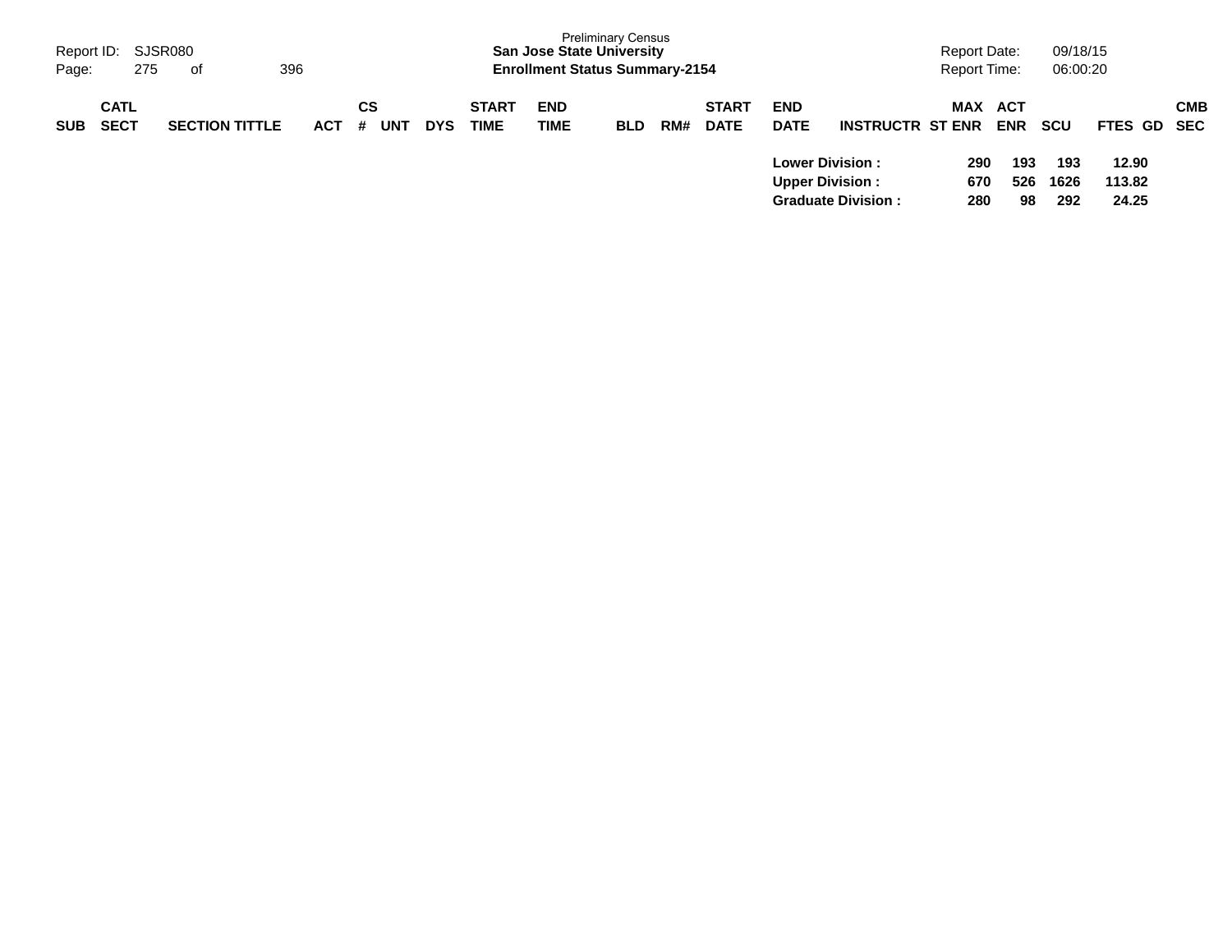| SUB | CATL SECT | SECTION TITTLE | ACT | CS # | UNT | DYS | START TIME | END TIME | BLD | RM# | START DATE | END DATE | INSTRUCTR | MAX ST ENR | ACT ENR | SCU | FTES | GD | CMB SEC |
|---|---|---|---|---|---|---|---|---|---|---|---|---|---|---|---|---|---|---|---|
| | | | | | | | | | | | | **Lower Division :** | | **290** | **193** | **193** | **12.90** | | |
| | | | | | | | | | | | | **Upper Division :** | | **670** | **526** | **1626** | **113.82** | | |
| | | | | | | | | | | | | **Graduate Division :** | | **280** | **98** | **292** | **24.25** | | |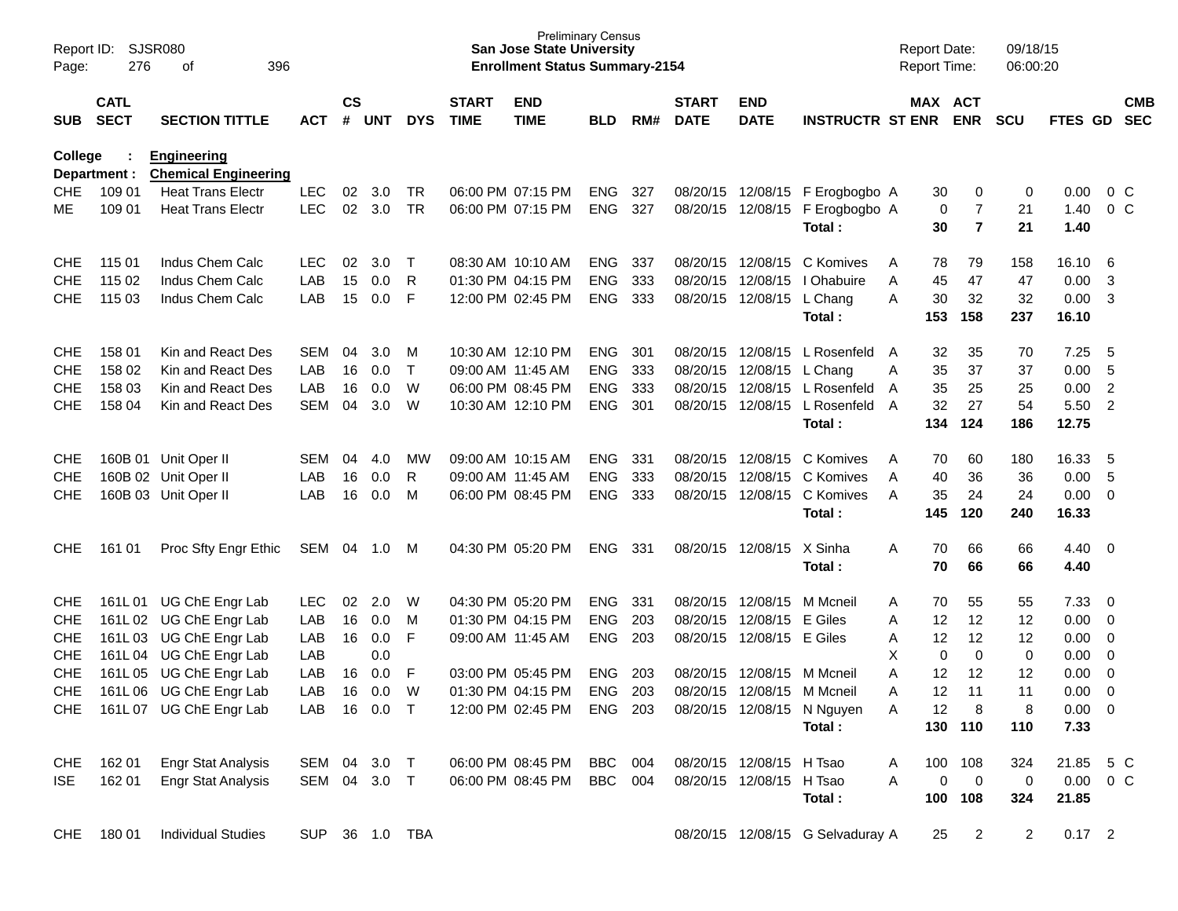Preliminary Census
**San Jose State University**
**Enrollment Status Summary-2154**

Report ID: SJSR080
Report Date: 09/18/15
Report Time: 06:00:20

| SUB | CATL SECT | SECTION TITTLE | ACT | CS # | UNT | DYS | START TIME | END TIME | BLD | RM# | START DATE | END DATE | INSTRUCTR | ST | MAX ENR | ACT ENR | SCU | FTES | GD | CMB SEC |
|---|---|---|---|---|---|---|---|---|---|---|---|---|---|---|---|---|---|---|---|---|
| **College :** | | **Engineering** | | | | | | | | | | | | | | | | | | |
| **Department :** | | **Chemical Engineering** | | | | | | | | | | | | | | | | | | |
| CHE | 109 01 | Heat Trans Electr | LEC | 02 | 3.0 | TR | 06:00 PM | 07:15 PM | ENG | 327 | 08/20/15 | 12/08/15 | F Erogbogbo | A | 30 | 0 | 0 | 0.00 | 0 | C |
| ME | 109 01 | Heat Trans Electr | LEC | 02 | 3.0 | TR | 06:00 PM | 07:15 PM | ENG | 327 | 08/20/15 | 12/08/15 | F Erogbogbo | A | 0 | 7 | 21 | 1.40 | 0 | C |
| | | | | | | | | | | | | | **Total :** | | **30** | **7** | **21** | **1.40** | | |
| CHE | 115 01 | Indus Chem Calc | LEC | 02 | 3.0 | T | 08:30 AM | 10:10 AM | ENG | 337 | 08/20/15 | 12/08/15 | C Komives | A | 78 | 79 | 158 | 16.10 | 6 | |
| CHE | 115 02 | Indus Chem Calc | LAB | 15 | 0.0 | R | 01:30 PM | 04:15 PM | ENG | 333 | 08/20/15 | 12/08/15 | I Ohabuire | A | 45 | 47 | 47 | 0.00 | 3 | |
| CHE | 115 03 | Indus Chem Calc | LAB | 15 | 0.0 | F | 12:00 PM | 02:45 PM | ENG | 333 | 08/20/15 | 12/08/15 | L Chang | A | 30 | 32 | 32 | 0.00 | 3 | |
| | | | | | | | | | | | | | **Total :** | | **153** | **158** | **237** | **16.10** | | |
| CHE | 158 01 | Kin and React Des | SEM | 04 | 3.0 | M | 10:30 AM | 12:10 PM | ENG | 301 | 08/20/15 | 12/08/15 | L Rosenfeld | A | 32 | 35 | 70 | 7.25 | 5 | |
| CHE | 158 02 | Kin and React Des | LAB | 16 | 0.0 | T | 09:00 AM | 11:45 AM | ENG | 333 | 08/20/15 | 12/08/15 | L Chang | A | 35 | 37 | 37 | 0.00 | 5 | |
| CHE | 158 03 | Kin and React Des | LAB | 16 | 0.0 | W | 06:00 PM | 08:45 PM | ENG | 333 | 08/20/15 | 12/08/15 | L Rosenfeld | A | 35 | 25 | 25 | 0.00 | 2 | |
| CHE | 158 04 | Kin and React Des | SEM | 04 | 3.0 | W | 10:30 AM | 12:10 PM | ENG | 301 | 08/20/15 | 12/08/15 | L Rosenfeld | A | 32 | 27 | 54 | 5.50 | 2 | |
| | | | | | | | | | | | | | **Total :** | | **134** | **124** | **186** | **12.75** | | |
| CHE | 160B 01 | Unit Oper II | SEM | 04 | 4.0 | MW | 09:00 AM | 10:15 AM | ENG | 331 | 08/20/15 | 12/08/15 | C Komives | A | 70 | 60 | 180 | 16.33 | 5 | |
| CHE | 160B 02 | Unit Oper II | LAB | 16 | 0.0 | R | 09:00 AM | 11:45 AM | ENG | 333 | 08/20/15 | 12/08/15 | C Komives | A | 40 | 36 | 36 | 0.00 | 5 | |
| CHE | 160B 03 | Unit Oper II | LAB | 16 | 0.0 | M | 06:00 PM | 08:45 PM | ENG | 333 | 08/20/15 | 12/08/15 | C Komives | A | 35 | 24 | 24 | 0.00 | 0 | |
| | | | | | | | | | | | | | **Total :** | | **145** | **120** | **240** | **16.33** | | |
| CHE | 161 01 | Proc Sfty Engr Ethic | SEM | 04 | 1.0 | M | 04:30 PM | 05:20 PM | ENG | 331 | 08/20/15 | 12/08/15 | X Sinha | A | 70 | 66 | 66 | 4.40 | 0 | |
| | | | | | | | | | | | | | **Total :** | | **70** | **66** | **66** | **4.40** | | |
| CHE | 161L 01 | UG ChE Engr Lab | LEC | 02 | 2.0 | W | 04:30 PM | 05:20 PM | ENG | 331 | 08/20/15 | 12/08/15 | M Mcneil | A | 70 | 55 | 55 | 7.33 | 0 | |
| CHE | 161L 02 | UG ChE Engr Lab | LAB | 16 | 0.0 | M | 01:30 PM | 04:15 PM | ENG | 203 | 08/20/15 | 12/08/15 | E Giles | A | 12 | 12 | 12 | 0.00 | 0 | |
| CHE | 161L 03 | UG ChE Engr Lab | LAB | 16 | 0.0 | F | 09:00 AM | 11:45 AM | ENG | 203 | 08/20/15 | 12/08/15 | E Giles | A | 12 | 12 | 12 | 0.00 | 0 | |
| CHE | 161L 04 | UG ChE Engr Lab | LAB | | 0.0 | | | | | | | | | X | 0 | 0 | 0 | 0.00 | 0 | |
| CHE | 161L 05 | UG ChE Engr Lab | LAB | 16 | 0.0 | F | 03:00 PM | 05:45 PM | ENG | 203 | 08/20/15 | 12/08/15 | M Mcneil | A | 12 | 12 | 12 | 0.00 | 0 | |
| CHE | 161L 06 | UG ChE Engr Lab | LAB | 16 | 0.0 | W | 01:30 PM | 04:15 PM | ENG | 203 | 08/20/15 | 12/08/15 | M Mcneil | A | 12 | 11 | 11 | 0.00 | 0 | |
| CHE | 161L 07 | UG ChE Engr Lab | LAB | 16 | 0.0 | T | 12:00 PM | 02:45 PM | ENG | 203 | 08/20/15 | 12/08/15 | N Nguyen | A | 12 | 8 | 8 | 0.00 | 0 | |
| | | | | | | | | | | | | | **Total :** | | **130** | **110** | **110** | **7.33** | | |
| CHE | 162 01 | Engr Stat Analysis | SEM | 04 | 3.0 | T | 06:00 PM | 08:45 PM | BBC | 004 | 08/20/15 | 12/08/15 | H Tsao | A | 100 | 108 | 324 | 21.85 | 5 | C |
| ISE | 162 01 | Engr Stat Analysis | SEM | 04 | 3.0 | T | 06:00 PM | 08:45 PM | BBC | 004 | 08/20/15 | 12/08/15 | H Tsao | A | 0 | 0 | 0 | 0.00 | 0 | C |
| | | | | | | | | | | | | | **Total :** | | **100** | **108** | **324** | **21.85** | | |
| CHE | 180 01 | Individual Studies | SUP | 36 | 1.0 | TBA | | | | | 08/20/15 | 12/08/15 | G Selvaduray | A | 25 | 2 | 2 | 0.17 | 2 | |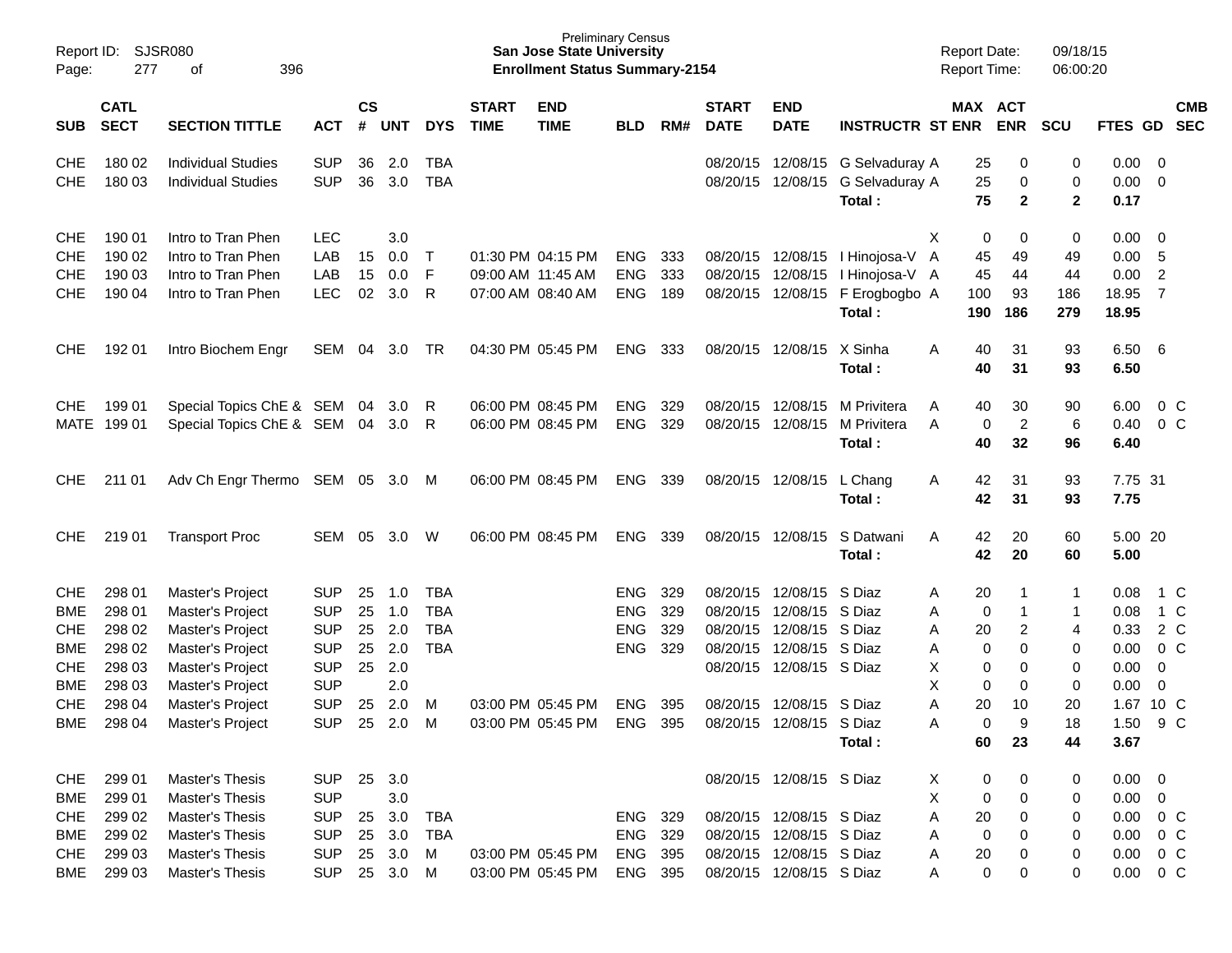Report ID: SJSR080
Preliminary Census
**San Jose State University**
**Enrollment Status Summary-2154**
Report Date: 09/18/15
Report Time: 06:00:20

| SUB | CATL SECT | SECTION TITTLE | ACT | CS # | UNT | DYS | START TIME | END TIME | BLD | RM# | START DATE | END DATE | INSTRUCTR | ST | MAX ENR | ACT ENR | SCU | FTES | GD | CMB SEC |
|---|---|---|---|---|---|---|---|---|---|---|---|---|---|---|---|---|---|---|---|---|
| CHE | 180 02 | Individual Studies | SUP | 36 | 2.0 | TBA | | | | | 08/20/15 | 12/08/15 | G Selvaduray | A | 25 | 0 | 0 | 0.00 | 0 | |
| CHE | 180 03 | Individual Studies | SUP | 36 | 3.0 | TBA | | | | | 08/20/15 | 12/08/15 | G Selvaduray | A | 25 | 0 | 0 | 0.00 | 0 | |
| | | | | | | | | | | | | | **Total :** | | **75** | **2** | **2** | **0.17** | | |
| CHE | 190 01 | Intro to Tran Phen | LEC | | 3.0 | | | | | | | | | X | 0 | 0 | 0 | 0.00 | 0 | |
| CHE | 190 02 | Intro to Tran Phen | LAB | 15 | 0.0 | T | 01:30 PM | 04:15 PM | ENG | 333 | 08/20/15 | 12/08/15 | I Hinojosa-V | A | 45 | 49 | 49 | 0.00 | 5 | |
| CHE | 190 03 | Intro to Tran Phen | LAB | 15 | 0.0 | F | 09:00 AM | 11:45 AM | ENG | 333 | 08/20/15 | 12/08/15 | I Hinojosa-V | A | 45 | 44 | 44 | 0.00 | 2 | |
| CHE | 190 04 | Intro to Tran Phen | LEC | 02 | 3.0 | R | 07:00 AM | 08:40 AM | ENG | 189 | 08/20/15 | 12/08/15 | F Erogbogbo | A | 100 | 93 | 186 | 18.95 | 7 | |
| | | | | | | | | | | | | | **Total :** | | **190** | **186** | **279** | **18.95** | | |
| CHE | 192 01 | Intro Biochem Engr | SEM | 04 | 3.0 | TR | 04:30 PM | 05:45 PM | ENG | 333 | 08/20/15 | 12/08/15 | X Sinha | A | 40 | 31 | 93 | 6.50 | 6 | |
| | | | | | | | | | | | | | **Total :** | | **40** | **31** | **93** | **6.50** | | |
| CHE | 199 01 | Special Topics ChE & | SEM | 04 | 3.0 | R | 06:00 PM | 08:45 PM | ENG | 329 | 08/20/15 | 12/08/15 | M Privitera | A | 40 | 30 | 90 | 6.00 | 0 | C |
| MATE | 199 01 | Special Topics ChE & | SEM | 04 | 3.0 | R | 06:00 PM | 08:45 PM | ENG | 329 | 08/20/15 | 12/08/15 | M Privitera | A | 0 | 2 | 6 | 0.40 | 0 | C |
| | | | | | | | | | | | | | **Total :** | | **40** | **32** | **96** | **6.40** | | |
| CHE | 211 01 | Adv Ch Engr Thermo | SEM | 05 | 3.0 | M | 06:00 PM | 08:45 PM | ENG | 339 | 08/20/15 | 12/08/15 | L Chang | A | 42 | 31 | 93 | 7.75 | 31 | |
| | | | | | | | | | | | | | **Total :** | | **42** | **31** | **93** | **7.75** | | |
| CHE | 219 01 | Transport Proc | SEM | 05 | 3.0 | W | 06:00 PM | 08:45 PM | ENG | 339 | 08/20/15 | 12/08/15 | S Datwani | A | 42 | 20 | 60 | 5.00 | 20 | |
| | | | | | | | | | | | | | **Total :** | | **42** | **20** | **60** | **5.00** | | |
| CHE | 298 01 | Master's Project | SUP | 25 | 1.0 | TBA | | | ENG | 329 | 08/20/15 | 12/08/15 | S Diaz | A | 20 | 1 | 1 | 0.08 | 1 | C |
| BME | 298 01 | Master's Project | SUP | 25 | 1.0 | TBA | | | ENG | 329 | 08/20/15 | 12/08/15 | S Diaz | A | 0 | 1 | 1 | 0.08 | 1 | C |
| CHE | 298 02 | Master's Project | SUP | 25 | 2.0 | TBA | | | ENG | 329 | 08/20/15 | 12/08/15 | S Diaz | A | 20 | 2 | 4 | 0.33 | 2 | C |
| BME | 298 02 | Master's Project | SUP | 25 | 2.0 | TBA | | | ENG | 329 | 08/20/15 | 12/08/15 | S Diaz | A | 0 | 0 | 0 | 0.00 | 0 | C |
| CHE | 298 03 | Master's Project | SUP | 25 | 2.0 | | | | | | 08/20/15 | 12/08/15 | S Diaz | X | 0 | 0 | 0 | 0.00 | 0 | |
| BME | 298 03 | Master's Project | SUP | | 2.0 | | | | | | | | | X | 0 | 0 | 0 | 0.00 | 0 | |
| CHE | 298 04 | Master's Project | SUP | 25 | 2.0 | M | 03:00 PM | 05:45 PM | ENG | 395 | 08/20/15 | 12/08/15 | S Diaz | A | 20 | 10 | 20 | 1.67 | 10 | C |
| BME | 298 04 | Master's Project | SUP | 25 | 2.0 | M | 03:00 PM | 05:45 PM | ENG | 395 | 08/20/15 | 12/08/15 | S Diaz | A | 0 | 9 | 18 | 1.50 | 9 | C |
| | | | | | | | | | | | | | **Total :** | | **60** | **23** | **44** | **3.67** | | |
| CHE | 299 01 | Master's Thesis | SUP | 25 | 3.0 | | | | | | 08/20/15 | 12/08/15 | S Diaz | X | 0 | 0 | 0 | 0.00 | 0 | |
| BME | 299 01 | Master's Thesis | SUP | | 3.0 | | | | | | | | | X | 0 | 0 | 0 | 0.00 | 0 | |
| CHE | 299 02 | Master's Thesis | SUP | 25 | 3.0 | TBA | | | ENG | 329 | 08/20/15 | 12/08/15 | S Diaz | A | 20 | 0 | 0 | 0.00 | 0 | C |
| BME | 299 02 | Master's Thesis | SUP | 25 | 3.0 | TBA | | | ENG | 329 | 08/20/15 | 12/08/15 | S Diaz | A | 0 | 0 | 0 | 0.00 | 0 | C |
| CHE | 299 03 | Master's Thesis | SUP | 25 | 3.0 | M | 03:00 PM | 05:45 PM | ENG | 395 | 08/20/15 | 12/08/15 | S Diaz | A | 20 | 0 | 0 | 0.00 | 0 | C |
| BME | 299 03 | Master's Thesis | SUP | 25 | 3.0 | M | 03:00 PM | 05:45 PM | ENG | 395 | 08/20/15 | 12/08/15 | S Diaz | A | 0 | 0 | 0 | 0.00 | 0 | C |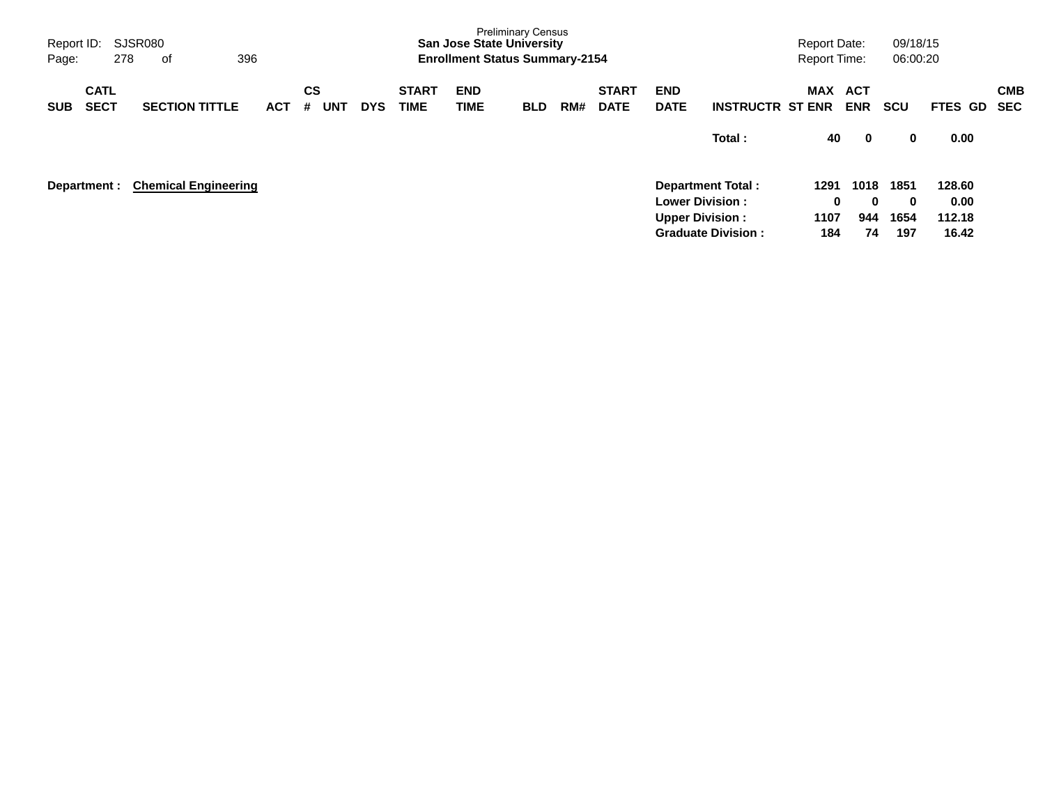Preliminary Census
**San Jose State University**
**Enrollment Status Summary-2154**

| SUB | CATL SECT | SECTION TITTLE | ACT | CS # | UNT | DYS | START TIME | END TIME | BLD | RM# | START DATE | END DATE | INSTRUCTR | MAX ST ENR | ACT ENR | SCU | FTES | GD | CMB SEC |
|---|---|---|---|---|---|---|---|---|---|---|---|---|---|---|---|---|---|---|---|
| | | | | | | | | | | | | | **Total :** | **40** | **0** | **0** | **0.00** | | |

**Department :** **Chemical Engineering**

| | MAX ST ENR | ACT ENR | SCU | FTES |
|---|---|---|---|---|
| **Department Total :** | **1291** | **1018** | **1851** | **128.60** |
| **Lower Division :** | **0** | **0** | **0** | **0.00** |
| **Upper Division :** | **1107** | **944** | **1654** | **112.18** |
| **Graduate Division :** | **184** | **74** | **197** | **16.42** |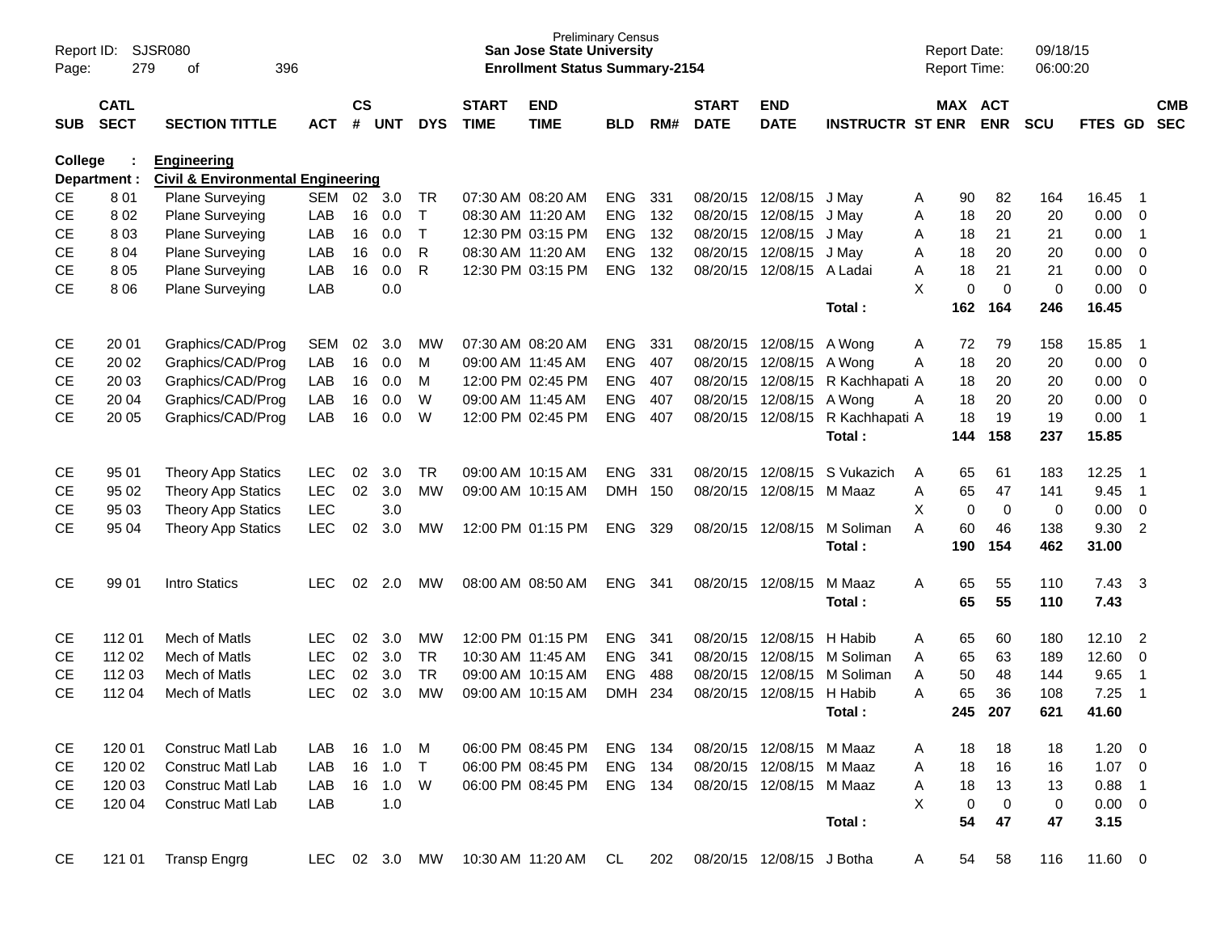Preliminary Census
**San Jose State University**
**Enrollment Status Summary-2154**

Report ID: SJSR080
Report Date: 09/18/15
Report Time: 06:00:20

| SUB | CATL SECT | SECTION TITTLE | ACT | CS # | UNT | DYS | START TIME | END TIME | BLD | RM# | START DATE | END DATE | INSTRUCTR | ST | MAX ENR | ACT ENR | SCU | FTES | GD | CMB SEC |
|---|---|---|---|---|---|---|---|---|---|---|---|---|---|---|---|---|---|---|---|---|
| **College :** | | **Engineering** | | | | | | | | | | | | | | | | | | |
| **Department :** | | **Civil & Environmental Engineering** | | | | | | | | | | | | | | | | | | |
| CE | 8 01 | Plane Surveying | SEM | 02 | 3.0 | TR | 07:30 AM | 08:20 AM | ENG | 331 | 08/20/15 | 12/08/15 | J May | A | 90 | 82 | 164 | 16.45 | 1 | |
| CE | 8 02 | Plane Surveying | LAB | 16 | 0.0 | T | 08:30 AM | 11:20 AM | ENG | 132 | 08/20/15 | 12/08/15 | J May | A | 18 | 20 | 20 | 0.00 | 0 | |
| CE | 8 03 | Plane Surveying | LAB | 16 | 0.0 | T | 12:30 PM | 03:15 PM | ENG | 132 | 08/20/15 | 12/08/15 | J May | A | 18 | 21 | 21 | 0.00 | 1 | |
| CE | 8 04 | Plane Surveying | LAB | 16 | 0.0 | R | 08:30 AM | 11:20 AM | ENG | 132 | 08/20/15 | 12/08/15 | J May | A | 18 | 20 | 20 | 0.00 | 0 | |
| CE | 8 05 | Plane Surveying | LAB | 16 | 0.0 | R | 12:30 PM | 03:15 PM | ENG | 132 | 08/20/15 | 12/08/15 | A Ladai | A | 18 | 21 | 21 | 0.00 | 0 | |
| CE | 8 06 | Plane Surveying | LAB | | 0.0 | | | | | | | | | X | 0 | 0 | 0 | 0.00 | 0 | |
| | | | | | | | | | | | | | **Total :** | | **162** | **164** | **246** | **16.45** | | |
| CE | 20 01 | Graphics/CAD/Prog | SEM | 02 | 3.0 | MW | 07:30 AM | 08:20 AM | ENG | 331 | 08/20/15 | 12/08/15 | A Wong | A | 72 | 79 | 158 | 15.85 | 1 | |
| CE | 20 02 | Graphics/CAD/Prog | LAB | 16 | 0.0 | M | 09:00 AM | 11:45 AM | ENG | 407 | 08/20/15 | 12/08/15 | A Wong | A | 18 | 20 | 20 | 0.00 | 0 | |
| CE | 20 03 | Graphics/CAD/Prog | LAB | 16 | 0.0 | M | 12:00 PM | 02:45 PM | ENG | 407 | 08/20/15 | 12/08/15 | R Kachhapati | A | 18 | 20 | 20 | 0.00 | 0 | |
| CE | 20 04 | Graphics/CAD/Prog | LAB | 16 | 0.0 | W | 09:00 AM | 11:45 AM | ENG | 407 | 08/20/15 | 12/08/15 | A Wong | A | 18 | 20 | 20 | 0.00 | 0 | |
| CE | 20 05 | Graphics/CAD/Prog | LAB | 16 | 0.0 | W | 12:00 PM | 02:45 PM | ENG | 407 | 08/20/15 | 12/08/15 | R Kachhapati | A | 18 | 19 | 19 | 0.00 | 1 | |
| | | | | | | | | | | | | | **Total :** | | **144** | **158** | **237** | **15.85** | | |
| CE | 95 01 | Theory App Statics | LEC | 02 | 3.0 | TR | 09:00 AM | 10:15 AM | ENG | 331 | 08/20/15 | 12/08/15 | S Vukazich | A | 65 | 61 | 183 | 12.25 | 1 | |
| CE | 95 02 | Theory App Statics | LEC | 02 | 3.0 | MW | 09:00 AM | 10:15 AM | DMH | 150 | 08/20/15 | 12/08/15 | M Maaz | A | 65 | 47 | 141 | 9.45 | 1 | |
| CE | 95 03 | Theory App Statics | LEC | | 3.0 | | | | | | | | | X | 0 | 0 | 0 | 0.00 | 0 | |
| CE | 95 04 | Theory App Statics | LEC | 02 | 3.0 | MW | 12:00 PM | 01:15 PM | ENG | 329 | 08/20/15 | 12/08/15 | M Soliman | A | 60 | 46 | 138 | 9.30 | 2 | |
| | | | | | | | | | | | | | **Total :** | | **190** | **154** | **462** | **31.00** | | |
| CE | 99 01 | Intro Statics | LEC | 02 | 2.0 | MW | 08:00 AM | 08:50 AM | ENG | 341 | 08/20/15 | 12/08/15 | M Maaz | A | 65 | 55 | 110 | 7.43 | 3 | |
| | | | | | | | | | | | | | **Total :** | | **65** | **55** | **110** | **7.43** | | |
| CE | 112 01 | Mech of Matls | LEC | 02 | 3.0 | MW | 12:00 PM | 01:15 PM | ENG | 341 | 08/20/15 | 12/08/15 | H Habib | A | 65 | 60 | 180 | 12.10 | 2 | |
| CE | 112 02 | Mech of Matls | LEC | 02 | 3.0 | TR | 10:30 AM | 11:45 AM | ENG | 341 | 08/20/15 | 12/08/15 | M Soliman | A | 65 | 63 | 189 | 12.60 | 0 | |
| CE | 112 03 | Mech of Matls | LEC | 02 | 3.0 | TR | 09:00 AM | 10:15 AM | ENG | 488 | 08/20/15 | 12/08/15 | M Soliman | A | 50 | 48 | 144 | 9.65 | 1 | |
| CE | 112 04 | Mech of Matls | LEC | 02 | 3.0 | MW | 09:00 AM | 10:15 AM | DMH | 234 | 08/20/15 | 12/08/15 | H Habib | A | 65 | 36 | 108 | 7.25 | 1 | |
| | | | | | | | | | | | | | **Total :** | | **245** | **207** | **621** | **41.60** | | |
| CE | 120 01 | Construc Matl Lab | LAB | 16 | 1.0 | M | 06:00 PM | 08:45 PM | ENG | 134 | 08/20/15 | 12/08/15 | M Maaz | A | 18 | 18 | 18 | 1.20 | 0 | |
| CE | 120 02 | Construc Matl Lab | LAB | 16 | 1.0 | T | 06:00 PM | 08:45 PM | ENG | 134 | 08/20/15 | 12/08/15 | M Maaz | A | 18 | 16 | 16 | 1.07 | 0 | |
| CE | 120 03 | Construc Matl Lab | LAB | 16 | 1.0 | W | 06:00 PM | 08:45 PM | ENG | 134 | 08/20/15 | 12/08/15 | M Maaz | A | 18 | 13 | 13 | 0.88 | 1 | |
| CE | 120 04 | Construc Matl Lab | LAB | | 1.0 | | | | | | | | | X | 0 | 0 | 0 | 0.00 | 0 | |
| | | | | | | | | | | | | | **Total :** | | **54** | **47** | **47** | **3.15** | | |
| CE | 121 01 | Transp Engrg | LEC | 02 | 3.0 | MW | 10:30 AM | 11:20 AM | CL | 202 | 08/20/15 | 12/08/15 | J Botha | A | 54 | 58 | 116 | 11.60 | 0 | |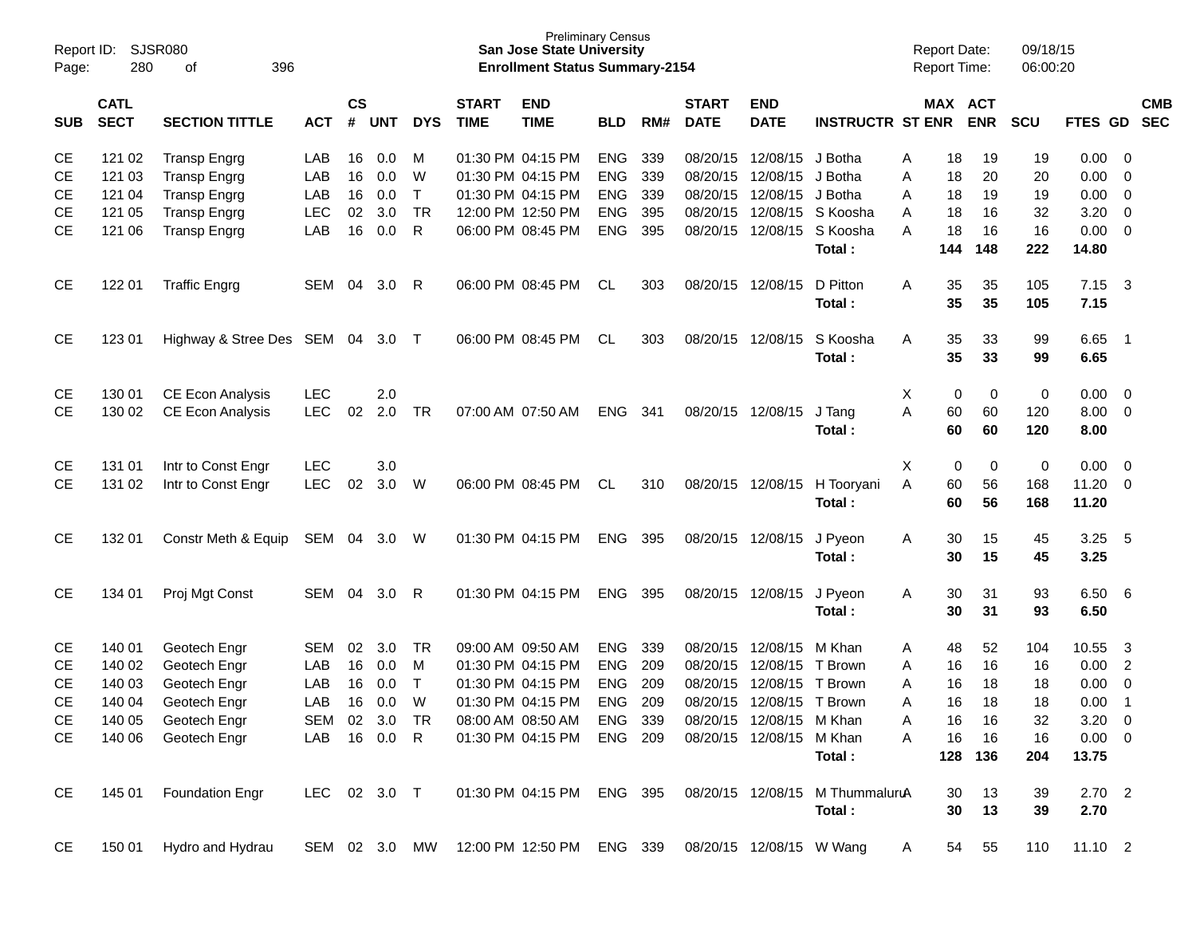Preliminary Census
**San Jose State University**
**Enrollment Status Summary-2154**

Report ID: SJSR080
Report Date: 09/18/15
Report Time: 06:00:20

| SUB | CATL SECT | SECTION TITTLE | ACT | CS # | UNT | DYS | START TIME | END TIME | BLD | RM# | START DATE | END DATE | INSTRUCTR | ST | MAX ENR | ACT ENR | SCU | FTES | GD | CMB SEC |
|---|---|---|---|---|---|---|---|---|---|---|---|---|---|---|---|---|---|---|---|---|
| CE | 121 02 | Transp Engrg | LAB | 16 | 0.0 | M | 01:30 PM | 04:15 PM | ENG | 339 | 08/20/15 | 12/08/15 | J Botha | A | 18 | 19 | 19 | 0.00 | 0 | |
| CE | 121 03 | Transp Engrg | LAB | 16 | 0.0 | W | 01:30 PM | 04:15 PM | ENG | 339 | 08/20/15 | 12/08/15 | J Botha | A | 18 | 20 | 20 | 0.00 | 0 | |
| CE | 121 04 | Transp Engrg | LAB | 16 | 0.0 | T | 01:30 PM | 04:15 PM | ENG | 339 | 08/20/15 | 12/08/15 | J Botha | A | 18 | 19 | 19 | 0.00 | 0 | |
| CE | 121 05 | Transp Engrg | LEC | 02 | 3.0 | TR | 12:00 PM | 12:50 PM | ENG | 395 | 08/20/15 | 12/08/15 | S Koosha | A | 18 | 16 | 32 | 3.20 | 0 | |
| CE | 121 06 | Transp Engrg | LAB | 16 | 0.0 | R | 06:00 PM | 08:45 PM | ENG | 395 | 08/20/15 | 12/08/15 | S Koosha | A | 18 | 16 | 16 | 0.00 | 0 | |
| | | | | | | | | | | | | | **Total :** | | **144** | **148** | **222** | **14.80** | | |
| CE | 122 01 | Traffic Engrg | SEM | 04 | 3.0 | R | 06:00 PM | 08:45 PM | CL | 303 | 08/20/15 | 12/08/15 | D Pitton | A | 35 | 35 | 105 | 7.15 | 3 | |
| | | | | | | | | | | | | | **Total :** | | **35** | **35** | **105** | **7.15** | | |
| CE | 123 01 | Highway & Stree Des | SEM | 04 | 3.0 | T | 06:00 PM | 08:45 PM | CL | 303 | 08/20/15 | 12/08/15 | S Koosha | A | 35 | 33 | 99 | 6.65 | 1 | |
| | | | | | | | | | | | | | **Total :** | | **35** | **33** | **99** | **6.65** | | |
| CE | 130 01 | CE Econ Analysis | LEC | | 2.0 | | | | | | | | | X | 0 | 0 | 0 | 0.00 | 0 | |
| CE | 130 02 | CE Econ Analysis | LEC | 02 | 2.0 | TR | 07:00 AM | 07:50 AM | ENG | 341 | 08/20/15 | 12/08/15 | J Tang | A | 60 | 60 | 120 | 8.00 | 0 | |
| | | | | | | | | | | | | | **Total :** | | **60** | **60** | **120** | **8.00** | | |
| CE | 131 01 | Intr to Const Engr | LEC | | 3.0 | | | | | | | | | X | 0 | 0 | 0 | 0.00 | 0 | |
| CE | 131 02 | Intr to Const Engr | LEC | 02 | 3.0 | W | 06:00 PM | 08:45 PM | CL | 310 | 08/20/15 | 12/08/15 | H Tooryani | A | 60 | 56 | 168 | 11.20 | 0 | |
| | | | | | | | | | | | | | **Total :** | | **60** | **56** | **168** | **11.20** | | |
| CE | 132 01 | Constr Meth & Equip | SEM | 04 | 3.0 | W | 01:30 PM | 04:15 PM | ENG | 395 | 08/20/15 | 12/08/15 | J Pyeon | A | 30 | 15 | 45 | 3.25 | 5 | |
| | | | | | | | | | | | | | **Total :** | | **30** | **15** | **45** | **3.25** | | |
| CE | 134 01 | Proj Mgt Const | SEM | 04 | 3.0 | R | 01:30 PM | 04:15 PM | ENG | 395 | 08/20/15 | 12/08/15 | J Pyeon | A | 30 | 31 | 93 | 6.50 | 6 | |
| | | | | | | | | | | | | | **Total :** | | **30** | **31** | **93** | **6.50** | | |
| CE | 140 01 | Geotech Engr | SEM | 02 | 3.0 | TR | 09:00 AM | 09:50 AM | ENG | 339 | 08/20/15 | 12/08/15 | M Khan | A | 48 | 52 | 104 | 10.55 | 3 | |
| CE | 140 02 | Geotech Engr | LAB | 16 | 0.0 | M | 01:30 PM | 04:15 PM | ENG | 209 | 08/20/15 | 12/08/15 | T Brown | A | 16 | 16 | 16 | 0.00 | 2 | |
| CE | 140 03 | Geotech Engr | LAB | 16 | 0.0 | T | 01:30 PM | 04:15 PM | ENG | 209 | 08/20/15 | 12/08/15 | T Brown | A | 16 | 18 | 18 | 0.00 | 0 | |
| CE | 140 04 | Geotech Engr | LAB | 16 | 0.0 | W | 01:30 PM | 04:15 PM | ENG | 209 | 08/20/15 | 12/08/15 | T Brown | A | 16 | 18 | 18 | 0.00 | 1 | |
| CE | 140 05 | Geotech Engr | SEM | 02 | 3.0 | TR | 08:00 AM | 08:50 AM | ENG | 339 | 08/20/15 | 12/08/15 | M Khan | A | 16 | 16 | 32 | 3.20 | 0 | |
| CE | 140 06 | Geotech Engr | LAB | 16 | 0.0 | R | 01:30 PM | 04:15 PM | ENG | 209 | 08/20/15 | 12/08/15 | M Khan | A | 16 | 16 | 16 | 0.00 | 0 | |
| | | | | | | | | | | | | | **Total :** | | **128** | **136** | **204** | **13.75** | | |
| CE | 145 01 | Foundation Engr | LEC | 02 | 3.0 | T | 01:30 PM | 04:15 PM | ENG | 395 | 08/20/15 | 12/08/15 | M Thummaluru | A | 30 | 13 | 39 | 2.70 | 2 | |
| | | | | | | | | | | | | | **Total :** | | **30** | **13** | **39** | **2.70** | | |
| CE | 150 01 | Hydro and Hydrau | SEM | 02 | 3.0 | MW | 12:00 PM | 12:50 PM | ENG | 339 | 08/20/15 | 12/08/15 | W Wang | A | 54 | 55 | 110 | 11.10 | 2 | |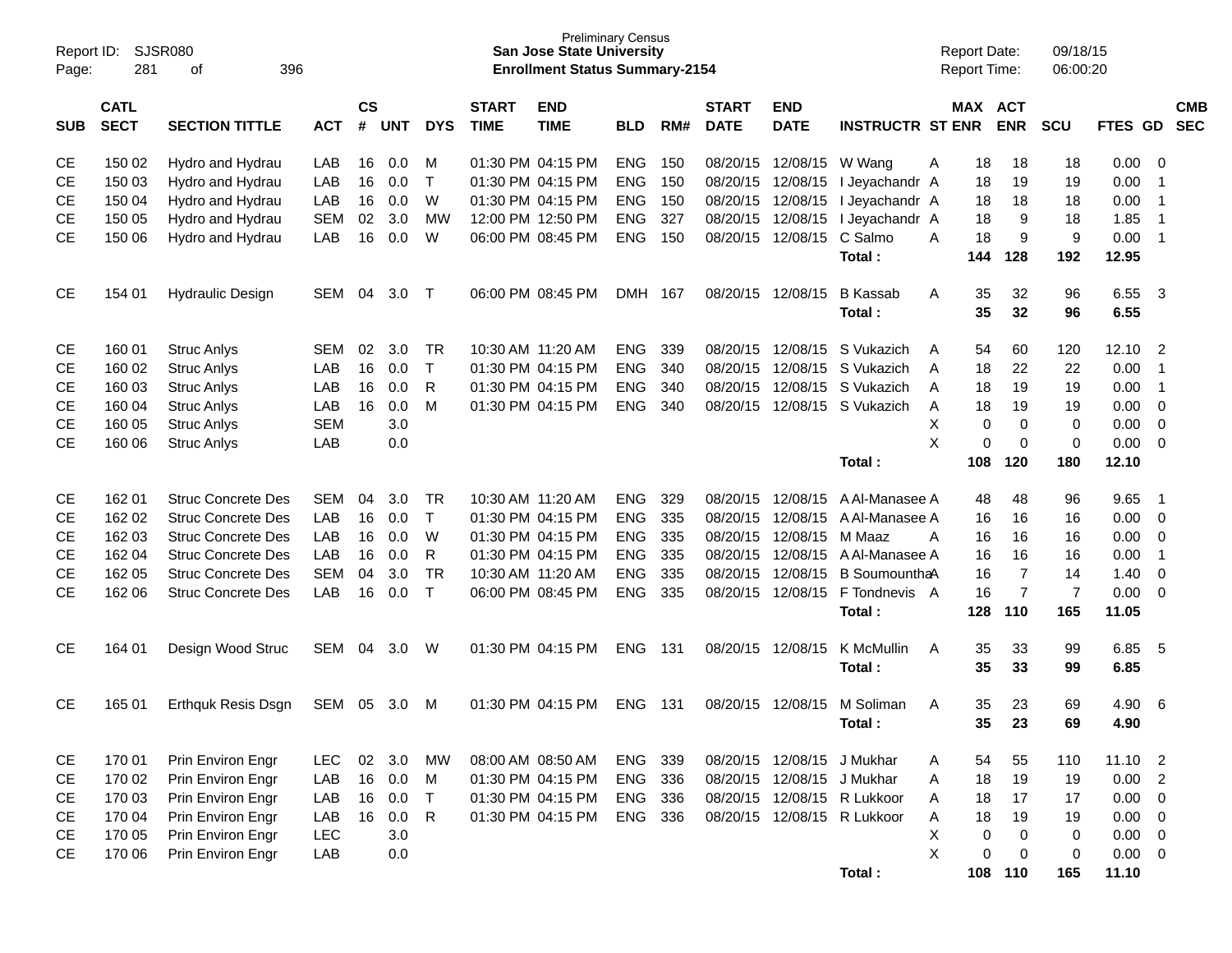Report ID: SJSR080
Page: 281 of 396

Preliminary Census
**San Jose State University**
**Enrollment Status Summary-2154**

Report Date: 09/18/15
Report Time: 06:00:20

| SUB | CATL SECT | SECTION TITTLE | ACT | CS # | UNT | DYS | START TIME | END TIME | BLD | RM# | START DATE | END DATE | INSTRUCTR | ST | MAX ENR | ACT ENR | SCU | FTES | GD | CMB SEC |
|---|---|---|---|---|---|---|---|---|---|---|---|---|---|---|---|---|---|---|---|---|
| CE | 150 02 | Hydro and Hydrau | LAB | 16 | 0.0 | M | 01:30 PM | 04:15 PM | ENG | 150 | 08/20/15 | 12/08/15 | W Wang | A | 18 | 18 | 18 | 0.00 | 0 | |
| CE | 150 03 | Hydro and Hydrau | LAB | 16 | 0.0 | T | 01:30 PM | 04:15 PM | ENG | 150 | 08/20/15 | 12/08/15 | I Jeyachandr | A | 18 | 19 | 19 | 0.00 | 1 | |
| CE | 150 04 | Hydro and Hydrau | LAB | 16 | 0.0 | W | 01:30 PM | 04:15 PM | ENG | 150 | 08/20/15 | 12/08/15 | I Jeyachandr | A | 18 | 18 | 18 | 0.00 | 1 | |
| CE | 150 05 | Hydro and Hydrau | SEM | 02 | 3.0 | MW | 12:00 PM | 12:50 PM | ENG | 327 | 08/20/15 | 12/08/15 | I Jeyachandr | A | 18 | 9 | 18 | 1.85 | 1 | |
| CE | 150 06 | Hydro and Hydrau | LAB | 16 | 0.0 | W | 06:00 PM | 08:45 PM | ENG | 150 | 08/20/15 | 12/08/15 | C Salmo | A | 18 | 9 | 9 | 0.00 | 1 | |
| | | | | | | | | | | | | | **Total :** | | **144** | **128** | **192** | **12.95** | | |
| CE | 154 01 | Hydraulic Design | SEM | 04 | 3.0 | T | 06:00 PM | 08:45 PM | DMH | 167 | 08/20/15 | 12/08/15 | B Kassab | A | 35 | 32 | 96 | 6.55 | 3 | |
| | | | | | | | | | | | | | **Total :** | | **35** | **32** | **96** | **6.55** | | |
| CE | 160 01 | Struc Anlys | SEM | 02 | 3.0 | TR | 10:30 AM | 11:20 AM | ENG | 339 | 08/20/15 | 12/08/15 | S Vukazich | A | 54 | 60 | 120 | 12.10 | 2 | |
| CE | 160 02 | Struc Anlys | LAB | 16 | 0.0 | T | 01:30 PM | 04:15 PM | ENG | 340 | 08/20/15 | 12/08/15 | S Vukazich | A | 18 | 22 | 22 | 0.00 | 1 | |
| CE | 160 03 | Struc Anlys | LAB | 16 | 0.0 | R | 01:30 PM | 04:15 PM | ENG | 340 | 08/20/15 | 12/08/15 | S Vukazich | A | 18 | 19 | 19 | 0.00 | 1 | |
| CE | 160 04 | Struc Anlys | LAB | 16 | 0.0 | M | 01:30 PM | 04:15 PM | ENG | 340 | 08/20/15 | 12/08/15 | S Vukazich | A | 18 | 19 | 19 | 0.00 | 0 | |
| CE | 160 05 | Struc Anlys | SEM | | 3.0 | | | | | | | | | X | 0 | 0 | 0 | 0.00 | 0 | |
| CE | 160 06 | Struc Anlys | LAB | | 0.0 | | | | | | | | | X | 0 | 0 | 0 | 0.00 | 0 | |
| | | | | | | | | | | | | | **Total :** | | **108** | **120** | **180** | **12.10** | | |
| CE | 162 01 | Struc Concrete Des | SEM | 04 | 3.0 | TR | 10:30 AM | 11:20 AM | ENG | 329 | 08/20/15 | 12/08/15 | A Al-Manasee | A | 48 | 48 | 96 | 9.65 | 1 | |
| CE | 162 02 | Struc Concrete Des | LAB | 16 | 0.0 | T | 01:30 PM | 04:15 PM | ENG | 335 | 08/20/15 | 12/08/15 | A Al-Manasee | A | 16 | 16 | 16 | 0.00 | 0 | |
| CE | 162 03 | Struc Concrete Des | LAB | 16 | 0.0 | W | 01:30 PM | 04:15 PM | ENG | 335 | 08/20/15 | 12/08/15 | M Maaz | A | 16 | 16 | 16 | 0.00 | 0 | |
| CE | 162 04 | Struc Concrete Des | LAB | 16 | 0.0 | R | 01:30 PM | 04:15 PM | ENG | 335 | 08/20/15 | 12/08/15 | A Al-Manasee | A | 16 | 16 | 16 | 0.00 | 1 | |
| CE | 162 05 | Struc Concrete Des | SEM | 04 | 3.0 | TR | 10:30 AM | 11:20 AM | ENG | 335 | 08/20/15 | 12/08/15 | B Soumountha | A | 16 | 7 | 14 | 1.40 | 0 | |
| CE | 162 06 | Struc Concrete Des | LAB | 16 | 0.0 | T | 06:00 PM | 08:45 PM | ENG | 335 | 08/20/15 | 12/08/15 | F Tondnevis | A | 16 | 7 | 7 | 0.00 | 0 | |
| | | | | | | | | | | | | | **Total :** | | **128** | **110** | **165** | **11.05** | | |
| CE | 164 01 | Design Wood Struc | SEM | 04 | 3.0 | W | 01:30 PM | 04:15 PM | ENG | 131 | 08/20/15 | 12/08/15 | K McMullin | A | 35 | 33 | 99 | 6.85 | 5 | |
| | | | | | | | | | | | | | **Total :** | | **35** | **33** | **99** | **6.85** | | |
| CE | 165 01 | Erthquk Resis Dsgn | SEM | 05 | 3.0 | M | 01:30 PM | 04:15 PM | ENG | 131 | 08/20/15 | 12/08/15 | M Soliman | A | 35 | 23 | 69 | 4.90 | 6 | |
| | | | | | | | | | | | | | **Total :** | | **35** | **23** | **69** | **4.90** | | |
| CE | 170 01 | Prin Environ Engr | LEC | 02 | 3.0 | MW | 08:00 AM | 08:50 AM | ENG | 339 | 08/20/15 | 12/08/15 | J Mukhar | A | 54 | 55 | 110 | 11.10 | 2 | |
| CE | 170 02 | Prin Environ Engr | LAB | 16 | 0.0 | M | 01:30 PM | 04:15 PM | ENG | 336 | 08/20/15 | 12/08/15 | J Mukhar | A | 18 | 19 | 19 | 0.00 | 2 | |
| CE | 170 03 | Prin Environ Engr | LAB | 16 | 0.0 | T | 01:30 PM | 04:15 PM | ENG | 336 | 08/20/15 | 12/08/15 | R Lukkoor | A | 18 | 17 | 17 | 0.00 | 0 | |
| CE | 170 04 | Prin Environ Engr | LAB | 16 | 0.0 | R | 01:30 PM | 04:15 PM | ENG | 336 | 08/20/15 | 12/08/15 | R Lukkoor | A | 18 | 19 | 19 | 0.00 | 0 | |
| CE | 170 05 | Prin Environ Engr | LEC | | 3.0 | | | | | | | | | X | 0 | 0 | 0 | 0.00 | 0 | |
| CE | 170 06 | Prin Environ Engr | LAB | | 0.0 | | | | | | | | | X | 0 | 0 | 0 | 0.00 | 0 | |
| | | | | | | | | | | | | | **Total :** | | **108** | **110** | **165** | **11.10** | | |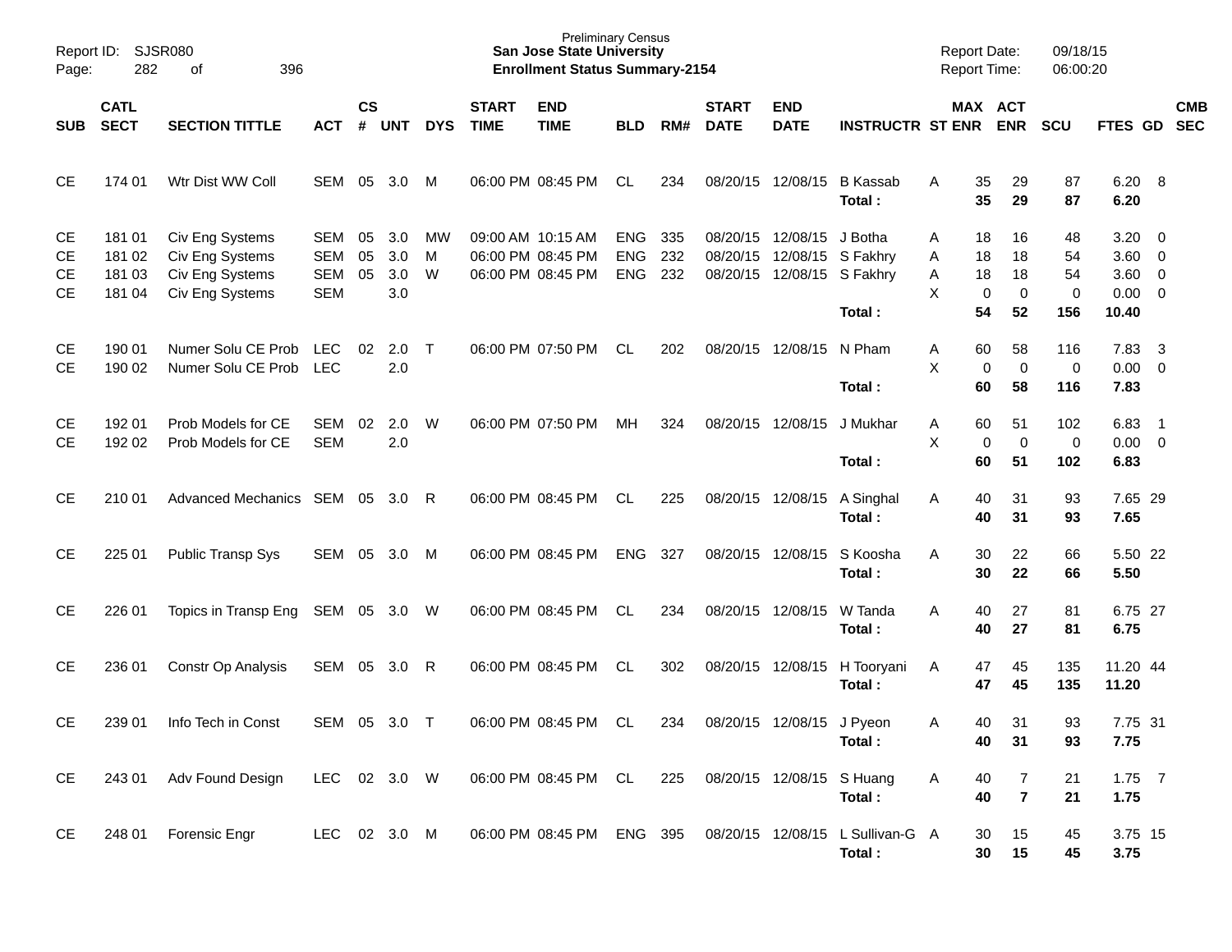Preliminary Census
**San Jose State University**
**Enrollment Status Summary-2154**

Report ID: SJSR080
Report Date: 09/18/15
Report Time: 06:00:20

| SUB | CATL SECT | SECTION TITTLE | ACT | CS # | UNT | DYS | START TIME | END TIME | BLD | RM# | START DATE | END DATE | INSTRUCTR | ST | MAX ENR | ACT ENR | SCU | FTES | GD | CMB SEC |
|---|---|---|---|---|---|---|---|---|---|---|---|---|---|---|---|---|---|---|---|---|
| CE | 174 01 | Wtr Dist WW Coll | SEM | 05 | 3.0 | M | 06:00 PM | 08:45 PM | CL | 234 | 08/20/15 | 12/08/15 | B Kassab | A | 35 | 29 | 87 | 6.20 | 8 | |
| | | | | | | | | | | | | | **Total :** | | **35** | **29** | **87** | **6.20** | | |
| CE | 181 01 | Civ Eng Systems | SEM | 05 | 3.0 | MW | 09:00 AM | 10:15 AM | ENG | 335 | 08/20/15 | 12/08/15 | J Botha | A | 18 | 16 | 48 | 3.20 | 0 | |
| CE | 181 02 | Civ Eng Systems | SEM | 05 | 3.0 | M | 06:00 PM | 08:45 PM | ENG | 232 | 08/20/15 | 12/08/15 | S Fakhry | A | 18 | 18 | 54 | 3.60 | 0 | |
| CE | 181 03 | Civ Eng Systems | SEM | 05 | 3.0 | W | 06:00 PM | 08:45 PM | ENG | 232 | 08/20/15 | 12/08/15 | S Fakhry | A | 18 | 18 | 54 | 3.60 | 0 | |
| CE | 181 04 | Civ Eng Systems | SEM | | 3.0 | | | | | | | | | X | 0 | 0 | 0 | 0.00 | 0 | |
| | | | | | | | | | | | | | **Total :** | | **54** | **52** | **156** | **10.40** | | |
| CE | 190 01 | Numer Solu CE Prob | LEC | 02 | 2.0 | T | 06:00 PM | 07:50 PM | CL | 202 | 08/20/15 | 12/08/15 | N Pham | A | 60 | 58 | 116 | 7.83 | 3 | |
| CE | 190 02 | Numer Solu CE Prob | LEC | | 2.0 | | | | | | | | | X | 0 | 0 | 0 | 0.00 | 0 | |
| | | | | | | | | | | | | | **Total :** | | **60** | **58** | **116** | **7.83** | | |
| CE | 192 01 | Prob Models for CE | SEM | 02 | 2.0 | W | 06:00 PM | 07:50 PM | MH | 324 | 08/20/15 | 12/08/15 | J Mukhar | A | 60 | 51 | 102 | 6.83 | 1 | |
| CE | 192 02 | Prob Models for CE | SEM | | 2.0 | | | | | | | | | X | 0 | 0 | 0 | 0.00 | 0 | |
| | | | | | | | | | | | | | **Total :** | | **60** | **51** | **102** | **6.83** | | |
| CE | 210 01 | Advanced Mechanics | SEM | 05 | 3.0 | R | 06:00 PM | 08:45 PM | CL | 225 | 08/20/15 | 12/08/15 | A Singhal | A | 40 | 31 | 93 | 7.65 | 29 | |
| | | | | | | | | | | | | | **Total :** | | **40** | **31** | **93** | **7.65** | | |
| CE | 225 01 | Public Transp Sys | SEM | 05 | 3.0 | M | 06:00 PM | 08:45 PM | ENG | 327 | 08/20/15 | 12/08/15 | S Koosha | A | 30 | 22 | 66 | 5.50 | 22 | |
| | | | | | | | | | | | | | **Total :** | | **30** | **22** | **66** | **5.50** | | |
| CE | 226 01 | Topics in Transp Eng | SEM | 05 | 3.0 | W | 06:00 PM | 08:45 PM | CL | 234 | 08/20/15 | 12/08/15 | W Tanda | A | 40 | 27 | 81 | 6.75 | 27 | |
| | | | | | | | | | | | | | **Total :** | | **40** | **27** | **81** | **6.75** | | |
| CE | 236 01 | Constr Op Analysis | SEM | 05 | 3.0 | R | 06:00 PM | 08:45 PM | CL | 302 | 08/20/15 | 12/08/15 | H Tooryani | A | 47 | 45 | 135 | 11.20 | 44 | |
| | | | | | | | | | | | | | **Total :** | | **47** | **45** | **135** | **11.20** | | |
| CE | 239 01 | Info Tech in Const | SEM | 05 | 3.0 | T | 06:00 PM | 08:45 PM | CL | 234 | 08/20/15 | 12/08/15 | J Pyeon | A | 40 | 31 | 93 | 7.75 | 31 | |
| | | | | | | | | | | | | | **Total :** | | **40** | **31** | **93** | **7.75** | | |
| CE | 243 01 | Adv Found Design | LEC | 02 | 3.0 | W | 06:00 PM | 08:45 PM | CL | 225 | 08/20/15 | 12/08/15 | S Huang | A | 40 | 7 | 21 | 1.75 | 7 | |
| | | | | | | | | | | | | | **Total :** | | **40** | **7** | **21** | **1.75** | | |
| CE | 248 01 | Forensic Engr | LEC | 02 | 3.0 | M | 06:00 PM | 08:45 PM | ENG | 395 | 08/20/15 | 12/08/15 | L Sullivan-G | A | 30 | 15 | 45 | 3.75 | 15 | |
| | | | | | | | | | | | | | **Total :** | | **30** | **15** | **45** | **3.75** | | |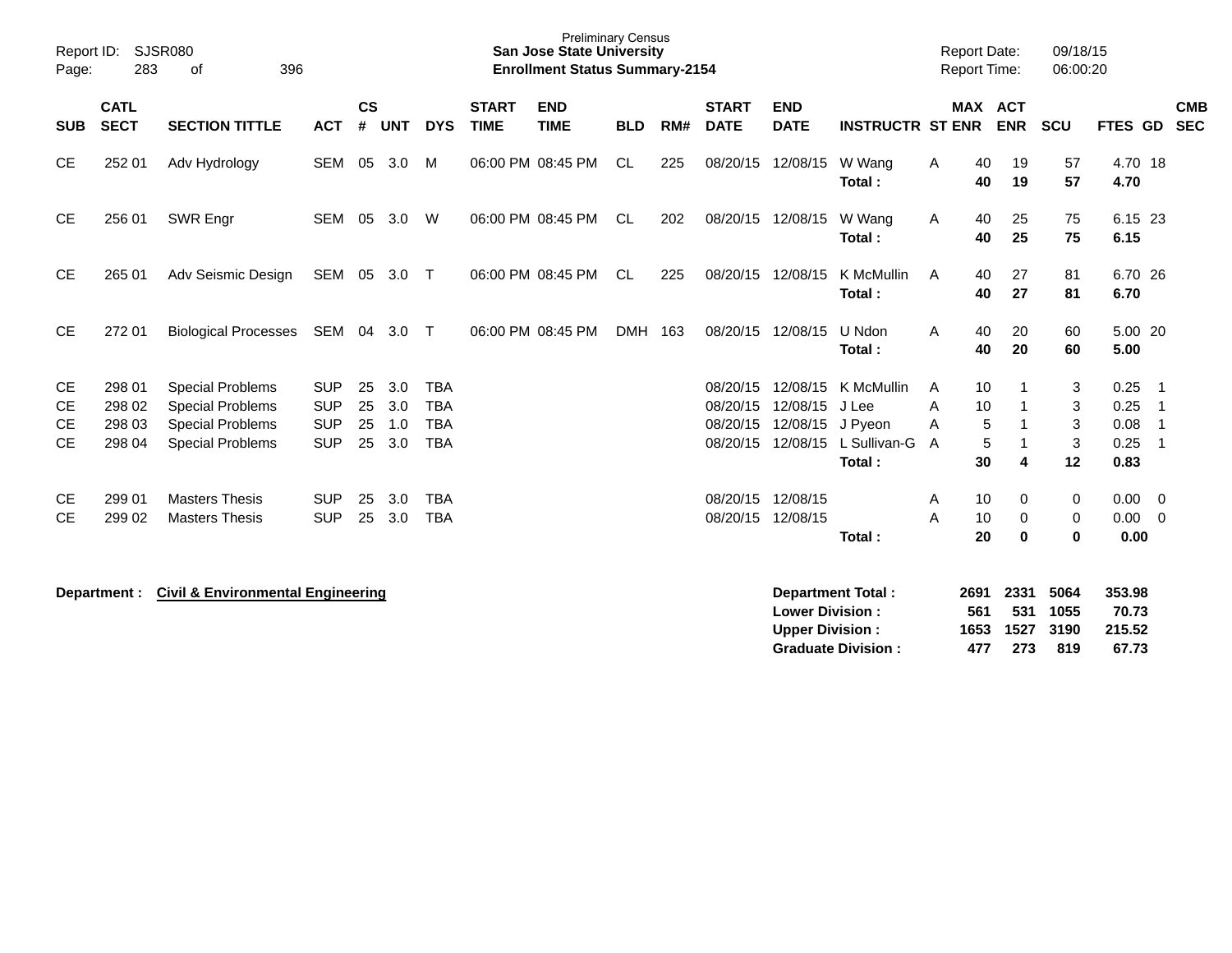Preliminary Census
**San Jose State University**
**Enrollment Status Summary-2154**

Report ID: SJSR080
Report Date: 09/18/15
Report Time: 06:00:20

| SUB | CATL SECT | SECTION TITTLE | ACT | CS # | UNT | DYS | START TIME | END TIME | BLD | RM# | START DATE | END DATE | INSTRUCTR | ST | MAX ENR | ACT ENR | SCU | FTES | GD | CMB SEC |
|---|---|---|---|---|---|---|---|---|---|---|---|---|---|---|---|---|---|---|---|---|
| CE | 252 01 | Adv Hydrology | SEM | 05 | 3.0 | M | 06:00 PM | 08:45 PM | CL | 225 | 08/20/15 | 12/08/15 | W Wang | A | 40 | 19 | 57 | 4.70 | 18 | |
| | | | | | | | | | | | | | **Total :** | | **40** | **19** | **57** | **4.70** | | |
| CE | 256 01 | SWR Engr | SEM | 05 | 3.0 | W | 06:00 PM | 08:45 PM | CL | 202 | 08/20/15 | 12/08/15 | W Wang | A | 40 | 25 | 75 | 6.15 | 23 | |
| | | | | | | | | | | | | | **Total :** | | **40** | **25** | **75** | **6.15** | | |
| CE | 265 01 | Adv Seismic Design | SEM | 05 | 3.0 | T | 06:00 PM | 08:45 PM | CL | 225 | 08/20/15 | 12/08/15 | K McMullin | A | 40 | 27 | 81 | 6.70 | 26 | |
| | | | | | | | | | | | | | **Total :** | | **40** | **27** | **81** | **6.70** | | |
| CE | 272 01 | Biological Processes | SEM | 04 | 3.0 | T | 06:00 PM | 08:45 PM | DMH | 163 | 08/20/15 | 12/08/15 | U Ndon | A | 40 | 20 | 60 | 5.00 | 20 | |
| | | | | | | | | | | | | | **Total :** | | **40** | **20** | **60** | **5.00** | | |
| CE | 298 01 | Special Problems | SUP | 25 | 3.0 | TBA | | | | | 08/20/15 | 12/08/15 | K McMullin | A | 10 | 1 | 3 | 0.25 | 1 | |
| CE | 298 02 | Special Problems | SUP | 25 | 3.0 | TBA | | | | | 08/20/15 | 12/08/15 | J Lee | A | 10 | 1 | 3 | 0.25 | 1 | |
| CE | 298 03 | Special Problems | SUP | 25 | 1.0 | TBA | | | | | 08/20/15 | 12/08/15 | J Pyeon | A | 5 | 1 | 3 | 0.08 | 1 | |
| CE | 298 04 | Special Problems | SUP | 25 | 3.0 | TBA | | | | | 08/20/15 | 12/08/15 | L Sullivan-G | A | 5 | 1 | 3 | 0.25 | 1 | |
| | | | | | | | | | | | | | **Total :** | | **30** | **4** | **12** | **0.83** | | |
| CE | 299 01 | Masters Thesis | SUP | 25 | 3.0 | TBA | | | | | 08/20/15 | 12/08/15 | | A | 10 | 0 | 0 | 0.00 | 0 | |
| CE | 299 02 | Masters Thesis | SUP | 25 | 3.0 | TBA | | | | | 08/20/15 | 12/08/15 | | A | 10 | 0 | 0 | 0.00 | 0 | |
| | | | | | | | | | | | | | **Total :** | | **20** | **0** | **0** | **0.00** | | |

**Department : Civil & Environmental Engineering**

| | MAX ENR | ACT ENR | SCU | FTES |
|---|---|---|---|---|
| **Department Total :** | **2691** | **2331** | **5064** | **353.98** |
| **Lower Division :** | **561** | **531** | **1055** | **70.73** |
| **Upper Division :** | **1653** | **1527** | **3190** | **215.52** |
| **Graduate Division :** | **477** | **273** | **819** | **67.73** |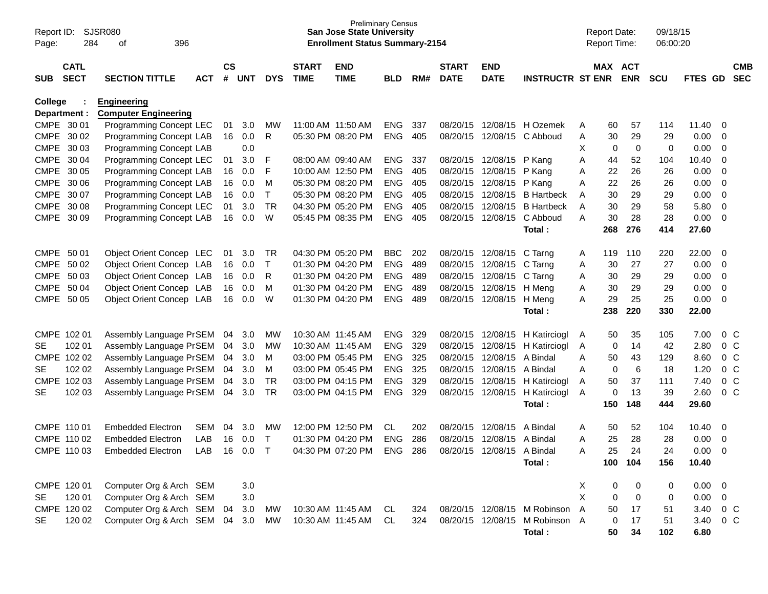Preliminary Census
**San Jose State University**
**Enrollment Status Summary-2154**

Report ID: SJSR080
Report Date: 09/18/15
Report Time: 06:00:20

**College : Engineering**
**Department : Computer Engineering**

| SUB | CATL SECT | SECTION TITTLE | ACT | CS # | UNT | DYS | START TIME | END TIME | BLD | RM# | START DATE | END DATE | INSTRUCTR | ST | MAX ENR | ACT ENR | SCU | FTES | GD | CMB SEC |
|---|---|---|---|---|---|---|---|---|---|---|---|---|---|---|---|---|---|---|---|---|
| CMPE | 30 01 | Programming Concept | LEC | 01 | 3.0 | MW | 11:00 AM | 11:50 AM | ENG | 337 | 08/20/15 | 12/08/15 | H Ozemek | A | 60 | 57 | 114 | 11.40 | 0 | |
| CMPE | 30 02 | Programming Concept | LAB | 16 | 0.0 | R | 05:30 PM | 08:20 PM | ENG | 405 | 08/20/15 | 12/08/15 | C Abboud | A | 30 | 29 | 29 | 0.00 | 0 | |
| CMPE | 30 03 | Programming Concept | LAB | | 0.0 | | | | | | | | | X | 0 | 0 | 0 | 0.00 | 0 | |
| CMPE | 30 04 | Programming Concept | LEC | 01 | 3.0 | F | 08:00 AM | 09:40 AM | ENG | 337 | 08/20/15 | 12/08/15 | P Kang | A | 44 | 52 | 104 | 10.40 | 0 | |
| CMPE | 30 05 | Programming Concept | LAB | 16 | 0.0 | F | 10:00 AM | 12:50 PM | ENG | 405 | 08/20/15 | 12/08/15 | P Kang | A | 22 | 26 | 26 | 0.00 | 0 | |
| CMPE | 30 06 | Programming Concept | LAB | 16 | 0.0 | M | 05:30 PM | 08:20 PM | ENG | 405 | 08/20/15 | 12/08/15 | P Kang | A | 22 | 26 | 26 | 0.00 | 0 | |
| CMPE | 30 07 | Programming Concept | LAB | 16 | 0.0 | T | 05:30 PM | 08:20 PM | ENG | 405 | 08/20/15 | 12/08/15 | B Hartbeck | A | 30 | 29 | 29 | 0.00 | 0 | |
| CMPE | 30 08 | Programming Concept | LEC | 01 | 3.0 | TR | 04:30 PM | 05:20 PM | ENG | 405 | 08/20/15 | 12/08/15 | B Hartbeck | A | 30 | 29 | 58 | 5.80 | 0 | |
| CMPE | 30 09 | Programming Concept | LAB | 16 | 0.0 | W | 05:45 PM | 08:35 PM | ENG | 405 | 08/20/15 | 12/08/15 | C Abboud | A | 30 | 28 | 28 | 0.00 | 0 | |
| | | | | | | | | | | | | | **Total :** | | **268** | **276** | **414** | **27.60** | | |
| CMPE | 50 01 | Object Orient Concep | LEC | 01 | 3.0 | TR | 04:30 PM | 05:20 PM | BBC | 202 | 08/20/15 | 12/08/15 | C Tarng | A | 119 | 110 | 220 | 22.00 | 0 | |
| CMPE | 50 02 | Object Orient Concep | LAB | 16 | 0.0 | T | 01:30 PM | 04:20 PM | ENG | 489 | 08/20/15 | 12/08/15 | C Tarng | A | 30 | 27 | 27 | 0.00 | 0 | |
| CMPE | 50 03 | Object Orient Concep | LAB | 16 | 0.0 | R | 01:30 PM | 04:20 PM | ENG | 489 | 08/20/15 | 12/08/15 | C Tarng | A | 30 | 29 | 29 | 0.00 | 0 | |
| CMPE | 50 04 | Object Orient Concep | LAB | 16 | 0.0 | M | 01:30 PM | 04:20 PM | ENG | 489 | 08/20/15 | 12/08/15 | H Meng | A | 30 | 29 | 29 | 0.00 | 0 | |
| CMPE | 50 05 | Object Orient Concep | LAB | 16 | 0.0 | W | 01:30 PM | 04:20 PM | ENG | 489 | 08/20/15 | 12/08/15 | H Meng | A | 29 | 25 | 25 | 0.00 | 0 | |
| | | | | | | | | | | | | | **Total :** | | **238** | **220** | **330** | **22.00** | | |
| CMPE | 102 01 | Assembly Language Pr | SEM | 04 | 3.0 | MW | 10:30 AM | 11:45 AM | ENG | 329 | 08/20/15 | 12/08/15 | H Katirciogl | A | 50 | 35 | 105 | 7.00 | 0 | C |
| SE | 102 01 | Assembly Language Pr | SEM | 04 | 3.0 | MW | 10:30 AM | 11:45 AM | ENG | 329 | 08/20/15 | 12/08/15 | H Katirciogl | A | 0 | 14 | 42 | 2.80 | 0 | C |
| CMPE | 102 02 | Assembly Language Pr | SEM | 04 | 3.0 | M | 03:00 PM | 05:45 PM | ENG | 325 | 08/20/15 | 12/08/15 | A Bindal | A | 50 | 43 | 129 | 8.60 | 0 | C |
| SE | 102 02 | Assembly Language Pr | SEM | 04 | 3.0 | M | 03:00 PM | 05:45 PM | ENG | 325 | 08/20/15 | 12/08/15 | A Bindal | A | 0 | 6 | 18 | 1.20 | 0 | C |
| CMPE | 102 03 | Assembly Language Pr | SEM | 04 | 3.0 | TR | 03:00 PM | 04:15 PM | ENG | 329 | 08/20/15 | 12/08/15 | H Katirciogl | A | 50 | 37 | 111 | 7.40 | 0 | C |
| SE | 102 03 | Assembly Language Pr | SEM | 04 | 3.0 | TR | 03:00 PM | 04:15 PM | ENG | 329 | 08/20/15 | 12/08/15 | H Katirciogl | A | 0 | 13 | 39 | 2.60 | 0 | C |
| | | | | | | | | | | | | | **Total :** | | **150** | **148** | **444** | **29.60** | | |
| CMPE | 110 01 | Embedded Electron | SEM | 04 | 3.0 | MW | 12:00 PM | 12:50 PM | CL | 202 | 08/20/15 | 12/08/15 | A Bindal | A | 50 | 52 | 104 | 10.40 | 0 | |
| CMPE | 110 02 | Embedded Electron | LAB | 16 | 0.0 | T | 01:30 PM | 04:20 PM | ENG | 286 | 08/20/15 | 12/08/15 | A Bindal | A | 25 | 28 | 28 | 0.00 | 0 | |
| CMPE | 110 03 | Embedded Electron | LAB | 16 | 0.0 | T | 04:30 PM | 07:20 PM | ENG | 286 | 08/20/15 | 12/08/15 | A Bindal | A | 25 | 24 | 24 | 0.00 | 0 | |
| | | | | | | | | | | | | | **Total :** | | **100** | **104** | **156** | **10.40** | | |
| CMPE | 120 01 | Computer Org & Arch | SEM | | 3.0 | | | | | | | | | X | 0 | 0 | 0 | 0.00 | 0 | |
| SE | 120 01 | Computer Org & Arch | SEM | | 3.0 | | | | | | | | | X | 0 | 0 | 0 | 0.00 | 0 | |
| CMPE | 120 02 | Computer Org & Arch | SEM | 04 | 3.0 | MW | 10:30 AM | 11:45 AM | CL | 324 | 08/20/15 | 12/08/15 | M Robinson | A | 50 | 17 | 51 | 3.40 | 0 | C |
| SE | 120 02 | Computer Org & Arch | SEM | 04 | 3.0 | MW | 10:30 AM | 11:45 AM | CL | 324 | 08/20/15 | 12/08/15 | M Robinson | A | 0 | 17 | 51 | 3.40 | 0 | C |
| | | | | | | | | | | | | | **Total :** | | **50** | **34** | **102** | **6.80** | | |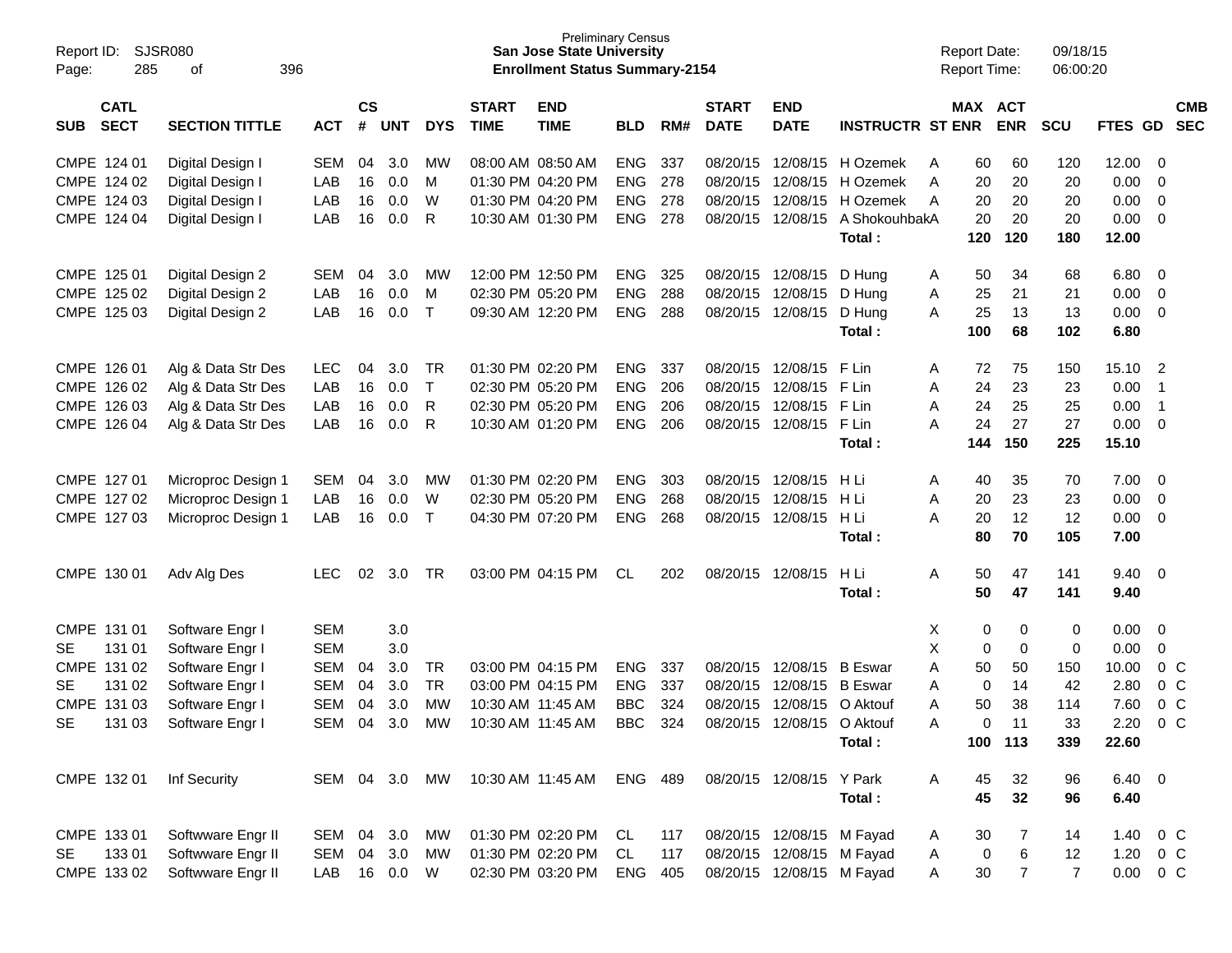Preliminary Census
**San Jose State University**
**Enrollment Status Summary-2154**

Report ID: SJSR080
Report Date: 09/18/15
Report Time: 06:00:20

| SUB | CATL SECT | SECTION TITTLE | ACT | CS # | UNT | DYS | START TIME | END TIME | BLD | RM# | START DATE | END DATE | INSTRUCTR | ST | MAX ENR | ACT ENR | SCU | FTES | GD | CMB SEC |
|---|---|---|---|---|---|---|---|---|---|---|---|---|---|---|---|---|---|---|---|---|
| CMPE | 124 01 | Digital Design I | SEM | 04 | 3.0 | MW | 08:00 AM | 08:50 AM | ENG | 337 | 08/20/15 | 12/08/15 | H Ozemek | A | 60 | 60 | 120 | 12.00 | 0 | |
| CMPE | 124 02 | Digital Design I | LAB | 16 | 0.0 | M | 01:30 PM | 04:20 PM | ENG | 278 | 08/20/15 | 12/08/15 | H Ozemek | A | 20 | 20 | 20 | 0.00 | 0 | |
| CMPE | 124 03 | Digital Design I | LAB | 16 | 0.0 | W | 01:30 PM | 04:20 PM | ENG | 278 | 08/20/15 | 12/08/15 | H Ozemek | A | 20 | 20 | 20 | 0.00 | 0 | |
| CMPE | 124 04 | Digital Design I | LAB | 16 | 0.0 | R | 10:30 AM | 01:30 PM | ENG | 278 | 08/20/15 | 12/08/15 | A Shokouhbak | A | 20 | 20 | 20 | 0.00 | 0 | |
| | | | | | | | | | | | | | **Total :** | | **120** | **120** | **180** | **12.00** | | |
| CMPE | 125 01 | Digital Design 2 | SEM | 04 | 3.0 | MW | 12:00 PM | 12:50 PM | ENG | 325 | 08/20/15 | 12/08/15 | D Hung | A | 50 | 34 | 68 | 6.80 | 0 | |
| CMPE | 125 02 | Digital Design 2 | LAB | 16 | 0.0 | M | 02:30 PM | 05:20 PM | ENG | 288 | 08/20/15 | 12/08/15 | D Hung | A | 25 | 21 | 21 | 0.00 | 0 | |
| CMPE | 125 03 | Digital Design 2 | LAB | 16 | 0.0 | T | 09:30 AM | 12:20 PM | ENG | 288 | 08/20/15 | 12/08/15 | D Hung | A | 25 | 13 | 13 | 0.00 | 0 | |
| | | | | | | | | | | | | | **Total :** | | **100** | **68** | **102** | **6.80** | | |
| CMPE | 126 01 | Alg & Data Str Des | LEC | 04 | 3.0 | TR | 01:30 PM | 02:20 PM | ENG | 337 | 08/20/15 | 12/08/15 | F Lin | A | 72 | 75 | 150 | 15.10 | 2 | |
| CMPE | 126 02 | Alg & Data Str Des | LAB | 16 | 0.0 | T | 02:30 PM | 05:20 PM | ENG | 206 | 08/20/15 | 12/08/15 | F Lin | A | 24 | 23 | 23 | 0.00 | 1 | |
| CMPE | 126 03 | Alg & Data Str Des | LAB | 16 | 0.0 | R | 02:30 PM | 05:20 PM | ENG | 206 | 08/20/15 | 12/08/15 | F Lin | A | 24 | 25 | 25 | 0.00 | 1 | |
| CMPE | 126 04 | Alg & Data Str Des | LAB | 16 | 0.0 | R | 10:30 AM | 01:20 PM | ENG | 206 | 08/20/15 | 12/08/15 | F Lin | A | 24 | 27 | 27 | 0.00 | 0 | |
| | | | | | | | | | | | | | **Total :** | | **144** | **150** | **225** | **15.10** | | |
| CMPE | 127 01 | Microproc Design 1 | SEM | 04 | 3.0 | MW | 01:30 PM | 02:20 PM | ENG | 303 | 08/20/15 | 12/08/15 | H Li | A | 40 | 35 | 70 | 7.00 | 0 | |
| CMPE | 127 02 | Microproc Design 1 | LAB | 16 | 0.0 | W | 02:30 PM | 05:20 PM | ENG | 268 | 08/20/15 | 12/08/15 | H Li | A | 20 | 23 | 23 | 0.00 | 0 | |
| CMPE | 127 03 | Microproc Design 1 | LAB | 16 | 0.0 | T | 04:30 PM | 07:20 PM | ENG | 268 | 08/20/15 | 12/08/15 | H Li | A | 20 | 12 | 12 | 0.00 | 0 | |
| | | | | | | | | | | | | | **Total :** | | **80** | **70** | **105** | **7.00** | | |
| CMPE | 130 01 | Adv Alg Des | LEC | 02 | 3.0 | TR | 03:00 PM | 04:15 PM | CL | 202 | 08/20/15 | 12/08/15 | H Li | A | 50 | 47 | 141 | 9.40 | 0 | |
| | | | | | | | | | | | | | **Total :** | | **50** | **47** | **141** | **9.40** | | |
| CMPE | 131 01 | Software Engr I | SEM | | 3.0 | | | | | | | | | X | 0 | 0 | 0 | 0.00 | 0 | |
| SE | 131 01 | Software Engr I | SEM | | 3.0 | | | | | | | | | X | 0 | 0 | 0 | 0.00 | 0 | |
| CMPE | 131 02 | Software Engr I | SEM | 04 | 3.0 | TR | 03:00 PM | 04:15 PM | ENG | 337 | 08/20/15 | 12/08/15 | B Eswar | A | 50 | 50 | 150 | 10.00 | 0 | C |
| SE | 131 02 | Software Engr I | SEM | 04 | 3.0 | TR | 03:00 PM | 04:15 PM | ENG | 337 | 08/20/15 | 12/08/15 | B Eswar | A | 0 | 14 | 42 | 2.80 | 0 | C |
| CMPE | 131 03 | Software Engr I | SEM | 04 | 3.0 | MW | 10:30 AM | 11:45 AM | BBC | 324 | 08/20/15 | 12/08/15 | O Aktouf | A | 50 | 38 | 114 | 7.60 | 0 | C |
| SE | 131 03 | Software Engr I | SEM | 04 | 3.0 | MW | 10:30 AM | 11:45 AM | BBC | 324 | 08/20/15 | 12/08/15 | O Aktouf | A | 0 | 11 | 33 | 2.20 | 0 | C |
| | | | | | | | | | | | | | **Total :** | | **100** | **113** | **339** | **22.60** | | |
| CMPE | 132 01 | Inf Security | SEM | 04 | 3.0 | MW | 10:30 AM | 11:45 AM | ENG | 489 | 08/20/15 | 12/08/15 | Y Park | A | 45 | 32 | 96 | 6.40 | 0 | |
| | | | | | | | | | | | | | **Total :** | | **45** | **32** | **96** | **6.40** | | |
| CMPE | 133 01 | Softwware Engr II | SEM | 04 | 3.0 | MW | 01:30 PM | 02:20 PM | CL | 117 | 08/20/15 | 12/08/15 | M Fayad | A | 30 | 7 | 14 | 1.40 | 0 | C |
| SE | 133 01 | Softwware Engr II | SEM | 04 | 3.0 | MW | 01:30 PM | 02:20 PM | CL | 117 | 08/20/15 | 12/08/15 | M Fayad | A | 0 | 6 | 12 | 1.20 | 0 | C |
| CMPE | 133 02 | Softwware Engr II | LAB | 16 | 0.0 | W | 02:30 PM | 03:20 PM | ENG | 405 | 08/20/15 | 12/08/15 | M Fayad | A | 30 | 7 | 7 | 0.00 | 0 | C |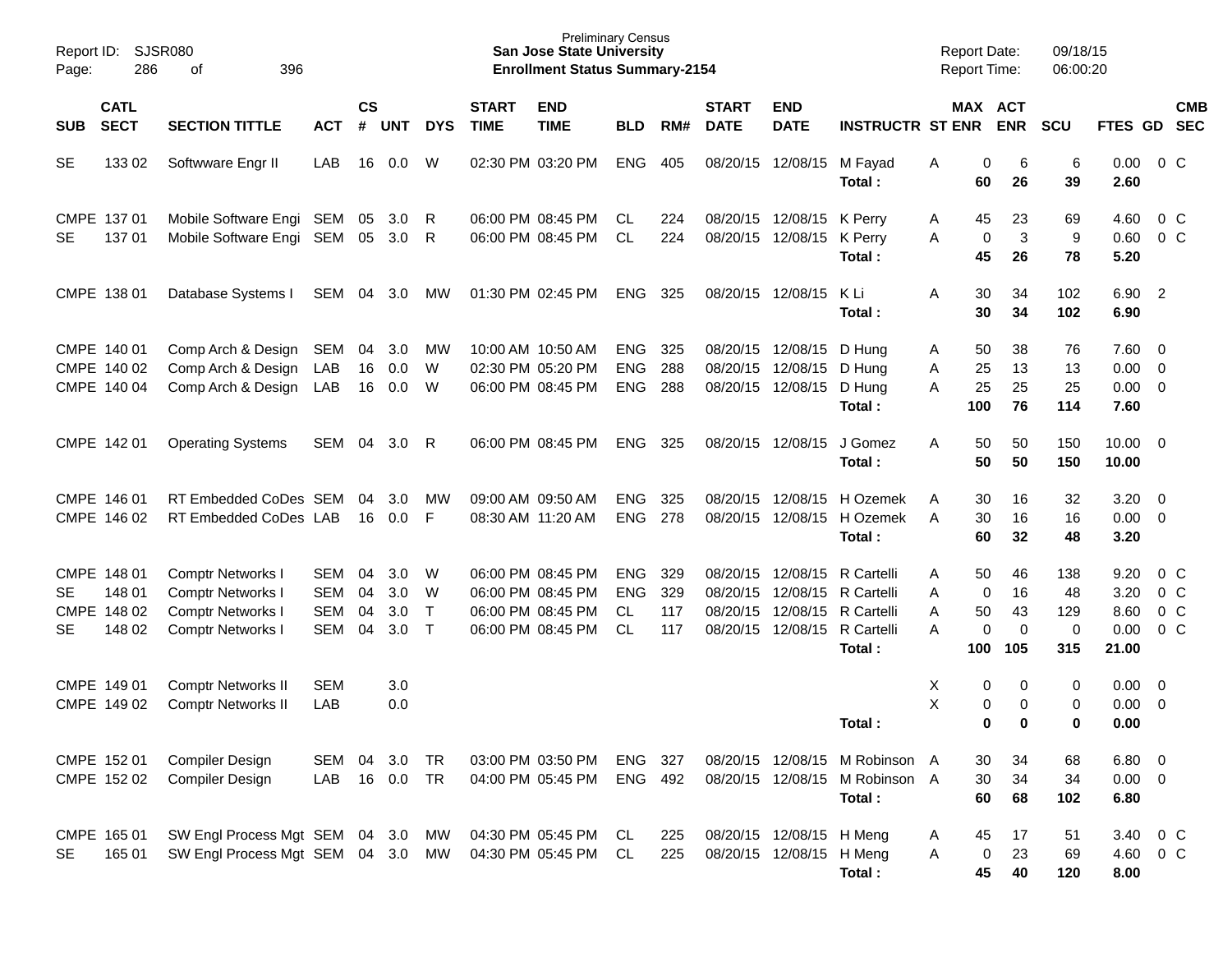Preliminary Census
**San Jose State University**
**Enrollment Status Summary-2154**

Report ID: SJSR080
Report Date: 09/18/15
Report Time: 06:00:20

| SUB | CATL SECT | SECTION TITTLE | ACT | CS # | UNT | DYS | START TIME | END TIME | BLD | RM# | START DATE | END DATE | INSTRUCTR | ST | MAX ENR | ACT ENR | SCU | FTES | GD | CMB SEC |
|---|---|---|---|---|---|---|---|---|---|---|---|---|---|---|---|---|---|---|---|---|
| SE | 133 02 | Softwware Engr II | LAB | 16 | 0.0 | W | 02:30 PM | 03:20 PM | ENG | 405 | 08/20/15 | 12/08/15 | M Fayad | A | 0 | 6 | 6 | 0.00 | 0 | C |
| | | | | | | | | | | | | | **Total :** | | **60** | **26** | **39** | **2.60** | | |
| CMPE | 137 01 | Mobile Software Engi | SEM | 05 | 3.0 | R | 06:00 PM | 08:45 PM | CL | 224 | 08/20/15 | 12/08/15 | K Perry | A | 45 | 23 | 69 | 4.60 | 0 | C |
| SE | 137 01 | Mobile Software Engi | SEM | 05 | 3.0 | R | 06:00 PM | 08:45 PM | CL | 224 | 08/20/15 | 12/08/15 | K Perry | A | 0 | 3 | 9 | 0.60 | 0 | C |
| | | | | | | | | | | | | | **Total :** | | **45** | **26** | **78** | **5.20** | | |
| CMPE | 138 01 | Database Systems I | SEM | 04 | 3.0 | MW | 01:30 PM | 02:45 PM | ENG | 325 | 08/20/15 | 12/08/15 | K Li | A | 30 | 34 | 102 | 6.90 | 2 | |
| | | | | | | | | | | | | | **Total :** | | **30** | **34** | **102** | **6.90** | | |
| CMPE | 140 01 | Comp Arch & Design | SEM | 04 | 3.0 | MW | 10:00 AM | 10:50 AM | ENG | 325 | 08/20/15 | 12/08/15 | D Hung | A | 50 | 38 | 76 | 7.60 | 0 | |
| CMPE | 140 02 | Comp Arch & Design | LAB | 16 | 0.0 | W | 02:30 PM | 05:20 PM | ENG | 288 | 08/20/15 | 12/08/15 | D Hung | A | 25 | 13 | 13 | 0.00 | 0 | |
| CMPE | 140 04 | Comp Arch & Design | LAB | 16 | 0.0 | W | 06:00 PM | 08:45 PM | ENG | 288 | 08/20/15 | 12/08/15 | D Hung | A | 25 | 25 | 25 | 0.00 | 0 | |
| | | | | | | | | | | | | | **Total :** | | **100** | **76** | **114** | **7.60** | | |
| CMPE | 142 01 | Operating Systems | SEM | 04 | 3.0 | R | 06:00 PM | 08:45 PM | ENG | 325 | 08/20/15 | 12/08/15 | J Gomez | A | 50 | 50 | 150 | 10.00 | 0 | |
| | | | | | | | | | | | | | **Total :** | | **50** | **50** | **150** | **10.00** | | |
| CMPE | 146 01 | RT Embedded CoDes | SEM | 04 | 3.0 | MW | 09:00 AM | 09:50 AM | ENG | 325 | 08/20/15 | 12/08/15 | H Ozemek | A | 30 | 16 | 32 | 3.20 | 0 | |
| CMPE | 146 02 | RT Embedded CoDes | LAB | 16 | 0.0 | F | 08:30 AM | 11:20 AM | ENG | 278 | 08/20/15 | 12/08/15 | H Ozemek | A | 30 | 16 | 16 | 0.00 | 0 | |
| | | | | | | | | | | | | | **Total :** | | **60** | **32** | **48** | **3.20** | | |
| CMPE | 148 01 | Comptr Networks I | SEM | 04 | 3.0 | W | 06:00 PM | 08:45 PM | ENG | 329 | 08/20/15 | 12/08/15 | R Cartelli | A | 50 | 46 | 138 | 9.20 | 0 | C |
| SE | 148 01 | Comptr Networks I | SEM | 04 | 3.0 | W | 06:00 PM | 08:45 PM | ENG | 329 | 08/20/15 | 12/08/15 | R Cartelli | A | 0 | 16 | 48 | 3.20 | 0 | C |
| CMPE | 148 02 | Comptr Networks I | SEM | 04 | 3.0 | T | 06:00 PM | 08:45 PM | CL | 117 | 08/20/15 | 12/08/15 | R Cartelli | A | 50 | 43 | 129 | 8.60 | 0 | C |
| SE | 148 02 | Comptr Networks I | SEM | 04 | 3.0 | T | 06:00 PM | 08:45 PM | CL | 117 | 08/20/15 | 12/08/15 | R Cartelli | A | 0 | 0 | 0 | 0.00 | 0 | C |
| | | | | | | | | | | | | | **Total :** | | **100** | **105** | **315** | **21.00** | | |
| CMPE | 149 01 | Comptr Networks II | SEM | | 3.0 | | | | | | | | | X | 0 | 0 | 0 | 0.00 | 0 | |
| CMPE | 149 02 | Comptr Networks II | LAB | | 0.0 | | | | | | | | | X | 0 | 0 | 0 | 0.00 | 0 | |
| | | | | | | | | | | | | | **Total :** | | **0** | **0** | **0** | **0.00** | | |
| CMPE | 152 01 | Compiler Design | SEM | 04 | 3.0 | TR | 03:00 PM | 03:50 PM | ENG | 327 | 08/20/15 | 12/08/15 | M Robinson | A | 30 | 34 | 68 | 6.80 | 0 | |
| CMPE | 152 02 | Compiler Design | LAB | 16 | 0.0 | TR | 04:00 PM | 05:45 PM | ENG | 492 | 08/20/15 | 12/08/15 | M Robinson | A | 30 | 34 | 34 | 0.00 | 0 | |
| | | | | | | | | | | | | | **Total :** | | **60** | **68** | **102** | **6.80** | | |
| CMPE | 165 01 | SW Engl Process Mgt | SEM | 04 | 3.0 | MW | 04:30 PM | 05:45 PM | CL | 225 | 08/20/15 | 12/08/15 | H Meng | A | 45 | 17 | 51 | 3.40 | 0 | C |
| SE | 165 01 | SW Engl Process Mgt | SEM | 04 | 3.0 | MW | 04:30 PM | 05:45 PM | CL | 225 | 08/20/15 | 12/08/15 | H Meng | A | 0 | 23 | 69 | 4.60 | 0 | C |
| | | | | | | | | | | | | | **Total :** | | **45** | **40** | **120** | **8.00** | | |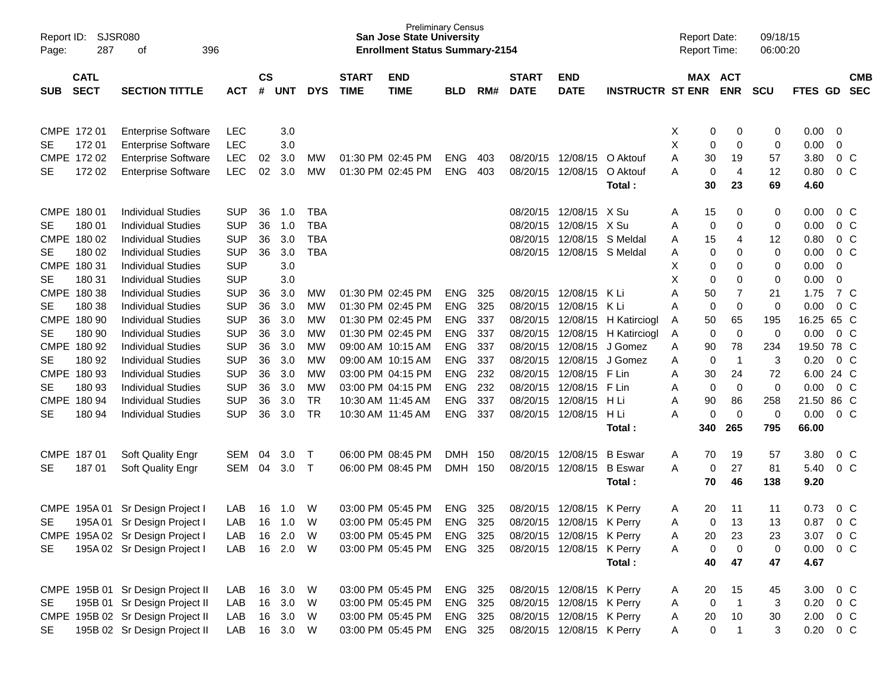Preliminary Census
**San Jose State University**
**Enrollment Status Summary-2154**

Report ID: SJSR080
Report Date: 09/18/15
Report Time: 06:00:20

| SUB | CATL SECT | SECTION TITTLE | ACT | CS # | UNT | DYS | START TIME | END TIME | BLD | RM# | START DATE | END DATE | INSTRUCTR | ST | MAX ENR | ACT ENR | SCU | FTES | GD | CMB SEC |
|---|---|---|---|---|---|---|---|---|---|---|---|---|---|---|---|---|---|---|---|---|
| CMPE | 172 01 | Enterprise Software | LEC | | 3.0 | | | | | | | | | X | 0 | 0 | 0 | 0.00 | 0 | |
| SE | 172 01 | Enterprise Software | LEC | | 3.0 | | | | | | | | | X | 0 | 0 | 0 | 0.00 | 0 | |
| CMPE | 172 02 | Enterprise Software | LEC | 02 | 3.0 | MW | 01:30 PM | 02:45 PM | ENG | 403 | 08/20/15 | 12/08/15 | O Aktouf | A | 30 | 19 | 57 | 3.80 | 0 | C |
| SE | 172 02 | Enterprise Software | LEC | 02 | 3.0 | MW | 01:30 PM | 02:45 PM | ENG | 403 | 08/20/15 | 12/08/15 | O Aktouf | A | 0 | 4 | 12 | 0.80 | 0 | C |
| | | | | | | | | | | | | | **Total :** | | **30** | **23** | **69** | **4.60** | | |
| CMPE | 180 01 | Individual Studies | SUP | 36 | 1.0 | TBA | | | | | 08/20/15 | 12/08/15 | X Su | A | 15 | 0 | 0 | 0.00 | 0 | C |
| SE | 180 01 | Individual Studies | SUP | 36 | 1.0 | TBA | | | | | 08/20/15 | 12/08/15 | X Su | A | 0 | 0 | 0 | 0.00 | 0 | C |
| CMPE | 180 02 | Individual Studies | SUP | 36 | 3.0 | TBA | | | | | 08/20/15 | 12/08/15 | S Meldal | A | 15 | 4 | 12 | 0.80 | 0 | C |
| SE | 180 02 | Individual Studies | SUP | 36 | 3.0 | TBA | | | | | 08/20/15 | 12/08/15 | S Meldal | A | 0 | 0 | 0 | 0.00 | 0 | C |
| CMPE | 180 31 | Individual Studies | SUP | | 3.0 | | | | | | | | | X | 0 | 0 | 0 | 0.00 | 0 | |
| SE | 180 31 | Individual Studies | SUP | | 3.0 | | | | | | | | | X | 0 | 0 | 0 | 0.00 | 0 | |
| CMPE | 180 38 | Individual Studies | SUP | 36 | 3.0 | MW | 01:30 PM | 02:45 PM | ENG | 325 | 08/20/15 | 12/08/15 | K Li | A | 50 | 7 | 21 | 1.75 | 7 | C |
| SE | 180 38 | Individual Studies | SUP | 36 | 3.0 | MW | 01:30 PM | 02:45 PM | ENG | 325 | 08/20/15 | 12/08/15 | K Li | A | 0 | 0 | 0 | 0.00 | 0 | C |
| CMPE | 180 90 | Individual Studies | SUP | 36 | 3.0 | MW | 01:30 PM | 02:45 PM | ENG | 337 | 08/20/15 | 12/08/15 | H Katirciogl | A | 50 | 65 | 195 | 16.25 | 65 | C |
| SE | 180 90 | Individual Studies | SUP | 36 | 3.0 | MW | 01:30 PM | 02:45 PM | ENG | 337 | 08/20/15 | 12/08/15 | H Katirciogl | A | 0 | 0 | 0 | 0.00 | 0 | C |
| CMPE | 180 92 | Individual Studies | SUP | 36 | 3.0 | MW | 09:00 AM | 10:15 AM | ENG | 337 | 08/20/15 | 12/08/15 | J Gomez | A | 90 | 78 | 234 | 19.50 | 78 | C |
| SE | 180 92 | Individual Studies | SUP | 36 | 3.0 | MW | 09:00 AM | 10:15 AM | ENG | 337 | 08/20/15 | 12/08/15 | J Gomez | A | 0 | 1 | 3 | 0.20 | 0 | C |
| CMPE | 180 93 | Individual Studies | SUP | 36 | 3.0 | MW | 03:00 PM | 04:15 PM | ENG | 232 | 08/20/15 | 12/08/15 | F Lin | A | 30 | 24 | 72 | 6.00 | 24 | C |
| SE | 180 93 | Individual Studies | SUP | 36 | 3.0 | MW | 03:00 PM | 04:15 PM | ENG | 232 | 08/20/15 | 12/08/15 | F Lin | A | 0 | 0 | 0 | 0.00 | 0 | C |
| CMPE | 180 94 | Individual Studies | SUP | 36 | 3.0 | TR | 10:30 AM | 11:45 AM | ENG | 337 | 08/20/15 | 12/08/15 | H Li | A | 90 | 86 | 258 | 21.50 | 86 | C |
| SE | 180 94 | Individual Studies | SUP | 36 | 3.0 | TR | 10:30 AM | 11:45 AM | ENG | 337 | 08/20/15 | 12/08/15 | H Li | A | 0 | 0 | 0 | 0.00 | 0 | C |
| | | | | | | | | | | | | | **Total :** | | **340** | **265** | **795** | **66.00** | | |
| CMPE | 187 01 | Soft Quality Engr | SEM | 04 | 3.0 | T | 06:00 PM | 08:45 PM | DMH | 150 | 08/20/15 | 12/08/15 | B Eswar | A | 70 | 19 | 57 | 3.80 | 0 | C |
| SE | 187 01 | Soft Quality Engr | SEM | 04 | 3.0 | T | 06:00 PM | 08:45 PM | DMH | 150 | 08/20/15 | 12/08/15 | B Eswar | A | 0 | 27 | 81 | 5.40 | 0 | C |
| | | | | | | | | | | | | | **Total :** | | **70** | **46** | **138** | **9.20** | | |
| CMPE | 195A 01 | Sr Design Project I | LAB | 16 | 1.0 | W | 03:00 PM | 05:45 PM | ENG | 325 | 08/20/15 | 12/08/15 | K Perry | A | 20 | 11 | 11 | 0.73 | 0 | C |
| SE | 195A 01 | Sr Design Project I | LAB | 16 | 1.0 | W | 03:00 PM | 05:45 PM | ENG | 325 | 08/20/15 | 12/08/15 | K Perry | A | 0 | 13 | 13 | 0.87 | 0 | C |
| CMPE | 195A 02 | Sr Design Project I | LAB | 16 | 2.0 | W | 03:00 PM | 05:45 PM | ENG | 325 | 08/20/15 | 12/08/15 | K Perry | A | 20 | 23 | 23 | 3.07 | 0 | C |
| SE | 195A 02 | Sr Design Project I | LAB | 16 | 2.0 | W | 03:00 PM | 05:45 PM | ENG | 325 | 08/20/15 | 12/08/15 | K Perry | A | 0 | 0 | 0 | 0.00 | 0 | C |
| | | | | | | | | | | | | | **Total :** | | **40** | **47** | **47** | **4.67** | | |
| CMPE | 195B 01 | Sr Design Project II | LAB | 16 | 3.0 | W | 03:00 PM | 05:45 PM | ENG | 325 | 08/20/15 | 12/08/15 | K Perry | A | 20 | 15 | 45 | 3.00 | 0 | C |
| SE | 195B 01 | Sr Design Project II | LAB | 16 | 3.0 | W | 03:00 PM | 05:45 PM | ENG | 325 | 08/20/15 | 12/08/15 | K Perry | A | 0 | 1 | 3 | 0.20 | 0 | C |
| CMPE | 195B 02 | Sr Design Project II | LAB | 16 | 3.0 | W | 03:00 PM | 05:45 PM | ENG | 325 | 08/20/15 | 12/08/15 | K Perry | A | 20 | 10 | 30 | 2.00 | 0 | C |
| SE | 195B 02 | Sr Design Project II | LAB | 16 | 3.0 | W | 03:00 PM | 05:45 PM | ENG | 325 | 08/20/15 | 12/08/15 | K Perry | A | 0 | 1 | 3 | 0.20 | 0 | C |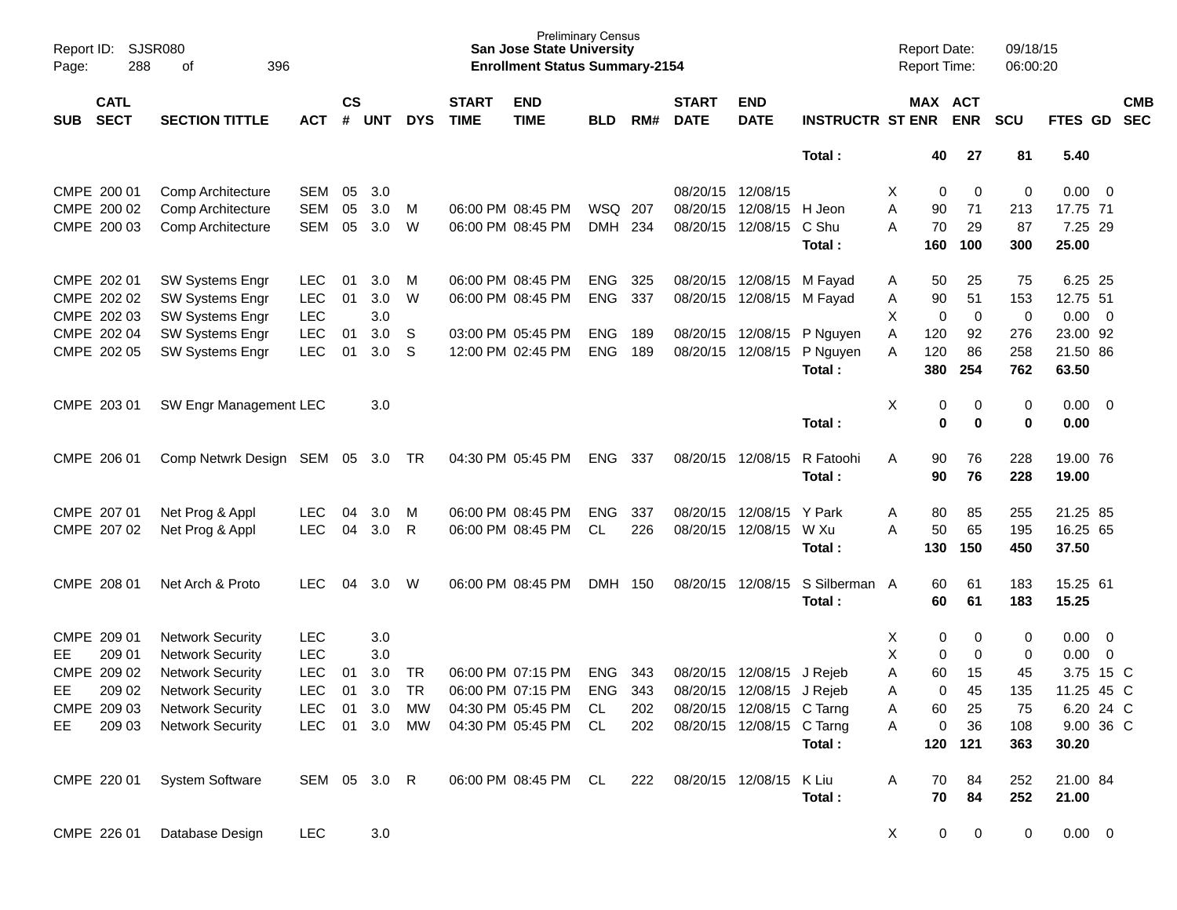Preliminary Census
**San Jose State University**
**Enrollment Status Summary-2154**

Report ID: SJSR080
Page: 288 of 396

Report Date: 09/18/15
Report Time: 06:00:20

| SUB | CATL SECT | SECTION TITTLE | ACT | CS # | UNT | DYS | START TIME | END TIME | BLD | RM# | START DATE | END DATE | INSTRUCTR | ST | MAX ENR | ACT ENR | SCU | FTES | GD | CMB SEC |
|---|---|---|---|---|---|---|---|---|---|---|---|---|---|---|---|---|---|---|---|---|
| | | | | | | | | | | | | | **Total :** | | **40** | **27** | **81** | **5.40** | | |
| CMPE | 200 01 | Comp Architecture | SEM | 05 | 3.0 | | | | | | 08/20/15 | 12/08/15 | | X | 0 | 0 | 0 | 0.00 | 0 | |
| CMPE | 200 02 | Comp Architecture | SEM | 05 | 3.0 | M | 06:00 PM | 08:45 PM | WSQ | 207 | 08/20/15 | 12/08/15 | H Jeon | A | 90 | 71 | 213 | 17.75 | 71 | |
| CMPE | 200 03 | Comp Architecture | SEM | 05 | 3.0 | W | 06:00 PM | 08:45 PM | DMH | 234 | 08/20/15 | 12/08/15 | C Shu | A | 70 | 29 | 87 | 7.25 | 29 | |
| | | | | | | | | | | | | | **Total :** | | **160** | **100** | **300** | **25.00** | | |
| CMPE | 202 01 | SW Systems Engr | LEC | 01 | 3.0 | M | 06:00 PM | 08:45 PM | ENG | 325 | 08/20/15 | 12/08/15 | M Fayad | A | 50 | 25 | 75 | 6.25 | 25 | |
| CMPE | 202 02 | SW Systems Engr | LEC | 01 | 3.0 | W | 06:00 PM | 08:45 PM | ENG | 337 | 08/20/15 | 12/08/15 | M Fayad | A | 90 | 51 | 153 | 12.75 | 51 | |
| CMPE | 202 03 | SW Systems Engr | LEC | | 3.0 | | | | | | | | | X | 0 | 0 | 0 | 0.00 | 0 | |
| CMPE | 202 04 | SW Systems Engr | LEC | 01 | 3.0 | S | 03:00 PM | 05:45 PM | ENG | 189 | 08/20/15 | 12/08/15 | P Nguyen | A | 120 | 92 | 276 | 23.00 | 92 | |
| CMPE | 202 05 | SW Systems Engr | LEC | 01 | 3.0 | S | 12:00 PM | 02:45 PM | ENG | 189 | 08/20/15 | 12/08/15 | P Nguyen | A | 120 | 86 | 258 | 21.50 | 86 | |
| | | | | | | | | | | | | | **Total :** | | **380** | **254** | **762** | **63.50** | | |
| CMPE | 203 01 | SW Engr Management | LEC | | 3.0 | | | | | | | | | X | 0 | 0 | 0 | 0.00 | 0 | |
| | | | | | | | | | | | | | **Total :** | | **0** | **0** | **0** | **0.00** | | |
| CMPE | 206 01 | Comp Netwrk Design | SEM | 05 | 3.0 | TR | 04:30 PM | 05:45 PM | ENG | 337 | 08/20/15 | 12/08/15 | R Fatoohi | A | 90 | 76 | 228 | 19.00 | 76 | |
| | | | | | | | | | | | | | **Total :** | | **90** | **76** | **228** | **19.00** | | |
| CMPE | 207 01 | Net Prog & Appl | LEC | 04 | 3.0 | M | 06:00 PM | 08:45 PM | ENG | 337 | 08/20/15 | 12/08/15 | Y Park | A | 80 | 85 | 255 | 21.25 | 85 | |
| CMPE | 207 02 | Net Prog & Appl | LEC | 04 | 3.0 | R | 06:00 PM | 08:45 PM | CL | 226 | 08/20/15 | 12/08/15 | W Xu | A | 50 | 65 | 195 | 16.25 | 65 | |
| | | | | | | | | | | | | | **Total :** | | **130** | **150** | **450** | **37.50** | | |
| CMPE | 208 01 | Net Arch & Proto | LEC | 04 | 3.0 | W | 06:00 PM | 08:45 PM | DMH | 150 | 08/20/15 | 12/08/15 | S Silberman | A | 60 | 61 | 183 | 15.25 | 61 | |
| | | | | | | | | | | | | | **Total :** | | **60** | **61** | **183** | **15.25** | | |
| CMPE | 209 01 | Network Security | LEC | | 3.0 | | | | | | | | | X | 0 | 0 | 0 | 0.00 | 0 | |
| EE | 209 01 | Network Security | LEC | | 3.0 | | | | | | | | | X | 0 | 0 | 0 | 0.00 | 0 | |
| CMPE | 209 02 | Network Security | LEC | 01 | 3.0 | TR | 06:00 PM | 07:15 PM | ENG | 343 | 08/20/15 | 12/08/15 | J Rejeb | A | 60 | 15 | 45 | 3.75 | 15 | C |
| EE | 209 02 | Network Security | LEC | 01 | 3.0 | TR | 06:00 PM | 07:15 PM | ENG | 343 | 08/20/15 | 12/08/15 | J Rejeb | A | 0 | 45 | 135 | 11.25 | 45 | C |
| CMPE | 209 03 | Network Security | LEC | 01 | 3.0 | MW | 04:30 PM | 05:45 PM | CL | 202 | 08/20/15 | 12/08/15 | C Tarng | A | 60 | 25 | 75 | 6.20 | 24 | C |
| EE | 209 03 | Network Security | LEC | 01 | 3.0 | MW | 04:30 PM | 05:45 PM | CL | 202 | 08/20/15 | 12/08/15 | C Tarng | A | 0 | 36 | 108 | 9.00 | 36 | C |
| | | | | | | | | | | | | | **Total :** | | **120** | **121** | **363** | **30.20** | | |
| CMPE | 220 01 | System Software | SEM | 05 | 3.0 | R | 06:00 PM | 08:45 PM | CL | 222 | 08/20/15 | 12/08/15 | K Liu | A | 70 | 84 | 252 | 21.00 | 84 | |
| | | | | | | | | | | | | | **Total :** | | **70** | **84** | **252** | **21.00** | | |
| CMPE | 226 01 | Database Design | LEC | | 3.0 | | | | | | | | | X | 0 | 0 | 0 | 0.00 | 0 | |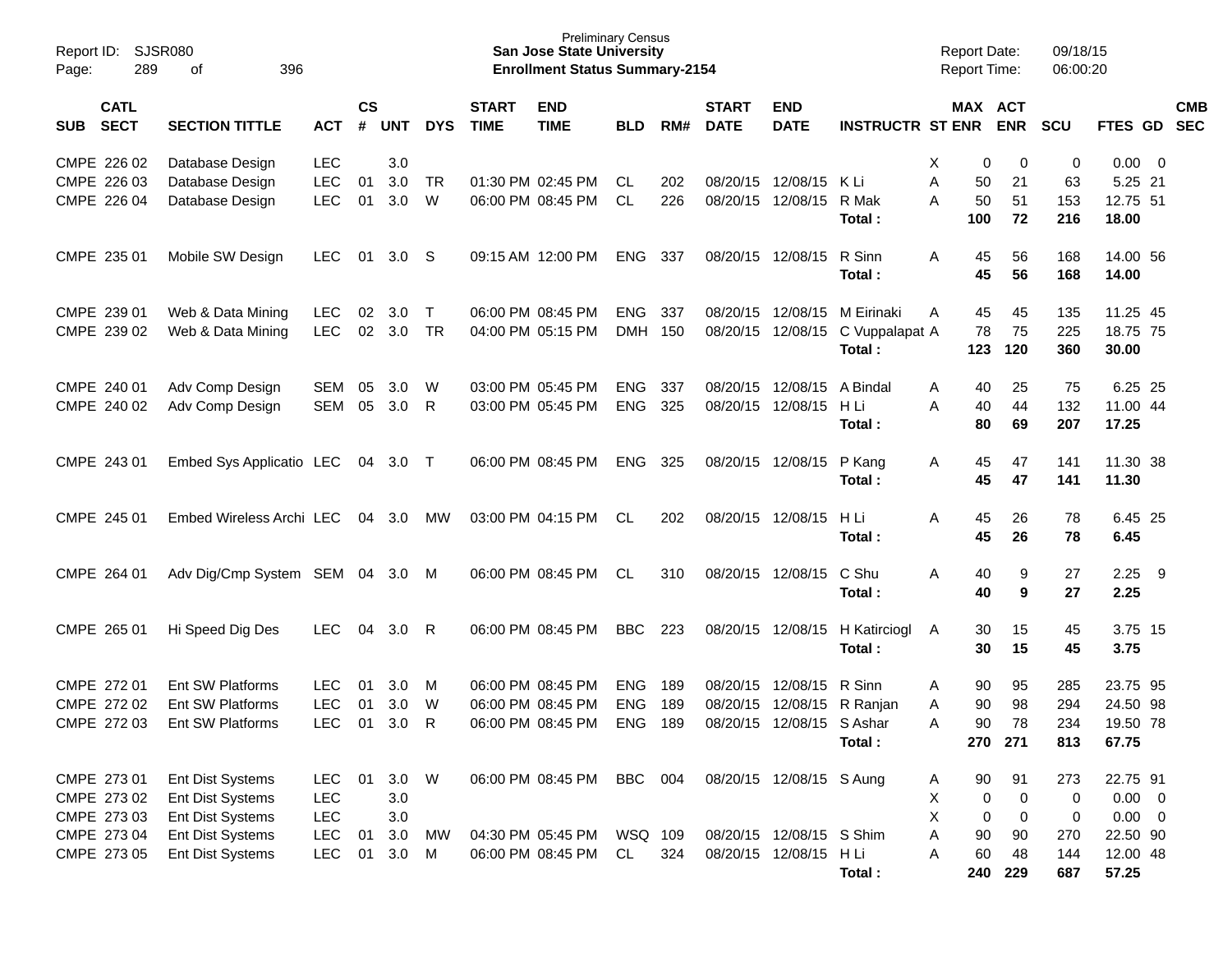Preliminary Census
**San Jose State University**
**Enrollment Status Summary-2154**

Report ID: SJSR080
Report Date: 09/18/15
Report Time: 06:00:20

| SUB | CATL SECT | SECTION TITTLE | ACT | CS # | UNT | DYS | START TIME | END TIME | BLD | RM# | START DATE | END DATE | INSTRUCTR | ST | MAX ENR | ACT ENR | SCU | FTES | GD | CMB SEC |
|---|---|---|---|---|---|---|---|---|---|---|---|---|---|---|---|---|---|---|---|---|
| CMPE | 226 02 | Database Design | LEC | | 3.0 | | | | | | | | | X | 0 | 0 | 0 | 0.00 | 0 | |
| CMPE | 226 03 | Database Design | LEC | 01 | 3.0 | TR | 01:30 PM | 02:45 PM | CL | 202 | 08/20/15 | 12/08/15 | K Li | A | 50 | 21 | 63 | 5.25 | 21 | |
| CMPE | 226 04 | Database Design | LEC | 01 | 3.0 | W | 06:00 PM | 08:45 PM | CL | 226 | 08/20/15 | 12/08/15 | R Mak | A | 50 | 51 | 153 | 12.75 | 51 | |
| | | | | | | | | | | | | | **Total :** | | **100** | **72** | **216** | **18.00** | | |
| CMPE | 235 01 | Mobile SW Design | LEC | 01 | 3.0 | S | 09:15 AM | 12:00 PM | ENG | 337 | 08/20/15 | 12/08/15 | R Sinn | A | 45 | 56 | 168 | 14.00 | 56 | |
| | | | | | | | | | | | | | **Total :** | | **45** | **56** | **168** | **14.00** | | |
| CMPE | 239 01 | Web & Data Mining | LEC | 02 | 3.0 | T | 06:00 PM | 08:45 PM | ENG | 337 | 08/20/15 | 12/08/15 | M Eirinaki | A | 45 | 45 | 135 | 11.25 | 45 | |
| CMPE | 239 02 | Web & Data Mining | LEC | 02 | 3.0 | TR | 04:00 PM | 05:15 PM | DMH | 150 | 08/20/15 | 12/08/15 | C Vuppalapat | A | 78 | 75 | 225 | 18.75 | 75 | |
| | | | | | | | | | | | | | **Total :** | | **123** | **120** | **360** | **30.00** | | |
| CMPE | 240 01 | Adv Comp Design | SEM | 05 | 3.0 | W | 03:00 PM | 05:45 PM | ENG | 337 | 08/20/15 | 12/08/15 | A Bindal | A | 40 | 25 | 75 | 6.25 | 25 | |
| CMPE | 240 02 | Adv Comp Design | SEM | 05 | 3.0 | R | 03:00 PM | 05:45 PM | ENG | 325 | 08/20/15 | 12/08/15 | H Li | A | 40 | 44 | 132 | 11.00 | 44 | |
| | | | | | | | | | | | | | **Total :** | | **80** | **69** | **207** | **17.25** | | |
| CMPE | 243 01 | Embed Sys Applicatio | LEC | 04 | 3.0 | T | 06:00 PM | 08:45 PM | ENG | 325 | 08/20/15 | 12/08/15 | P Kang | A | 45 | 47 | 141 | 11.30 | 38 | |
| | | | | | | | | | | | | | **Total :** | | **45** | **47** | **141** | **11.30** | | |
| CMPE | 245 01 | Embed Wireless Archi | LEC | 04 | 3.0 | MW | 03:00 PM | 04:15 PM | CL | 202 | 08/20/15 | 12/08/15 | H Li | A | 45 | 26 | 78 | 6.45 | 25 | |
| | | | | | | | | | | | | | **Total :** | | **45** | **26** | **78** | **6.45** | | |
| CMPE | 264 01 | Adv Dig/Cmp System | SEM | 04 | 3.0 | M | 06:00 PM | 08:45 PM | CL | 310 | 08/20/15 | 12/08/15 | C Shu | A | 40 | 9 | 27 | 2.25 | 9 | |
| | | | | | | | | | | | | | **Total :** | | **40** | **9** | **27** | **2.25** | | |
| CMPE | 265 01 | Hi Speed Dig Des | LEC | 04 | 3.0 | R | 06:00 PM | 08:45 PM | BBC | 223 | 08/20/15 | 12/08/15 | H Katirciogl | A | 30 | 15 | 45 | 3.75 | 15 | |
| | | | | | | | | | | | | | **Total :** | | **30** | **15** | **45** | **3.75** | | |
| CMPE | 272 01 | Ent SW Platforms | LEC | 01 | 3.0 | M | 06:00 PM | 08:45 PM | ENG | 189 | 08/20/15 | 12/08/15 | R Sinn | A | 90 | 95 | 285 | 23.75 | 95 | |
| CMPE | 272 02 | Ent SW Platforms | LEC | 01 | 3.0 | W | 06:00 PM | 08:45 PM | ENG | 189 | 08/20/15 | 12/08/15 | R Ranjan | A | 90 | 98 | 294 | 24.50 | 98 | |
| CMPE | 272 03 | Ent SW Platforms | LEC | 01 | 3.0 | R | 06:00 PM | 08:45 PM | ENG | 189 | 08/20/15 | 12/08/15 | S Ashar | A | 90 | 78 | 234 | 19.50 | 78 | |
| | | | | | | | | | | | | | **Total :** | | **270** | **271** | **813** | **67.75** | | |
| CMPE | 273 01 | Ent Dist Systems | LEC | 01 | 3.0 | W | 06:00 PM | 08:45 PM | BBC | 004 | 08/20/15 | 12/08/15 | S Aung | A | 90 | 91 | 273 | 22.75 | 91 | |
| CMPE | 273 02 | Ent Dist Systems | LEC | | 3.0 | | | | | | | | | X | 0 | 0 | 0 | 0.00 | 0 | |
| CMPE | 273 03 | Ent Dist Systems | LEC | | 3.0 | | | | | | | | | X | 0 | 0 | 0 | 0.00 | 0 | |
| CMPE | 273 04 | Ent Dist Systems | LEC | 01 | 3.0 | MW | 04:30 PM | 05:45 PM | WSQ | 109 | 08/20/15 | 12/08/15 | S Shim | A | 90 | 90 | 270 | 22.50 | 90 | |
| CMPE | 273 05 | Ent Dist Systems | LEC | 01 | 3.0 | M | 06:00 PM | 08:45 PM | CL | 324 | 08/20/15 | 12/08/15 | H Li | A | 60 | 48 | 144 | 12.00 | 48 | |
| | | | | | | | | | | | | | **Total :** | | **240** | **229** | **687** | **57.25** | | |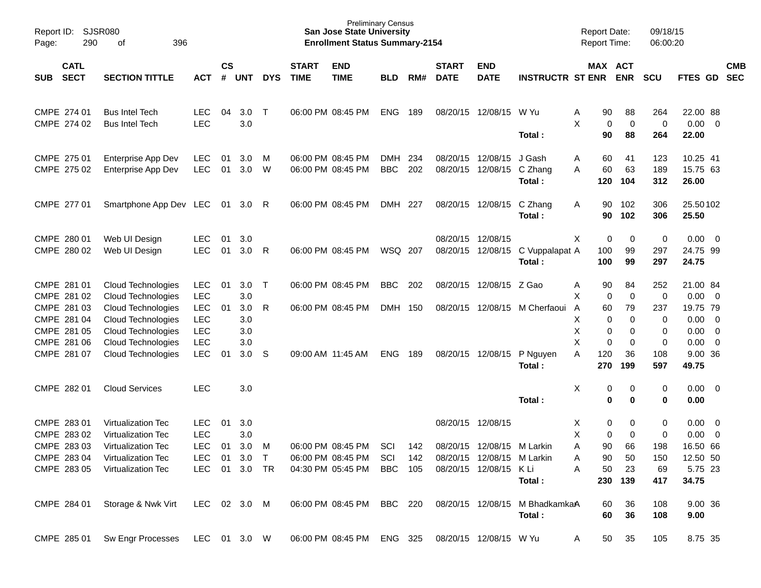Preliminary Census
**San Jose State University**
**Enrollment Status Summary-2154**

Report ID: SJSR080
Report Date: 09/18/15
Report Time: 06:00:20

| SUB | CATL SECT | SECTION TITTLE | ACT | CS # | UNT | DYS | START TIME | END TIME | BLD | RM# | START DATE | END DATE | INSTRUCTR | ST | MAX ENR | ACT ENR | SCU | FTES | GD | CMB SEC |
|---|---|---|---|---|---|---|---|---|---|---|---|---|---|---|---|---|---|---|---|---|
| CMPE | 274 01 | Bus Intel Tech | LEC | 04 | 3.0 | T | 06:00 PM | 08:45 PM | ENG | 189 | 08/20/15 | 12/08/15 | W Yu | A | 90 | 88 | 264 | 22.00 | 88 | |
| CMPE | 274 02 | Bus Intel Tech | LEC | | 3.0 | | | | | | | | | X | 0 | 0 | 0 | 0.00 | 0 | |
| | | | | | | | | | | | | | **Total :** | | **90** | **88** | **264** | **22.00** | | |
| CMPE | 275 01 | Enterprise App Dev | LEC | 01 | 3.0 | M | 06:00 PM | 08:45 PM | DMH | 234 | 08/20/15 | 12/08/15 | J Gash | A | 60 | 41 | 123 | 10.25 | 41 | |
| CMPE | 275 02 | Enterprise App Dev | LEC | 01 | 3.0 | W | 06:00 PM | 08:45 PM | BBC | 202 | 08/20/15 | 12/08/15 | C Zhang | A | 60 | 63 | 189 | 15.75 | 63 | |
| | | | | | | | | | | | | | **Total :** | | **120** | **104** | **312** | **26.00** | | |
| CMPE | 277 01 | Smartphone App Dev | LEC | 01 | 3.0 | R | 06:00 PM | 08:45 PM | DMH | 227 | 08/20/15 | 12/08/15 | C Zhang | A | 90 | 102 | 306 | 25.50 | 102 | |
| | | | | | | | | | | | | | **Total :** | | **90** | **102** | **306** | **25.50** | | |
| CMPE | 280 01 | Web UI Design | LEC | 01 | 3.0 | | | | | | 08/20/15 | 12/08/15 | | X | 0 | 0 | 0 | 0.00 | 0 | |
| CMPE | 280 02 | Web UI Design | LEC | 01 | 3.0 | R | 06:00 PM | 08:45 PM | WSQ | 207 | 08/20/15 | 12/08/15 | C Vuppalapat | A | 100 | 99 | 297 | 24.75 | 99 | |
| | | | | | | | | | | | | | **Total :** | | **100** | **99** | **297** | **24.75** | | |
| CMPE | 281 01 | Cloud Technologies | LEC | 01 | 3.0 | T | 06:00 PM | 08:45 PM | BBC | 202 | 08/20/15 | 12/08/15 | Z Gao | A | 90 | 84 | 252 | 21.00 | 84 | |
| CMPE | 281 02 | Cloud Technologies | LEC | | 3.0 | | | | | | | | | X | 0 | 0 | 0 | 0.00 | 0 | |
| CMPE | 281 03 | Cloud Technologies | LEC | 01 | 3.0 | R | 06:00 PM | 08:45 PM | DMH | 150 | 08/20/15 | 12/08/15 | M Cherfaoui | A | 60 | 79 | 237 | 19.75 | 79 | |
| CMPE | 281 04 | Cloud Technologies | LEC | | 3.0 | | | | | | | | | X | 0 | 0 | 0 | 0.00 | 0 | |
| CMPE | 281 05 | Cloud Technologies | LEC | | 3.0 | | | | | | | | | X | 0 | 0 | 0 | 0.00 | 0 | |
| CMPE | 281 06 | Cloud Technologies | LEC | | 3.0 | | | | | | | | | X | 0 | 0 | 0 | 0.00 | 0 | |
| CMPE | 281 07 | Cloud Technologies | LEC | 01 | 3.0 | S | 09:00 AM | 11:45 AM | ENG | 189 | 08/20/15 | 12/08/15 | P Nguyen | A | 120 | 36 | 108 | 9.00 | 36 | |
| | | | | | | | | | | | | | **Total :** | | **270** | **199** | **597** | **49.75** | | |
| CMPE | 282 01 | Cloud Services | LEC | | 3.0 | | | | | | | | | X | 0 | 0 | 0 | 0.00 | 0 | |
| | | | | | | | | | | | | | **Total :** | | **0** | **0** | **0** | **0.00** | | |
| CMPE | 283 01 | Virtualization Tec | LEC | 01 | 3.0 | | | | | | 08/20/15 | 12/08/15 | | X | 0 | 0 | 0 | 0.00 | 0 | |
| CMPE | 283 02 | Virtualization Tec | LEC | | 3.0 | | | | | | | | | X | 0 | 0 | 0 | 0.00 | 0 | |
| CMPE | 283 03 | Virtualization Tec | LEC | 01 | 3.0 | M | 06:00 PM | 08:45 PM | SCI | 142 | 08/20/15 | 12/08/15 | M Larkin | A | 90 | 66 | 198 | 16.50 | 66 | |
| CMPE | 283 04 | Virtualization Tec | LEC | 01 | 3.0 | T | 06:00 PM | 08:45 PM | SCI | 142 | 08/20/15 | 12/08/15 | M Larkin | A | 90 | 50 | 150 | 12.50 | 50 | |
| CMPE | 283 05 | Virtualization Tec | LEC | 01 | 3.0 | TR | 04:30 PM | 05:45 PM | BBC | 105 | 08/20/15 | 12/08/15 | K Li | A | 50 | 23 | 69 | 5.75 | 23 | |
| | | | | | | | | | | | | | **Total :** | | **230** | **139** | **417** | **34.75** | | |
| CMPE | 284 01 | Storage & Nwk Virt | LEC | 02 | 3.0 | M | 06:00 PM | 08:45 PM | BBC | 220 | 08/20/15 | 12/08/15 | M Bhadkamka | A | 60 | 36 | 108 | 9.00 | 36 | |
| | | | | | | | | | | | | | **Total :** | | **60** | **36** | **108** | **9.00** | | |
| CMPE | 285 01 | Sw Engr Processes | LEC | 01 | 3.0 | W | 06:00 PM | 08:45 PM | ENG | 325 | 08/20/15 | 12/08/15 | W Yu | A | 50 | 35 | 105 | 8.75 | 35 | |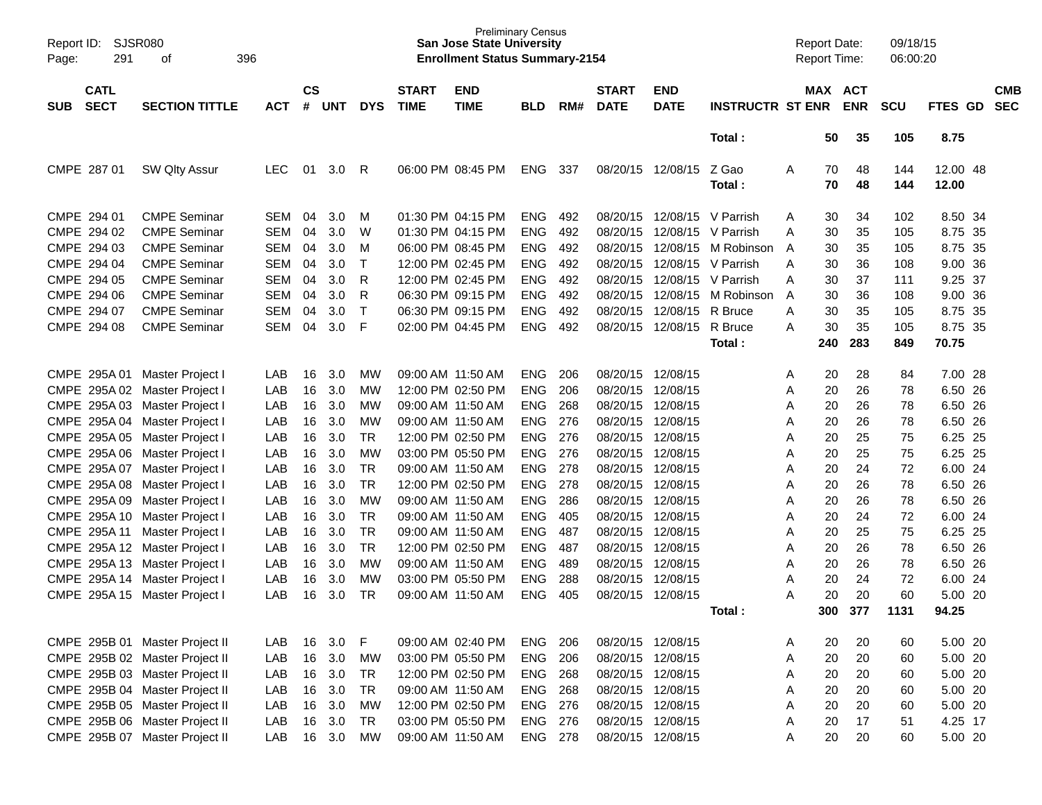Preliminary Census
**San Jose State University**
**Enrollment Status Summary-2154**

Report ID: SJSR080
Report Date: 09/18/15
Report Time: 06:00:20

| SUB | CATL SECT | SECTION TITTLE | ACT | CS # | UNT | DYS | START TIME | END TIME | BLD | RM# | START DATE | END DATE | INSTRUCTR | ST | MAX ENR | ACT ENR | SCU | FTES | GD | CMB SEC |
|---|---|---|---|---|---|---|---|---|---|---|---|---|---|---|---|---|---|---|---|---|
| | | | | | | | | | | | | | Total : | | 50 | 35 | 105 | 8.75 | | |
| CMPE | 287 01 | SW Qlty Assur | LEC | 01 | 3.0 | R | 06:00 PM | 08:45 PM | ENG | 337 | 08/20/15 | 12/08/15 | Z Gao | A | 70 | 48 | 144 | 12.00 | 48 | |
| | | | | | | | | | | | | | Total : | | 70 | 48 | 144 | 12.00 | | |
| CMPE | 294 01 | CMPE Seminar | SEM | 04 | 3.0 | M | 01:30 PM | 04:15 PM | ENG | 492 | 08/20/15 | 12/08/15 | V Parrish | A | 30 | 34 | 102 | 8.50 | 34 | |
| CMPE | 294 02 | CMPE Seminar | SEM | 04 | 3.0 | W | 01:30 PM | 04:15 PM | ENG | 492 | 08/20/15 | 12/08/15 | V Parrish | A | 30 | 35 | 105 | 8.75 | 35 | |
| CMPE | 294 03 | CMPE Seminar | SEM | 04 | 3.0 | M | 06:00 PM | 08:45 PM | ENG | 492 | 08/20/15 | 12/08/15 | M Robinson | A | 30 | 35 | 105 | 8.75 | 35 | |
| CMPE | 294 04 | CMPE Seminar | SEM | 04 | 3.0 | T | 12:00 PM | 02:45 PM | ENG | 492 | 08/20/15 | 12/08/15 | V Parrish | A | 30 | 36 | 108 | 9.00 | 36 | |
| CMPE | 294 05 | CMPE Seminar | SEM | 04 | 3.0 | R | 12:00 PM | 02:45 PM | ENG | 492 | 08/20/15 | 12/08/15 | V Parrish | A | 30 | 37 | 111 | 9.25 | 37 | |
| CMPE | 294 06 | CMPE Seminar | SEM | 04 | 3.0 | R | 06:30 PM | 09:15 PM | ENG | 492 | 08/20/15 | 12/08/15 | M Robinson | A | 30 | 36 | 108 | 9.00 | 36 | |
| CMPE | 294 07 | CMPE Seminar | SEM | 04 | 3.0 | T | 06:30 PM | 09:15 PM | ENG | 492 | 08/20/15 | 12/08/15 | R Bruce | A | 30 | 35 | 105 | 8.75 | 35 | |
| CMPE | 294 08 | CMPE Seminar | SEM | 04 | 3.0 | F | 02:00 PM | 04:45 PM | ENG | 492 | 08/20/15 | 12/08/15 | R Bruce | A | 30 | 35 | 105 | 8.75 | 35 | |
| | | | | | | | | | | | | | Total : | | 240 | 283 | 849 | 70.75 | | |
| CMPE | 295A 01 | Master Project I | LAB | 16 | 3.0 | MW | 09:00 AM | 11:50 AM | ENG | 206 | 08/20/15 | 12/08/15 | | A | 20 | 28 | 84 | 7.00 | 28 | |
| CMPE | 295A 02 | Master Project I | LAB | 16 | 3.0 | MW | 12:00 PM | 02:50 PM | ENG | 206 | 08/20/15 | 12/08/15 | | A | 20 | 26 | 78 | 6.50 | 26 | |
| CMPE | 295A 03 | Master Project I | LAB | 16 | 3.0 | MW | 09:00 AM | 11:50 AM | ENG | 268 | 08/20/15 | 12/08/15 | | A | 20 | 26 | 78 | 6.50 | 26 | |
| CMPE | 295A 04 | Master Project I | LAB | 16 | 3.0 | MW | 09:00 AM | 11:50 AM | ENG | 276 | 08/20/15 | 12/08/15 | | A | 20 | 26 | 78 | 6.50 | 26 | |
| CMPE | 295A 05 | Master Project I | LAB | 16 | 3.0 | TR | 12:00 PM | 02:50 PM | ENG | 276 | 08/20/15 | 12/08/15 | | A | 20 | 25 | 75 | 6.25 | 25 | |
| CMPE | 295A 06 | Master Project I | LAB | 16 | 3.0 | MW | 03:00 PM | 05:50 PM | ENG | 276 | 08/20/15 | 12/08/15 | | A | 20 | 25 | 75 | 6.25 | 25 | |
| CMPE | 295A 07 | Master Project I | LAB | 16 | 3.0 | TR | 09:00 AM | 11:50 AM | ENG | 278 | 08/20/15 | 12/08/15 | | A | 20 | 24 | 72 | 6.00 | 24 | |
| CMPE | 295A 08 | Master Project I | LAB | 16 | 3.0 | TR | 12:00 PM | 02:50 PM | ENG | 278 | 08/20/15 | 12/08/15 | | A | 20 | 26 | 78 | 6.50 | 26 | |
| CMPE | 295A 09 | Master Project I | LAB | 16 | 3.0 | MW | 09:00 AM | 11:50 AM | ENG | 286 | 08/20/15 | 12/08/15 | | A | 20 | 26 | 78 | 6.50 | 26 | |
| CMPE | 295A 10 | Master Project I | LAB | 16 | 3.0 | TR | 09:00 AM | 11:50 AM | ENG | 405 | 08/20/15 | 12/08/15 | | A | 20 | 24 | 72 | 6.00 | 24 | |
| CMPE | 295A 11 | Master Project I | LAB | 16 | 3.0 | TR | 09:00 AM | 11:50 AM | ENG | 487 | 08/20/15 | 12/08/15 | | A | 20 | 25 | 75 | 6.25 | 25 | |
| CMPE | 295A 12 | Master Project I | LAB | 16 | 3.0 | TR | 12:00 PM | 02:50 PM | ENG | 487 | 08/20/15 | 12/08/15 | | A | 20 | 26 | 78 | 6.50 | 26 | |
| CMPE | 295A 13 | Master Project I | LAB | 16 | 3.0 | MW | 09:00 AM | 11:50 AM | ENG | 489 | 08/20/15 | 12/08/15 | | A | 20 | 26 | 78 | 6.50 | 26 | |
| CMPE | 295A 14 | Master Project I | LAB | 16 | 3.0 | MW | 03:00 PM | 05:50 PM | ENG | 288 | 08/20/15 | 12/08/15 | | A | 20 | 24 | 72 | 6.00 | 24 | |
| CMPE | 295A 15 | Master Project I | LAB | 16 | 3.0 | TR | 09:00 AM | 11:50 AM | ENG | 405 | 08/20/15 | 12/08/15 | | A | 20 | 20 | 60 | 5.00 | 20 | |
| | | | | | | | | | | | | | Total : | | 300 | 377 | 1131 | 94.25 | | |
| CMPE | 295B 01 | Master Project II | LAB | 16 | 3.0 | F | 09:00 AM | 02:40 PM | ENG | 206 | 08/20/15 | 12/08/15 | | A | 20 | 20 | 60 | 5.00 | 20 | |
| CMPE | 295B 02 | Master Project II | LAB | 16 | 3.0 | MW | 03:00 PM | 05:50 PM | ENG | 206 | 08/20/15 | 12/08/15 | | A | 20 | 20 | 60 | 5.00 | 20 | |
| CMPE | 295B 03 | Master Project II | LAB | 16 | 3.0 | TR | 12:00 PM | 02:50 PM | ENG | 268 | 08/20/15 | 12/08/15 | | A | 20 | 20 | 60 | 5.00 | 20 | |
| CMPE | 295B 04 | Master Project II | LAB | 16 | 3.0 | TR | 09:00 AM | 11:50 AM | ENG | 268 | 08/20/15 | 12/08/15 | | A | 20 | 20 | 60 | 5.00 | 20 | |
| CMPE | 295B 05 | Master Project II | LAB | 16 | 3.0 | MW | 12:00 PM | 02:50 PM | ENG | 276 | 08/20/15 | 12/08/15 | | A | 20 | 20 | 60 | 5.00 | 20 | |
| CMPE | 295B 06 | Master Project II | LAB | 16 | 3.0 | TR | 03:00 PM | 05:50 PM | ENG | 276 | 08/20/15 | 12/08/15 | | A | 20 | 17 | 51 | 4.25 | 17 | |
| CMPE | 295B 07 | Master Project II | LAB | 16 | 3.0 | MW | 09:00 AM | 11:50 AM | ENG | 278 | 08/20/15 | 12/08/15 | | A | 20 | 20 | 60 | 5.00 | 20 | |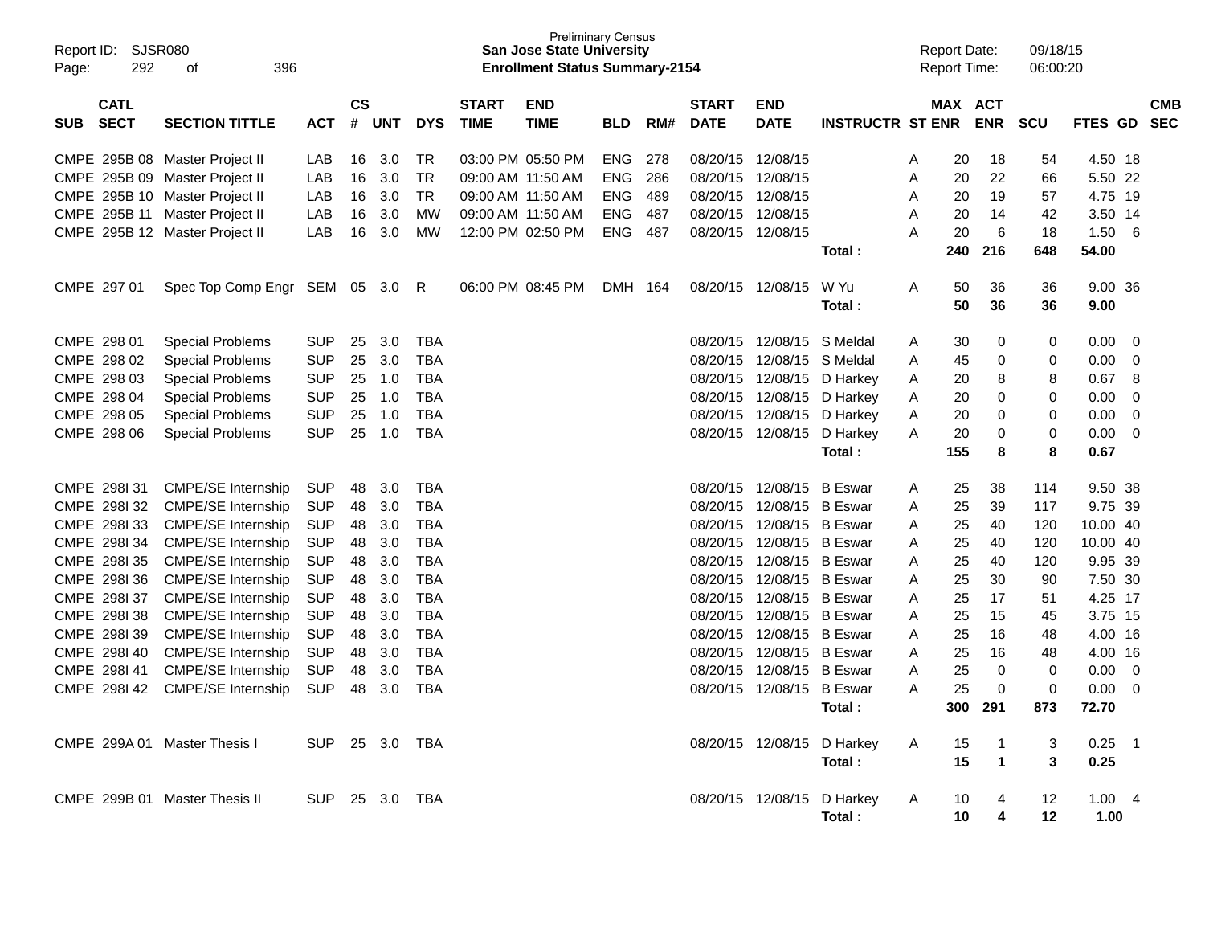Preliminary Census
**San Jose State University**
**Enrollment Status Summary-2154**

Report ID: SJSR080
Report Date: 09/18/15
Report Time: 06:00:20

| SUB | CATL SECT | SECTION TITTLE | ACT | CS # | UNT | DYS | START TIME | END TIME | BLD | RM# | START DATE | END DATE | INSTRUCTR | ST | MAX ENR | ACT ENR | SCU | FTES | GD | CMB SEC |
|---|---|---|---|---|---|---|---|---|---|---|---|---|---|---|---|---|---|---|---|---|
| CMPE | 295B 08 | Master Project II | LAB | 16 | 3.0 | TR | 03:00 PM | 05:50 PM | ENG | 278 | 08/20/15 | 12/08/15 | | A | 20 | 18 | 54 | 4.50 | 18 | |
| CMPE | 295B 09 | Master Project II | LAB | 16 | 3.0 | TR | 09:00 AM | 11:50 AM | ENG | 286 | 08/20/15 | 12/08/15 | | A | 20 | 22 | 66 | 5.50 | 22 | |
| CMPE | 295B 10 | Master Project II | LAB | 16 | 3.0 | TR | 09:00 AM | 11:50 AM | ENG | 489 | 08/20/15 | 12/08/15 | | A | 20 | 19 | 57 | 4.75 | 19 | |
| CMPE | 295B 11 | Master Project II | LAB | 16 | 3.0 | MW | 09:00 AM | 11:50 AM | ENG | 487 | 08/20/15 | 12/08/15 | | A | 20 | 14 | 42 | 3.50 | 14 | |
| CMPE | 295B 12 | Master Project II | LAB | 16 | 3.0 | MW | 12:00 PM | 02:50 PM | ENG | 487 | 08/20/15 | 12/08/15 | | A | 20 | 6 | 18 | 1.50 | 6 | |
| | | | | | | | | | | | | | **Total :** | | **240** | **216** | **648** | **54.00** | | |
| CMPE | 297 01 | Spec Top Comp Engr | SEM | 05 | 3.0 | R | 06:00 PM | 08:45 PM | DMH | 164 | 08/20/15 | 12/08/15 | W Yu | A | 50 | 36 | 36 | 9.00 | 36 | |
| | | | | | | | | | | | | | **Total :** | | **50** | **36** | **36** | **9.00** | | |
| CMPE | 298 01 | Special Problems | SUP | 25 | 3.0 | TBA | | | | | 08/20/15 | 12/08/15 | S Meldal | A | 30 | 0 | 0 | 0.00 | 0 | |
| CMPE | 298 02 | Special Problems | SUP | 25 | 3.0 | TBA | | | | | 08/20/15 | 12/08/15 | S Meldal | A | 45 | 0 | 0 | 0.00 | 0 | |
| CMPE | 298 03 | Special Problems | SUP | 25 | 1.0 | TBA | | | | | 08/20/15 | 12/08/15 | D Harkey | A | 20 | 8 | 8 | 0.67 | 8 | |
| CMPE | 298 04 | Special Problems | SUP | 25 | 1.0 | TBA | | | | | 08/20/15 | 12/08/15 | D Harkey | A | 20 | 0 | 0 | 0.00 | 0 | |
| CMPE | 298 05 | Special Problems | SUP | 25 | 1.0 | TBA | | | | | 08/20/15 | 12/08/15 | D Harkey | A | 20 | 0 | 0 | 0.00 | 0 | |
| CMPE | 298 06 | Special Problems | SUP | 25 | 1.0 | TBA | | | | | 08/20/15 | 12/08/15 | D Harkey | A | 20 | 0 | 0 | 0.00 | 0 | |
| | | | | | | | | | | | | | **Total :** | | **155** | **8** | **8** | **0.67** | | |
| CMPE | 298I 31 | CMPE/SE Internship | SUP | 48 | 3.0 | TBA | | | | | 08/20/15 | 12/08/15 | B Eswar | A | 25 | 38 | 114 | 9.50 | 38 | |
| CMPE | 298I 32 | CMPE/SE Internship | SUP | 48 | 3.0 | TBA | | | | | 08/20/15 | 12/08/15 | B Eswar | A | 25 | 39 | 117 | 9.75 | 39 | |
| CMPE | 298I 33 | CMPE/SE Internship | SUP | 48 | 3.0 | TBA | | | | | 08/20/15 | 12/08/15 | B Eswar | A | 25 | 40 | 120 | 10.00 | 40 | |
| CMPE | 298I 34 | CMPE/SE Internship | SUP | 48 | 3.0 | TBA | | | | | 08/20/15 | 12/08/15 | B Eswar | A | 25 | 40 | 120 | 10.00 | 40 | |
| CMPE | 298I 35 | CMPE/SE Internship | SUP | 48 | 3.0 | TBA | | | | | 08/20/15 | 12/08/15 | B Eswar | A | 25 | 40 | 120 | 9.95 | 39 | |
| CMPE | 298I 36 | CMPE/SE Internship | SUP | 48 | 3.0 | TBA | | | | | 08/20/15 | 12/08/15 | B Eswar | A | 25 | 30 | 90 | 7.50 | 30 | |
| CMPE | 298I 37 | CMPE/SE Internship | SUP | 48 | 3.0 | TBA | | | | | 08/20/15 | 12/08/15 | B Eswar | A | 25 | 17 | 51 | 4.25 | 17 | |
| CMPE | 298I 38 | CMPE/SE Internship | SUP | 48 | 3.0 | TBA | | | | | 08/20/15 | 12/08/15 | B Eswar | A | 25 | 15 | 45 | 3.75 | 15 | |
| CMPE | 298I 39 | CMPE/SE Internship | SUP | 48 | 3.0 | TBA | | | | | 08/20/15 | 12/08/15 | B Eswar | A | 25 | 16 | 48 | 4.00 | 16 | |
| CMPE | 298I 40 | CMPE/SE Internship | SUP | 48 | 3.0 | TBA | | | | | 08/20/15 | 12/08/15 | B Eswar | A | 25 | 16 | 48 | 4.00 | 16 | |
| CMPE | 298I 41 | CMPE/SE Internship | SUP | 48 | 3.0 | TBA | | | | | 08/20/15 | 12/08/15 | B Eswar | A | 25 | 0 | 0 | 0.00 | 0 | |
| CMPE | 298I 42 | CMPE/SE Internship | SUP | 48 | 3.0 | TBA | | | | | 08/20/15 | 12/08/15 | B Eswar | A | 25 | 0 | 0 | 0.00 | 0 | |
| | | | | | | | | | | | | | **Total :** | | **300** | **291** | **873** | **72.70** | | |
| CMPE | 299A 01 | Master Thesis I | SUP | 25 | 3.0 | TBA | | | | | 08/20/15 | 12/08/15 | D Harkey | A | 15 | 1 | 3 | 0.25 | 1 | |
| | | | | | | | | | | | | | **Total :** | | **15** | **1** | **3** | **0.25** | | |
| CMPE | 299B 01 | Master Thesis II | SUP | 25 | 3.0 | TBA | | | | | 08/20/15 | 12/08/15 | D Harkey | A | 10 | 4 | 12 | 1.00 | 4 | |
| | | | | | | | | | | | | | **Total :** | | **10** | **4** | **12** | **1.00** | | |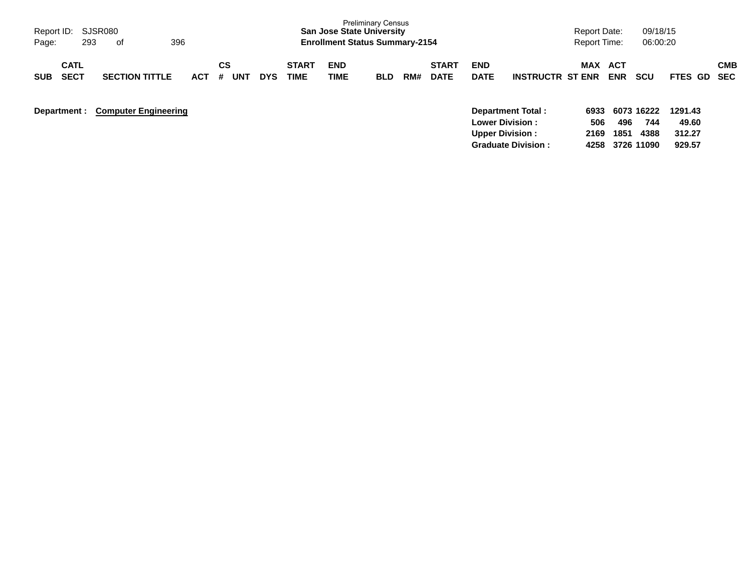Preliminary Census
**San Jose State University**
**Enrollment Status Summary-2154**

Report ID: SJSR080
Report Date: 09/18/15
Report Time: 06:00:20

| SUB | CATL SECT | SECTION TITTLE | ACT | CS # | UNT | DYS | START TIME | END TIME | BLD | RM# | START DATE | END DATE | INSTRUCTR | ST | MAX ENR | ACT ENR | SCU | FTES | GD | CMB SEC |
|---|---|---|---|---|---|---|---|---|---|---|---|---|---|---|---|---|---|---|---|---|

**Department :** **Computer Engineering**

| | MAX ENR | ACT ENR | SCU | FTES |
|---|---|---|---|---|
| **Department Total :** | **6933** | **6073** | **16222** | **1291.43** |
| **Lower Division :** | **506** | **496** | **744** | **49.60** |
| **Upper Division :** | **2169** | **1851** | **4388** | **312.27** |
| **Graduate Division :** | **4258** | **3726** | **11090** | **929.57** |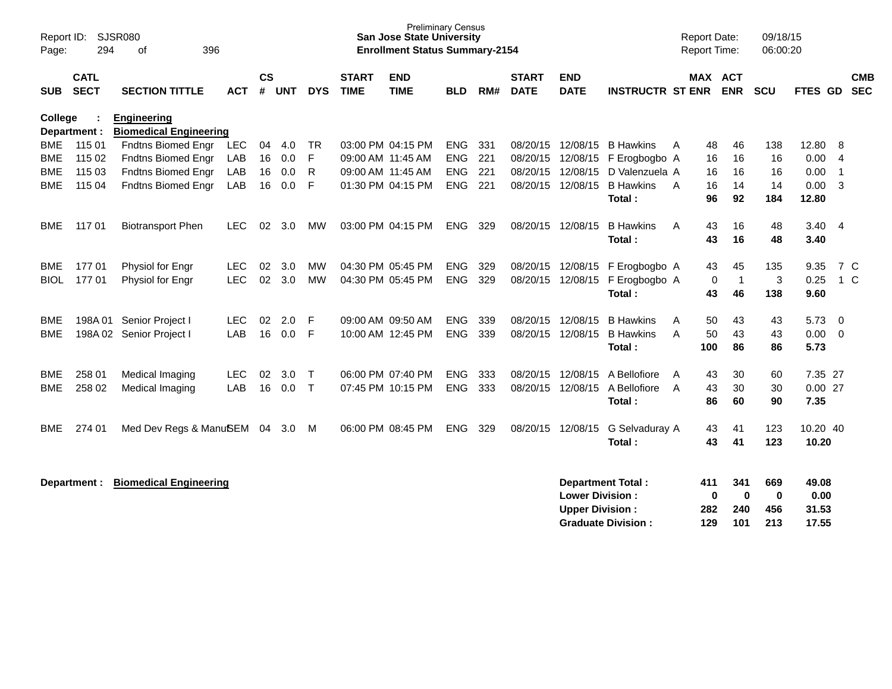Preliminary Census
**San Jose State University**
**Enrollment Status Summary-2154**

Report ID: SJSR080
Report Date: 09/18/15
Report Time: 06:00:20

**College : Engineering**
**Department : Biomedical Engineering**

| SUB | CATL SECT | SECTION TITTLE | ACT | CS # | UNT | DYS | START TIME | END TIME | BLD | RM# | START DATE | END DATE | INSTRUCTR | ST | MAX ENR | ACT ENR | SCU | FTES | GD | CMB SEC |
|---|---|---|---|---|---|---|---|---|---|---|---|---|---|---|---|---|---|---|---|---|
| BME | 115 01 | Fndtns Biomed Engr | LEC | 04 | 4.0 | TR | 03:00 PM | 04:15 PM | ENG | 331 | 08/20/15 | 12/08/15 | B Hawkins | A | 48 | 46 | 138 | 12.80 | 8 | |
| BME | 115 02 | Fndtns Biomed Engr | LAB | 16 | 0.0 | F | 09:00 AM | 11:45 AM | ENG | 221 | 08/20/15 | 12/08/15 | F Erogbogbo | A | 16 | 16 | 16 | 0.00 | 4 | |
| BME | 115 03 | Fndtns Biomed Engr | LAB | 16 | 0.0 | R | 09:00 AM | 11:45 AM | ENG | 221 | 08/20/15 | 12/08/15 | D Valenzuela | A | 16 | 16 | 16 | 0.00 | 1 | |
| BME | 115 04 | Fndtns Biomed Engr | LAB | 16 | 0.0 | F | 01:30 PM | 04:15 PM | ENG | 221 | 08/20/15 | 12/08/15 | B Hawkins | A | 16 | 14 | 14 | 0.00 | 3 | |
| | | | | | | | | | | | | | **Total :** | | **96** | **92** | **184** | **12.80** | | |
| BME | 117 01 | Biotransport Phen | LEC | 02 | 3.0 | MW | 03:00 PM | 04:15 PM | ENG | 329 | 08/20/15 | 12/08/15 | B Hawkins | A | 43 | 16 | 48 | 3.40 | 4 | |
| | | | | | | | | | | | | | **Total :** | | **43** | **16** | **48** | **3.40** | | |
| BME | 177 01 | Physiol for Engr | LEC | 02 | 3.0 | MW | 04:30 PM | 05:45 PM | ENG | 329 | 08/20/15 | 12/08/15 | F Erogbogbo | A | 43 | 45 | 135 | 9.35 | 7 | C |
| BIOL | 177 01 | Physiol for Engr | LEC | 02 | 3.0 | MW | 04:30 PM | 05:45 PM | ENG | 329 | 08/20/15 | 12/08/15 | F Erogbogbo | A | 0 | 1 | 3 | 0.25 | 1 | C |
| | | | | | | | | | | | | | **Total :** | | **43** | **46** | **138** | **9.60** | | |
| BME | 198A 01 | Senior Project I | LEC | 02 | 2.0 | F | 09:00 AM | 09:50 AM | ENG | 339 | 08/20/15 | 12/08/15 | B Hawkins | A | 50 | 43 | 43 | 5.73 | 0 | |
| BME | 198A 02 | Senior Project I | LAB | 16 | 0.0 | F | 10:00 AM | 12:45 PM | ENG | 339 | 08/20/15 | 12/08/15 | B Hawkins | A | 50 | 43 | 43 | 0.00 | 0 | |
| | | | | | | | | | | | | | **Total :** | | **100** | **86** | **86** | **5.73** | | |
| BME | 258 01 | Medical Imaging | LEC | 02 | 3.0 | T | 06:00 PM | 07:40 PM | ENG | 333 | 08/20/15 | 12/08/15 | A Bellofiore | A | 43 | 30 | 60 | 7.35 | 27 | |
| BME | 258 02 | Medical Imaging | LAB | 16 | 0.0 | T | 07:45 PM | 10:15 PM | ENG | 333 | 08/20/15 | 12/08/15 | A Bellofiore | A | 43 | 30 | 30 | 0.00 | 27 | |
| | | | | | | | | | | | | | **Total :** | | **86** | **60** | **90** | **7.35** | | |
| BME | 274 01 | Med Dev Regs & Manuf | SEM | 04 | 3.0 | M | 06:00 PM | 08:45 PM | ENG | 329 | 08/20/15 | 12/08/15 | G Selvaduray | A | 43 | 41 | 123 | 10.20 | 40 | |
| | | | | | | | | | | | | | **Total :** | | **43** | **41** | **123** | **10.20** | | |

**Department : Biomedical Engineering**

| | MAX ENR | ACT ENR | SCU | FTES |
|---|---|---|---|---|
| **Department Total :** | **411** | **341** | **669** | **49.08** |
| **Lower Division :** | **0** | **0** | **0** | **0.00** |
| **Upper Division :** | **282** | **240** | **456** | **31.53** |
| **Graduate Division :** | **129** | **101** | **213** | **17.55** |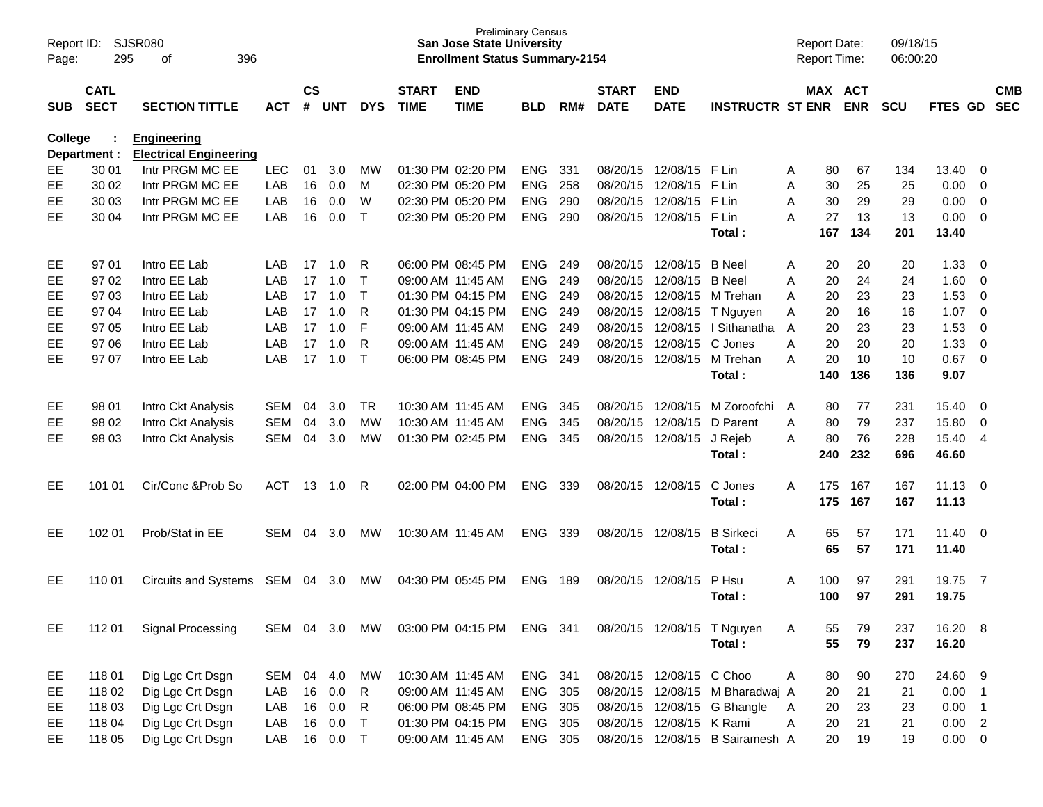Preliminary Census
**San Jose State University**
**Enrollment Status Summary-2154**

Report ID: SJSR080
Report Date: 09/18/15
Report Time: 06:00:20

**College : Engineering**
**Department : Electrical Engineering**

| SUB | CATL SECT | SECTION TITTLE | ACT | CS # | UNT | DYS | START TIME | END TIME | BLD | RM# | START DATE | END DATE | INSTRUCTR | ST | MAX ENR | ACT ENR | SCU | FTES | GD | CMB SEC |
|---|---|---|---|---|---|---|---|---|---|---|---|---|---|---|---|---|---|---|---|---|
| EE | 30 01 | Intr PRGM MC EE | LEC | 01 | 3.0 | MW | 01:30 PM | 02:20 PM | ENG | 331 | 08/20/15 | 12/08/15 | F Lin | A | 80 | 67 | 134 | 13.40 | 0 | |
| EE | 30 02 | Intr PRGM MC EE | LAB | 16 | 0.0 | M | 02:30 PM | 05:20 PM | ENG | 258 | 08/20/15 | 12/08/15 | F Lin | A | 30 | 25 | 25 | 0.00 | 0 | |
| EE | 30 03 | Intr PRGM MC EE | LAB | 16 | 0.0 | W | 02:30 PM | 05:20 PM | ENG | 290 | 08/20/15 | 12/08/15 | F Lin | A | 30 | 29 | 29 | 0.00 | 0 | |
| EE | 30 04 | Intr PRGM MC EE | LAB | 16 | 0.0 | T | 02:30 PM | 05:20 PM | ENG | 290 | 08/20/15 | 12/08/15 | F Lin | A | 27 | 13 | 13 | 0.00 | 0 | |
| | | | | | | | | | | | | | **Total :** | | **167** | **134** | **201** | **13.40** | | |
| EE | 97 01 | Intro EE Lab | LAB | 17 | 1.0 | R | 06:00 PM | 08:45 PM | ENG | 249 | 08/20/15 | 12/08/15 | B Neel | A | 20 | 20 | 20 | 1.33 | 0 | |
| EE | 97 02 | Intro EE Lab | LAB | 17 | 1.0 | T | 09:00 AM | 11:45 AM | ENG | 249 | 08/20/15 | 12/08/15 | B Neel | A | 20 | 24 | 24 | 1.60 | 0 | |
| EE | 97 03 | Intro EE Lab | LAB | 17 | 1.0 | T | 01:30 PM | 04:15 PM | ENG | 249 | 08/20/15 | 12/08/15 | M Trehan | A | 20 | 23 | 23 | 1.53 | 0 | |
| EE | 97 04 | Intro EE Lab | LAB | 17 | 1.0 | R | 01:30 PM | 04:15 PM | ENG | 249 | 08/20/15 | 12/08/15 | T Nguyen | A | 20 | 16 | 16 | 1.07 | 0 | |
| EE | 97 05 | Intro EE Lab | LAB | 17 | 1.0 | F | 09:00 AM | 11:45 AM | ENG | 249 | 08/20/15 | 12/08/15 | I Sithanatha | A | 20 | 23 | 23 | 1.53 | 0 | |
| EE | 97 06 | Intro EE Lab | LAB | 17 | 1.0 | R | 09:00 AM | 11:45 AM | ENG | 249 | 08/20/15 | 12/08/15 | C Jones | A | 20 | 20 | 20 | 1.33 | 0 | |
| EE | 97 07 | Intro EE Lab | LAB | 17 | 1.0 | T | 06:00 PM | 08:45 PM | ENG | 249 | 08/20/15 | 12/08/15 | M Trehan | A | 20 | 10 | 10 | 0.67 | 0 | |
| | | | | | | | | | | | | | **Total :** | | **140** | **136** | **136** | **9.07** | | |
| EE | 98 01 | Intro Ckt Analysis | SEM | 04 | 3.0 | TR | 10:30 AM | 11:45 AM | ENG | 345 | 08/20/15 | 12/08/15 | M Zoroofchi | A | 80 | 77 | 231 | 15.40 | 0 | |
| EE | 98 02 | Intro Ckt Analysis | SEM | 04 | 3.0 | MW | 10:30 AM | 11:45 AM | ENG | 345 | 08/20/15 | 12/08/15 | D Parent | A | 80 | 79 | 237 | 15.80 | 0 | |
| EE | 98 03 | Intro Ckt Analysis | SEM | 04 | 3.0 | MW | 01:30 PM | 02:45 PM | ENG | 345 | 08/20/15 | 12/08/15 | J Rejeb | A | 80 | 76 | 228 | 15.40 | 4 | |
| | | | | | | | | | | | | | **Total :** | | **240** | **232** | **696** | **46.60** | | |
| EE | 101 01 | Cir/Conc &Prob So | ACT | 13 | 1.0 | R | 02:00 PM | 04:00 PM | ENG | 339 | 08/20/15 | 12/08/15 | C Jones | A | 175 | 167 | 167 | 11.13 | 0 | |
| | | | | | | | | | | | | | **Total :** | | **175** | **167** | **167** | **11.13** | | |
| EE | 102 01 | Prob/Stat in EE | SEM | 04 | 3.0 | MW | 10:30 AM | 11:45 AM | ENG | 339 | 08/20/15 | 12/08/15 | B Sirkeci | A | 65 | 57 | 171 | 11.40 | 0 | |
| | | | | | | | | | | | | | **Total :** | | **65** | **57** | **171** | **11.40** | | |
| EE | 110 01 | Circuits and Systems | SEM | 04 | 3.0 | MW | 04:30 PM | 05:45 PM | ENG | 189 | 08/20/15 | 12/08/15 | P Hsu | A | 100 | 97 | 291 | 19.75 | 7 | |
| | | | | | | | | | | | | | **Total :** | | **100** | **97** | **291** | **19.75** | | |
| EE | 112 01 | Signal Processing | SEM | 04 | 3.0 | MW | 03:00 PM | 04:15 PM | ENG | 341 | 08/20/15 | 12/08/15 | T Nguyen | A | 55 | 79 | 237 | 16.20 | 8 | |
| | | | | | | | | | | | | | **Total :** | | **55** | **79** | **237** | **16.20** | | |
| EE | 118 01 | Dig Lgc Crt Dsgn | SEM | 04 | 4.0 | MW | 10:30 AM | 11:45 AM | ENG | 341 | 08/20/15 | 12/08/15 | C Choo | A | 80 | 90 | 270 | 24.60 | 9 | |
| EE | 118 02 | Dig Lgc Crt Dsgn | LAB | 16 | 0.0 | R | 09:00 AM | 11:45 AM | ENG | 305 | 08/20/15 | 12/08/15 | M Bharadwaj | A | 20 | 21 | 21 | 0.00 | 1 | |
| EE | 118 03 | Dig Lgc Crt Dsgn | LAB | 16 | 0.0 | R | 06:00 PM | 08:45 PM | ENG | 305 | 08/20/15 | 12/08/15 | G Bhangle | A | 20 | 23 | 23 | 0.00 | 1 | |
| EE | 118 04 | Dig Lgc Crt Dsgn | LAB | 16 | 0.0 | T | 01:30 PM | 04:15 PM | ENG | 305 | 08/20/15 | 12/08/15 | K Rami | A | 20 | 21 | 21 | 0.00 | 2 | |
| EE | 118 05 | Dig Lgc Crt Dsgn | LAB | 16 | 0.0 | T | 09:00 AM | 11:45 AM | ENG | 305 | 08/20/15 | 12/08/15 | B Sairamesh | A | 20 | 19 | 19 | 0.00 | 0 | |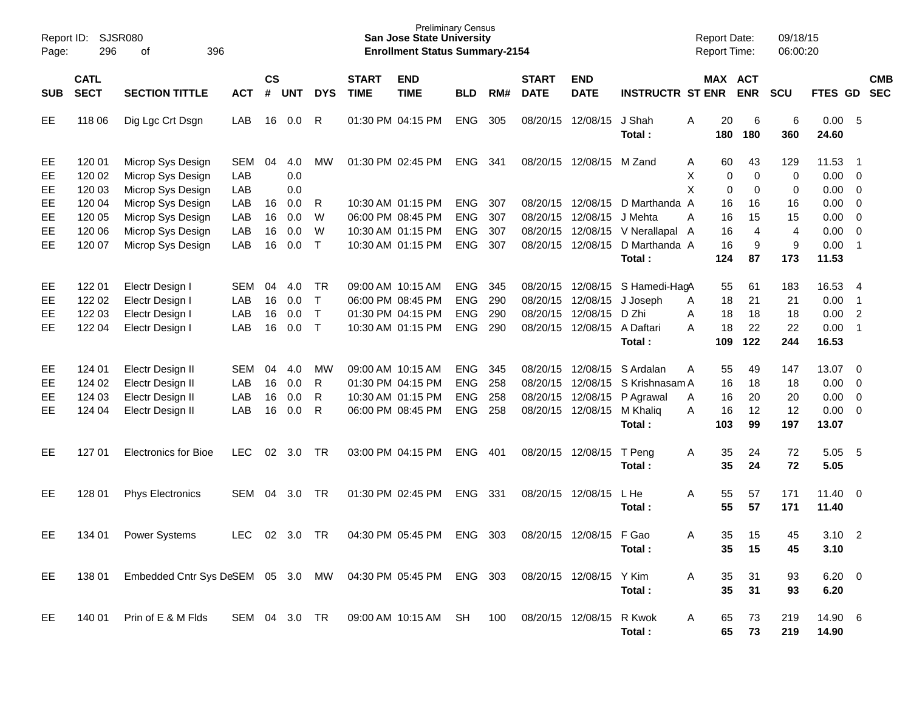Preliminary Census
**San Jose State University**
**Enrollment Status Summary-2154**

Report ID: SJSR080
Report Date: 09/18/15
Report Time: 06:00:20

| SUB | CATL SECT | SECTION TITTLE | ACT | CS # | UNT | DYS | START TIME | END TIME | BLD | RM# | START DATE | END DATE | INSTRUCTR | ST | MAX ENR | ACT ENR | SCU | FTES | GD | CMB SEC |
|---|---|---|---|---|---|---|---|---|---|---|---|---|---|---|---|---|---|---|---|---|
| EE | 118 06 | Dig Lgc Crt Dsgn | LAB | 16 | 0.0 | R | 01:30 PM | 04:15 PM | ENG | 305 | 08/20/15 | 12/08/15 | J Shah | A | 20 | 6 | 6 | 0.00 | 5 | |
| | | | | | | | | | | | | | **Total :** | | **180** | **180** | **360** | **24.60** | | |
| EE | 120 01 | Microp Sys Design | SEM | 04 | 4.0 | MW | 01:30 PM | 02:45 PM | ENG | 341 | 08/20/15 | 12/08/15 | M Zand | A | 60 | 43 | 129 | 11.53 | 1 | |
| EE | 120 02 | Microp Sys Design | LAB | | 0.0 | | | | | | | | | X | 0 | 0 | 0 | 0.00 | 0 | |
| EE | 120 03 | Microp Sys Design | LAB | | 0.0 | | | | | | | | | X | 0 | 0 | 0 | 0.00 | 0 | |
| EE | 120 04 | Microp Sys Design | LAB | 16 | 0.0 | R | 10:30 AM | 01:15 PM | ENG | 307 | 08/20/15 | 12/08/15 | D Marthanda | A | 16 | 16 | 16 | 0.00 | 0 | |
| EE | 120 05 | Microp Sys Design | LAB | 16 | 0.0 | W | 06:00 PM | 08:45 PM | ENG | 307 | 08/20/15 | 12/08/15 | J Mehta | A | 16 | 15 | 15 | 0.00 | 0 | |
| EE | 120 06 | Microp Sys Design | LAB | 16 | 0.0 | W | 10:30 AM | 01:15 PM | ENG | 307 | 08/20/15 | 12/08/15 | V Nerallapal | A | 16 | 4 | 4 | 0.00 | 0 | |
| EE | 120 07 | Microp Sys Design | LAB | 16 | 0.0 | T | 10:30 AM | 01:15 PM | ENG | 307 | 08/20/15 | 12/08/15 | D Marthanda | A | 16 | 9 | 9 | 0.00 | 1 | |
| | | | | | | | | | | | | | **Total :** | | **124** | **87** | **173** | **11.53** | | |
| EE | 122 01 | Electr Design I | SEM | 04 | 4.0 | TR | 09:00 AM | 10:15 AM | ENG | 345 | 08/20/15 | 12/08/15 | S Hamedi-Hag | A | 55 | 61 | 183 | 16.53 | 4 | |
| EE | 122 02 | Electr Design I | LAB | 16 | 0.0 | T | 06:00 PM | 08:45 PM | ENG | 290 | 08/20/15 | 12/08/15 | J Joseph | A | 18 | 21 | 21 | 0.00 | 1 | |
| EE | 122 03 | Electr Design I | LAB | 16 | 0.0 | T | 01:30 PM | 04:15 PM | ENG | 290 | 08/20/15 | 12/08/15 | D Zhi | A | 18 | 18 | 18 | 0.00 | 2 | |
| EE | 122 04 | Electr Design I | LAB | 16 | 0.0 | T | 10:30 AM | 01:15 PM | ENG | 290 | 08/20/15 | 12/08/15 | A Daftari | A | 18 | 22 | 22 | 0.00 | 1 | |
| | | | | | | | | | | | | | **Total :** | | **109** | **122** | **244** | **16.53** | | |
| EE | 124 01 | Electr Design II | SEM | 04 | 4.0 | MW | 09:00 AM | 10:15 AM | ENG | 345 | 08/20/15 | 12/08/15 | S Ardalan | A | 55 | 49 | 147 | 13.07 | 0 | |
| EE | 124 02 | Electr Design II | LAB | 16 | 0.0 | R | 01:30 PM | 04:15 PM | ENG | 258 | 08/20/15 | 12/08/15 | S Krishnasam | A | 16 | 18 | 18 | 0.00 | 0 | |
| EE | 124 03 | Electr Design II | LAB | 16 | 0.0 | R | 10:30 AM | 01:15 PM | ENG | 258 | 08/20/15 | 12/08/15 | P Agrawal | A | 16 | 20 | 20 | 0.00 | 0 | |
| EE | 124 04 | Electr Design II | LAB | 16 | 0.0 | R | 06:00 PM | 08:45 PM | ENG | 258 | 08/20/15 | 12/08/15 | M Khaliq | A | 16 | 12 | 12 | 0.00 | 0 | |
| | | | | | | | | | | | | | **Total :** | | **103** | **99** | **197** | **13.07** | | |
| EE | 127 01 | Electronics for Bioe | LEC | 02 | 3.0 | TR | 03:00 PM | 04:15 PM | ENG | 401 | 08/20/15 | 12/08/15 | T Peng | A | 35 | 24 | 72 | 5.05 | 5 | |
| | | | | | | | | | | | | | **Total :** | | **35** | **24** | **72** | **5.05** | | |
| EE | 128 01 | Phys Electronics | SEM | 04 | 3.0 | TR | 01:30 PM | 02:45 PM | ENG | 331 | 08/20/15 | 12/08/15 | L He | A | 55 | 57 | 171 | 11.40 | 0 | |
| | | | | | | | | | | | | | **Total :** | | **55** | **57** | **171** | **11.40** | | |
| EE | 134 01 | Power Systems | LEC | 02 | 3.0 | TR | 04:30 PM | 05:45 PM | ENG | 303 | 08/20/15 | 12/08/15 | F Gao | A | 35 | 15 | 45 | 3.10 | 2 | |
| | | | | | | | | | | | | | **Total :** | | **35** | **15** | **45** | **3.10** | | |
| EE | 138 01 | Embedded Cntr Sys De | SEM | 05 | 3.0 | MW | 04:30 PM | 05:45 PM | ENG | 303 | 08/20/15 | 12/08/15 | Y Kim | A | 35 | 31 | 93 | 6.20 | 0 | |
| | | | | | | | | | | | | | **Total :** | | **35** | **31** | **93** | **6.20** | | |
| EE | 140 01 | Prin of E & M Flds | SEM | 04 | 3.0 | TR | 09:00 AM | 10:15 AM | SH | 100 | 08/20/15 | 12/08/15 | R Kwok | A | 65 | 73 | 219 | 14.90 | 6 | |
| | | | | | | | | | | | | | **Total :** | | **65** | **73** | **219** | **14.90** | | |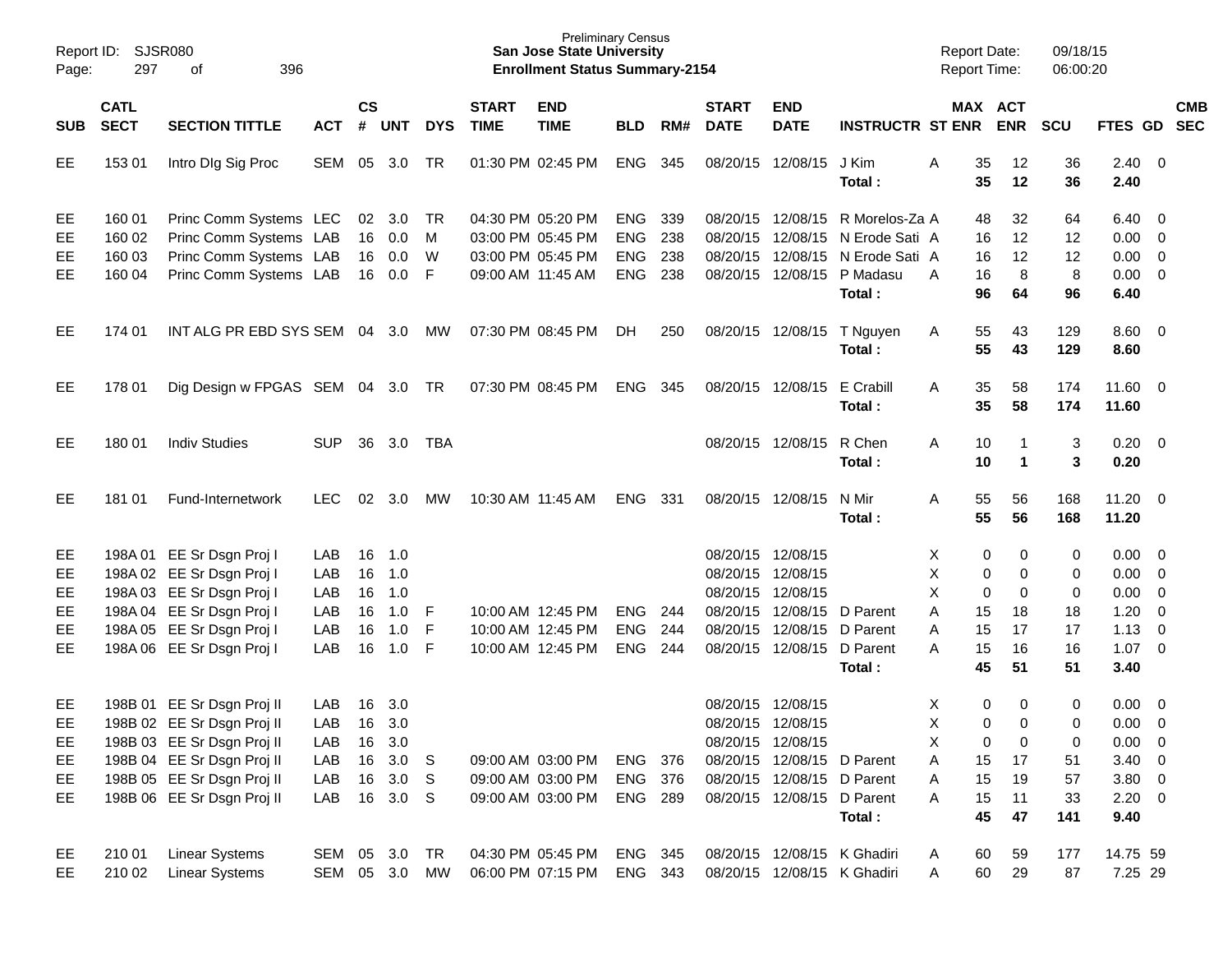Preliminary Census
**San Jose State University**
**Enrollment Status Summary-2154**

Report ID: SJSR080
Report Date: 09/18/15
Report Time: 06:00:20

| SUB | CATL SECT | SECTION TITTLE | ACT | CS # | UNT | DYS | START TIME | END TIME | BLD | RM# | START DATE | END DATE | INSTRUCTR | ST | MAX ENR | ACT ENR | SCU | FTES | GD | CMB SEC |
|---|---|---|---|---|---|---|---|---|---|---|---|---|---|---|---|---|---|---|---|---|
| EE | 153 01 | Intro DIg Sig Proc | SEM | 05 | 3.0 | TR | 01:30 PM | 02:45 PM | ENG | 345 | 08/20/15 | 12/08/15 | J Kim | A | 35 | 12 | 36 | 2.40 | 0 | |
| | | | | | | | | | | | | | **Total :** | | **35** | **12** | **36** | **2.40** | | |
| EE | 160 01 | Princ Comm Systems | LEC | 02 | 3.0 | TR | 04:30 PM | 05:20 PM | ENG | 339 | 08/20/15 | 12/08/15 | R Morelos-Za | A | 48 | 32 | 64 | 6.40 | 0 | |
| EE | 160 02 | Princ Comm Systems | LAB | 16 | 0.0 | M | 03:00 PM | 05:45 PM | ENG | 238 | 08/20/15 | 12/08/15 | N Erode Sati | A | 16 | 12 | 12 | 0.00 | 0 | |
| EE | 160 03 | Princ Comm Systems | LAB | 16 | 0.0 | W | 03:00 PM | 05:45 PM | ENG | 238 | 08/20/15 | 12/08/15 | N Erode Sati | A | 16 | 12 | 12 | 0.00 | 0 | |
| EE | 160 04 | Princ Comm Systems | LAB | 16 | 0.0 | F | 09:00 AM | 11:45 AM | ENG | 238 | 08/20/15 | 12/08/15 | P Madasu | A | 16 | 8 | 8 | 0.00 | 0 | |
| | | | | | | | | | | | | | **Total :** | | **96** | **64** | **96** | **6.40** | | |
| EE | 174 01 | INT ALG PR EBD SYS | SEM | 04 | 3.0 | MW | 07:30 PM | 08:45 PM | DH | 250 | 08/20/15 | 12/08/15 | T Nguyen | A | 55 | 43 | 129 | 8.60 | 0 | |
| | | | | | | | | | | | | | **Total :** | | **55** | **43** | **129** | **8.60** | | |
| EE | 178 01 | Dig Design w FPGAS | SEM | 04 | 3.0 | TR | 07:30 PM | 08:45 PM | ENG | 345 | 08/20/15 | 12/08/15 | E Crabill | A | 35 | 58 | 174 | 11.60 | 0 | |
| | | | | | | | | | | | | | **Total :** | | **35** | **58** | **174** | **11.60** | | |
| EE | 180 01 | Indiv Studies | SUP | 36 | 3.0 | TBA | | | | | 08/20/15 | 12/08/15 | R Chen | A | 10 | 1 | 3 | 0.20 | 0 | |
| | | | | | | | | | | | | | **Total :** | | **10** | **1** | **3** | **0.20** | | |
| EE | 181 01 | Fund-Internetwork | LEC | 02 | 3.0 | MW | 10:30 AM | 11:45 AM | ENG | 331 | 08/20/15 | 12/08/15 | N Mir | A | 55 | 56 | 168 | 11.20 | 0 | |
| | | | | | | | | | | | | | **Total :** | | **55** | **56** | **168** | **11.20** | | |
| EE | 198A 01 | EE Sr Dsgn Proj I | LAB | 16 | 1.0 | | | | | | 08/20/15 | 12/08/15 | | X | 0 | 0 | 0 | 0.00 | 0 | |
| EE | 198A 02 | EE Sr Dsgn Proj I | LAB | 16 | 1.0 | | | | | | 08/20/15 | 12/08/15 | | X | 0 | 0 | 0 | 0.00 | 0 | |
| EE | 198A 03 | EE Sr Dsgn Proj I | LAB | 16 | 1.0 | | | | | | 08/20/15 | 12/08/15 | | X | 0 | 0 | 0 | 0.00 | 0 | |
| EE | 198A 04 | EE Sr Dsgn Proj I | LAB | 16 | 1.0 | F | 10:00 AM | 12:45 PM | ENG | 244 | 08/20/15 | 12/08/15 | D Parent | A | 15 | 18 | 18 | 1.20 | 0 | |
| EE | 198A 05 | EE Sr Dsgn Proj I | LAB | 16 | 1.0 | F | 10:00 AM | 12:45 PM | ENG | 244 | 08/20/15 | 12/08/15 | D Parent | A | 15 | 17 | 17 | 1.13 | 0 | |
| EE | 198A 06 | EE Sr Dsgn Proj I | LAB | 16 | 1.0 | F | 10:00 AM | 12:45 PM | ENG | 244 | 08/20/15 | 12/08/15 | D Parent | A | 15 | 16 | 16 | 1.07 | 0 | |
| | | | | | | | | | | | | | **Total :** | | **45** | **51** | **51** | **3.40** | | |
| EE | 198B 01 | EE Sr Dsgn Proj II | LAB | 16 | 3.0 | | | | | | 08/20/15 | 12/08/15 | | X | 0 | 0 | 0 | 0.00 | 0 | |
| EE | 198B 02 | EE Sr Dsgn Proj II | LAB | 16 | 3.0 | | | | | | 08/20/15 | 12/08/15 | | X | 0 | 0 | 0 | 0.00 | 0 | |
| EE | 198B 03 | EE Sr Dsgn Proj II | LAB | 16 | 3.0 | | | | | | 08/20/15 | 12/08/15 | | X | 0 | 0 | 0 | 0.00 | 0 | |
| EE | 198B 04 | EE Sr Dsgn Proj II | LAB | 16 | 3.0 | S | 09:00 AM | 03:00 PM | ENG | 376 | 08/20/15 | 12/08/15 | D Parent | A | 15 | 17 | 51 | 3.40 | 0 | |
| EE | 198B 05 | EE Sr Dsgn Proj II | LAB | 16 | 3.0 | S | 09:00 AM | 03:00 PM | ENG | 376 | 08/20/15 | 12/08/15 | D Parent | A | 15 | 19 | 57 | 3.80 | 0 | |
| EE | 198B 06 | EE Sr Dsgn Proj II | LAB | 16 | 3.0 | S | 09:00 AM | 03:00 PM | ENG | 289 | 08/20/15 | 12/08/15 | D Parent | A | 15 | 11 | 33 | 2.20 | 0 | |
| | | | | | | | | | | | | | **Total :** | | **45** | **47** | **141** | **9.40** | | |
| EE | 210 01 | Linear Systems | SEM | 05 | 3.0 | TR | 04:30 PM | 05:45 PM | ENG | 345 | 08/20/15 | 12/08/15 | K Ghadiri | A | 60 | 59 | 177 | 14.75 | 59 | |
| EE | 210 02 | Linear Systems | SEM | 05 | 3.0 | MW | 06:00 PM | 07:15 PM | ENG | 343 | 08/20/15 | 12/08/15 | K Ghadiri | A | 60 | 29 | 87 | 7.25 | 29 | |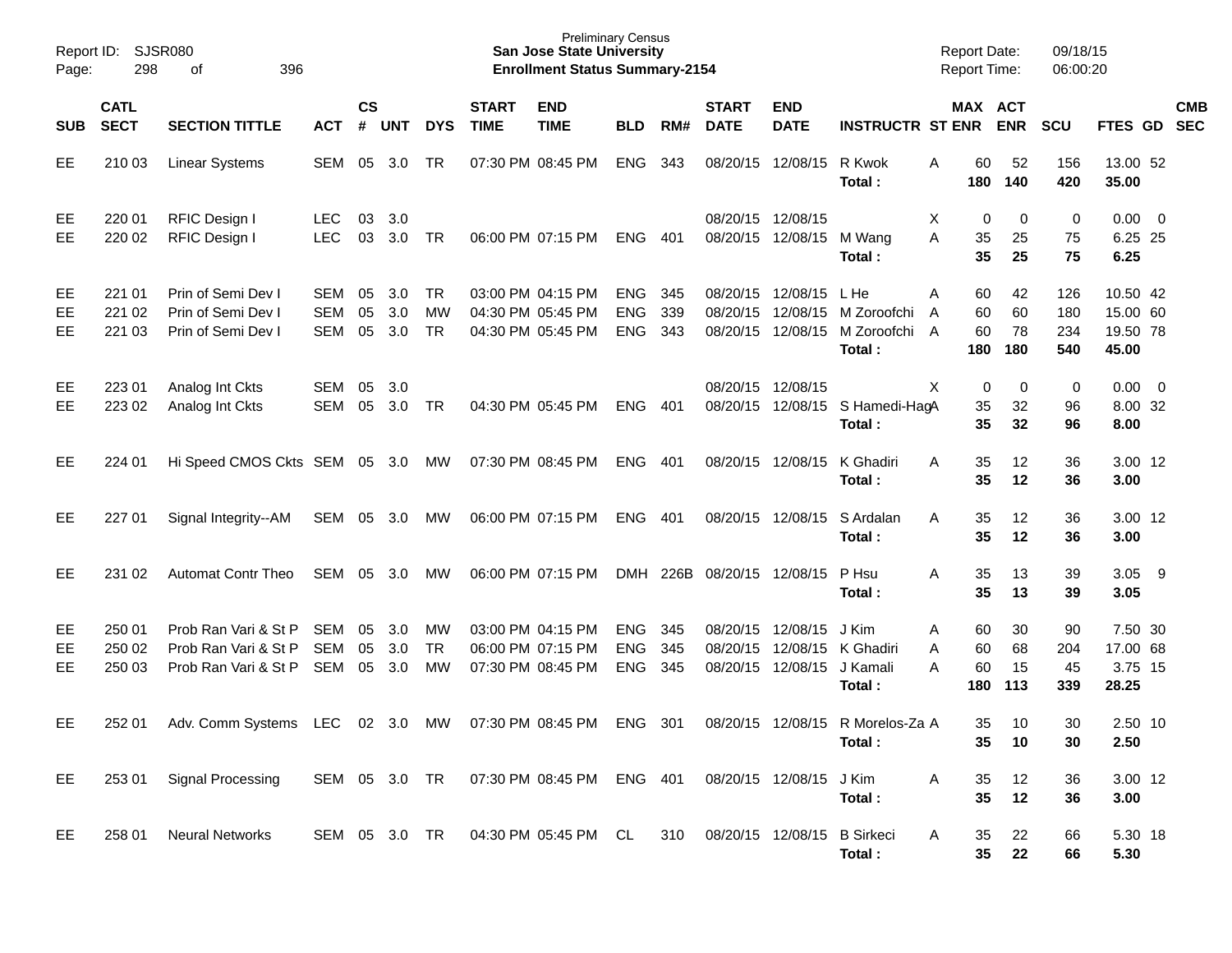Preliminary Census
**San Jose State University**
**Enrollment Status Summary-2154**

Report ID: SJSR080
Report Date: 09/18/15
Report Time: 06:00:20

| SUB | CATL SECT | SECTION TITTLE | ACT | CS # | UNT | DYS | START TIME | END TIME | BLD | RM# | START DATE | END DATE | INSTRUCTR | ST | MAX ENR | ACT ENR | SCU | FTES | GD | CMB SEC |
|---|---|---|---|---|---|---|---|---|---|---|---|---|---|---|---|---|---|---|---|---|
| EE | 210 03 | Linear Systems | SEM | 05 | 3.0 | TR | 07:30 PM | 08:45 PM | ENG | 343 | 08/20/15 | 12/08/15 | R Kwok | A | 60 | 52 | 156 | 13.00 | 52 | |
| | | | | | | | | | | | | | **Total :** | | **180** | **140** | **420** | **35.00** | | |
| EE | 220 01 | RFIC Design I | LEC | 03 | 3.0 | | | | | | 08/20/15 | 12/08/15 | | X | 0 | 0 | 0 | 0.00 | 0 | |
| EE | 220 02 | RFIC Design I | LEC | 03 | 3.0 | TR | 06:00 PM | 07:15 PM | ENG | 401 | 08/20/15 | 12/08/15 | M Wang | A | 35 | 25 | 75 | 6.25 | 25 | |
| | | | | | | | | | | | | | **Total :** | | **35** | **25** | **75** | **6.25** | | |
| EE | 221 01 | Prin of Semi Dev I | SEM | 05 | 3.0 | TR | 03:00 PM | 04:15 PM | ENG | 345 | 08/20/15 | 12/08/15 | L He | A | 60 | 42 | 126 | 10.50 | 42 | |
| EE | 221 02 | Prin of Semi Dev I | SEM | 05 | 3.0 | MW | 04:30 PM | 05:45 PM | ENG | 339 | 08/20/15 | 12/08/15 | M Zoroofchi | A | 60 | 60 | 180 | 15.00 | 60 | |
| EE | 221 03 | Prin of Semi Dev I | SEM | 05 | 3.0 | TR | 04:30 PM | 05:45 PM | ENG | 343 | 08/20/15 | 12/08/15 | M Zoroofchi | A | 60 | 78 | 234 | 19.50 | 78 | |
| | | | | | | | | | | | | | **Total :** | | **180** | **180** | **540** | **45.00** | | |
| EE | 223 01 | Analog Int Ckts | SEM | 05 | 3.0 | | | | | | 08/20/15 | 12/08/15 | | X | 0 | 0 | 0 | 0.00 | 0 | |
| EE | 223 02 | Analog Int Ckts | SEM | 05 | 3.0 | TR | 04:30 PM | 05:45 PM | ENG | 401 | 08/20/15 | 12/08/15 | S Hamedi-Hag | A | 35 | 32 | 96 | 8.00 | 32 | |
| | | | | | | | | | | | | | **Total :** | | **35** | **32** | **96** | **8.00** | | |
| EE | 224 01 | Hi Speed CMOS Ckts | SEM | 05 | 3.0 | MW | 07:30 PM | 08:45 PM | ENG | 401 | 08/20/15 | 12/08/15 | K Ghadiri | A | 35 | 12 | 36 | 3.00 | 12 | |
| | | | | | | | | | | | | | **Total :** | | **35** | **12** | **36** | **3.00** | | |
| EE | 227 01 | Signal Integrity--AM | SEM | 05 | 3.0 | MW | 06:00 PM | 07:15 PM | ENG | 401 | 08/20/15 | 12/08/15 | S Ardalan | A | 35 | 12 | 36 | 3.00 | 12 | |
| | | | | | | | | | | | | | **Total :** | | **35** | **12** | **36** | **3.00** | | |
| EE | 231 02 | Automat Contr Theo | SEM | 05 | 3.0 | MW | 06:00 PM | 07:15 PM | DMH | 226B | 08/20/15 | 12/08/15 | P Hsu | A | 35 | 13 | 39 | 3.05 | 9 | |
| | | | | | | | | | | | | | **Total :** | | **35** | **13** | **39** | **3.05** | | |
| EE | 250 01 | Prob Ran Vari & St P | SEM | 05 | 3.0 | MW | 03:00 PM | 04:15 PM | ENG | 345 | 08/20/15 | 12/08/15 | J Kim | A | 60 | 30 | 90 | 7.50 | 30 | |
| EE | 250 02 | Prob Ran Vari & St P | SEM | 05 | 3.0 | TR | 06:00 PM | 07:15 PM | ENG | 345 | 08/20/15 | 12/08/15 | K Ghadiri | A | 60 | 68 | 204 | 17.00 | 68 | |
| EE | 250 03 | Prob Ran Vari & St P | SEM | 05 | 3.0 | MW | 07:30 PM | 08:45 PM | ENG | 345 | 08/20/15 | 12/08/15 | J Kamali | A | 60 | 15 | 45 | 3.75 | 15 | |
| | | | | | | | | | | | | | **Total :** | | **180** | **113** | **339** | **28.25** | | |
| EE | 252 01 | Adv. Comm Systems | LEC | 02 | 3.0 | MW | 07:30 PM | 08:45 PM | ENG | 301 | 08/20/15 | 12/08/15 | R Morelos-Za | A | 35 | 10 | 30 | 2.50 | 10 | |
| | | | | | | | | | | | | | **Total :** | | **35** | **10** | **30** | **2.50** | | |
| EE | 253 01 | Signal Processing | SEM | 05 | 3.0 | TR | 07:30 PM | 08:45 PM | ENG | 401 | 08/20/15 | 12/08/15 | J Kim | A | 35 | 12 | 36 | 3.00 | 12 | |
| | | | | | | | | | | | | | **Total :** | | **35** | **12** | **36** | **3.00** | | |
| EE | 258 01 | Neural Networks | SEM | 05 | 3.0 | TR | 04:30 PM | 05:45 PM | CL | 310 | 08/20/15 | 12/08/15 | B Sirkeci | A | 35 | 22 | 66 | 5.30 | 18 | |
| | | | | | | | | | | | | | **Total :** | | **35** | **22** | **66** | **5.30** | | |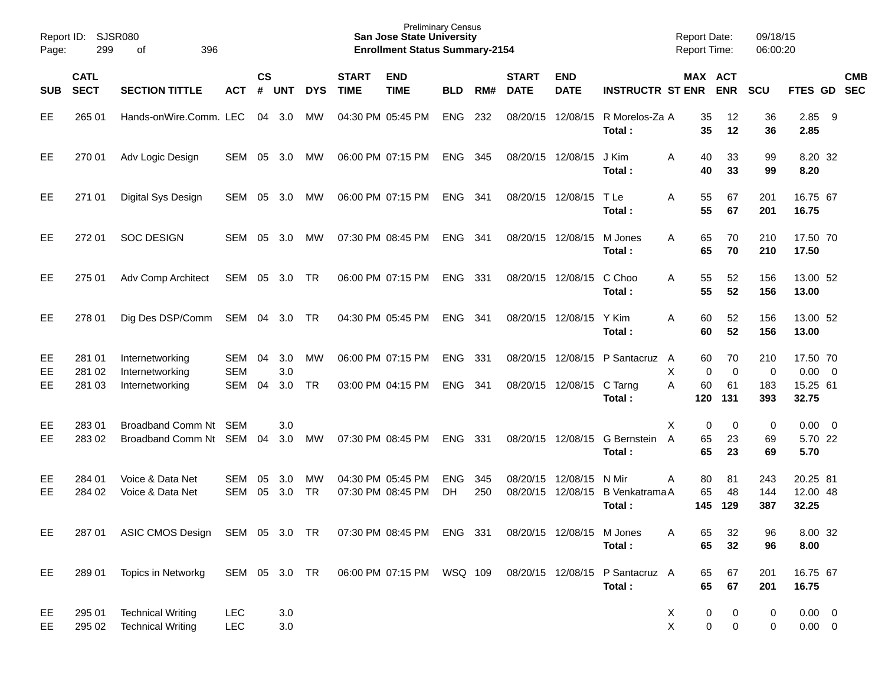| SUB | CATL SECT | SECTION TITTLE | ACT | CS # | UNT | DYS | START TIME | END TIME | BLD | RM# | START DATE | END DATE | INSTRUCTR | ST | MAX ENR | ACT ENR | SCU | FTES | GD | CMB SEC |
|---|---|---|---|---|---|---|---|---|---|---|---|---|---|---|---|---|---|---|---|---|
| EE | 265 01 | Hands-onWire.Comm. | LEC | 04 | 3.0 | MW | 04:30 PM | 05:45 PM | ENG | 232 | 08/20/15 | 12/08/15 | R Morelos-Za | A | 35 | 12 | 36 | 2.85 | 9 | |
| | | | | | | | | | | | | | **Total :** | | **35** | **12** | **36** | **2.85** | | |
| EE | 270 01 | Adv Logic Design | SEM | 05 | 3.0 | MW | 06:00 PM | 07:15 PM | ENG | 345 | 08/20/15 | 12/08/15 | J Kim | A | 40 | 33 | 99 | 8.20 | 32 | |
| | | | | | | | | | | | | | **Total :** | | **40** | **33** | **99** | **8.20** | | |
| EE | 271 01 | Digital Sys Design | SEM | 05 | 3.0 | MW | 06:00 PM | 07:15 PM | ENG | 341 | 08/20/15 | 12/08/15 | T Le | A | 55 | 67 | 201 | 16.75 | 67 | |
| | | | | | | | | | | | | | **Total :** | | **55** | **67** | **201** | **16.75** | | |
| EE | 272 01 | SOC DESIGN | SEM | 05 | 3.0 | MW | 07:30 PM | 08:45 PM | ENG | 341 | 08/20/15 | 12/08/15 | M Jones | A | 65 | 70 | 210 | 17.50 | 70 | |
| | | | | | | | | | | | | | **Total :** | | **65** | **70** | **210** | **17.50** | | |
| EE | 275 01 | Adv Comp Architect | SEM | 05 | 3.0 | TR | 06:00 PM | 07:15 PM | ENG | 331 | 08/20/15 | 12/08/15 | C Choo | A | 55 | 52 | 156 | 13.00 | 52 | |
| | | | | | | | | | | | | | **Total :** | | **55** | **52** | **156** | **13.00** | | |
| EE | 278 01 | Dig Des DSP/Comm | SEM | 04 | 3.0 | TR | 04:30 PM | 05:45 PM | ENG | 341 | 08/20/15 | 12/08/15 | Y Kim | A | 60 | 52 | 156 | 13.00 | 52 | |
| | | | | | | | | | | | | | **Total :** | | **60** | **52** | **156** | **13.00** | | |
| EE | 281 01 | Internetworking | SEM | 04 | 3.0 | MW | 06:00 PM | 07:15 PM | ENG | 331 | 08/20/15 | 12/08/15 | P Santacruz | A | 60 | 70 | 210 | 17.50 | 70 | |
| EE | 281 02 | Internetworking | SEM | | 3.0 | | | | | | | | | X | 0 | 0 | 0 | 0.00 | 0 | |
| EE | 281 03 | Internetworking | SEM | 04 | 3.0 | TR | 03:00 PM | 04:15 PM | ENG | 341 | 08/20/15 | 12/08/15 | C Tarng | A | 60 | 61 | 183 | 15.25 | 61 | |
| | | | | | | | | | | | | | **Total :** | | **120** | **131** | **393** | **32.75** | | |
| EE | 283 01 | Broadband Comm Nt | SEM | | 3.0 | | | | | | | | | X | 0 | 0 | 0 | 0.00 | 0 | |
| EE | 283 02 | Broadband Comm Nt | SEM | 04 | 3.0 | MW | 07:30 PM | 08:45 PM | ENG | 331 | 08/20/15 | 12/08/15 | G Bernstein | A | 65 | 23 | 69 | 5.70 | 22 | |
| | | | | | | | | | | | | | **Total :** | | **65** | **23** | **69** | **5.70** | | |
| EE | 284 01 | Voice & Data Net | SEM | 05 | 3.0 | MW | 04:30 PM | 05:45 PM | ENG | 345 | 08/20/15 | 12/08/15 | N Mir | A | 80 | 81 | 243 | 20.25 | 81 | |
| EE | 284 02 | Voice & Data Net | SEM | 05 | 3.0 | TR | 07:30 PM | 08:45 PM | DH | 250 | 08/20/15 | 12/08/15 | B Venkatrama | A | 65 | 48 | 144 | 12.00 | 48 | |
| | | | | | | | | | | | | | **Total :** | | **145** | **129** | **387** | **32.25** | | |
| EE | 287 01 | ASIC CMOS Design | SEM | 05 | 3.0 | TR | 07:30 PM | 08:45 PM | ENG | 331 | 08/20/15 | 12/08/15 | M Jones | A | 65 | 32 | 96 | 8.00 | 32 | |
| | | | | | | | | | | | | | **Total :** | | **65** | **32** | **96** | **8.00** | | |
| EE | 289 01 | Topics in Networkg | SEM | 05 | 3.0 | TR | 06:00 PM | 07:15 PM | WSQ | 109 | 08/20/15 | 12/08/15 | P Santacruz | A | 65 | 67 | 201 | 16.75 | 67 | |
| | | | | | | | | | | | | | **Total :** | | **65** | **67** | **201** | **16.75** | | |
| EE | 295 01 | Technical Writing | LEC | | 3.0 | | | | | | | | | X | 0 | 0 | 0 | 0.00 | 0 | |
| EE | 295 02 | Technical Writing | LEC | | 3.0 | | | | | | | | | X | 0 | 0 | 0 | 0.00 | 0 | |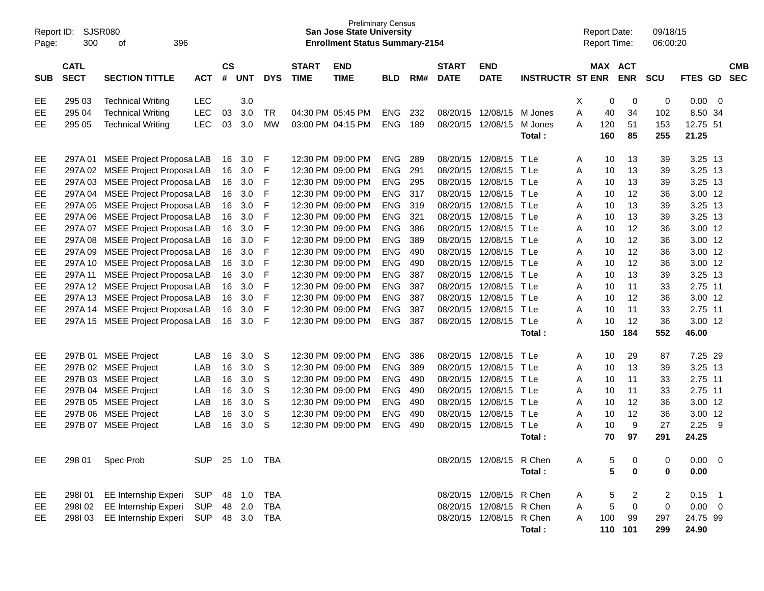Preliminary Census
**San Jose State University**
**Enrollment Status Summary-2154**

Report ID: SJSR080
Report Date: 09/18/15
Report Time: 06:00:20

| SUB | CATL SECT | SECTION TITTLE | ACT | CS # | UNT | DYS | START TIME | END TIME | BLD | RM# | START DATE | END DATE | INSTRUCTR | ST | MAX ENR | ACT ENR | SCU | FTES | GD | CMB SEC |
|---|---|---|---|---|---|---|---|---|---|---|---|---|---|---|---|---|---|---|---|---|
| EE | 295 03 | Technical Writing | LEC | | 3.0 | | | | | | | | | X | 0 | 0 | 0 | 0.00 | 0 | |
| EE | 295 04 | Technical Writing | LEC | 03 | 3.0 | TR | 04:30 PM | 05:45 PM | ENG | 232 | 08/20/15 | 12/08/15 | M Jones | A | 40 | 34 | 102 | 8.50 | 34 | |
| EE | 295 05 | Technical Writing | LEC | 03 | 3.0 | MW | 03:00 PM | 04:15 PM | ENG | 189 | 08/20/15 | 12/08/15 | M Jones | A | 120 | 51 | 153 | 12.75 | 51 | |
| | | | | | | | | | | | | | **Total :** | | **160** | **85** | **255** | **21.25** | | |
| EE | 297A 01 | MSEE Project Proposa | LAB | 16 | 3.0 | F | 12:30 PM | 09:00 PM | ENG | 289 | 08/20/15 | 12/08/15 | T Le | A | 10 | 13 | 39 | 3.25 | 13 | |
| EE | 297A 02 | MSEE Project Proposa | LAB | 16 | 3.0 | F | 12:30 PM | 09:00 PM | ENG | 291 | 08/20/15 | 12/08/15 | T Le | A | 10 | 13 | 39 | 3.25 | 13 | |
| EE | 297A 03 | MSEE Project Proposa | LAB | 16 | 3.0 | F | 12:30 PM | 09:00 PM | ENG | 295 | 08/20/15 | 12/08/15 | T Le | A | 10 | 13 | 39 | 3.25 | 13 | |
| EE | 297A 04 | MSEE Project Proposa | LAB | 16 | 3.0 | F | 12:30 PM | 09:00 PM | ENG | 317 | 08/20/15 | 12/08/15 | T Le | A | 10 | 12 | 36 | 3.00 | 12 | |
| EE | 297A 05 | MSEE Project Proposa | LAB | 16 | 3.0 | F | 12:30 PM | 09:00 PM | ENG | 319 | 08/20/15 | 12/08/15 | T Le | A | 10 | 13 | 39 | 3.25 | 13 | |
| EE | 297A 06 | MSEE Project Proposa | LAB | 16 | 3.0 | F | 12:30 PM | 09:00 PM | ENG | 321 | 08/20/15 | 12/08/15 | T Le | A | 10 | 13 | 39 | 3.25 | 13 | |
| EE | 297A 07 | MSEE Project Proposa | LAB | 16 | 3.0 | F | 12:30 PM | 09:00 PM | ENG | 386 | 08/20/15 | 12/08/15 | T Le | A | 10 | 12 | 36 | 3.00 | 12 | |
| EE | 297A 08 | MSEE Project Proposa | LAB | 16 | 3.0 | F | 12:30 PM | 09:00 PM | ENG | 389 | 08/20/15 | 12/08/15 | T Le | A | 10 | 12 | 36 | 3.00 | 12 | |
| EE | 297A 09 | MSEE Project Proposa | LAB | 16 | 3.0 | F | 12:30 PM | 09:00 PM | ENG | 490 | 08/20/15 | 12/08/15 | T Le | A | 10 | 12 | 36 | 3.00 | 12 | |
| EE | 297A 10 | MSEE Project Proposa | LAB | 16 | 3.0 | F | 12:30 PM | 09:00 PM | ENG | 490 | 08/20/15 | 12/08/15 | T Le | A | 10 | 12 | 36 | 3.00 | 12 | |
| EE | 297A 11 | MSEE Project Proposa | LAB | 16 | 3.0 | F | 12:30 PM | 09:00 PM | ENG | 387 | 08/20/15 | 12/08/15 | T Le | A | 10 | 13 | 39 | 3.25 | 13 | |
| EE | 297A 12 | MSEE Project Proposa | LAB | 16 | 3.0 | F | 12:30 PM | 09:00 PM | ENG | 387 | 08/20/15 | 12/08/15 | T Le | A | 10 | 11 | 33 | 2.75 | 11 | |
| EE | 297A 13 | MSEE Project Proposa | LAB | 16 | 3.0 | F | 12:30 PM | 09:00 PM | ENG | 387 | 08/20/15 | 12/08/15 | T Le | A | 10 | 12 | 36 | 3.00 | 12 | |
| EE | 297A 14 | MSEE Project Proposa | LAB | 16 | 3.0 | F | 12:30 PM | 09:00 PM | ENG | 387 | 08/20/15 | 12/08/15 | T Le | A | 10 | 11 | 33 | 2.75 | 11 | |
| EE | 297A 15 | MSEE Project Proposa | LAB | 16 | 3.0 | F | 12:30 PM | 09:00 PM | ENG | 387 | 08/20/15 | 12/08/15 | T Le | A | 10 | 12 | 36 | 3.00 | 12 | |
| | | | | | | | | | | | | | **Total :** | | **150** | **184** | **552** | **46.00** | | |
| EE | 297B 01 | MSEE Project | LAB | 16 | 3.0 | S | 12:30 PM | 09:00 PM | ENG | 386 | 08/20/15 | 12/08/15 | T Le | A | 10 | 29 | 87 | 7.25 | 29 | |
| EE | 297B 02 | MSEE Project | LAB | 16 | 3.0 | S | 12:30 PM | 09:00 PM | ENG | 389 | 08/20/15 | 12/08/15 | T Le | A | 10 | 13 | 39 | 3.25 | 13 | |
| EE | 297B 03 | MSEE Project | LAB | 16 | 3.0 | S | 12:30 PM | 09:00 PM | ENG | 490 | 08/20/15 | 12/08/15 | T Le | A | 10 | 11 | 33 | 2.75 | 11 | |
| EE | 297B 04 | MSEE Project | LAB | 16 | 3.0 | S | 12:30 PM | 09:00 PM | ENG | 490 | 08/20/15 | 12/08/15 | T Le | A | 10 | 11 | 33 | 2.75 | 11 | |
| EE | 297B 05 | MSEE Project | LAB | 16 | 3.0 | S | 12:30 PM | 09:00 PM | ENG | 490 | 08/20/15 | 12/08/15 | T Le | A | 10 | 12 | 36 | 3.00 | 12 | |
| EE | 297B 06 | MSEE Project | LAB | 16 | 3.0 | S | 12:30 PM | 09:00 PM | ENG | 490 | 08/20/15 | 12/08/15 | T Le | A | 10 | 12 | 36 | 3.00 | 12 | |
| EE | 297B 07 | MSEE Project | LAB | 16 | 3.0 | S | 12:30 PM | 09:00 PM | ENG | 490 | 08/20/15 | 12/08/15 | T Le | A | 10 | 9 | 27 | 2.25 | 9 | |
| | | | | | | | | | | | | | **Total :** | | **70** | **97** | **291** | **24.25** | | |
| EE | 298 01 | Spec Prob | SUP | 25 | 1.0 | TBA | | | | | 08/20/15 | 12/08/15 | R Chen | A | 5 | 0 | 0 | 0.00 | 0 | |
| | | | | | | | | | | | | | **Total :** | | **5** | **0** | **0** | **0.00** | | |
| EE | 298I 01 | EE Internship Experi | SUP | 48 | 1.0 | TBA | | | | | 08/20/15 | 12/08/15 | R Chen | A | 5 | 2 | 2 | 0.15 | 1 | |
| EE | 298I 02 | EE Internship Experi | SUP | 48 | 2.0 | TBA | | | | | 08/20/15 | 12/08/15 | R Chen | A | 5 | 0 | 0 | 0.00 | 0 | |
| EE | 298I 03 | EE Internship Experi | SUP | 48 | 3.0 | TBA | | | | | 08/20/15 | 12/08/15 | R Chen | A | 100 | 99 | 297 | 24.75 | 99 | |
| | | | | | | | | | | | | | **Total :** | | **110** | **101** | **299** | **24.90** | | |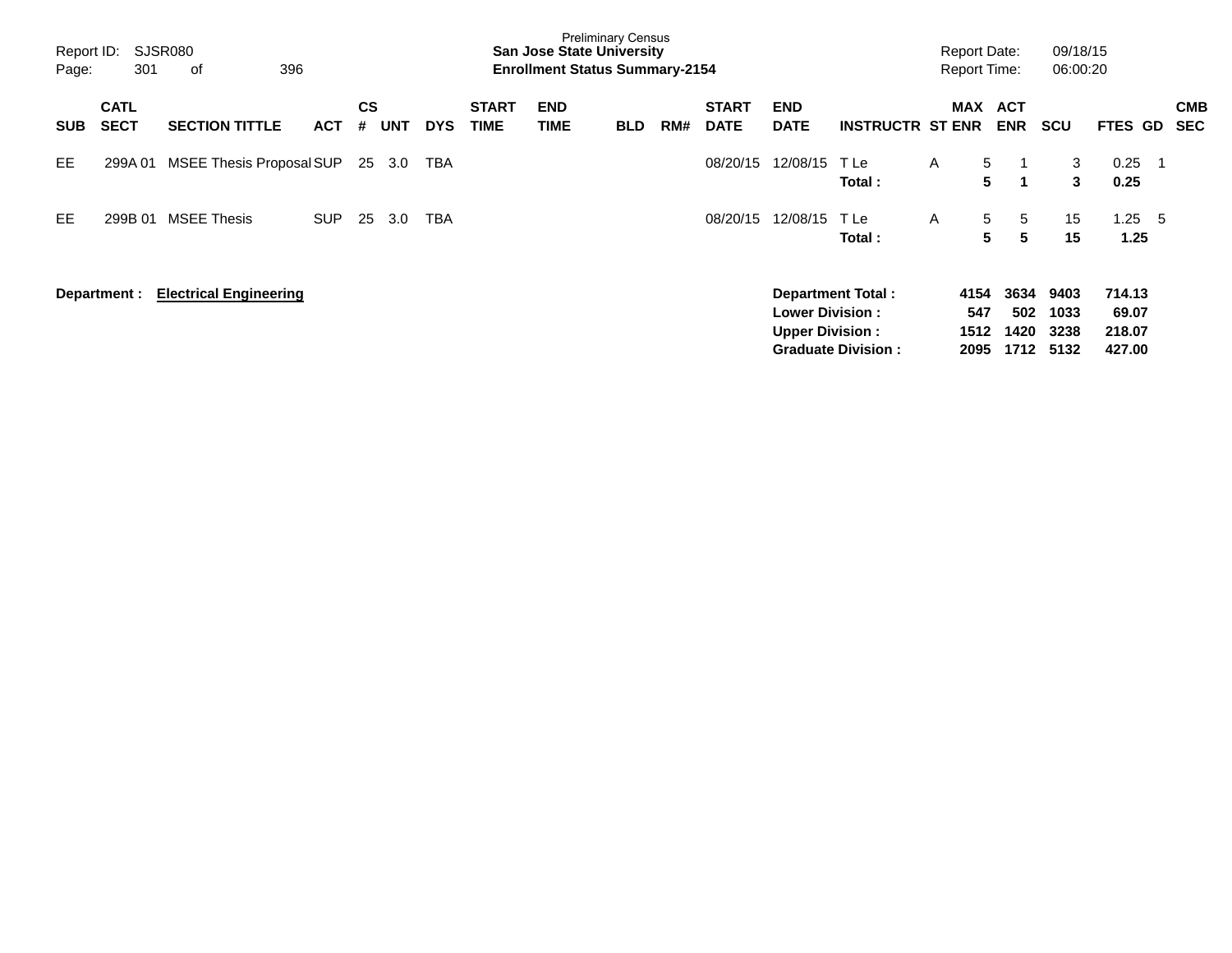Preliminary Census
**San Jose State University**
**Enrollment Status Summary-2154**

Report ID: SJSR080
Report Date: 09/18/15
Report Time: 06:00:20

| SUB | CATL SECT | SECTION TITTLE | ACT | CS # | UNT | DYS | START TIME | END TIME | BLD | RM# | START DATE | END DATE | INSTRUCTR | ST | MAX ENR | ACT ENR | SCU | FTES | GD | CMB SEC |
|---|---|---|---|---|---|---|---|---|---|---|---|---|---|---|---|---|---|---|---|---|
| EE | 299A 01 | MSEE Thesis Proposal | SUP | 25 | 3.0 | TBA | | | | | 08/20/15 | 12/08/15 | T Le | A | 5 | 1 | 3 | 0.25 | 1 | |
| | | | | | | | | | | | | | **Total :** | | **5** | **1** | **3** | **0.25** | | |
| EE | 299B 01 | MSEE Thesis | SUP | 25 | 3.0 | TBA | | | | | 08/20/15 | 12/08/15 | T Le | A | 5 | 5 | 15 | 1.25 | 5 | |
| | | | | | | | | | | | | | **Total :** | | **5** | **5** | **15** | **1.25** | | |

**Department :** **Electrical Engineering**

| | MAX ENR | ACT ENR | SCU | FTES |
|---|---|---|---|---|
| **Department Total :** | **4154** | **3634** | **9403** | **714.13** |
| **Lower Division :** | **547** | **502** | **1033** | **69.07** |
| **Upper Division :** | **1512** | **1420** | **3238** | **218.07** |
| **Graduate Division :** | **2095** | **1712** | **5132** | **427.00** |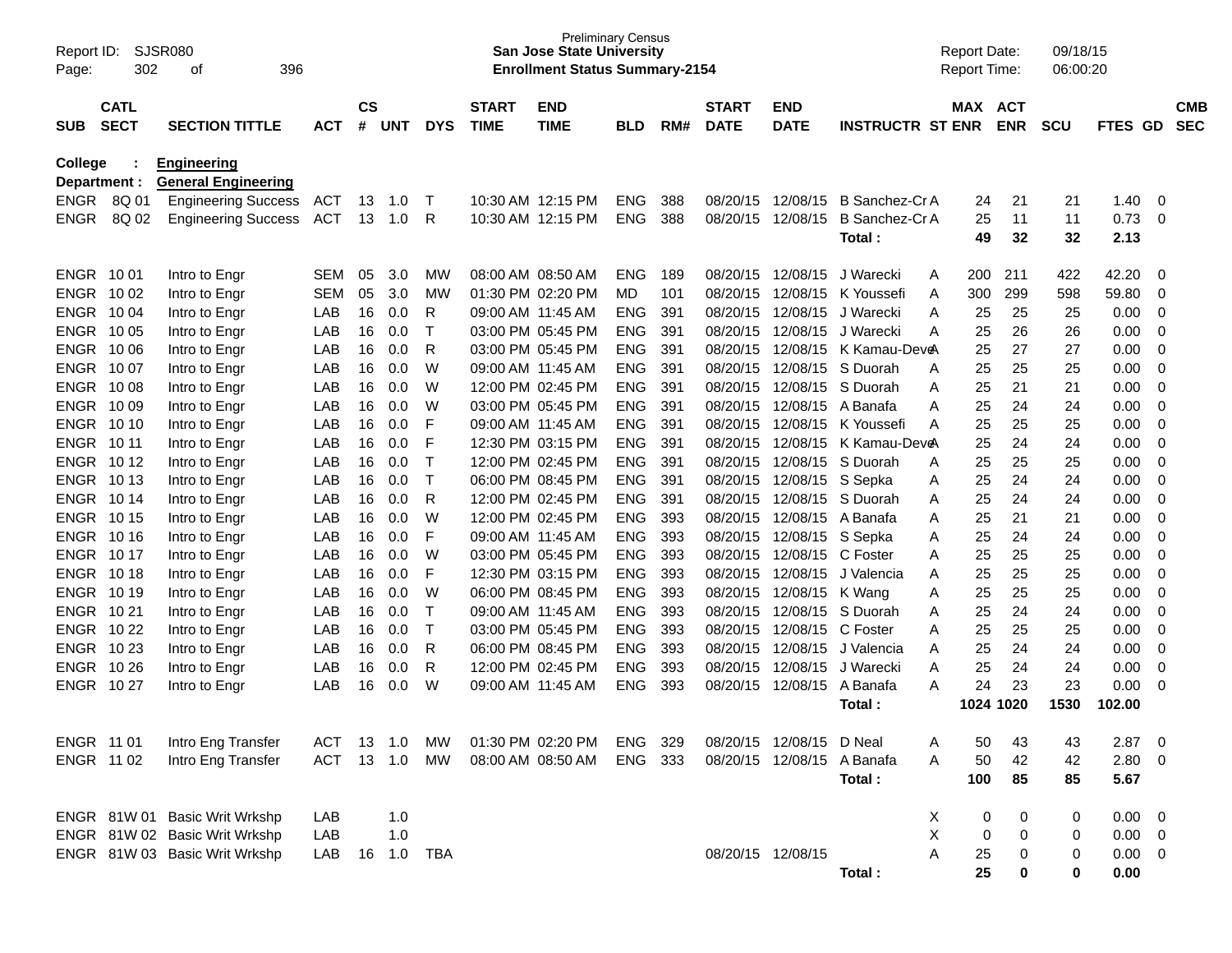Preliminary Census
**San Jose State University**
**Enrollment Status Summary-2154**

Report ID: SJSR080
Report Date: 09/18/15
Report Time: 06:00:20

**College : Engineering**
**Department : General Engineering**

| SUB | CATL SECT | SECTION TITTLE | ACT | CS # | UNT | DYS | START TIME | END TIME | BLD | RM# | START DATE | END DATE | INSTRUCTR | ST | MAX ENR | ACT ENR | SCU | FTES | GD | CMB SEC |
|---|---|---|---|---|---|---|---|---|---|---|---|---|---|---|---|---|---|---|---|---|
| ENGR | 8Q 01 | Engineering Success | ACT | 13 | 1.0 | T | 10:30 AM | 12:15 PM | ENG | 388 | 08/20/15 | 12/08/15 | B Sanchez-Cr | A | 24 | 21 | 21 | 1.40 | 0 | |
| ENGR | 8Q 02 | Engineering Success | ACT | 13 | 1.0 | R | 10:30 AM | 12:15 PM | ENG | 388 | 08/20/15 | 12/08/15 | B Sanchez-Cr | A | 25 | 11 | 11 | 0.73 | 0 | |
| | | | | | | | | | | | | | **Total :** | | **49** | **32** | **32** | **2.13** | | |
| ENGR | 10 01 | Intro to Engr | SEM | 05 | 3.0 | MW | 08:00 AM | 08:50 AM | ENG | 189 | 08/20/15 | 12/08/15 | J Warecki | A | 200 | 211 | 422 | 42.20 | 0 | |
| ENGR | 10 02 | Intro to Engr | SEM | 05 | 3.0 | MW | 01:30 PM | 02:20 PM | MD | 101 | 08/20/15 | 12/08/15 | K Youssefi | A | 300 | 299 | 598 | 59.80 | 0 | |
| ENGR | 10 04 | Intro to Engr | LAB | 16 | 0.0 | R | 09:00 AM | 11:45 AM | ENG | 391 | 08/20/15 | 12/08/15 | J Warecki | A | 25 | 25 | 25 | 0.00 | 0 | |
| ENGR | 10 05 | Intro to Engr | LAB | 16 | 0.0 | T | 03:00 PM | 05:45 PM | ENG | 391 | 08/20/15 | 12/08/15 | J Warecki | A | 25 | 26 | 26 | 0.00 | 0 | |
| ENGR | 10 06 | Intro to Engr | LAB | 16 | 0.0 | R | 03:00 PM | 05:45 PM | ENG | 391 | 08/20/15 | 12/08/15 | K Kamau-Deve | A | 25 | 27 | 27 | 0.00 | 0 | |
| ENGR | 10 07 | Intro to Engr | LAB | 16 | 0.0 | W | 09:00 AM | 11:45 AM | ENG | 391 | 08/20/15 | 12/08/15 | S Duorah | A | 25 | 25 | 25 | 0.00 | 0 | |
| ENGR | 10 08 | Intro to Engr | LAB | 16 | 0.0 | W | 12:00 PM | 02:45 PM | ENG | 391 | 08/20/15 | 12/08/15 | S Duorah | A | 25 | 21 | 21 | 0.00 | 0 | |
| ENGR | 10 09 | Intro to Engr | LAB | 16 | 0.0 | W | 03:00 PM | 05:45 PM | ENG | 391 | 08/20/15 | 12/08/15 | A Banafa | A | 25 | 24 | 24 | 0.00 | 0 | |
| ENGR | 10 10 | Intro to Engr | LAB | 16 | 0.0 | F | 09:00 AM | 11:45 AM | ENG | 391 | 08/20/15 | 12/08/15 | K Youssefi | A | 25 | 25 | 25 | 0.00 | 0 | |
| ENGR | 10 11 | Intro to Engr | LAB | 16 | 0.0 | F | 12:30 PM | 03:15 PM | ENG | 391 | 08/20/15 | 12/08/15 | K Kamau-Deve | A | 25 | 24 | 24 | 0.00 | 0 | |
| ENGR | 10 12 | Intro to Engr | LAB | 16 | 0.0 | T | 12:00 PM | 02:45 PM | ENG | 391 | 08/20/15 | 12/08/15 | S Duorah | A | 25 | 25 | 25 | 0.00 | 0 | |
| ENGR | 10 13 | Intro to Engr | LAB | 16 | 0.0 | T | 06:00 PM | 08:45 PM | ENG | 391 | 08/20/15 | 12/08/15 | S Sepka | A | 25 | 24 | 24 | 0.00 | 0 | |
| ENGR | 10 14 | Intro to Engr | LAB | 16 | 0.0 | R | 12:00 PM | 02:45 PM | ENG | 391 | 08/20/15 | 12/08/15 | S Duorah | A | 25 | 24 | 24 | 0.00 | 0 | |
| ENGR | 10 15 | Intro to Engr | LAB | 16 | 0.0 | W | 12:00 PM | 02:45 PM | ENG | 393 | 08/20/15 | 12/08/15 | A Banafa | A | 25 | 21 | 21 | 0.00 | 0 | |
| ENGR | 10 16 | Intro to Engr | LAB | 16 | 0.0 | F | 09:00 AM | 11:45 AM | ENG | 393 | 08/20/15 | 12/08/15 | S Sepka | A | 25 | 24 | 24 | 0.00 | 0 | |
| ENGR | 10 17 | Intro to Engr | LAB | 16 | 0.0 | W | 03:00 PM | 05:45 PM | ENG | 393 | 08/20/15 | 12/08/15 | C Foster | A | 25 | 25 | 25 | 0.00 | 0 | |
| ENGR | 10 18 | Intro to Engr | LAB | 16 | 0.0 | F | 12:30 PM | 03:15 PM | ENG | 393 | 08/20/15 | 12/08/15 | J Valencia | A | 25 | 25 | 25 | 0.00 | 0 | |
| ENGR | 10 19 | Intro to Engr | LAB | 16 | 0.0 | W | 06:00 PM | 08:45 PM | ENG | 393 | 08/20/15 | 12/08/15 | K Wang | A | 25 | 25 | 25 | 0.00 | 0 | |
| ENGR | 10 21 | Intro to Engr | LAB | 16 | 0.0 | T | 09:00 AM | 11:45 AM | ENG | 393 | 08/20/15 | 12/08/15 | S Duorah | A | 25 | 24 | 24 | 0.00 | 0 | |
| ENGR | 10 22 | Intro to Engr | LAB | 16 | 0.0 | T | 03:00 PM | 05:45 PM | ENG | 393 | 08/20/15 | 12/08/15 | C Foster | A | 25 | 25 | 25 | 0.00 | 0 | |
| ENGR | 10 23 | Intro to Engr | LAB | 16 | 0.0 | R | 06:00 PM | 08:45 PM | ENG | 393 | 08/20/15 | 12/08/15 | J Valencia | A | 25 | 24 | 24 | 0.00 | 0 | |
| ENGR | 10 26 | Intro to Engr | LAB | 16 | 0.0 | R | 12:00 PM | 02:45 PM | ENG | 393 | 08/20/15 | 12/08/15 | J Warecki | A | 25 | 24 | 24 | 0.00 | 0 | |
| ENGR | 10 27 | Intro to Engr | LAB | 16 | 0.0 | W | 09:00 AM | 11:45 AM | ENG | 393 | 08/20/15 | 12/08/15 | A Banafa | A | 24 | 23 | 23 | 0.00 | 0 | |
| | | | | | | | | | | | | | **Total :** | | **1024** | **1020** | **1530** | **102.00** | | |
| ENGR | 11 01 | Intro Eng Transfer | ACT | 13 | 1.0 | MW | 01:30 PM | 02:20 PM | ENG | 329 | 08/20/15 | 12/08/15 | D Neal | A | 50 | 43 | 43 | 2.87 | 0 | |
| ENGR | 11 02 | Intro Eng Transfer | ACT | 13 | 1.0 | MW | 08:00 AM | 08:50 AM | ENG | 333 | 08/20/15 | 12/08/15 | A Banafa | A | 50 | 42 | 42 | 2.80 | 0 | |
| | | | | | | | | | | | | | **Total :** | | **100** | **85** | **85** | **5.67** | | |
| ENGR | 81W 01 | Basic Writ Wrkshp | LAB | | 1.0 | | | | | | | | | X | 0 | 0 | 0 | 0.00 | 0 | |
| ENGR | 81W 02 | Basic Writ Wrkshp | LAB | | 1.0 | | | | | | | | | X | 0 | 0 | 0 | 0.00 | 0 | |
| ENGR | 81W 03 | Basic Writ Wrkshp | LAB | 16 | 1.0 | TBA | | | | | 08/20/15 | 12/08/15 | | A | 25 | 0 | 0 | 0.00 | 0 | |
| | | | | | | | | | | | | | **Total :** | | **25** | **0** | **0** | **0.00** | | |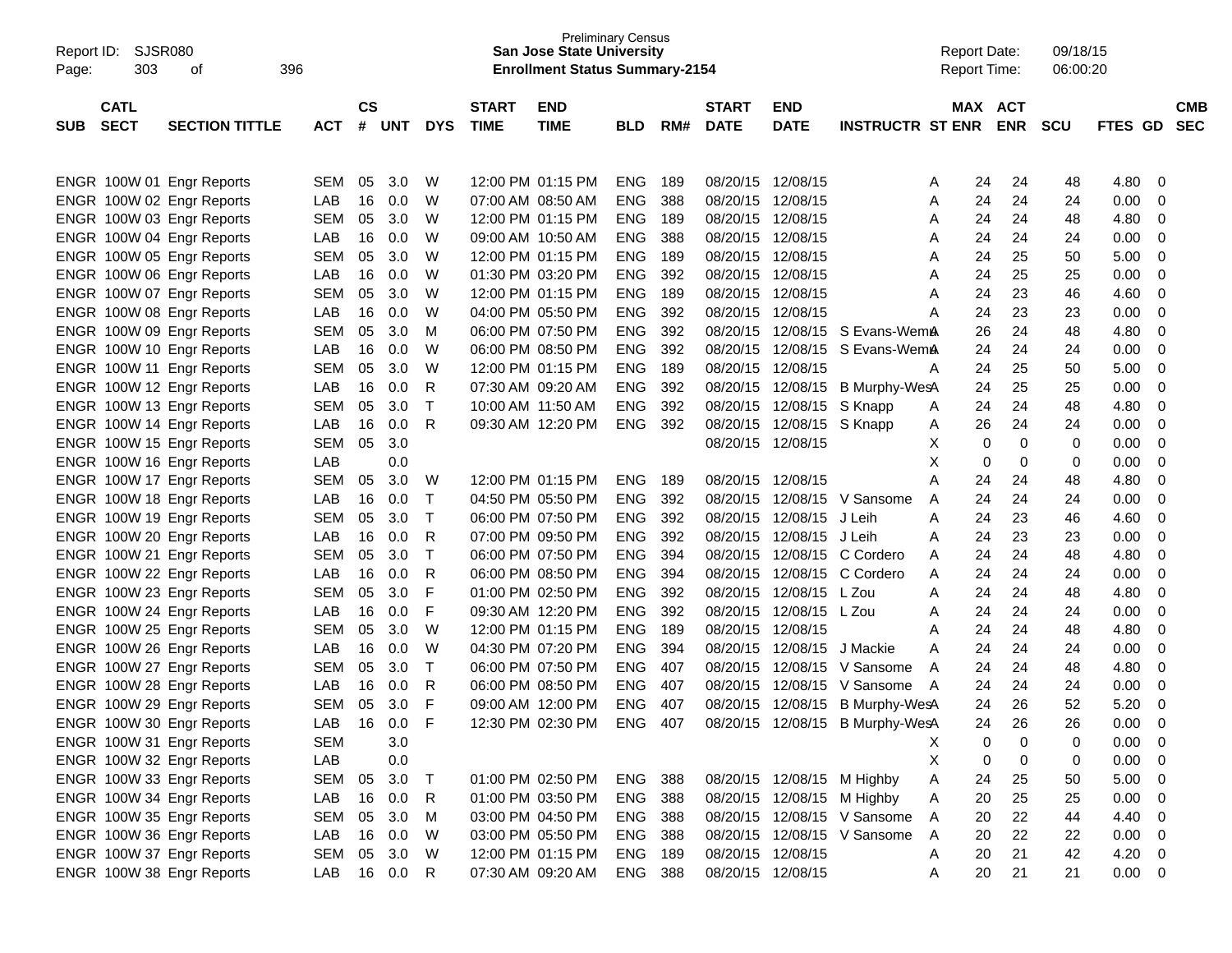Preliminary Census
**San Jose State University**
**Enrollment Status Summary-2154**

Report ID: SJSR080
Report Date: 09/18/15
Report Time: 06:00:20

| SUB | CATL SECT | SECTION TITTLE | ACT | CS # | UNT | DYS | START TIME | END TIME | BLD | RM# | START DATE | END DATE | INSTRUCTR | ST | MAX ENR | ACT ENR | SCU | FTES | GD | CMB SEC |
|---|---|---|---|---|---|---|---|---|---|---|---|---|---|---|---|---|---|---|---|---|
| ENGR | 100W 01 | Engr Reports | SEM | 05 | 3.0 | W | 12:00 PM | 01:15 PM | ENG | 189 | 08/20/15 | 12/08/15 | | A | 24 | 24 | 48 | 4.80 | 0 | |
| ENGR | 100W 02 | Engr Reports | LAB | 16 | 0.0 | W | 07:00 AM | 08:50 AM | ENG | 388 | 08/20/15 | 12/08/15 | | A | 24 | 24 | 24 | 0.00 | 0 | |
| ENGR | 100W 03 | Engr Reports | SEM | 05 | 3.0 | W | 12:00 PM | 01:15 PM | ENG | 189 | 08/20/15 | 12/08/15 | | A | 24 | 24 | 48 | 4.80 | 0 | |
| ENGR | 100W 04 | Engr Reports | LAB | 16 | 0.0 | W | 09:00 AM | 10:50 AM | ENG | 388 | 08/20/15 | 12/08/15 | | A | 24 | 24 | 24 | 0.00 | 0 | |
| ENGR | 100W 05 | Engr Reports | SEM | 05 | 3.0 | W | 12:00 PM | 01:15 PM | ENG | 189 | 08/20/15 | 12/08/15 | | A | 24 | 25 | 50 | 5.00 | 0 | |
| ENGR | 100W 06 | Engr Reports | LAB | 16 | 0.0 | W | 01:30 PM | 03:20 PM | ENG | 392 | 08/20/15 | 12/08/15 | | A | 24 | 25 | 25 | 0.00 | 0 | |
| ENGR | 100W 07 | Engr Reports | SEM | 05 | 3.0 | W | 12:00 PM | 01:15 PM | ENG | 189 | 08/20/15 | 12/08/15 | | A | 24 | 23 | 46 | 4.60 | 0 | |
| ENGR | 100W 08 | Engr Reports | LAB | 16 | 0.0 | W | 04:00 PM | 05:50 PM | ENG | 392 | 08/20/15 | 12/08/15 | | A | 24 | 23 | 23 | 0.00 | 0 | |
| ENGR | 100W 09 | Engr Reports | SEM | 05 | 3.0 | M | 06:00 PM | 07:50 PM | ENG | 392 | 08/20/15 | 12/08/15 | S Evans-Wern | A | 26 | 24 | 48 | 4.80 | 0 | |
| ENGR | 100W 10 | Engr Reports | LAB | 16 | 0.0 | W | 06:00 PM | 08:50 PM | ENG | 392 | 08/20/15 | 12/08/15 | S Evans-Wern | A | 24 | 24 | 24 | 0.00 | 0 | |
| ENGR | 100W 11 | Engr Reports | SEM | 05 | 3.0 | W | 12:00 PM | 01:15 PM | ENG | 189 | 08/20/15 | 12/08/15 | | A | 24 | 25 | 50 | 5.00 | 0 | |
| ENGR | 100W 12 | Engr Reports | LAB | 16 | 0.0 | R | 07:30 AM | 09:20 AM | ENG | 392 | 08/20/15 | 12/08/15 | B Murphy-Wes | A | 24 | 25 | 25 | 0.00 | 0 | |
| ENGR | 100W 13 | Engr Reports | SEM | 05 | 3.0 | T | 10:00 AM | 11:50 AM | ENG | 392 | 08/20/15 | 12/08/15 | S Knapp | A | 24 | 24 | 48 | 4.80 | 0 | |
| ENGR | 100W 14 | Engr Reports | LAB | 16 | 0.0 | R | 09:30 AM | 12:20 PM | ENG | 392 | 08/20/15 | 12/08/15 | S Knapp | A | 26 | 24 | 24 | 0.00 | 0 | |
| ENGR | 100W 15 | Engr Reports | SEM | 05 | 3.0 | | | | | | 08/20/15 | 12/08/15 | | X | 0 | 0 | 0 | 0.00 | 0 | |
| ENGR | 100W 16 | Engr Reports | LAB | | 0.0 | | | | | | | | | X | 0 | 0 | 0 | 0.00 | 0 | |
| ENGR | 100W 17 | Engr Reports | SEM | 05 | 3.0 | W | 12:00 PM | 01:15 PM | ENG | 189 | 08/20/15 | 12/08/15 | | A | 24 | 24 | 48 | 4.80 | 0 | |
| ENGR | 100W 18 | Engr Reports | LAB | 16 | 0.0 | T | 04:50 PM | 05:50 PM | ENG | 392 | 08/20/15 | 12/08/15 | V Sansome | A | 24 | 24 | 24 | 0.00 | 0 | |
| ENGR | 100W 19 | Engr Reports | SEM | 05 | 3.0 | T | 06:00 PM | 07:50 PM | ENG | 392 | 08/20/15 | 12/08/15 | J Leih | A | 24 | 23 | 46 | 4.60 | 0 | |
| ENGR | 100W 20 | Engr Reports | LAB | 16 | 0.0 | R | 07:00 PM | 09:50 PM | ENG | 392 | 08/20/15 | 12/08/15 | J Leih | A | 24 | 23 | 23 | 0.00 | 0 | |
| ENGR | 100W 21 | Engr Reports | SEM | 05 | 3.0 | T | 06:00 PM | 07:50 PM | ENG | 394 | 08/20/15 | 12/08/15 | C Cordero | A | 24 | 24 | 48 | 4.80 | 0 | |
| ENGR | 100W 22 | Engr Reports | LAB | 16 | 0.0 | R | 06:00 PM | 08:50 PM | ENG | 394 | 08/20/15 | 12/08/15 | C Cordero | A | 24 | 24 | 24 | 0.00 | 0 | |
| ENGR | 100W 23 | Engr Reports | SEM | 05 | 3.0 | F | 01:00 PM | 02:50 PM | ENG | 392 | 08/20/15 | 12/08/15 | L Zou | A | 24 | 24 | 48 | 4.80 | 0 | |
| ENGR | 100W 24 | Engr Reports | LAB | 16 | 0.0 | F | 09:30 AM | 12:20 PM | ENG | 392 | 08/20/15 | 12/08/15 | L Zou | A | 24 | 24 | 24 | 0.00 | 0 | |
| ENGR | 100W 25 | Engr Reports | SEM | 05 | 3.0 | W | 12:00 PM | 01:15 PM | ENG | 189 | 08/20/15 | 12/08/15 | | A | 24 | 24 | 48 | 4.80 | 0 | |
| ENGR | 100W 26 | Engr Reports | LAB | 16 | 0.0 | W | 04:30 PM | 07:20 PM | ENG | 394 | 08/20/15 | 12/08/15 | J Mackie | A | 24 | 24 | 24 | 0.00 | 0 | |
| ENGR | 100W 27 | Engr Reports | SEM | 05 | 3.0 | T | 06:00 PM | 07:50 PM | ENG | 407 | 08/20/15 | 12/08/15 | V Sansome | A | 24 | 24 | 48 | 4.80 | 0 | |
| ENGR | 100W 28 | Engr Reports | LAB | 16 | 0.0 | R | 06:00 PM | 08:50 PM | ENG | 407 | 08/20/15 | 12/08/15 | V Sansome | A | 24 | 24 | 24 | 0.00 | 0 | |
| ENGR | 100W 29 | Engr Reports | SEM | 05 | 3.0 | F | 09:00 AM | 12:00 PM | ENG | 407 | 08/20/15 | 12/08/15 | B Murphy-Wes | A | 24 | 26 | 52 | 5.20 | 0 | |
| ENGR | 100W 30 | Engr Reports | LAB | 16 | 0.0 | F | 12:30 PM | 02:30 PM | ENG | 407 | 08/20/15 | 12/08/15 | B Murphy-Wes | A | 24 | 26 | 26 | 0.00 | 0 | |
| ENGR | 100W 31 | Engr Reports | SEM | | 3.0 | | | | | | | | | X | 0 | 0 | 0 | 0.00 | 0 | |
| ENGR | 100W 32 | Engr Reports | LAB | | 0.0 | | | | | | | | | X | 0 | 0 | 0 | 0.00 | 0 | |
| ENGR | 100W 33 | Engr Reports | SEM | 05 | 3.0 | T | 01:00 PM | 02:50 PM | ENG | 388 | 08/20/15 | 12/08/15 | M Highby | A | 24 | 25 | 50 | 5.00 | 0 | |
| ENGR | 100W 34 | Engr Reports | LAB | 16 | 0.0 | R | 01:00 PM | 03:50 PM | ENG | 388 | 08/20/15 | 12/08/15 | M Highby | A | 20 | 25 | 25 | 0.00 | 0 | |
| ENGR | 100W 35 | Engr Reports | SEM | 05 | 3.0 | M | 03:00 PM | 04:50 PM | ENG | 388 | 08/20/15 | 12/08/15 | V Sansome | A | 20 | 22 | 44 | 4.40 | 0 | |
| ENGR | 100W 36 | Engr Reports | LAB | 16 | 0.0 | W | 03:00 PM | 05:50 PM | ENG | 388 | 08/20/15 | 12/08/15 | V Sansome | A | 20 | 22 | 22 | 0.00 | 0 | |
| ENGR | 100W 37 | Engr Reports | SEM | 05 | 3.0 | W | 12:00 PM | 01:15 PM | ENG | 189 | 08/20/15 | 12/08/15 | | A | 20 | 21 | 42 | 4.20 | 0 | |
| ENGR | 100W 38 | Engr Reports | LAB | 16 | 0.0 | R | 07:30 AM | 09:20 AM | ENG | 388 | 08/20/15 | 12/08/15 | | A | 20 | 21 | 21 | 0.00 | 0 | |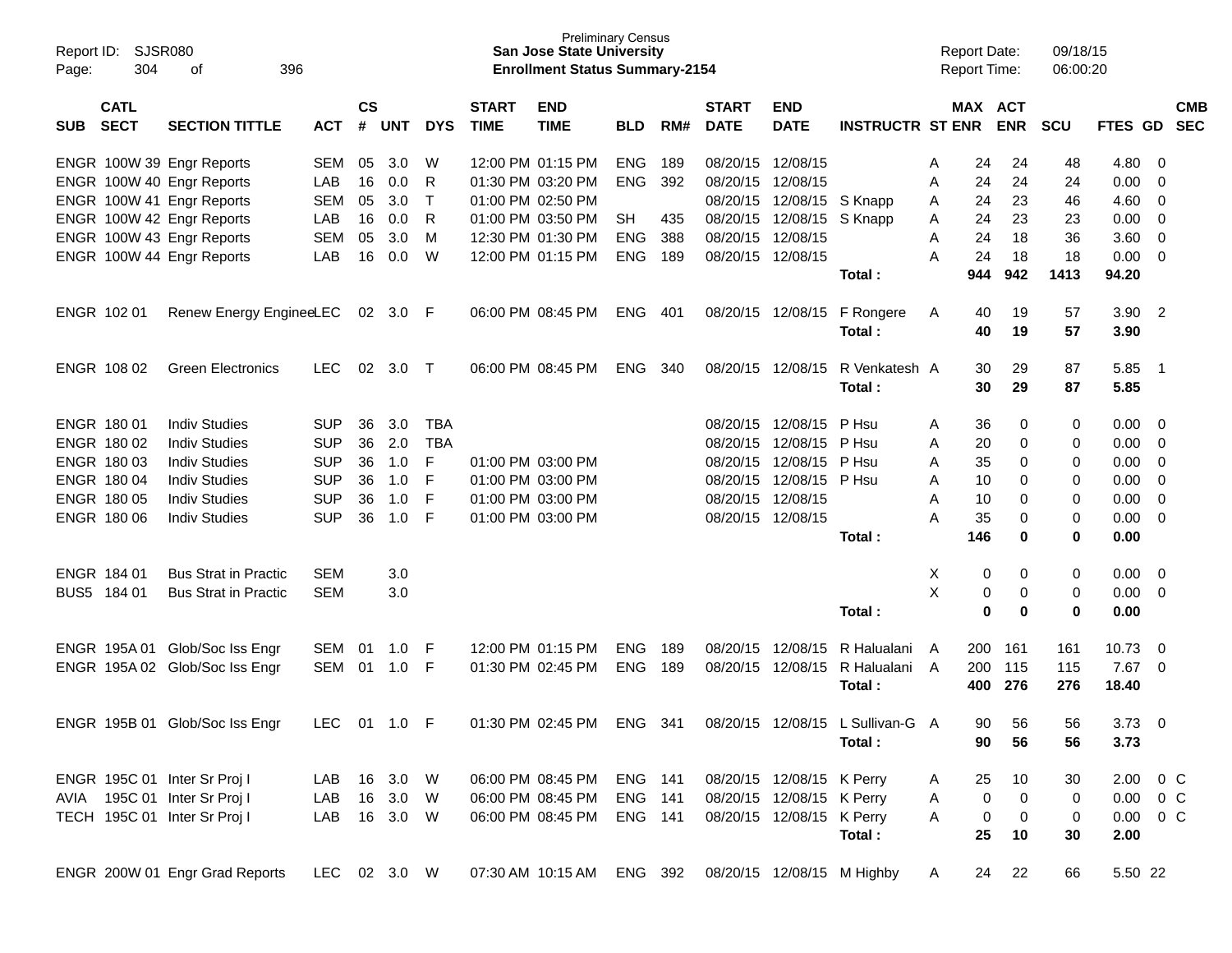Preliminary Census
**San Jose State University**
**Enrollment Status Summary-2154**

Report ID: SJSR080
Report Date: 09/18/15
Report Time: 06:00:20

| SUB | CATL SECT | SECTION TITTLE | ACT | CS # | UNT | DYS | START TIME | END TIME | BLD | RM# | START DATE | END DATE | INSTRUCTR | ST | MAX ENR | ACT ENR | SCU | FTES | GD | CMB SEC |
|---|---|---|---|---|---|---|---|---|---|---|---|---|---|---|---|---|---|---|---|---|
| ENGR | 100W 39 | Engr Reports | SEM | 05 | 3.0 | W | 12:00 PM | 01:15 PM | ENG | 189 | 08/20/15 | 12/08/15 | | A | 24 | 24 | 48 | 4.80 | 0 | |
| ENGR | 100W 40 | Engr Reports | LAB | 16 | 0.0 | R | 01:30 PM | 03:20 PM | ENG | 392 | 08/20/15 | 12/08/15 | | A | 24 | 24 | 24 | 0.00 | 0 | |
| ENGR | 100W 41 | Engr Reports | SEM | 05 | 3.0 | T | 01:00 PM | 02:50 PM | | | 08/20/15 | 12/08/15 | S Knapp | A | 24 | 23 | 46 | 4.60 | 0 | |
| ENGR | 100W 42 | Engr Reports | LAB | 16 | 0.0 | R | 01:00 PM | 03:50 PM | SH | 435 | 08/20/15 | 12/08/15 | S Knapp | A | 24 | 23 | 23 | 0.00 | 0 | |
| ENGR | 100W 43 | Engr Reports | SEM | 05 | 3.0 | M | 12:30 PM | 01:30 PM | ENG | 388 | 08/20/15 | 12/08/15 | | A | 24 | 18 | 36 | 3.60 | 0 | |
| ENGR | 100W 44 | Engr Reports | LAB | 16 | 0.0 | W | 12:00 PM | 01:15 PM | ENG | 189 | 08/20/15 | 12/08/15 | | A | 24 | 18 | 18 | 0.00 | 0 | |
| | | | | | | | | | | | | | **Total :** | | **944** | **942** | **1413** | **94.20** | | |
| ENGR | 102 01 | Renew Energy Enginee | LEC | 02 | 3.0 | F | 06:00 PM | 08:45 PM | ENG | 401 | 08/20/15 | 12/08/15 | F Rongere | A | 40 | 19 | 57 | 3.90 | 2 | |
| | | | | | | | | | | | | | **Total :** | | **40** | **19** | **57** | **3.90** | | |
| ENGR | 108 02 | Green Electronics | LEC | 02 | 3.0 | T | 06:00 PM | 08:45 PM | ENG | 340 | 08/20/15 | 12/08/15 | R Venkatesh | A | 30 | 29 | 87 | 5.85 | 1 | |
| | | | | | | | | | | | | | **Total :** | | **30** | **29** | **87** | **5.85** | | |
| ENGR | 180 01 | Indiv Studies | SUP | 36 | 3.0 | TBA | | | | | 08/20/15 | 12/08/15 | P Hsu | A | 36 | 0 | 0 | 0.00 | 0 | |
| ENGR | 180 02 | Indiv Studies | SUP | 36 | 2.0 | TBA | | | | | 08/20/15 | 12/08/15 | P Hsu | A | 20 | 0 | 0 | 0.00 | 0 | |
| ENGR | 180 03 | Indiv Studies | SUP | 36 | 1.0 | F | 01:00 PM | 03:00 PM | | | 08/20/15 | 12/08/15 | P Hsu | A | 35 | 0 | 0 | 0.00 | 0 | |
| ENGR | 180 04 | Indiv Studies | SUP | 36 | 1.0 | F | 01:00 PM | 03:00 PM | | | 08/20/15 | 12/08/15 | P Hsu | A | 10 | 0 | 0 | 0.00 | 0 | |
| ENGR | 180 05 | Indiv Studies | SUP | 36 | 1.0 | F | 01:00 PM | 03:00 PM | | | 08/20/15 | 12/08/15 | | A | 10 | 0 | 0 | 0.00 | 0 | |
| ENGR | 180 06 | Indiv Studies | SUP | 36 | 1.0 | F | 01:00 PM | 03:00 PM | | | 08/20/15 | 12/08/15 | | A | 35 | 0 | 0 | 0.00 | 0 | |
| | | | | | | | | | | | | | **Total :** | | **146** | **0** | **0** | **0.00** | | |
| ENGR | 184 01 | Bus Strat in Practic | SEM | | 3.0 | | | | | | | | | X | 0 | 0 | 0 | 0.00 | 0 | |
| BUS5 | 184 01 | Bus Strat in Practic | SEM | | 3.0 | | | | | | | | | X | 0 | 0 | 0 | 0.00 | 0 | |
| | | | | | | | | | | | | | **Total :** | | **0** | **0** | **0** | **0.00** | | |
| ENGR | 195A 01 | Glob/Soc Iss Engr | SEM | 01 | 1.0 | F | 12:00 PM | 01:15 PM | ENG | 189 | 08/20/15 | 12/08/15 | R Halualani | A | 200 | 161 | 161 | 10.73 | 0 | |
| ENGR | 195A 02 | Glob/Soc Iss Engr | SEM | 01 | 1.0 | F | 01:30 PM | 02:45 PM | ENG | 189 | 08/20/15 | 12/08/15 | R Halualani | A | 200 | 115 | 115 | 7.67 | 0 | |
| | | | | | | | | | | | | | **Total :** | | **400** | **276** | **276** | **18.40** | | |
| ENGR | 195B 01 | Glob/Soc Iss Engr | LEC | 01 | 1.0 | F | 01:30 PM | 02:45 PM | ENG | 341 | 08/20/15 | 12/08/15 | L Sullivan-G | A | 90 | 56 | 56 | 3.73 | 0 | |
| | | | | | | | | | | | | | **Total :** | | **90** | **56** | **56** | **3.73** | | |
| ENGR | 195C 01 | Inter Sr Proj I | LAB | 16 | 3.0 | W | 06:00 PM | 08:45 PM | ENG | 141 | 08/20/15 | 12/08/15 | K Perry | A | 25 | 10 | 30 | 2.00 | 0 | C |
| AVIA | 195C 01 | Inter Sr Proj I | LAB | 16 | 3.0 | W | 06:00 PM | 08:45 PM | ENG | 141 | 08/20/15 | 12/08/15 | K Perry | A | 0 | 0 | 0 | 0.00 | 0 | C |
| TECH | 195C 01 | Inter Sr Proj I | LAB | 16 | 3.0 | W | 06:00 PM | 08:45 PM | ENG | 141 | 08/20/15 | 12/08/15 | K Perry | A | 0 | 0 | 0 | 0.00 | 0 | C |
| | | | | | | | | | | | | | **Total :** | | **25** | **10** | **30** | **2.00** | | |
| ENGR | 200W 01 | Engr Grad Reports | LEC | 02 | 3.0 | W | 07:30 AM | 10:15 AM | ENG | 392 | 08/20/15 | 12/08/15 | M Highby | A | 24 | 22 | 66 | 5.50 | 22 | |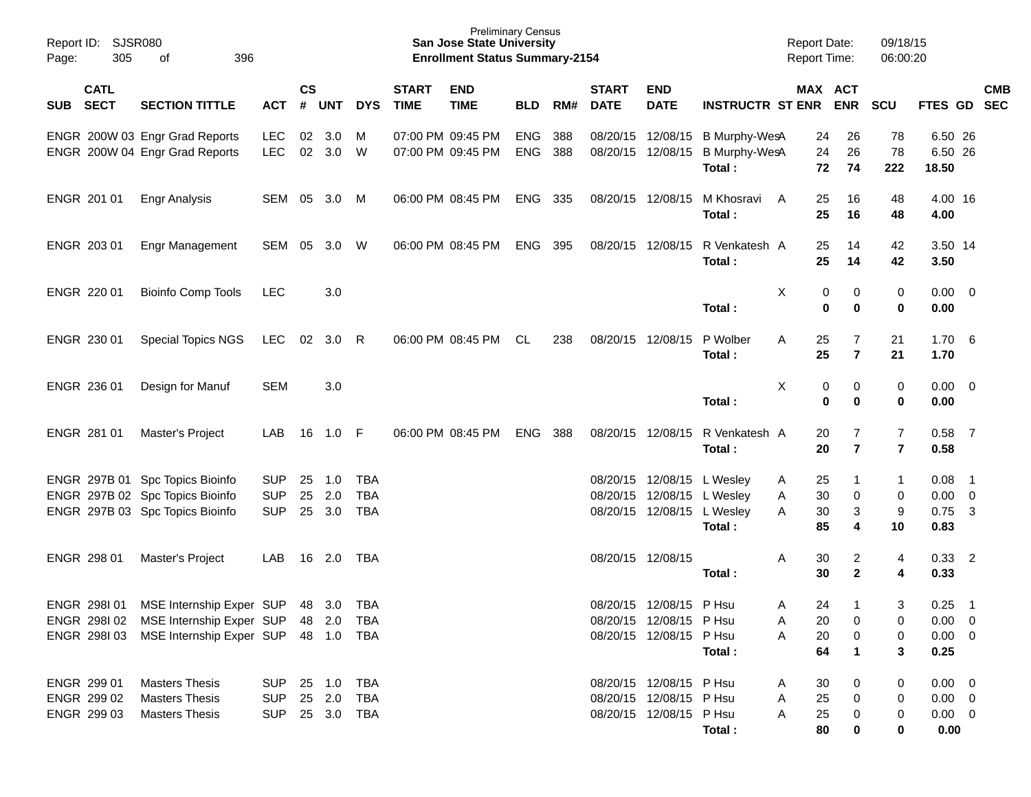Preliminary Census
**San Jose State University**
**Enrollment Status Summary-2154**

Report ID: SJSR080
Report Date: 09/18/15
Report Time: 06:00:20

| SUB | CATL SECT | SECTION TITTLE | ACT | CS # | UNT | DYS | START TIME | END TIME | BLD | RM# | START DATE | END DATE | INSTRUCTR | ST | MAX ENR | ACT ENR | SCU | FTES | GD | CMB SEC |
|---|---|---|---|---|---|---|---|---|---|---|---|---|---|---|---|---|---|---|---|---|
| ENGR | 200W 03 | Engr Grad Reports | LEC | 02 | 3.0 | M | 07:00 PM | 09:45 PM | ENG | 388 | 08/20/15 | 12/08/15 | B Murphy-Wes | A | 24 | 26 | 78 | 6.50 | 26 | |
| ENGR | 200W 04 | Engr Grad Reports | LEC | 02 | 3.0 | W | 07:00 PM | 09:45 PM | ENG | 388 | 08/20/15 | 12/08/15 | B Murphy-Wes | A | 24 | 26 | 78 | 6.50 | 26 | |
| | | | | | | | | | | | | | **Total :** | | **72** | **74** | **222** | **18.50** | | |
| ENGR | 201 01 | Engr Analysis | SEM | 05 | 3.0 | M | 06:00 PM | 08:45 PM | ENG | 335 | 08/20/15 | 12/08/15 | M Khosravi | A | 25 | 16 | 48 | 4.00 | 16 | |
| | | | | | | | | | | | | | **Total :** | | **25** | **16** | **48** | **4.00** | | |
| ENGR | 203 01 | Engr Management | SEM | 05 | 3.0 | W | 06:00 PM | 08:45 PM | ENG | 395 | 08/20/15 | 12/08/15 | R Venkatesh | A | 25 | 14 | 42 | 3.50 | 14 | |
| | | | | | | | | | | | | | **Total :** | | **25** | **14** | **42** | **3.50** | | |
| ENGR | 220 01 | Bioinfo Comp Tools | LEC | | 3.0 | | | | | | | | | X | 0 | 0 | 0 | 0.00 | 0 | |
| | | | | | | | | | | | | | **Total :** | | **0** | **0** | **0** | **0.00** | | |
| ENGR | 230 01 | Special Topics NGS | LEC | 02 | 3.0 | R | 06:00 PM | 08:45 PM | CL | 238 | 08/20/15 | 12/08/15 | P Wolber | A | 25 | 7 | 21 | 1.70 | 6 | |
| | | | | | | | | | | | | | **Total :** | | **25** | **7** | **21** | **1.70** | | |
| ENGR | 236 01 | Design for Manuf | SEM | | 3.0 | | | | | | | | | X | 0 | 0 | 0 | 0.00 | 0 | |
| | | | | | | | | | | | | | **Total :** | | **0** | **0** | **0** | **0.00** | | |
| ENGR | 281 01 | Master's Project | LAB | 16 | 1.0 | F | 06:00 PM | 08:45 PM | ENG | 388 | 08/20/15 | 12/08/15 | R Venkatesh | A | 20 | 7 | 7 | 0.58 | 7 | |
| | | | | | | | | | | | | | **Total :** | | **20** | **7** | **7** | **0.58** | | |
| ENGR | 297B 01 | Spc Topics Bioinfo | SUP | 25 | 1.0 | TBA | | | | | 08/20/15 | 12/08/15 | L Wesley | A | 25 | 1 | 1 | 0.08 | 1 | |
| ENGR | 297B 02 | Spc Topics Bioinfo | SUP | 25 | 2.0 | TBA | | | | | 08/20/15 | 12/08/15 | L Wesley | A | 30 | 0 | 0 | 0.00 | 0 | |
| ENGR | 297B 03 | Spc Topics Bioinfo | SUP | 25 | 3.0 | TBA | | | | | 08/20/15 | 12/08/15 | L Wesley | A | 30 | 3 | 9 | 0.75 | 3 | |
| | | | | | | | | | | | | | **Total :** | | **85** | **4** | **10** | **0.83** | | |
| ENGR | 298 01 | Master's Project | LAB | 16 | 2.0 | TBA | | | | | 08/20/15 | 12/08/15 | | A | 30 | 2 | 4 | 0.33 | 2 | |
| | | | | | | | | | | | | | **Total :** | | **30** | **2** | **4** | **0.33** | | |
| ENGR | 298I 01 | MSE Internship Exper | SUP | 48 | 3.0 | TBA | | | | | 08/20/15 | 12/08/15 | P Hsu | A | 24 | 1 | 3 | 0.25 | 1 | |
| ENGR | 298I 02 | MSE Internship Exper | SUP | 48 | 2.0 | TBA | | | | | 08/20/15 | 12/08/15 | P Hsu | A | 20 | 0 | 0 | 0.00 | 0 | |
| ENGR | 298I 03 | MSE Internship Exper | SUP | 48 | 1.0 | TBA | | | | | 08/20/15 | 12/08/15 | P Hsu | A | 20 | 0 | 0 | 0.00 | 0 | |
| | | | | | | | | | | | | | **Total :** | | **64** | **1** | **3** | **0.25** | | |
| ENGR | 299 01 | Masters Thesis | SUP | 25 | 1.0 | TBA | | | | | 08/20/15 | 12/08/15 | P Hsu | A | 30 | 0 | 0 | 0.00 | 0 | |
| ENGR | 299 02 | Masters Thesis | SUP | 25 | 2.0 | TBA | | | | | 08/20/15 | 12/08/15 | P Hsu | A | 25 | 0 | 0 | 0.00 | 0 | |
| ENGR | 299 03 | Masters Thesis | SUP | 25 | 3.0 | TBA | | | | | 08/20/15 | 12/08/15 | P Hsu | A | 25 | 0 | 0 | 0.00 | 0 | |
| | | | | | | | | | | | | | **Total :** | | **80** | **0** | **0** | **0.00** | | |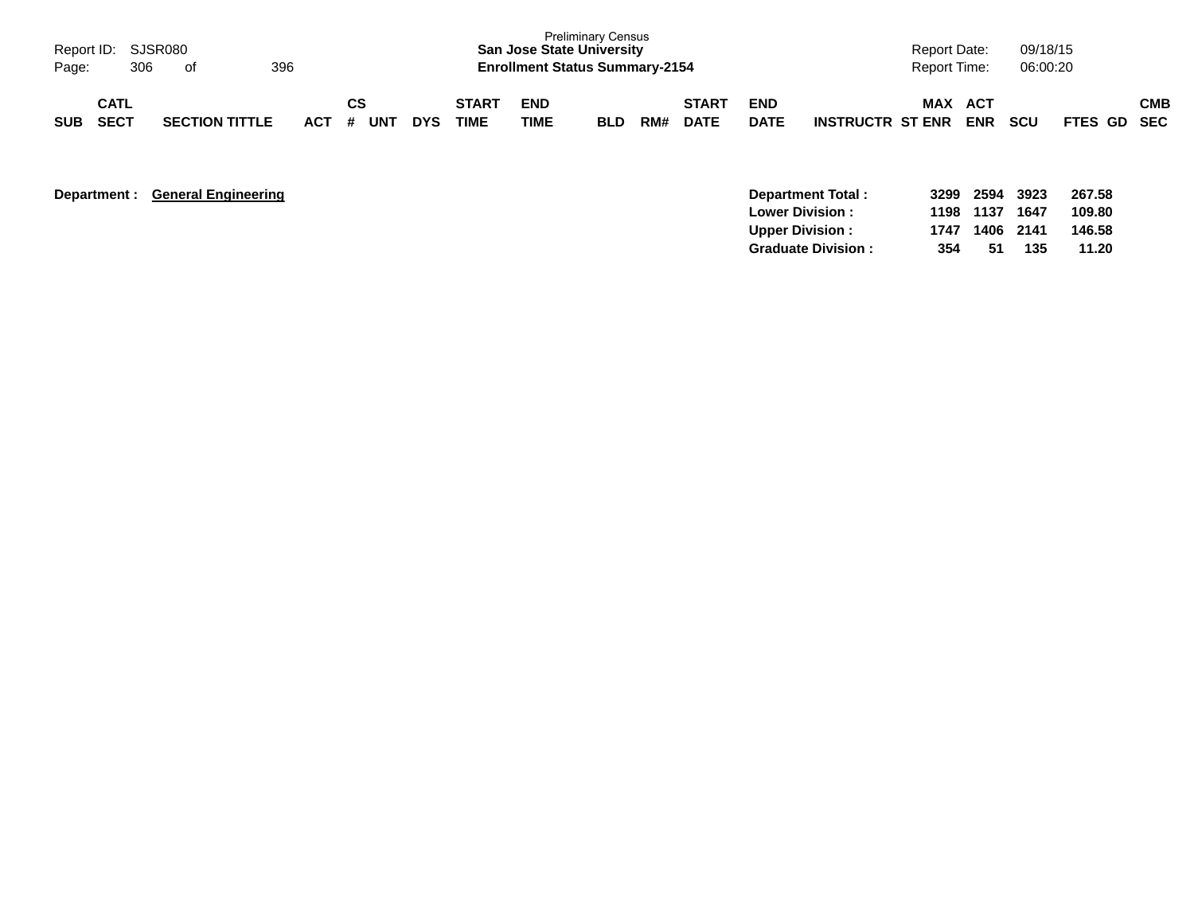Preliminary Census
**San Jose State University**
**Enrollment Status Summary-2154**

| SUB | CATL SECT | SECTION TITTLE | ACT | CS # | UNT | DYS | START TIME | END TIME | BLD | RM# | START DATE | END DATE | INSTRUCTR | MAX ST ENR | ACT ENR | SCU | FTES | GD | CMB SEC |
|---|---|---|---|---|---|---|---|---|---|---|---|---|---|---|---|---|---|---|---|

**Department :** **General Engineering**

| | MAX ST ENR | ACT ENR | SCU | FTES |
|---|---|---|---|---|
| **Department Total :** | **3299** | **2594** | **3923** | **267.58** |
| **Lower Division :** | **1198** | **1137** | **1647** | **109.80** |
| **Upper Division :** | **1747** | **1406** | **2141** | **146.58** |
| **Graduate Division :** | **354** | **51** | **135** | **11.20** |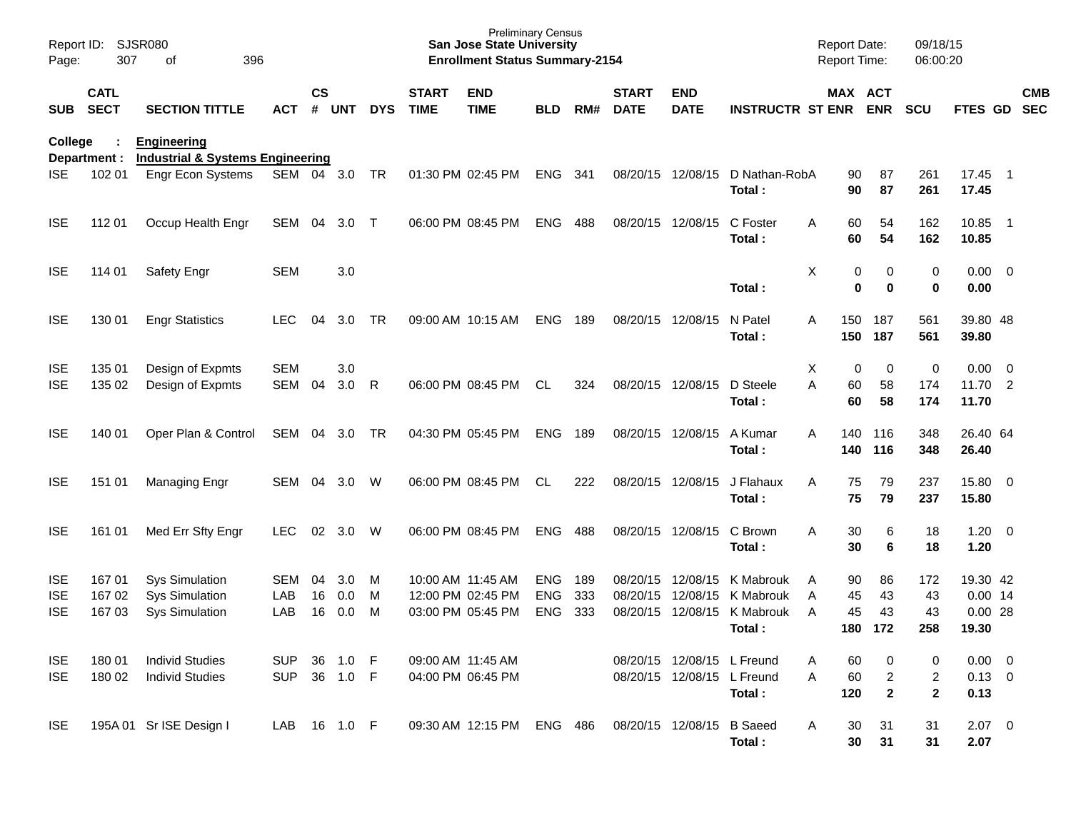Preliminary Census
**San Jose State University**
**Enrollment Status Summary-2154**

Report ID: SJSR080
Report Date: 09/18/15
Report Time: 06:00:20

**College : Engineering**
**Department : Industrial & Systems Engineering**

| SUB | CATL SECT | SECTION TITTLE | ACT | CS # | UNT | DYS | START TIME | END TIME | BLD | RM# | START DATE | END DATE | INSTRUCTR | ST | MAX ENR | ACT ENR | SCU | FTES | GD | CMB SEC |
|---|---|---|---|---|---|---|---|---|---|---|---|---|---|---|---|---|---|---|---|---|
| ISE | 102 01 | Engr Econ Systems | SEM | 04 | 3.0 | TR | 01:30 PM | 02:45 PM | ENG | 341 | 08/20/15 | 12/08/15 | D Nathan-Rob | A | 90 | 87 | 261 | 17.45 | 1 | |
| | | | | | | | | | | | | | **Total :** | | **90** | **87** | **261** | **17.45** | | |
| ISE | 112 01 | Occup Health Engr | SEM | 04 | 3.0 | T | 06:00 PM | 08:45 PM | ENG | 488 | 08/20/15 | 12/08/15 | C Foster | A | 60 | 54 | 162 | 10.85 | 1 | |
| | | | | | | | | | | | | | **Total :** | | **60** | **54** | **162** | **10.85** | | |
| ISE | 114 01 | Safety Engr | SEM | | 3.0 | | | | | | | | | X | 0 | 0 | 0 | 0.00 | 0 | |
| | | | | | | | | | | | | | **Total :** | | **0** | **0** | **0** | **0.00** | | |
| ISE | 130 01 | Engr Statistics | LEC | 04 | 3.0 | TR | 09:00 AM | 10:15 AM | ENG | 189 | 08/20/15 | 12/08/15 | N Patel | A | 150 | 187 | 561 | 39.80 | 48 | |
| | | | | | | | | | | | | | **Total :** | | **150** | **187** | **561** | **39.80** | | |
| ISE | 135 01 | Design of Expmts | SEM | | 3.0 | | | | | | | | | X | 0 | 0 | 0 | 0.00 | 0 | |
| ISE | 135 02 | Design of Expmts | SEM | 04 | 3.0 | R | 06:00 PM | 08:45 PM | CL | 324 | 08/20/15 | 12/08/15 | D Steele | A | 60 | 58 | 174 | 11.70 | 2 | |
| | | | | | | | | | | | | | **Total :** | | **60** | **58** | **174** | **11.70** | | |
| ISE | 140 01 | Oper Plan & Control | SEM | 04 | 3.0 | TR | 04:30 PM | 05:45 PM | ENG | 189 | 08/20/15 | 12/08/15 | A Kumar | A | 140 | 116 | 348 | 26.40 | 64 | |
| | | | | | | | | | | | | | **Total :** | | **140** | **116** | **348** | **26.40** | | |
| ISE | 151 01 | Managing Engr | SEM | 04 | 3.0 | W | 06:00 PM | 08:45 PM | CL | 222 | 08/20/15 | 12/08/15 | J Flahaux | A | 75 | 79 | 237 | 15.80 | 0 | |
| | | | | | | | | | | | | | **Total :** | | **75** | **79** | **237** | **15.80** | | |
| ISE | 161 01 | Med Err Sfty Engr | LEC | 02 | 3.0 | W | 06:00 PM | 08:45 PM | ENG | 488 | 08/20/15 | 12/08/15 | C Brown | A | 30 | 6 | 18 | 1.20 | 0 | |
| | | | | | | | | | | | | | **Total :** | | **30** | **6** | **18** | **1.20** | | |
| ISE | 167 01 | Sys Simulation | SEM | 04 | 3.0 | M | 10:00 AM | 11:45 AM | ENG | 189 | 08/20/15 | 12/08/15 | K Mabrouk | A | 90 | 86 | 172 | 19.30 | 42 | |
| ISE | 167 02 | Sys Simulation | LAB | 16 | 0.0 | M | 12:00 PM | 02:45 PM | ENG | 333 | 08/20/15 | 12/08/15 | K Mabrouk | A | 45 | 43 | 43 | 0.00 | 14 | |
| ISE | 167 03 | Sys Simulation | LAB | 16 | 0.0 | M | 03:00 PM | 05:45 PM | ENG | 333 | 08/20/15 | 12/08/15 | K Mabrouk | A | 45 | 43 | 43 | 0.00 | 28 | |
| | | | | | | | | | | | | | **Total :** | | **180** | **172** | **258** | **19.30** | | |
| ISE | 180 01 | Individ Studies | SUP | 36 | 1.0 | F | 09:00 AM | 11:45 AM | | | 08/20/15 | 12/08/15 | L Freund | A | 60 | 0 | 0 | 0.00 | 0 | |
| ISE | 180 02 | Individ Studies | SUP | 36 | 1.0 | F | 04:00 PM | 06:45 PM | | | 08/20/15 | 12/08/15 | L Freund | A | 60 | 2 | 2 | 0.13 | 0 | |
| | | | | | | | | | | | | | **Total :** | | **120** | **2** | **2** | **0.13** | | |
| ISE | 195A 01 | Sr ISE Design I | LAB | 16 | 1.0 | F | 09:30 AM | 12:15 PM | ENG | 486 | 08/20/15 | 12/08/15 | B Saeed | A | 30 | 31 | 31 | 2.07 | 0 | |
| | | | | | | | | | | | | | **Total :** | | **30** | **31** | **31** | **2.07** | | |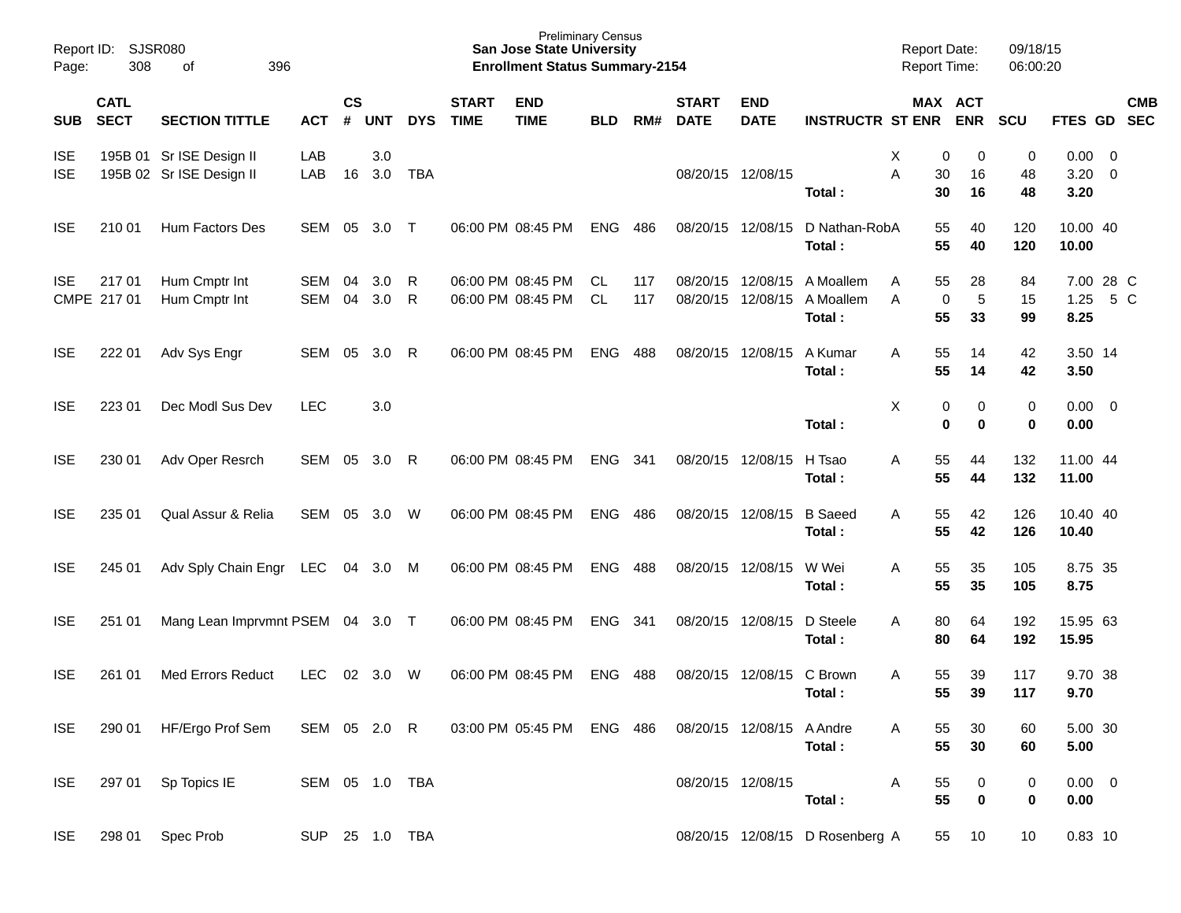Preliminary Census
**San Jose State University**
**Enrollment Status Summary-2154**

Report ID: SJSR080
Report Date: 09/18/15
Report Time: 06:00:20

| SUB | CATL SECT | SECTION TITTLE | ACT | CS # | UNT | DYS | START TIME | END TIME | BLD | RM# | START DATE | END DATE | INSTRUCTR | ST | MAX ENR | ACT ENR | SCU | FTES | GD | CMB SEC |
|---|---|---|---|---|---|---|---|---|---|---|---|---|---|---|---|---|---|---|---|---|
| ISE | 195B 01 | Sr ISE Design II | LAB | | 3.0 | | | | | | | | | X | 0 | 0 | 0 | 0.00 | 0 | |
| ISE | 195B 02 | Sr ISE Design II | LAB | 16 | 3.0 | TBA | | | | | 08/20/15 | 12/08/15 | | A | 30 | 16 | 48 | 3.20 | 0 | |
| | | | | | | | | | | | | | **Total :** | | **30** | **16** | **48** | **3.20** | | |
| ISE | 210 01 | Hum Factors Des | SEM | 05 | 3.0 | T | 06:00 PM | 08:45 PM | ENG | 486 | 08/20/15 | 12/08/15 | D Nathan-Rob | A | 55 | 40 | 120 | 10.00 | 40 | |
| | | | | | | | | | | | | | **Total :** | | **55** | **40** | **120** | **10.00** | | |
| ISE | 217 01 | Hum Cmptr Int | SEM | 04 | 3.0 | R | 06:00 PM | 08:45 PM | CL | 117 | 08/20/15 | 12/08/15 | A Moallem | A | 55 | 28 | 84 | 7.00 | 28 | C |
| CMPE | 217 01 | Hum Cmptr Int | SEM | 04 | 3.0 | R | 06:00 PM | 08:45 PM | CL | 117 | 08/20/15 | 12/08/15 | A Moallem | A | 0 | 5 | 15 | 1.25 | 5 | C |
| | | | | | | | | | | | | | **Total :** | | **55** | **33** | **99** | **8.25** | | |
| ISE | 222 01 | Adv Sys Engr | SEM | 05 | 3.0 | R | 06:00 PM | 08:45 PM | ENG | 488 | 08/20/15 | 12/08/15 | A Kumar | A | 55 | 14 | 42 | 3.50 | 14 | |
| | | | | | | | | | | | | | **Total :** | | **55** | **14** | **42** | **3.50** | | |
| ISE | 223 01 | Dec Modl Sus Dev | LEC | | 3.0 | | | | | | | | | X | 0 | 0 | 0 | 0.00 | 0 | |
| | | | | | | | | | | | | | **Total :** | | **0** | **0** | **0** | **0.00** | | |
| ISE | 230 01 | Adv Oper Resrch | SEM | 05 | 3.0 | R | 06:00 PM | 08:45 PM | ENG | 341 | 08/20/15 | 12/08/15 | H Tsao | A | 55 | 44 | 132 | 11.00 | 44 | |
| | | | | | | | | | | | | | **Total :** | | **55** | **44** | **132** | **11.00** | | |
| ISE | 235 01 | Qual Assur & Relia | SEM | 05 | 3.0 | W | 06:00 PM | 08:45 PM | ENG | 486 | 08/20/15 | 12/08/15 | B Saeed | A | 55 | 42 | 126 | 10.40 | 40 | |
| | | | | | | | | | | | | | **Total :** | | **55** | **42** | **126** | **10.40** | | |
| ISE | 245 01 | Adv Sply Chain Engr | LEC | 04 | 3.0 | M | 06:00 PM | 08:45 PM | ENG | 488 | 08/20/15 | 12/08/15 | W Wei | A | 55 | 35 | 105 | 8.75 | 35 | |
| | | | | | | | | | | | | | **Total :** | | **55** | **35** | **105** | **8.75** | | |
| ISE | 251 01 | Mang Lean Imprvmnt P | SEM | 04 | 3.0 | T | 06:00 PM | 08:45 PM | ENG | 341 | 08/20/15 | 12/08/15 | D Steele | A | 80 | 64 | 192 | 15.95 | 63 | |
| | | | | | | | | | | | | | **Total :** | | **80** | **64** | **192** | **15.95** | | |
| ISE | 261 01 | Med Errors Reduct | LEC | 02 | 3.0 | W | 06:00 PM | 08:45 PM | ENG | 488 | 08/20/15 | 12/08/15 | C Brown | A | 55 | 39 | 117 | 9.70 | 38 | |
| | | | | | | | | | | | | | **Total :** | | **55** | **39** | **117** | **9.70** | | |
| ISE | 290 01 | HF/Ergo Prof Sem | SEM | 05 | 2.0 | R | 03:00 PM | 05:45 PM | ENG | 486 | 08/20/15 | 12/08/15 | A Andre | A | 55 | 30 | 60 | 5.00 | 30 | |
| | | | | | | | | | | | | | **Total :** | | **55** | **30** | **60** | **5.00** | | |
| ISE | 297 01 | Sp Topics IE | SEM | 05 | 1.0 | TBA | | | | | 08/20/15 | 12/08/15 | | A | 55 | 0 | 0 | 0.00 | 0 | |
| | | | | | | | | | | | | | **Total :** | | **55** | **0** | **0** | **0.00** | | |
| ISE | 298 01 | Spec Prob | SUP | 25 | 1.0 | TBA | | | | | 08/20/15 | 12/08/15 | D Rosenberg | A | 55 | 10 | 10 | 0.83 | 10 | |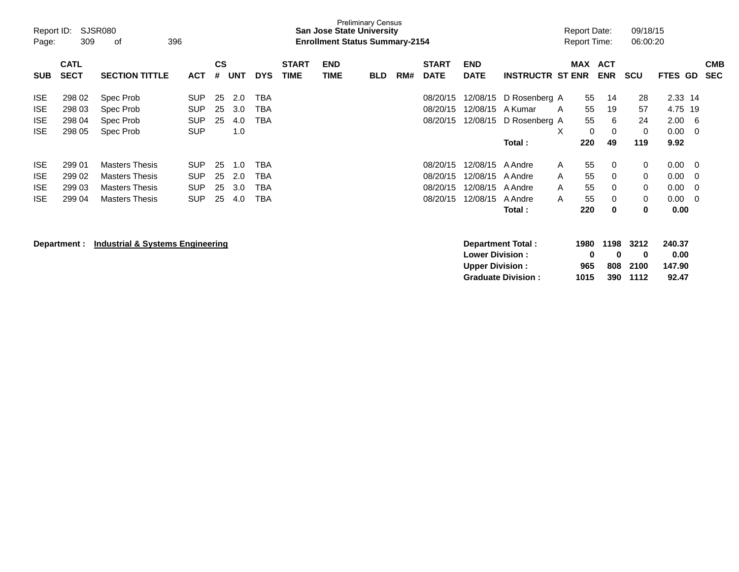Preliminary Census
**San Jose State University**
**Enrollment Status Summary-2154**

Report ID: SJSR080
Report Date: 09/18/15
Report Time: 06:00:20

| SUB | CATL SECT | SECTION TITTLE | ACT | CS # | UNT | DYS | START TIME | END TIME | BLD | RM# | START DATE | END DATE | INSTRUCTR | ST | MAX ENR | ACT ENR | SCU | FTES | GD | CMB SEC |
|---|---|---|---|---|---|---|---|---|---|---|---|---|---|---|---|---|---|---|---|---|
| ISE | 298 02 | Spec Prob | SUP | 25 | 2.0 | TBA | | | | | 08/20/15 | 12/08/15 | D Rosenberg | A | 55 | 14 | 28 | 2.33 | 14 | |
| ISE | 298 03 | Spec Prob | SUP | 25 | 3.0 | TBA | | | | | 08/20/15 | 12/08/15 | A Kumar | A | 55 | 19 | 57 | 4.75 | 19 | |
| ISE | 298 04 | Spec Prob | SUP | 25 | 4.0 | TBA | | | | | 08/20/15 | 12/08/15 | D Rosenberg | A | 55 | 6 | 24 | 2.00 | 6 | |
| ISE | 298 05 | Spec Prob | SUP | | 1.0 | | | | | | | | | X | 0 | 0 | 0 | 0.00 | 0 | |
| | | | | | | | | | | | | | **Total :** | | **220** | **49** | **119** | **9.92** | | |
| ISE | 299 01 | Masters Thesis | SUP | 25 | 1.0 | TBA | | | | | 08/20/15 | 12/08/15 | A Andre | A | 55 | 0 | 0 | 0.00 | 0 | |
| ISE | 299 02 | Masters Thesis | SUP | 25 | 2.0 | TBA | | | | | 08/20/15 | 12/08/15 | A Andre | A | 55 | 0 | 0 | 0.00 | 0 | |
| ISE | 299 03 | Masters Thesis | SUP | 25 | 3.0 | TBA | | | | | 08/20/15 | 12/08/15 | A Andre | A | 55 | 0 | 0 | 0.00 | 0 | |
| ISE | 299 04 | Masters Thesis | SUP | 25 | 4.0 | TBA | | | | | 08/20/15 | 12/08/15 | A Andre | A | 55 | 0 | 0 | 0.00 | 0 | |
| | | | | | | | | | | | | | **Total :** | | **220** | **0** | **0** | **0.00** | | |

**Department :** **Industrial & Systems Engineering**

| | MAX ENR | ACT ENR | SCU | FTES |
|---|---|---|---|---|
| **Department Total :** | **1980** | **1198** | **3212** | **240.37** |
| **Lower Division :** | **0** | **0** | **0** | **0.00** |
| **Upper Division :** | **965** | **808** | **2100** | **147.90** |
| **Graduate Division :** | **1015** | **390** | **1112** | **92.47** |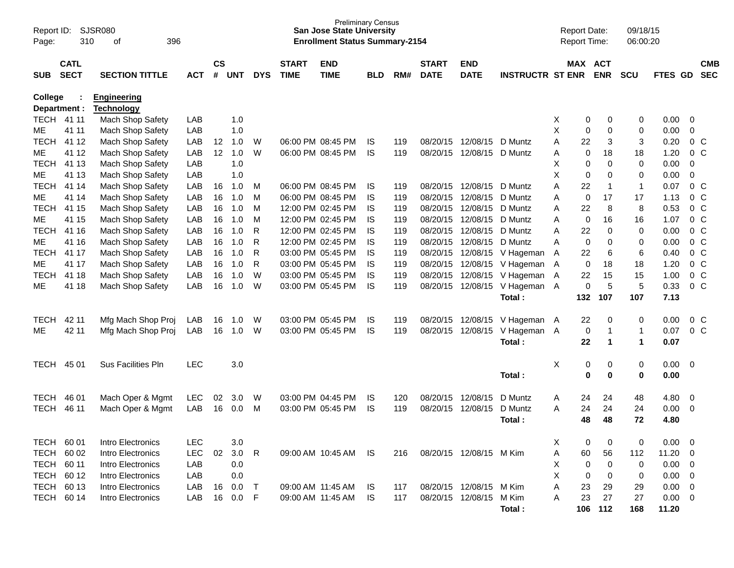Preliminary Census
**San Jose State University**
**Enrollment Status Summary-2154**

Report ID: SJSR080
Report Date: 09/18/15
Report Time: 06:00:20

**College : Engineering**
**Department : Technology**

| SUB | CATL SECT | SECTION TITTLE | ACT | CS # | UNT | DYS | START TIME | END TIME | BLD | RM# | START DATE | END DATE | INSTRUCTR | ST | MAX ENR | ACT ENR | SCU | FTES | GD | CMB SEC |
|---|---|---|---|---|---|---|---|---|---|---|---|---|---|---|---|---|---|---|---|---|
| TECH | 41 11 | Mach Shop Safety | LAB | | 1.0 | | | | | | | | | X | 0 | 0 | 0 | 0.00 | 0 | |
| ME | 41 11 | Mach Shop Safety | LAB | | 1.0 | | | | | | | | | X | 0 | 0 | 0 | 0.00 | 0 | |
| TECH | 41 12 | Mach Shop Safety | LAB | 12 | 1.0 | W | 06:00 PM | 08:45 PM | IS | 119 | 08/20/15 | 12/08/15 | D Muntz | A | 22 | 3 | 3 | 0.20 | 0 | C |
| ME | 41 12 | Mach Shop Safety | LAB | 12 | 1.0 | W | 06:00 PM | 08:45 PM | IS | 119 | 08/20/15 | 12/08/15 | D Muntz | A | 0 | 18 | 18 | 1.20 | 0 | C |
| TECH | 41 13 | Mach Shop Safety | LAB | | 1.0 | | | | | | | | | X | 0 | 0 | 0 | 0.00 | 0 | |
| ME | 41 13 | Mach Shop Safety | LAB | | 1.0 | | | | | | | | | X | 0 | 0 | 0 | 0.00 | 0 | |
| TECH | 41 14 | Mach Shop Safety | LAB | 16 | 1.0 | M | 06:00 PM | 08:45 PM | IS | 119 | 08/20/15 | 12/08/15 | D Muntz | A | 22 | 1 | 1 | 0.07 | 0 | C |
| ME | 41 14 | Mach Shop Safety | LAB | 16 | 1.0 | M | 06:00 PM | 08:45 PM | IS | 119 | 08/20/15 | 12/08/15 | D Muntz | A | 0 | 17 | 17 | 1.13 | 0 | C |
| TECH | 41 15 | Mach Shop Safety | LAB | 16 | 1.0 | M | 12:00 PM | 02:45 PM | IS | 119 | 08/20/15 | 12/08/15 | D Muntz | A | 22 | 8 | 8 | 0.53 | 0 | C |
| ME | 41 15 | Mach Shop Safety | LAB | 16 | 1.0 | M | 12:00 PM | 02:45 PM | IS | 119 | 08/20/15 | 12/08/15 | D Muntz | A | 0 | 16 | 16 | 1.07 | 0 | C |
| TECH | 41 16 | Mach Shop Safety | LAB | 16 | 1.0 | R | 12:00 PM | 02:45 PM | IS | 119 | 08/20/15 | 12/08/15 | D Muntz | A | 22 | 0 | 0 | 0.00 | 0 | C |
| ME | 41 16 | Mach Shop Safety | LAB | 16 | 1.0 | R | 12:00 PM | 02:45 PM | IS | 119 | 08/20/15 | 12/08/15 | D Muntz | A | 0 | 0 | 0 | 0.00 | 0 | C |
| TECH | 41 17 | Mach Shop Safety | LAB | 16 | 1.0 | R | 03:00 PM | 05:45 PM | IS | 119 | 08/20/15 | 12/08/15 | V Hageman | A | 22 | 6 | 6 | 0.40 | 0 | C |
| ME | 41 17 | Mach Shop Safety | LAB | 16 | 1.0 | R | 03:00 PM | 05:45 PM | IS | 119 | 08/20/15 | 12/08/15 | V Hageman | A | 0 | 18 | 18 | 1.20 | 0 | C |
| TECH | 41 18 | Mach Shop Safety | LAB | 16 | 1.0 | W | 03:00 PM | 05:45 PM | IS | 119 | 08/20/15 | 12/08/15 | V Hageman | A | 22 | 15 | 15 | 1.00 | 0 | C |
| ME | 41 18 | Mach Shop Safety | LAB | 16 | 1.0 | W | 03:00 PM | 05:45 PM | IS | 119 | 08/20/15 | 12/08/15 | V Hageman | A | 0 | 5 | 5 | 0.33 | 0 | C |
| | | | | | | | | | | | | | **Total :** | | **132** | **107** | **107** | **7.13** | | |
| TECH | 42 11 | Mfg Mach Shop Proj | LAB | 16 | 1.0 | W | 03:00 PM | 05:45 PM | IS | 119 | 08/20/15 | 12/08/15 | V Hageman | A | 22 | 0 | 0 | 0.00 | 0 | C |
| ME | 42 11 | Mfg Mach Shop Proj | LAB | 16 | 1.0 | W | 03:00 PM | 05:45 PM | IS | 119 | 08/20/15 | 12/08/15 | V Hageman | A | 0 | 1 | 1 | 0.07 | 0 | C |
| | | | | | | | | | | | | | **Total :** | | **22** | **1** | **1** | **0.07** | | |
| TECH | 45 01 | Sus Facilities Pln | LEC | | 3.0 | | | | | | | | | X | 0 | 0 | 0 | 0.00 | 0 | |
| | | | | | | | | | | | | | **Total :** | | **0** | **0** | **0** | **0.00** | | |
| TECH | 46 01 | Mach Oper & Mgmt | LEC | 02 | 3.0 | W | 03:00 PM | 04:45 PM | IS | 120 | 08/20/15 | 12/08/15 | D Muntz | A | 24 | 24 | 48 | 4.80 | 0 | |
| TECH | 46 11 | Mach Oper & Mgmt | LAB | 16 | 0.0 | M | 03:00 PM | 05:45 PM | IS | 119 | 08/20/15 | 12/08/15 | D Muntz | A | 24 | 24 | 24 | 0.00 | 0 | |
| | | | | | | | | | | | | | **Total :** | | **48** | **48** | **72** | **4.80** | | |
| TECH | 60 01 | Intro Electronics | LEC | | 3.0 | | | | | | | | | X | 0 | 0 | 0 | 0.00 | 0 | |
| TECH | 60 02 | Intro Electronics | LEC | 02 | 3.0 | R | 09:00 AM | 10:45 AM | IS | 216 | 08/20/15 | 12/08/15 | M Kim | A | 60 | 56 | 112 | 11.20 | 0 | |
| TECH | 60 11 | Intro Electronics | LAB | | 0.0 | | | | | | | | | X | 0 | 0 | 0 | 0.00 | 0 | |
| TECH | 60 12 | Intro Electronics | LAB | | 0.0 | | | | | | | | | X | 0 | 0 | 0 | 0.00 | 0 | |
| TECH | 60 13 | Intro Electronics | LAB | 16 | 0.0 | T | 09:00 AM | 11:45 AM | IS | 117 | 08/20/15 | 12/08/15 | M Kim | A | 23 | 29 | 29 | 0.00 | 0 | |
| TECH | 60 14 | Intro Electronics | LAB | 16 | 0.0 | F | 09:00 AM | 11:45 AM | IS | 117 | 08/20/15 | 12/08/15 | M Kim | A | 23 | 27 | 27 | 0.00 | 0 | |
| | | | | | | | | | | | | | **Total :** | | **106** | **112** | **168** | **11.20** | | |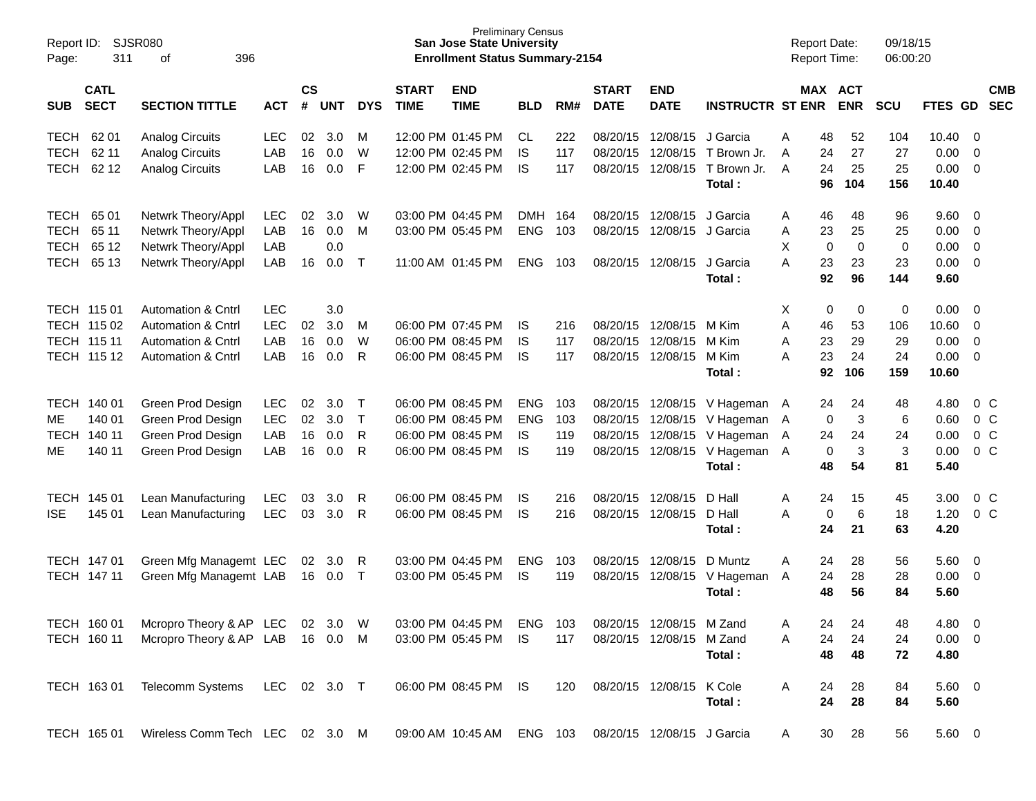Report ID: SJSR080
Preliminary Census
**San Jose State University**
**Enrollment Status Summary-2154**

Report Date: 09/18/15
Report Time: 06:00:20

| SUB | CATL SECT | SECTION TITTLE | ACT | CS # | UNT | DYS | START TIME | END TIME | BLD | RM# | START DATE | END DATE | INSTRUCTR | ST | MAX ENR | ACT ENR | SCU | FTES | GD | CMB SEC |
|---|---|---|---|---|---|---|---|---|---|---|---|---|---|---|---|---|---|---|---|---|
| TECH | 62 01 | Analog Circuits | LEC | 02 | 3.0 | M | 12:00 PM | 01:45 PM | CL | 222 | 08/20/15 | 12/08/15 | J Garcia | A | 48 | 52 | 104 | 10.40 | 0 | |
| TECH | 62 11 | Analog Circuits | LAB | 16 | 0.0 | W | 12:00 PM | 02:45 PM | IS | 117 | 08/20/15 | 12/08/15 | T Brown Jr. | A | 24 | 27 | 27 | 0.00 | 0 | |
| TECH | 62 12 | Analog Circuits | LAB | 16 | 0.0 | F | 12:00 PM | 02:45 PM | IS | 117 | 08/20/15 | 12/08/15 | T Brown Jr. | A | 24 | 25 | 25 | 0.00 | 0 | |
| | | | | | | | | | | | | | **Total :** | | **96** | **104** | **156** | **10.40** | | |
| TECH | 65 01 | Netwrk Theory/Appl | LEC | 02 | 3.0 | W | 03:00 PM | 04:45 PM | DMH | 164 | 08/20/15 | 12/08/15 | J Garcia | A | 46 | 48 | 96 | 9.60 | 0 | |
| TECH | 65 11 | Netwrk Theory/Appl | LAB | 16 | 0.0 | M | 03:00 PM | 05:45 PM | ENG | 103 | 08/20/15 | 12/08/15 | J Garcia | A | 23 | 25 | 25 | 0.00 | 0 | |
| TECH | 65 12 | Netwrk Theory/Appl | LAB | | 0.0 | | | | | | | | | X | 0 | 0 | 0 | 0.00 | 0 | |
| TECH | 65 13 | Netwrk Theory/Appl | LAB | 16 | 0.0 | T | 11:00 AM | 01:45 PM | ENG | 103 | 08/20/15 | 12/08/15 | J Garcia | A | 23 | 23 | 23 | 0.00 | 0 | |
| | | | | | | | | | | | | | **Total :** | | **92** | **96** | **144** | **9.60** | | |
| TECH | 115 01 | Automation & Cntrl | LEC | | 3.0 | | | | | | | | | X | 0 | 0 | 0 | 0.00 | 0 | |
| TECH | 115 02 | Automation & Cntrl | LEC | 02 | 3.0 | M | 06:00 PM | 07:45 PM | IS | 216 | 08/20/15 | 12/08/15 | M Kim | A | 46 | 53 | 106 | 10.60 | 0 | |
| TECH | 115 11 | Automation & Cntrl | LAB | 16 | 0.0 | W | 06:00 PM | 08:45 PM | IS | 117 | 08/20/15 | 12/08/15 | M Kim | A | 23 | 29 | 29 | 0.00 | 0 | |
| TECH | 115 12 | Automation & Cntrl | LAB | 16 | 0.0 | R | 06:00 PM | 08:45 PM | IS | 117 | 08/20/15 | 12/08/15 | M Kim | A | 23 | 24 | 24 | 0.00 | 0 | |
| | | | | | | | | | | | | | **Total :** | | **92** | **106** | **159** | **10.60** | | |
| TECH | 140 01 | Green Prod Design | LEC | 02 | 3.0 | T | 06:00 PM | 08:45 PM | ENG | 103 | 08/20/15 | 12/08/15 | V Hageman | A | 24 | 24 | 48 | 4.80 | 0 | C |
| ME | 140 01 | Green Prod Design | LEC | 02 | 3.0 | T | 06:00 PM | 08:45 PM | ENG | 103 | 08/20/15 | 12/08/15 | V Hageman | A | 0 | 3 | 6 | 0.60 | 0 | C |
| TECH | 140 11 | Green Prod Design | LAB | 16 | 0.0 | R | 06:00 PM | 08:45 PM | IS | 119 | 08/20/15 | 12/08/15 | V Hageman | A | 24 | 24 | 24 | 0.00 | 0 | C |
| ME | 140 11 | Green Prod Design | LAB | 16 | 0.0 | R | 06:00 PM | 08:45 PM | IS | 119 | 08/20/15 | 12/08/15 | V Hageman | A | 0 | 3 | 3 | 0.00 | 0 | C |
| | | | | | | | | | | | | | **Total :** | | **48** | **54** | **81** | **5.40** | | |
| TECH | 145 01 | Lean Manufacturing | LEC | 03 | 3.0 | R | 06:00 PM | 08:45 PM | IS | 216 | 08/20/15 | 12/08/15 | D Hall | A | 24 | 15 | 45 | 3.00 | 0 | C |
| ISE | 145 01 | Lean Manufacturing | LEC | 03 | 3.0 | R | 06:00 PM | 08:45 PM | IS | 216 | 08/20/15 | 12/08/15 | D Hall | A | 0 | 6 | 18 | 1.20 | 0 | C |
| | | | | | | | | | | | | | **Total :** | | **24** | **21** | **63** | **4.20** | | |
| TECH | 147 01 | Green Mfg Managemt | LEC | 02 | 3.0 | R | 03:00 PM | 04:45 PM | ENG | 103 | 08/20/15 | 12/08/15 | D Muntz | A | 24 | 28 | 56 | 5.60 | 0 | |
| TECH | 147 11 | Green Mfg Managemt | LAB | 16 | 0.0 | T | 03:00 PM | 05:45 PM | IS | 119 | 08/20/15 | 12/08/15 | V Hageman | A | 24 | 28 | 28 | 0.00 | 0 | |
| | | | | | | | | | | | | | **Total :** | | **48** | **56** | **84** | **5.60** | | |
| TECH | 160 01 | Mcropro Theory & AP | LEC | 02 | 3.0 | W | 03:00 PM | 04:45 PM | ENG | 103 | 08/20/15 | 12/08/15 | M Zand | A | 24 | 24 | 48 | 4.80 | 0 | |
| TECH | 160 11 | Mcropro Theory & AP | LAB | 16 | 0.0 | M | 03:00 PM | 05:45 PM | IS | 117 | 08/20/15 | 12/08/15 | M Zand | A | 24 | 24 | 24 | 0.00 | 0 | |
| | | | | | | | | | | | | | **Total :** | | **48** | **48** | **72** | **4.80** | | |
| TECH | 163 01 | Telecomm Systems | LEC | 02 | 3.0 | T | 06:00 PM | 08:45 PM | IS | 120 | 08/20/15 | 12/08/15 | K Cole | A | 24 | 28 | 84 | 5.60 | 0 | |
| | | | | | | | | | | | | | **Total :** | | **24** | **28** | **84** | **5.60** | | |
| TECH | 165 01 | Wireless Comm Tech | LEC | 02 | 3.0 | M | 09:00 AM | 10:45 AM | ENG | 103 | 08/20/15 | 12/08/15 | J Garcia | A | 30 | 28 | 56 | 5.60 | 0 | |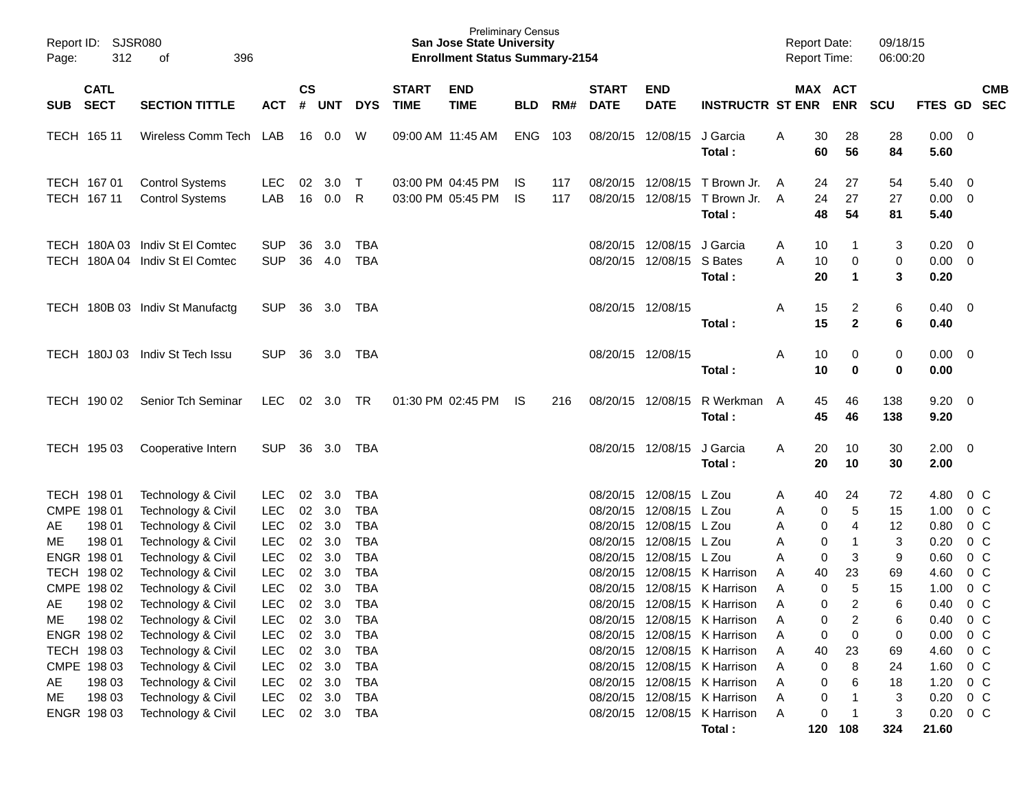Preliminary Census
**San Jose State University**
**Enrollment Status Summary-2154**

Report ID: SJSR080
Report Date: 09/18/15
Report Time: 06:00:20

| SUB | CATL SECT | SECTION TITTLE | ACT | CS # | UNT | DYS | START TIME | END TIME | BLD | RM# | START DATE | END DATE | INSTRUCTR | ST | MAX ENR | ACT ENR | SCU | FTES | GD | CMB SEC |
|---|---|---|---|---|---|---|---|---|---|---|---|---|---|---|---|---|---|---|---|---|
| TECH | 165 11 | Wireless Comm Tech | LAB | 16 | 0.0 | W | 09:00 AM | 11:45 AM | ENG | 103 | 08/20/15 | 12/08/15 | J Garcia | A | 30 | 28 | 28 | 0.00 | 0 | |
| | | | | | | | | | | | | | **Total :** | | **60** | **56** | **84** | **5.60** | | |
| TECH | 167 01 | Control Systems | LEC | 02 | 3.0 | T | 03:00 PM | 04:45 PM | IS | 117 | 08/20/15 | 12/08/15 | T Brown Jr. | A | 24 | 27 | 54 | 5.40 | 0 | |
| TECH | 167 11 | Control Systems | LAB | 16 | 0.0 | R | 03:00 PM | 05:45 PM | IS | 117 | 08/20/15 | 12/08/15 | T Brown Jr. | A | 24 | 27 | 27 | 0.00 | 0 | |
| | | | | | | | | | | | | | **Total :** | | **48** | **54** | **81** | **5.40** | | |
| TECH | 180A 03 | Indiv St El Comtec | SUP | 36 | 3.0 | TBA | | | | | 08/20/15 | 12/08/15 | J Garcia | A | 10 | 1 | 3 | 0.20 | 0 | |
| TECH | 180A 04 | Indiv St El Comtec | SUP | 36 | 4.0 | TBA | | | | | 08/20/15 | 12/08/15 | S Bates | A | 10 | 0 | 0 | 0.00 | 0 | |
| | | | | | | | | | | | | | **Total :** | | **20** | **1** | **3** | **0.20** | | |
| TECH | 180B 03 | Indiv St Manufactg | SUP | 36 | 3.0 | TBA | | | | | 08/20/15 | 12/08/15 | | A | 15 | 2 | 6 | 0.40 | 0 | |
| | | | | | | | | | | | | | **Total :** | | **15** | **2** | **6** | **0.40** | | |
| TECH | 180J 03 | Indiv St Tech Issu | SUP | 36 | 3.0 | TBA | | | | | 08/20/15 | 12/08/15 | | A | 10 | 0 | 0 | 0.00 | 0 | |
| | | | | | | | | | | | | | **Total :** | | **10** | **0** | **0** | **0.00** | | |
| TECH | 190 02 | Senior Tch Seminar | LEC | 02 | 3.0 | TR | 01:30 PM | 02:45 PM | IS | 216 | 08/20/15 | 12/08/15 | R Werkman | A | 45 | 46 | 138 | 9.20 | 0 | |
| | | | | | | | | | | | | | **Total :** | | **45** | **46** | **138** | **9.20** | | |
| TECH | 195 03 | Cooperative Intern | SUP | 36 | 3.0 | TBA | | | | | 08/20/15 | 12/08/15 | J Garcia | A | 20 | 10 | 30 | 2.00 | 0 | |
| | | | | | | | | | | | | | **Total :** | | **20** | **10** | **30** | **2.00** | | |
| TECH | 198 01 | Technology & Civil | LEC | 02 | 3.0 | TBA | | | | | 08/20/15 | 12/08/15 | L Zou | A | 40 | 24 | 72 | 4.80 | 0 | C |
| CMPE | 198 01 | Technology & Civil | LEC | 02 | 3.0 | TBA | | | | | 08/20/15 | 12/08/15 | L Zou | A | 0 | 5 | 15 | 1.00 | 0 | C |
| AE | 198 01 | Technology & Civil | LEC | 02 | 3.0 | TBA | | | | | 08/20/15 | 12/08/15 | L Zou | A | 0 | 4 | 12 | 0.80 | 0 | C |
| ME | 198 01 | Technology & Civil | LEC | 02 | 3.0 | TBA | | | | | 08/20/15 | 12/08/15 | L Zou | A | 0 | 1 | 3 | 0.20 | 0 | C |
| ENGR | 198 01 | Technology & Civil | LEC | 02 | 3.0 | TBA | | | | | 08/20/15 | 12/08/15 | L Zou | A | 0 | 3 | 9 | 0.60 | 0 | C |
| TECH | 198 02 | Technology & Civil | LEC | 02 | 3.0 | TBA | | | | | 08/20/15 | 12/08/15 | K Harrison | A | 40 | 23 | 69 | 4.60 | 0 | C |
| CMPE | 198 02 | Technology & Civil | LEC | 02 | 3.0 | TBA | | | | | 08/20/15 | 12/08/15 | K Harrison | A | 0 | 5 | 15 | 1.00 | 0 | C |
| AE | 198 02 | Technology & Civil | LEC | 02 | 3.0 | TBA | | | | | 08/20/15 | 12/08/15 | K Harrison | A | 0 | 2 | 6 | 0.40 | 0 | C |
| ME | 198 02 | Technology & Civil | LEC | 02 | 3.0 | TBA | | | | | 08/20/15 | 12/08/15 | K Harrison | A | 0 | 2 | 6 | 0.40 | 0 | C |
| ENGR | 198 02 | Technology & Civil | LEC | 02 | 3.0 | TBA | | | | | 08/20/15 | 12/08/15 | K Harrison | A | 0 | 0 | 0 | 0.00 | 0 | C |
| TECH | 198 03 | Technology & Civil | LEC | 02 | 3.0 | TBA | | | | | 08/20/15 | 12/08/15 | K Harrison | A | 40 | 23 | 69 | 4.60 | 0 | C |
| CMPE | 198 03 | Technology & Civil | LEC | 02 | 3.0 | TBA | | | | | 08/20/15 | 12/08/15 | K Harrison | A | 0 | 8 | 24 | 1.60 | 0 | C |
| AE | 198 03 | Technology & Civil | LEC | 02 | 3.0 | TBA | | | | | 08/20/15 | 12/08/15 | K Harrison | A | 0 | 6 | 18 | 1.20 | 0 | C |
| ME | 198 03 | Technology & Civil | LEC | 02 | 3.0 | TBA | | | | | 08/20/15 | 12/08/15 | K Harrison | A | 0 | 1 | 3 | 0.20 | 0 | C |
| ENGR | 198 03 | Technology & Civil | LEC | 02 | 3.0 | TBA | | | | | 08/20/15 | 12/08/15 | K Harrison | A | 0 | 1 | 3 | 0.20 | 0 | C |
| | | | | | | | | | | | | | **Total :** | | **120** | **108** | **324** | **21.60** | | |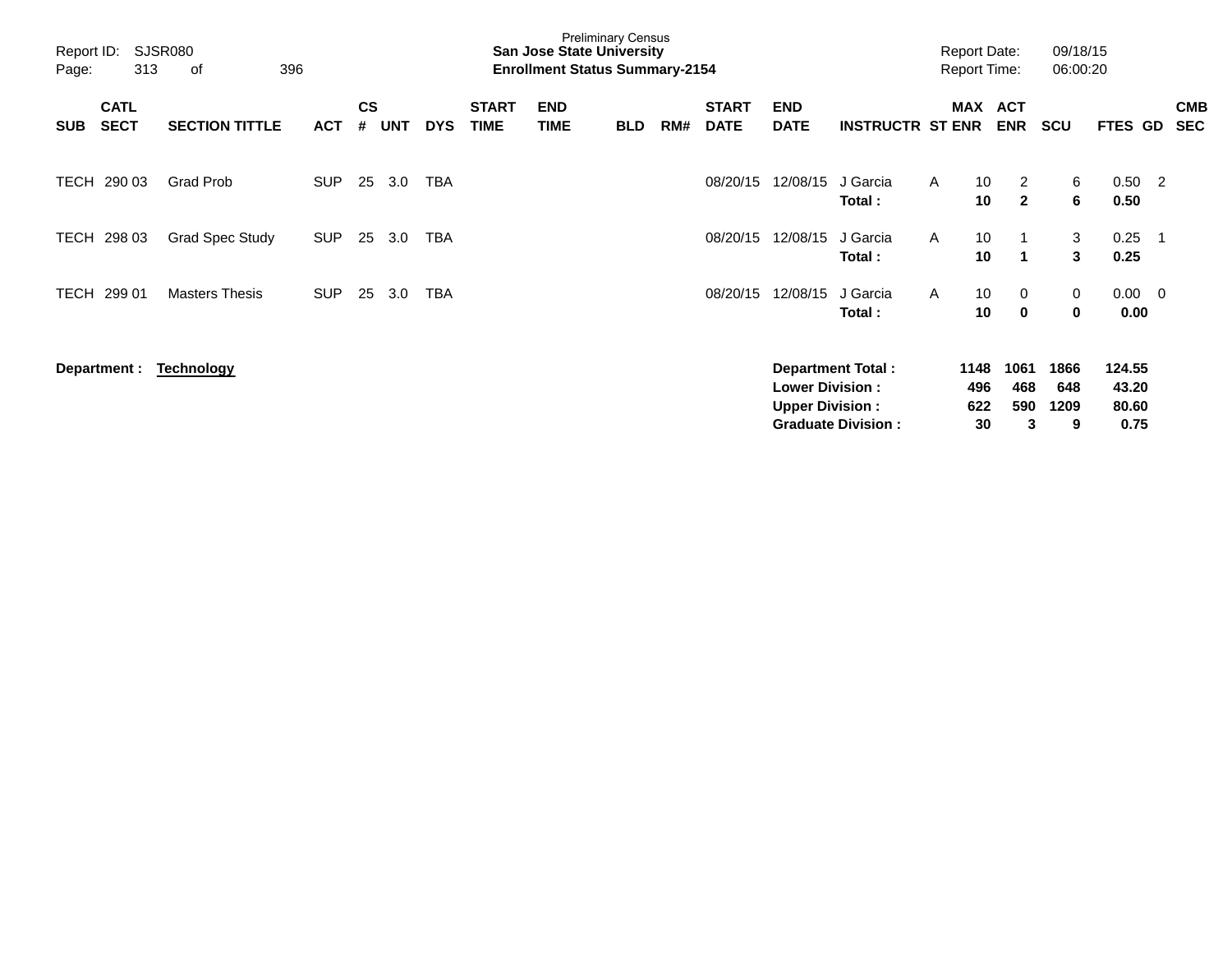Preliminary Census
**San Jose State University**
**Enrollment Status Summary-2154**

Report ID: SJSR080
Report Date: 09/18/15
Report Time: 06:00:20

| SUB | CATL SECT | SECTION TITTLE | ACT | CS # | UNT | DYS | START TIME | END TIME | BLD | RM# | START DATE | END DATE | INSTRUCTR | ST | MAX ENR | ACT ENR | SCU | FTES | GD | CMB SEC |
|---|---|---|---|---|---|---|---|---|---|---|---|---|---|---|---|---|---|---|---|---|
| TECH | 290 03 | Grad Prob | SUP | 25 | 3.0 | TBA | | | | | 08/20/15 | 12/08/15 | J Garcia | A | 10 | 2 | 6 | 0.50 | 2 | |
| | | | | | | | | | | | | | **Total :** | | **10** | **2** | **6** | **0.50** | | |
| TECH | 298 03 | Grad Spec Study | SUP | 25 | 3.0 | TBA | | | | | 08/20/15 | 12/08/15 | J Garcia | A | 10 | 1 | 3 | 0.25 | 1 | |
| | | | | | | | | | | | | | **Total :** | | **10** | **1** | **3** | **0.25** | | |
| TECH | 299 01 | Masters Thesis | SUP | 25 | 3.0 | TBA | | | | | 08/20/15 | 12/08/15 | J Garcia | A | 10 | 0 | 0 | 0.00 | 0 | |
| | | | | | | | | | | | | | **Total :** | | **10** | **0** | **0** | **0.00** | | |

**Department :** **Technology**

| | MAX ENR | ACT ENR | SCU | FTES |
|---|---|---|---|---|
| **Department Total :** | **1148** | **1061** | **1866** | **124.55** |
| **Lower Division :** | **496** | **468** | **648** | **43.20** |
| **Upper Division :** | **622** | **590** | **1209** | **80.60** |
| **Graduate Division :** | **30** | **3** | **9** | **0.75** |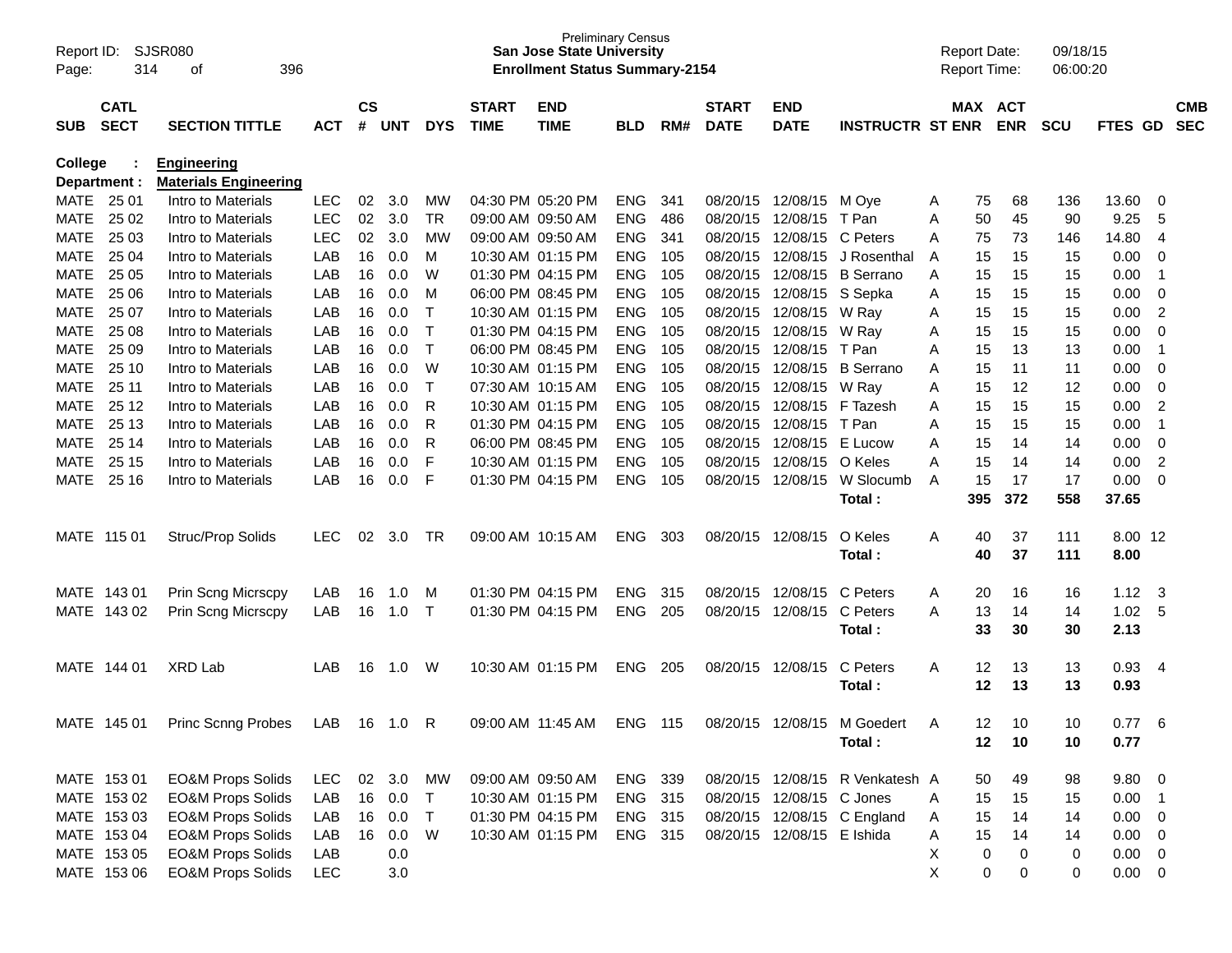Report ID: SJSR080
Page: 314 of 396

Preliminary Census
**San Jose State University**
**Enrollment Status Summary-2154**

Report Date: 09/18/15
Report Time: 06:00:20

| SUB | CATL SECT | SECTION TITTLE | ACT | CS # | UNT | DYS | START TIME | END TIME | BLD | RM# | START DATE | END DATE | INSTRUCTR | ST | MAX ENR | ACT ENR | SCU | FTES | GD | CMB SEC |
|---|---|---|---|---|---|---|---|---|---|---|---|---|---|---|---|---|---|---|---|---|
| **College :** | | **Engineering** | | | | | | | | | | | | | | | | | | |
| **Department :** | | **Materials Engineering** | | | | | | | | | | | | | | | | | | |
| MATE | 25 01 | Intro to Materials | LEC | 02 | 3.0 | MW | 04:30 PM | 05:20 PM | ENG | 341 | 08/20/15 | 12/08/15 | M Oye | A | 75 | 68 | 136 | 13.60 | 0 | |
| MATE | 25 02 | Intro to Materials | LEC | 02 | 3.0 | TR | 09:00 AM | 09:50 AM | ENG | 486 | 08/20/15 | 12/08/15 | T Pan | A | 50 | 45 | 90 | 9.25 | 5 | |
| MATE | 25 03 | Intro to Materials | LEC | 02 | 3.0 | MW | 09:00 AM | 09:50 AM | ENG | 341 | 08/20/15 | 12/08/15 | C Peters | A | 75 | 73 | 146 | 14.80 | 4 | |
| MATE | 25 04 | Intro to Materials | LAB | 16 | 0.0 | M | 10:30 AM | 01:15 PM | ENG | 105 | 08/20/15 | 12/08/15 | J Rosenthal | A | 15 | 15 | 15 | 0.00 | 0 | |
| MATE | 25 05 | Intro to Materials | LAB | 16 | 0.0 | W | 01:30 PM | 04:15 PM | ENG | 105 | 08/20/15 | 12/08/15 | B Serrano | A | 15 | 15 | 15 | 0.00 | 1 | |
| MATE | 25 06 | Intro to Materials | LAB | 16 | 0.0 | M | 06:00 PM | 08:45 PM | ENG | 105 | 08/20/15 | 12/08/15 | S Sepka | A | 15 | 15 | 15 | 0.00 | 0 | |
| MATE | 25 07 | Intro to Materials | LAB | 16 | 0.0 | T | 10:30 AM | 01:15 PM | ENG | 105 | 08/20/15 | 12/08/15 | W Ray | A | 15 | 15 | 15 | 0.00 | 2 | |
| MATE | 25 08 | Intro to Materials | LAB | 16 | 0.0 | T | 01:30 PM | 04:15 PM | ENG | 105 | 08/20/15 | 12/08/15 | W Ray | A | 15 | 15 | 15 | 0.00 | 0 | |
| MATE | 25 09 | Intro to Materials | LAB | 16 | 0.0 | T | 06:00 PM | 08:45 PM | ENG | 105 | 08/20/15 | 12/08/15 | T Pan | A | 15 | 13 | 13 | 0.00 | 1 | |
| MATE | 25 10 | Intro to Materials | LAB | 16 | 0.0 | W | 10:30 AM | 01:15 PM | ENG | 105 | 08/20/15 | 12/08/15 | B Serrano | A | 15 | 11 | 11 | 0.00 | 0 | |
| MATE | 25 11 | Intro to Materials | LAB | 16 | 0.0 | T | 07:30 AM | 10:15 AM | ENG | 105 | 08/20/15 | 12/08/15 | W Ray | A | 15 | 12 | 12 | 0.00 | 0 | |
| MATE | 25 12 | Intro to Materials | LAB | 16 | 0.0 | R | 10:30 AM | 01:15 PM | ENG | 105 | 08/20/15 | 12/08/15 | F Tazesh | A | 15 | 15 | 15 | 0.00 | 2 | |
| MATE | 25 13 | Intro to Materials | LAB | 16 | 0.0 | R | 01:30 PM | 04:15 PM | ENG | 105 | 08/20/15 | 12/08/15 | T Pan | A | 15 | 15 | 15 | 0.00 | 1 | |
| MATE | 25 14 | Intro to Materials | LAB | 16 | 0.0 | R | 06:00 PM | 08:45 PM | ENG | 105 | 08/20/15 | 12/08/15 | E Lucow | A | 15 | 14 | 14 | 0.00 | 0 | |
| MATE | 25 15 | Intro to Materials | LAB | 16 | 0.0 | F | 10:30 AM | 01:15 PM | ENG | 105 | 08/20/15 | 12/08/15 | O Keles | A | 15 | 14 | 14 | 0.00 | 2 | |
| MATE | 25 16 | Intro to Materials | LAB | 16 | 0.0 | F | 01:30 PM | 04:15 PM | ENG | 105 | 08/20/15 | 12/08/15 | W Slocumb | A | 15 | 17 | 17 | 0.00 | 0 | |
| | | | | | | | | | | | | | **Total :** | | **395** | **372** | **558** | **37.65** | | |
| MATE | 115 01 | Struc/Prop Solids | LEC | 02 | 3.0 | TR | 09:00 AM | 10:15 AM | ENG | 303 | 08/20/15 | 12/08/15 | O Keles | A | 40 | 37 | 111 | 8.00 | 12 | |
| | | | | | | | | | | | | | **Total :** | | **40** | **37** | **111** | **8.00** | | |
| MATE | 143 01 | Prin Scng Micrscpy | LAB | 16 | 1.0 | M | 01:30 PM | 04:15 PM | ENG | 315 | 08/20/15 | 12/08/15 | C Peters | A | 20 | 16 | 16 | 1.12 | 3 | |
| MATE | 143 02 | Prin Scng Micrscpy | LAB | 16 | 1.0 | T | 01:30 PM | 04:15 PM | ENG | 205 | 08/20/15 | 12/08/15 | C Peters | A | 13 | 14 | 14 | 1.02 | 5 | |
| | | | | | | | | | | | | | **Total :** | | **33** | **30** | **30** | **2.13** | | |
| MATE | 144 01 | XRD Lab | LAB | 16 | 1.0 | W | 10:30 AM | 01:15 PM | ENG | 205 | 08/20/15 | 12/08/15 | C Peters | A | 12 | 13 | 13 | 0.93 | 4 | |
| | | | | | | | | | | | | | **Total :** | | **12** | **13** | **13** | **0.93** | | |
| MATE | 145 01 | Princ Scnng Probes | LAB | 16 | 1.0 | R | 09:00 AM | 11:45 AM | ENG | 115 | 08/20/15 | 12/08/15 | M Goedert | A | 12 | 10 | 10 | 0.77 | 6 | |
| | | | | | | | | | | | | | **Total :** | | **12** | **10** | **10** | **0.77** | | |
| MATE | 153 01 | EO&M Props Solids | LEC | 02 | 3.0 | MW | 09:00 AM | 09:50 AM | ENG | 339 | 08/20/15 | 12/08/15 | R Venkatesh | A | 50 | 49 | 98 | 9.80 | 0 | |
| MATE | 153 02 | EO&M Props Solids | LAB | 16 | 0.0 | T | 10:30 AM | 01:15 PM | ENG | 315 | 08/20/15 | 12/08/15 | C Jones | A | 15 | 15 | 15 | 0.00 | 1 | |
| MATE | 153 03 | EO&M Props Solids | LAB | 16 | 0.0 | T | 01:30 PM | 04:15 PM | ENG | 315 | 08/20/15 | 12/08/15 | C England | A | 15 | 14 | 14 | 0.00 | 0 | |
| MATE | 153 04 | EO&M Props Solids | LAB | 16 | 0.0 | W | 10:30 AM | 01:15 PM | ENG | 315 | 08/20/15 | 12/08/15 | E Ishida | A | 15 | 14 | 14 | 0.00 | 0 | |
| MATE | 153 05 | EO&M Props Solids | LAB | | 0.0 | | | | | | | | | X | 0 | 0 | 0 | 0.00 | 0 | |
| MATE | 153 06 | EO&M Props Solids | LEC | | 3.0 | | | | | | | | | X | 0 | 0 | 0 | 0.00 | 0 | |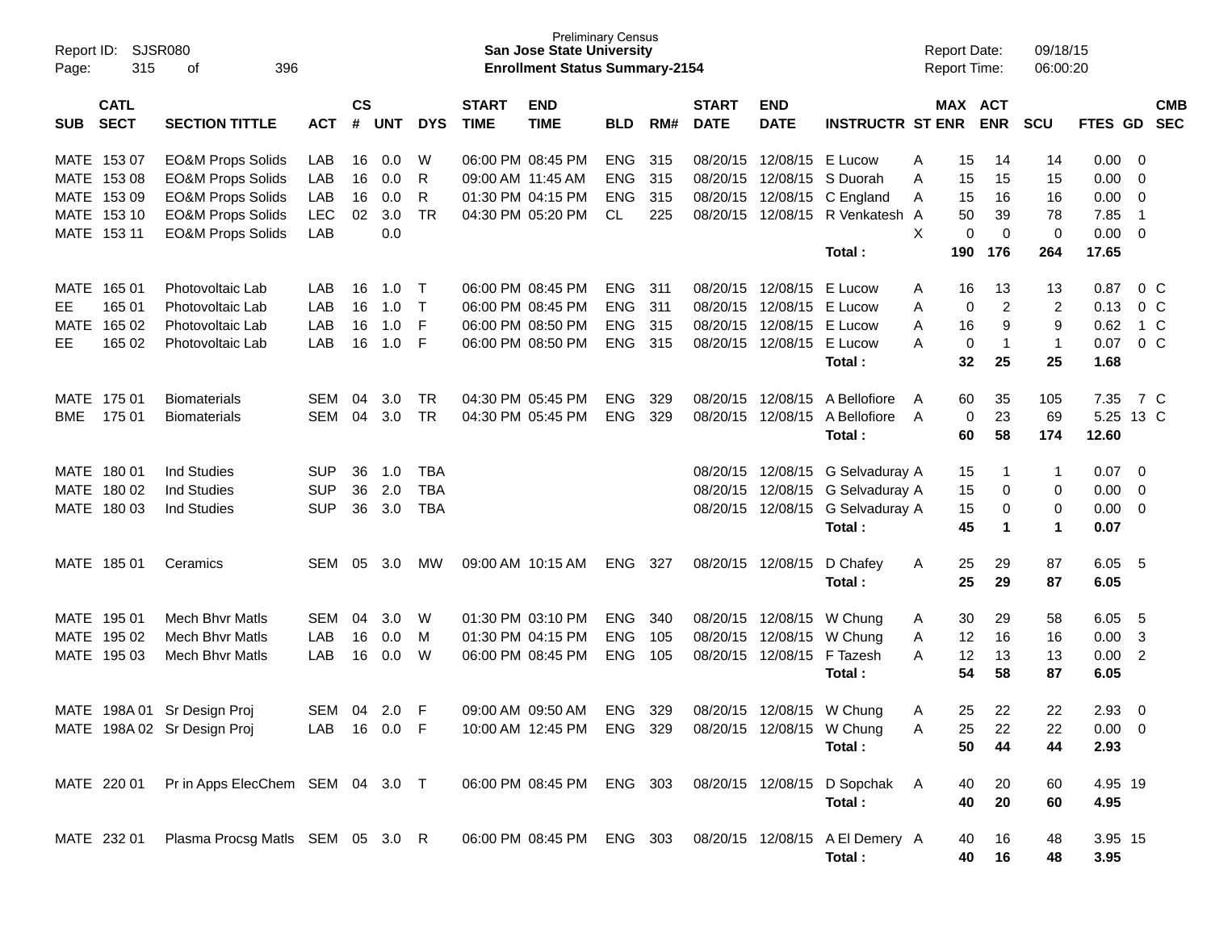Preliminary Census
**San Jose State University**
**Enrollment Status Summary-2154**

Report ID: SJSR080
Report Date: 09/18/15
Report Time: 06:00:20

| SUB | CATL SECT | SECTION TITTLE | ACT | CS # | UNT | DYS | START TIME | END TIME | BLD | RM# | START DATE | END DATE | INSTRUCTR | ST | MAX ENR | ACT ENR | SCU | FTES | GD | CMB SEC |
|---|---|---|---|---|---|---|---|---|---|---|---|---|---|---|---|---|---|---|---|---|
| MATE | 153 07 | EO&M Props Solids | LAB | 16 | 0.0 | W | 06:00 PM | 08:45 PM | ENG | 315 | 08/20/15 | 12/08/15 | E Lucow | A | 15 | 14 | 14 | 0.00 | 0 | |
| MATE | 153 08 | EO&M Props Solids | LAB | 16 | 0.0 | R | 09:00 AM | 11:45 AM | ENG | 315 | 08/20/15 | 12/08/15 | S Duorah | A | 15 | 15 | 15 | 0.00 | 0 | |
| MATE | 153 09 | EO&M Props Solids | LAB | 16 | 0.0 | R | 01:30 PM | 04:15 PM | ENG | 315 | 08/20/15 | 12/08/15 | C England | A | 15 | 16 | 16 | 0.00 | 0 | |
| MATE | 153 10 | EO&M Props Solids | LEC | 02 | 3.0 | TR | 04:30 PM | 05:20 PM | CL | 225 | 08/20/15 | 12/08/15 | R Venkatesh | A | 50 | 39 | 78 | 7.85 | 1 | |
| MATE | 153 11 | EO&M Props Solids | LAB | | 0.0 | | | | | | | | | X | 0 | 0 | 0 | 0.00 | 0 | |
| | | | | | | | | | | | | | **Total :** | | **190** | **176** | **264** | **17.65** | | |
| MATE | 165 01 | Photovoltaic Lab | LAB | 16 | 1.0 | T | 06:00 PM | 08:45 PM | ENG | 311 | 08/20/15 | 12/08/15 | E Lucow | A | 16 | 13 | 13 | 0.87 | 0 | C |
| EE | 165 01 | Photovoltaic Lab | LAB | 16 | 1.0 | T | 06:00 PM | 08:45 PM | ENG | 311 | 08/20/15 | 12/08/15 | E Lucow | A | 0 | 2 | 2 | 0.13 | 0 | C |
| MATE | 165 02 | Photovoltaic Lab | LAB | 16 | 1.0 | F | 06:00 PM | 08:50 PM | ENG | 315 | 08/20/15 | 12/08/15 | E Lucow | A | 16 | 9 | 9 | 0.62 | 1 | C |
| EE | 165 02 | Photovoltaic Lab | LAB | 16 | 1.0 | F | 06:00 PM | 08:50 PM | ENG | 315 | 08/20/15 | 12/08/15 | E Lucow | A | 0 | 1 | 1 | 0.07 | 0 | C |
| | | | | | | | | | | | | | **Total :** | | **32** | **25** | **25** | **1.68** | | |
| MATE | 175 01 | Biomaterials | SEM | 04 | 3.0 | TR | 04:30 PM | 05:45 PM | ENG | 329 | 08/20/15 | 12/08/15 | A Bellofiore | A | 60 | 35 | 105 | 7.35 | 7 | C |
| BME | 175 01 | Biomaterials | SEM | 04 | 3.0 | TR | 04:30 PM | 05:45 PM | ENG | 329 | 08/20/15 | 12/08/15 | A Bellofiore | A | 0 | 23 | 69 | 5.25 | 13 | C |
| | | | | | | | | | | | | | **Total :** | | **60** | **58** | **174** | **12.60** | | |
| MATE | 180 01 | Ind Studies | SUP | 36 | 1.0 | TBA | | | | | 08/20/15 | 12/08/15 | G Selvaduray | A | 15 | 1 | 1 | 0.07 | 0 | |
| MATE | 180 02 | Ind Studies | SUP | 36 | 2.0 | TBA | | | | | 08/20/15 | 12/08/15 | G Selvaduray | A | 15 | 0 | 0 | 0.00 | 0 | |
| MATE | 180 03 | Ind Studies | SUP | 36 | 3.0 | TBA | | | | | 08/20/15 | 12/08/15 | G Selvaduray | A | 15 | 0 | 0 | 0.00 | 0 | |
| | | | | | | | | | | | | | **Total :** | | **45** | **1** | **1** | **0.07** | | |
| MATE | 185 01 | Ceramics | SEM | 05 | 3.0 | MW | 09:00 AM | 10:15 AM | ENG | 327 | 08/20/15 | 12/08/15 | D Chafey | A | 25 | 29 | 87 | 6.05 | 5 | |
| | | | | | | | | | | | | | **Total :** | | **25** | **29** | **87** | **6.05** | | |
| MATE | 195 01 | Mech Bhvr Matls | SEM | 04 | 3.0 | W | 01:30 PM | 03:10 PM | ENG | 340 | 08/20/15 | 12/08/15 | W Chung | A | 30 | 29 | 58 | 6.05 | 5 | |
| MATE | 195 02 | Mech Bhvr Matls | LAB | 16 | 0.0 | M | 01:30 PM | 04:15 PM | ENG | 105 | 08/20/15 | 12/08/15 | W Chung | A | 12 | 16 | 16 | 0.00 | 3 | |
| MATE | 195 03 | Mech Bhvr Matls | LAB | 16 | 0.0 | W | 06:00 PM | 08:45 PM | ENG | 105 | 08/20/15 | 12/08/15 | F Tazesh | A | 12 | 13 | 13 | 0.00 | 2 | |
| | | | | | | | | | | | | | **Total :** | | **54** | **58** | **87** | **6.05** | | |
| MATE | 198A 01 | Sr Design Proj | SEM | 04 | 2.0 | F | 09:00 AM | 09:50 AM | ENG | 329 | 08/20/15 | 12/08/15 | W Chung | A | 25 | 22 | 22 | 2.93 | 0 | |
| MATE | 198A 02 | Sr Design Proj | LAB | 16 | 0.0 | F | 10:00 AM | 12:45 PM | ENG | 329 | 08/20/15 | 12/08/15 | W Chung | A | 25 | 22 | 22 | 0.00 | 0 | |
| | | | | | | | | | | | | | **Total :** | | **50** | **44** | **44** | **2.93** | | |
| MATE | 220 01 | Pr in Apps ElecChem | SEM | 04 | 3.0 | T | 06:00 PM | 08:45 PM | ENG | 303 | 08/20/15 | 12/08/15 | D Sopchak | A | 40 | 20 | 60 | 4.95 | 19 | |
| | | | | | | | | | | | | | **Total :** | | **40** | **20** | **60** | **4.95** | | |
| MATE | 232 01 | Plasma Procsg Matls | SEM | 05 | 3.0 | R | 06:00 PM | 08:45 PM | ENG | 303 | 08/20/15 | 12/08/15 | A El Demery | A | 40 | 16 | 48 | 3.95 | 15 | |
| | | | | | | | | | | | | | **Total :** | | **40** | **16** | **48** | **3.95** | | |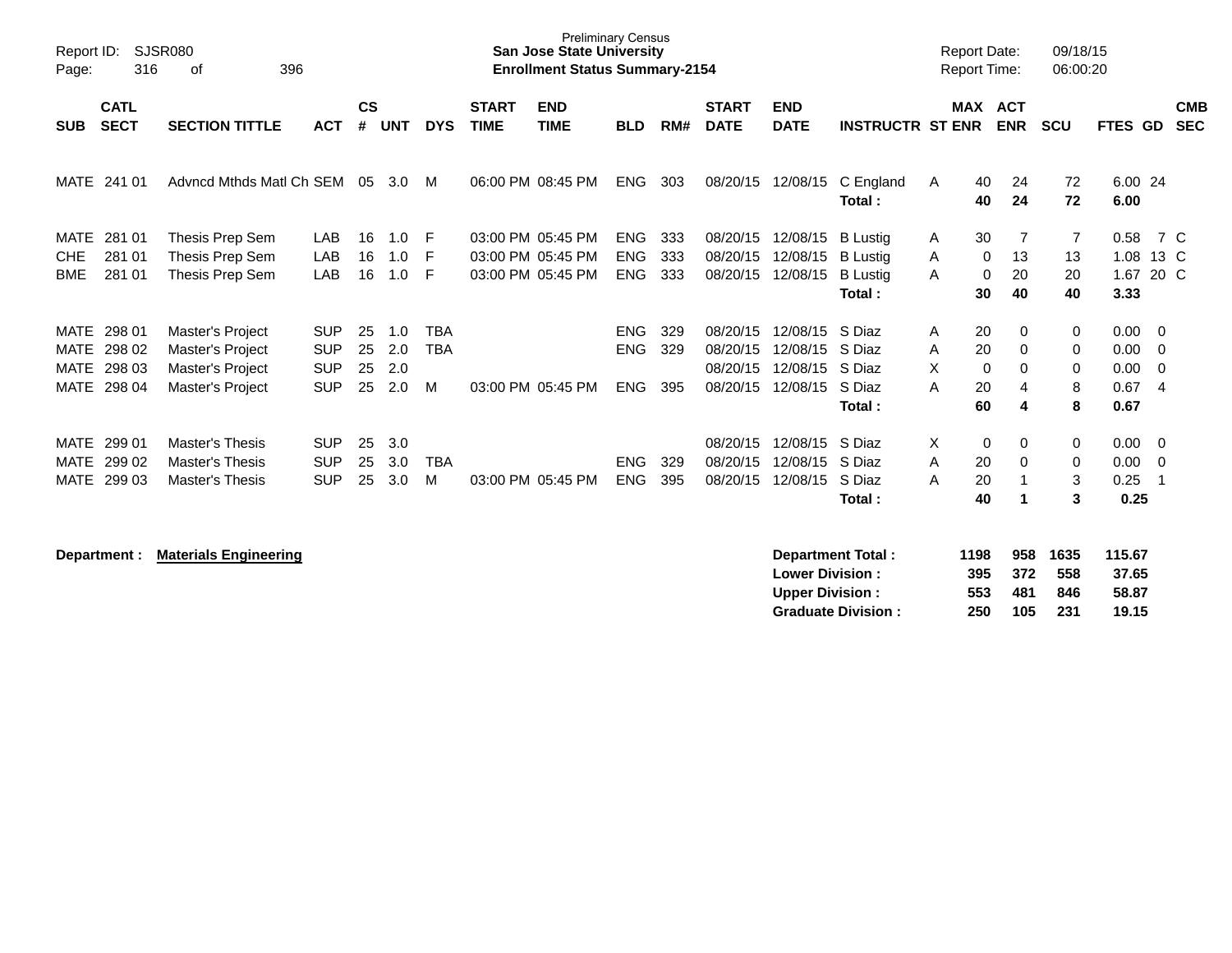Preliminary Census
**San Jose State University**
**Enrollment Status Summary-2154**

Report ID: SJSR080
Report Date: 09/18/15
Report Time: 06:00:20

| SUB | CATL SECT | SECTION TITTLE | ACT | CS # | UNT | DYS | START TIME | END TIME | BLD | RM# | START DATE | END DATE | INSTRUCTR | ST | MAX ENR | ACT ENR | SCU | FTES | GD | CMB SEC |
|---|---|---|---|---|---|---|---|---|---|---|---|---|---|---|---|---|---|---|---|---|
| MATE | 241 01 | Advncd Mthds Matl Ch | SEM | 05 | 3.0 | M | 06:00 PM | 08:45 PM | ENG | 303 | 08/20/15 | 12/08/15 | C England | A | 40 | 24 | 72 | 6.00 | 24 | |
| | | | | | | | | | | | | | **Total :** | | **40** | **24** | **72** | **6.00** | | |
| MATE | 281 01 | Thesis Prep Sem | LAB | 16 | 1.0 | F | 03:00 PM | 05:45 PM | ENG | 333 | 08/20/15 | 12/08/15 | B Lustig | A | 30 | 7 | 7 | 0.58 | 7 | C |
| CHE | 281 01 | Thesis Prep Sem | LAB | 16 | 1.0 | F | 03:00 PM | 05:45 PM | ENG | 333 | 08/20/15 | 12/08/15 | B Lustig | A | 0 | 13 | 13 | 1.08 | 13 | C |
| BME | 281 01 | Thesis Prep Sem | LAB | 16 | 1.0 | F | 03:00 PM | 05:45 PM | ENG | 333 | 08/20/15 | 12/08/15 | B Lustig | A | 0 | 20 | 20 | 1.67 | 20 | C |
| | | | | | | | | | | | | | **Total :** | | **30** | **40** | **40** | **3.33** | | |
| MATE | 298 01 | Master's Project | SUP | 25 | 1.0 | TBA | | | ENG | 329 | 08/20/15 | 12/08/15 | S Diaz | A | 20 | 0 | 0 | 0.00 | 0 | |
| MATE | 298 02 | Master's Project | SUP | 25 | 2.0 | TBA | | | ENG | 329 | 08/20/15 | 12/08/15 | S Diaz | A | 20 | 0 | 0 | 0.00 | 0 | |
| MATE | 298 03 | Master's Project | SUP | 25 | 2.0 | | | | | | 08/20/15 | 12/08/15 | S Diaz | X | 0 | 0 | 0 | 0.00 | 0 | |
| MATE | 298 04 | Master's Project | SUP | 25 | 2.0 | M | 03:00 PM | 05:45 PM | ENG | 395 | 08/20/15 | 12/08/15 | S Diaz | A | 20 | 4 | 8 | 0.67 | 4 | |
| | | | | | | | | | | | | | **Total :** | | **60** | **4** | **8** | **0.67** | | |
| MATE | 299 01 | Master's Thesis | SUP | 25 | 3.0 | | | | | | 08/20/15 | 12/08/15 | S Diaz | X | 0 | 0 | 0 | 0.00 | 0 | |
| MATE | 299 02 | Master's Thesis | SUP | 25 | 3.0 | TBA | | | ENG | 329 | 08/20/15 | 12/08/15 | S Diaz | A | 20 | 0 | 0 | 0.00 | 0 | |
| MATE | 299 03 | Master's Thesis | SUP | 25 | 3.0 | M | 03:00 PM | 05:45 PM | ENG | 395 | 08/20/15 | 12/08/15 | S Diaz | A | 20 | 1 | 3 | 0.25 | 1 | |
| | | | | | | | | | | | | | **Total :** | | **40** | **1** | **3** | **0.25** | | |

**Department :** **Materials Engineering**

| | MAX ENR | ACT ENR | SCU | FTES |
|---|---|---|---|---|
| **Department Total :** | **1198** | **958** | **1635** | **115.67** |
| **Lower Division :** | **395** | **372** | **558** | **37.65** |
| **Upper Division :** | **553** | **481** | **846** | **58.87** |
| **Graduate Division :** | **250** | **105** | **231** | **19.15** |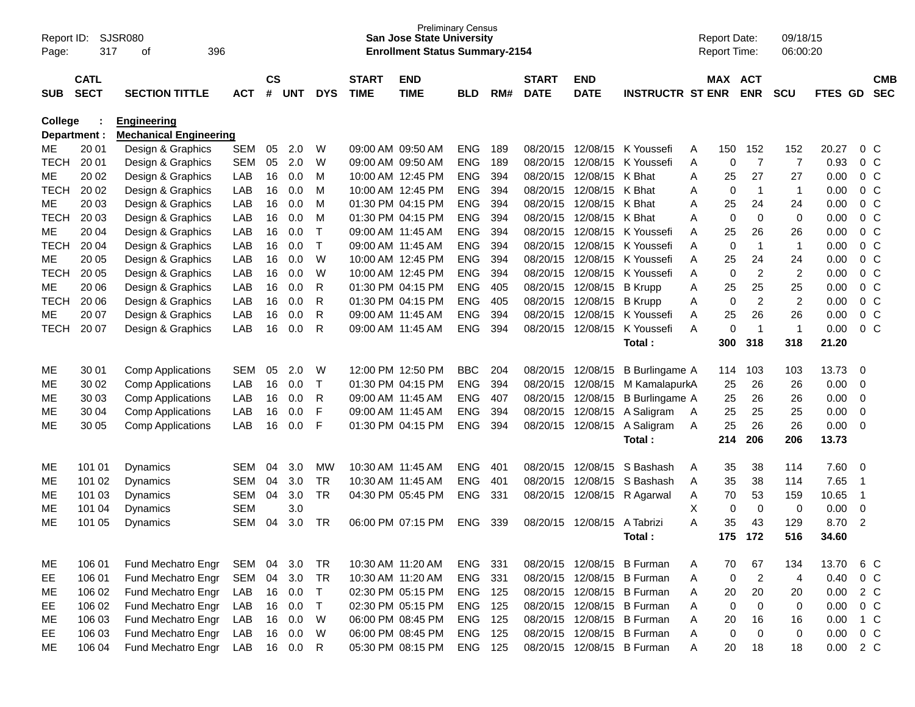Preliminary Census
**San Jose State University**
**Enrollment Status Summary-2154**

Report ID: SJSR080
Report Date: 09/18/15
Report Time: 06:00:20

| SUB | CATL SECT | SECTION TITTLE | ACT | CS # | UNT | DYS | START TIME | END TIME | BLD | RM# | START DATE | END DATE | INSTRUCTR | ST | MAX ENR | ACT ENR | SCU | FTES | GD | CMB SEC |
|---|---|---|---|---|---|---|---|---|---|---|---|---|---|---|---|---|---|---|---|---|
| **College :** | | **Engineering** | | | | | | | | | | | | | | | | | | |
| **Department :** | | **Mechanical Engineering** | | | | | | | | | | | | | | | | | | |
| ME | 20 01 | Design & Graphics | SEM | 05 | 2.0 | W | 09:00 AM | 09:50 AM | ENG | 189 | 08/20/15 | 12/08/15 | K Youssefi | A | 150 | 152 | 152 | 20.27 | 0 | C |
| TECH | 20 01 | Design & Graphics | SEM | 05 | 2.0 | W | 09:00 AM | 09:50 AM | ENG | 189 | 08/20/15 | 12/08/15 | K Youssefi | A | 0 | 7 | 7 | 0.93 | 0 | C |
| ME | 20 02 | Design & Graphics | LAB | 16 | 0.0 | M | 10:00 AM | 12:45 PM | ENG | 394 | 08/20/15 | 12/08/15 | K Bhat | A | 25 | 27 | 27 | 0.00 | 0 | C |
| TECH | 20 02 | Design & Graphics | LAB | 16 | 0.0 | M | 10:00 AM | 12:45 PM | ENG | 394 | 08/20/15 | 12/08/15 | K Bhat | A | 0 | 1 | 1 | 0.00 | 0 | C |
| ME | 20 03 | Design & Graphics | LAB | 16 | 0.0 | M | 01:30 PM | 04:15 PM | ENG | 394 | 08/20/15 | 12/08/15 | K Bhat | A | 25 | 24 | 24 | 0.00 | 0 | C |
| TECH | 20 03 | Design & Graphics | LAB | 16 | 0.0 | M | 01:30 PM | 04:15 PM | ENG | 394 | 08/20/15 | 12/08/15 | K Bhat | A | 0 | 0 | 0 | 0.00 | 0 | C |
| ME | 20 04 | Design & Graphics | LAB | 16 | 0.0 | T | 09:00 AM | 11:45 AM | ENG | 394 | 08/20/15 | 12/08/15 | K Youssefi | A | 25 | 26 | 26 | 0.00 | 0 | C |
| TECH | 20 04 | Design & Graphics | LAB | 16 | 0.0 | T | 09:00 AM | 11:45 AM | ENG | 394 | 08/20/15 | 12/08/15 | K Youssefi | A | 0 | 1 | 1 | 0.00 | 0 | C |
| ME | 20 05 | Design & Graphics | LAB | 16 | 0.0 | W | 10:00 AM | 12:45 PM | ENG | 394 | 08/20/15 | 12/08/15 | K Youssefi | A | 25 | 24 | 24 | 0.00 | 0 | C |
| TECH | 20 05 | Design & Graphics | LAB | 16 | 0.0 | W | 10:00 AM | 12:45 PM | ENG | 394 | 08/20/15 | 12/08/15 | K Youssefi | A | 0 | 2 | 2 | 0.00 | 0 | C |
| ME | 20 06 | Design & Graphics | LAB | 16 | 0.0 | R | 01:30 PM | 04:15 PM | ENG | 405 | 08/20/15 | 12/08/15 | B Krupp | A | 25 | 25 | 25 | 0.00 | 0 | C |
| TECH | 20 06 | Design & Graphics | LAB | 16 | 0.0 | R | 01:30 PM | 04:15 PM | ENG | 405 | 08/20/15 | 12/08/15 | B Krupp | A | 0 | 2 | 2 | 0.00 | 0 | C |
| ME | 20 07 | Design & Graphics | LAB | 16 | 0.0 | R | 09:00 AM | 11:45 AM | ENG | 394 | 08/20/15 | 12/08/15 | K Youssefi | A | 25 | 26 | 26 | 0.00 | 0 | C |
| TECH | 20 07 | Design & Graphics | LAB | 16 | 0.0 | R | 09:00 AM | 11:45 AM | ENG | 394 | 08/20/15 | 12/08/15 | K Youssefi | A | 0 | 1 | 1 | 0.00 | 0 | C |
| | | | | | | | | | | | | | **Total :** | | **300** | **318** | **318** | **21.20** | | |
| ME | 30 01 | Comp Applications | SEM | 05 | 2.0 | W | 12:00 PM | 12:50 PM | BBC | 204 | 08/20/15 | 12/08/15 | B Burlingame | A | 114 | 103 | 103 | 13.73 | 0 | |
| ME | 30 02 | Comp Applications | LAB | 16 | 0.0 | T | 01:30 PM | 04:15 PM | ENG | 394 | 08/20/15 | 12/08/15 | M Kamalapurk | A | 25 | 26 | 26 | 0.00 | 0 | |
| ME | 30 03 | Comp Applications | LAB | 16 | 0.0 | R | 09:00 AM | 11:45 AM | ENG | 407 | 08/20/15 | 12/08/15 | B Burlingame | A | 25 | 26 | 26 | 0.00 | 0 | |
| ME | 30 04 | Comp Applications | LAB | 16 | 0.0 | F | 09:00 AM | 11:45 AM | ENG | 394 | 08/20/15 | 12/08/15 | A Saligram | A | 25 | 25 | 25 | 0.00 | 0 | |
| ME | 30 05 | Comp Applications | LAB | 16 | 0.0 | F | 01:30 PM | 04:15 PM | ENG | 394 | 08/20/15 | 12/08/15 | A Saligram | A | 25 | 26 | 26 | 0.00 | 0 | |
| | | | | | | | | | | | | | **Total :** | | **214** | **206** | **206** | **13.73** | | |
| ME | 101 01 | Dynamics | SEM | 04 | 3.0 | MW | 10:30 AM | 11:45 AM | ENG | 401 | 08/20/15 | 12/08/15 | S Bashash | A | 35 | 38 | 114 | 7.60 | 0 | |
| ME | 101 02 | Dynamics | SEM | 04 | 3.0 | TR | 10:30 AM | 11:45 AM | ENG | 401 | 08/20/15 | 12/08/15 | S Bashash | A | 35 | 38 | 114 | 7.65 | 1 | |
| ME | 101 03 | Dynamics | SEM | 04 | 3.0 | TR | 04:30 PM | 05:45 PM | ENG | 331 | 08/20/15 | 12/08/15 | R Agarwal | A | 70 | 53 | 159 | 10.65 | 1 | |
| ME | 101 04 | Dynamics | SEM | | 3.0 | | | | | | | | | X | 0 | 0 | 0 | 0.00 | 0 | |
| ME | 101 05 | Dynamics | SEM | 04 | 3.0 | TR | 06:00 PM | 07:15 PM | ENG | 339 | 08/20/15 | 12/08/15 | A Tabrizi | A | 35 | 43 | 129 | 8.70 | 2 | |
| | | | | | | | | | | | | | **Total :** | | **175** | **172** | **516** | **34.60** | | |
| ME | 106 01 | Fund Mechatro Engr | SEM | 04 | 3.0 | TR | 10:30 AM | 11:20 AM | ENG | 331 | 08/20/15 | 12/08/15 | B Furman | A | 70 | 67 | 134 | 13.70 | 6 | C |
| EE | 106 01 | Fund Mechatro Engr | SEM | 04 | 3.0 | TR | 10:30 AM | 11:20 AM | ENG | 331 | 08/20/15 | 12/08/15 | B Furman | A | 0 | 2 | 4 | 0.40 | 0 | C |
| ME | 106 02 | Fund Mechatro Engr | LAB | 16 | 0.0 | T | 02:30 PM | 05:15 PM | ENG | 125 | 08/20/15 | 12/08/15 | B Furman | A | 20 | 20 | 20 | 0.00 | 2 | C |
| EE | 106 02 | Fund Mechatro Engr | LAB | 16 | 0.0 | T | 02:30 PM | 05:15 PM | ENG | 125 | 08/20/15 | 12/08/15 | B Furman | A | 0 | 0 | 0 | 0.00 | 0 | C |
| ME | 106 03 | Fund Mechatro Engr | LAB | 16 | 0.0 | W | 06:00 PM | 08:45 PM | ENG | 125 | 08/20/15 | 12/08/15 | B Furman | A | 20 | 16 | 16 | 0.00 | 1 | C |
| EE | 106 03 | Fund Mechatro Engr | LAB | 16 | 0.0 | W | 06:00 PM | 08:45 PM | ENG | 125 | 08/20/15 | 12/08/15 | B Furman | A | 0 | 0 | 0 | 0.00 | 0 | C |
| ME | 106 04 | Fund Mechatro Engr | LAB | 16 | 0.0 | R | 05:30 PM | 08:15 PM | ENG | 125 | 08/20/15 | 12/08/15 | B Furman | A | 20 | 18 | 18 | 0.00 | 2 | C |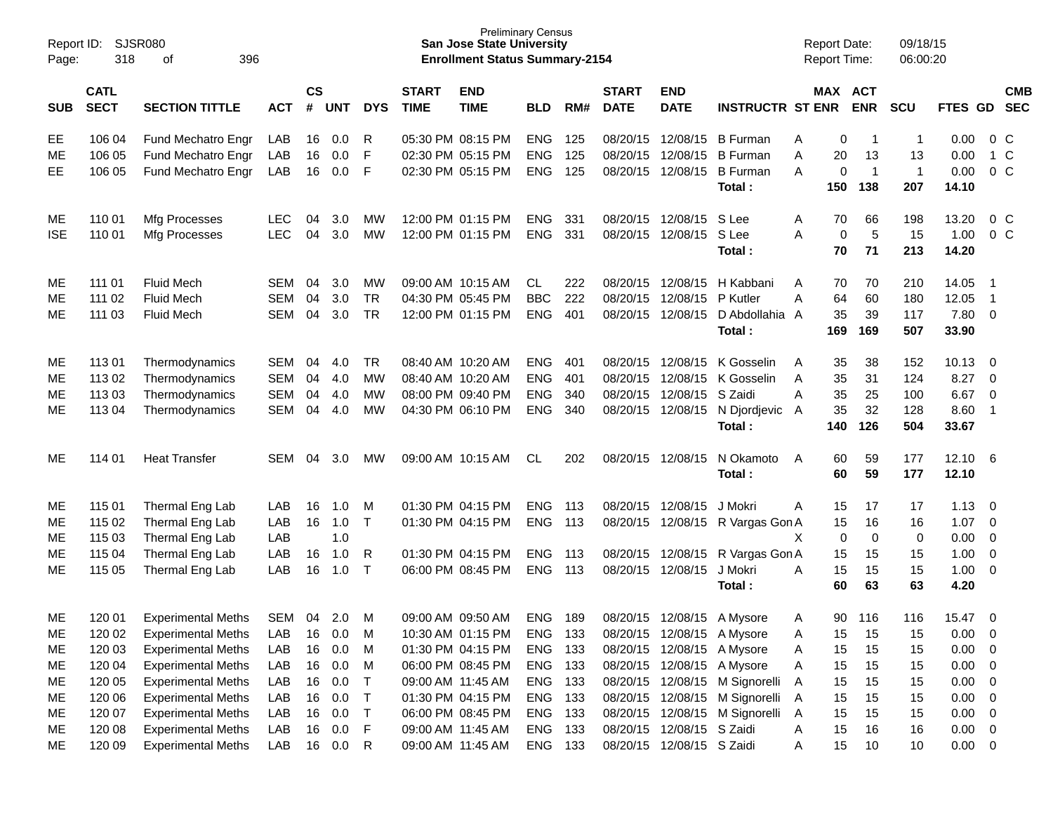Preliminary Census

**San Jose State University**

**Enrollment Status Summary-2154**

Report ID: SJSR080
Report Date: 09/18/15
Report Time: 06:00:20

| SUB | CATL SECT | SECTION TITTLE | ACT | CS # | UNT | DYS | START TIME | END TIME | BLD | RM# | START DATE | END DATE | INSTRUCTR | ST | MAX ENR | ACT ENR | SCU | FTES | GD | CMB SEC |
|---|---|---|---|---|---|---|---|---|---|---|---|---|---|---|---|---|---|---|---|---|
| EE | 106 04 | Fund Mechatro Engr | LAB | 16 | 0.0 | R | 05:30 PM | 08:15 PM | ENG | 125 | 08/20/15 | 12/08/15 | B Furman | A | 0 | 1 | 1 | 0.00 | 0 | C |
| ME | 106 05 | Fund Mechatro Engr | LAB | 16 | 0.0 | F | 02:30 PM | 05:15 PM | ENG | 125 | 08/20/15 | 12/08/15 | B Furman | A | 20 | 13 | 13 | 0.00 | 1 | C |
| EE | 106 05 | Fund Mechatro Engr | LAB | 16 | 0.0 | F | 02:30 PM | 05:15 PM | ENG | 125 | 08/20/15 | 12/08/15 | B Furman | A | 0 | 1 | 1 | 0.00 | 0 | C |
| | | | | | | | | | | | | | **Total :** | | **150** | **138** | **207** | **14.10** | | |
| ME | 110 01 | Mfg Processes | LEC | 04 | 3.0 | MW | 12:00 PM | 01:15 PM | ENG | 331 | 08/20/15 | 12/08/15 | S Lee | A | 70 | 66 | 198 | 13.20 | 0 | C |
| ISE | 110 01 | Mfg Processes | LEC | 04 | 3.0 | MW | 12:00 PM | 01:15 PM | ENG | 331 | 08/20/15 | 12/08/15 | S Lee | A | 0 | 5 | 15 | 1.00 | 0 | C |
| | | | | | | | | | | | | | **Total :** | | **70** | **71** | **213** | **14.20** | | |
| ME | 111 01 | Fluid Mech | SEM | 04 | 3.0 | MW | 09:00 AM | 10:15 AM | CL | 222 | 08/20/15 | 12/08/15 | H Kabbani | A | 70 | 70 | 210 | 14.05 | 1 | |
| ME | 111 02 | Fluid Mech | SEM | 04 | 3.0 | TR | 04:30 PM | 05:45 PM | BBC | 222 | 08/20/15 | 12/08/15 | P Kutler | A | 64 | 60 | 180 | 12.05 | 1 | |
| ME | 111 03 | Fluid Mech | SEM | 04 | 3.0 | TR | 12:00 PM | 01:15 PM | ENG | 401 | 08/20/15 | 12/08/15 | D Abdollahia | A | 35 | 39 | 117 | 7.80 | 0 | |
| | | | | | | | | | | | | | **Total :** | | **169** | **169** | **507** | **33.90** | | |
| ME | 113 01 | Thermodynamics | SEM | 04 | 4.0 | TR | 08:40 AM | 10:20 AM | ENG | 401 | 08/20/15 | 12/08/15 | K Gosselin | A | 35 | 38 | 152 | 10.13 | 0 | |
| ME | 113 02 | Thermodynamics | SEM | 04 | 4.0 | MW | 08:40 AM | 10:20 AM | ENG | 401 | 08/20/15 | 12/08/15 | K Gosselin | A | 35 | 31 | 124 | 8.27 | 0 | |
| ME | 113 03 | Thermodynamics | SEM | 04 | 4.0 | MW | 08:00 PM | 09:40 PM | ENG | 340 | 08/20/15 | 12/08/15 | S Zaidi | A | 35 | 25 | 100 | 6.67 | 0 | |
| ME | 113 04 | Thermodynamics | SEM | 04 | 4.0 | MW | 04:30 PM | 06:10 PM | ENG | 340 | 08/20/15 | 12/08/15 | N Djordjevic | A | 35 | 32 | 128 | 8.60 | 1 | |
| | | | | | | | | | | | | | **Total :** | | **140** | **126** | **504** | **33.67** | | |
| ME | 114 01 | Heat Transfer | SEM | 04 | 3.0 | MW | 09:00 AM | 10:15 AM | CL | 202 | 08/20/15 | 12/08/15 | N Okamoto | A | 60 | 59 | 177 | 12.10 | 6 | |
| | | | | | | | | | | | | | **Total :** | | **60** | **59** | **177** | **12.10** | | |
| ME | 115 01 | Thermal Eng Lab | LAB | 16 | 1.0 | M | 01:30 PM | 04:15 PM | ENG | 113 | 08/20/15 | 12/08/15 | J Mokri | A | 15 | 17 | 17 | 1.13 | 0 | |
| ME | 115 02 | Thermal Eng Lab | LAB | 16 | 1.0 | T | 01:30 PM | 04:15 PM | ENG | 113 | 08/20/15 | 12/08/15 | R Vargas Gon | A | 15 | 16 | 16 | 1.07 | 0 | |
| ME | 115 03 | Thermal Eng Lab | LAB | | 1.0 | | | | | | | | | X | 0 | 0 | 0 | 0.00 | 0 | |
| ME | 115 04 | Thermal Eng Lab | LAB | 16 | 1.0 | R | 01:30 PM | 04:15 PM | ENG | 113 | 08/20/15 | 12/08/15 | R Vargas Gon | A | 15 | 15 | 15 | 1.00 | 0 | |
| ME | 115 05 | Thermal Eng Lab | LAB | 16 | 1.0 | T | 06:00 PM | 08:45 PM | ENG | 113 | 08/20/15 | 12/08/15 | J Mokri | A | 15 | 15 | 15 | 1.00 | 0 | |
| | | | | | | | | | | | | | **Total :** | | **60** | **63** | **63** | **4.20** | | |
| ME | 120 01 | Experimental Meths | SEM | 04 | 2.0 | M | 09:00 AM | 09:50 AM | ENG | 189 | 08/20/15 | 12/08/15 | A Mysore | A | 90 | 116 | 116 | 15.47 | 0 | |
| ME | 120 02 | Experimental Meths | LAB | 16 | 0.0 | M | 10:30 AM | 01:15 PM | ENG | 133 | 08/20/15 | 12/08/15 | A Mysore | A | 15 | 15 | 15 | 0.00 | 0 | |
| ME | 120 03 | Experimental Meths | LAB | 16 | 0.0 | M | 01:30 PM | 04:15 PM | ENG | 133 | 08/20/15 | 12/08/15 | A Mysore | A | 15 | 15 | 15 | 0.00 | 0 | |
| ME | 120 04 | Experimental Meths | LAB | 16 | 0.0 | M | 06:00 PM | 08:45 PM | ENG | 133 | 08/20/15 | 12/08/15 | A Mysore | A | 15 | 15 | 15 | 0.00 | 0 | |
| ME | 120 05 | Experimental Meths | LAB | 16 | 0.0 | T | 09:00 AM | 11:45 AM | ENG | 133 | 08/20/15 | 12/08/15 | M Signorelli | A | 15 | 15 | 15 | 0.00 | 0 | |
| ME | 120 06 | Experimental Meths | LAB | 16 | 0.0 | T | 01:30 PM | 04:15 PM | ENG | 133 | 08/20/15 | 12/08/15 | M Signorelli | A | 15 | 15 | 15 | 0.00 | 0 | |
| ME | 120 07 | Experimental Meths | LAB | 16 | 0.0 | T | 06:00 PM | 08:45 PM | ENG | 133 | 08/20/15 | 12/08/15 | M Signorelli | A | 15 | 15 | 15 | 0.00 | 0 | |
| ME | 120 08 | Experimental Meths | LAB | 16 | 0.0 | F | 09:00 AM | 11:45 AM | ENG | 133 | 08/20/15 | 12/08/15 | S Zaidi | A | 15 | 16 | 16 | 0.00 | 0 | |
| ME | 120 09 | Experimental Meths | LAB | 16 | 0.0 | R | 09:00 AM | 11:45 AM | ENG | 133 | 08/20/15 | 12/08/15 | S Zaidi | A | 15 | 10 | 10 | 0.00 | 0 | |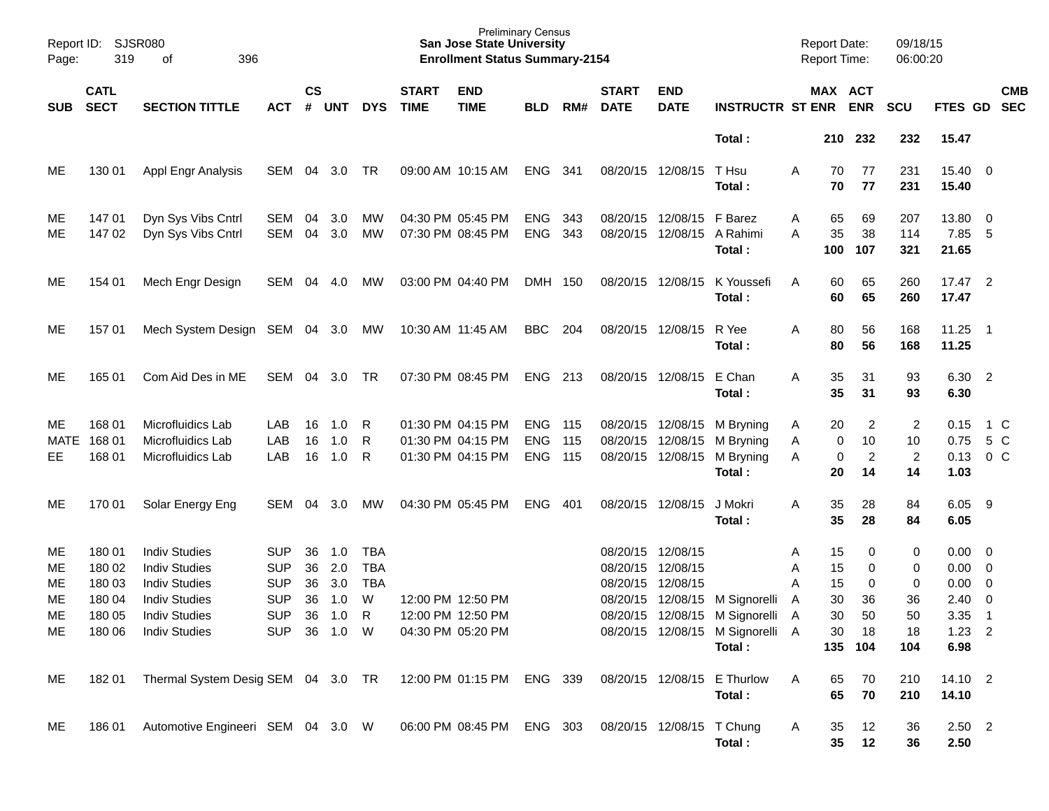Preliminary Census
**San Jose State University**
**Enrollment Status Summary-2154**

Report ID: SJSR080
Report Date: 09/18/15
Report Time: 06:00:20

| SUB | CATL SECT | SECTION TITTLE | ACT | CS # | UNT | DYS | START TIME | END TIME | BLD | RM# | START DATE | END DATE | INSTRUCTR | ST | MAX ENR | ACT ENR | SCU | FTES | GD | CMB SEC |
|---|---|---|---|---|---|---|---|---|---|---|---|---|---|---|---|---|---|---|---|---|
| | | | | | | | | | | | | | **Total :** | | **210** | **232** | **232** | **15.47** | | |
| ME | 130 01 | Appl Engr Analysis | SEM | 04 | 3.0 | TR | 09:00 AM | 10:15 AM | ENG | 341 | 08/20/15 | 12/08/15 | T Hsu | A | 70 | 77 | 231 | 15.40 | 0 | |
| | | | | | | | | | | | | | **Total :** | | **70** | **77** | **231** | **15.40** | | |
| ME | 147 01 | Dyn Sys Vibs Cntrl | SEM | 04 | 3.0 | MW | 04:30 PM | 05:45 PM | ENG | 343 | 08/20/15 | 12/08/15 | F Barez | A | 65 | 69 | 207 | 13.80 | 0 | |
| ME | 147 02 | Dyn Sys Vibs Cntrl | SEM | 04 | 3.0 | MW | 07:30 PM | 08:45 PM | ENG | 343 | 08/20/15 | 12/08/15 | A Rahimi | A | 35 | 38 | 114 | 7.85 | 5 | |
| | | | | | | | | | | | | | **Total :** | | **100** | **107** | **321** | **21.65** | | |
| ME | 154 01 | Mech Engr Design | SEM | 04 | 4.0 | MW | 03:00 PM | 04:40 PM | DMH | 150 | 08/20/15 | 12/08/15 | K Youssefi | A | 60 | 65 | 260 | 17.47 | 2 | |
| | | | | | | | | | | | | | **Total :** | | **60** | **65** | **260** | **17.47** | | |
| ME | 157 01 | Mech System Design | SEM | 04 | 3.0 | MW | 10:30 AM | 11:45 AM | BBC | 204 | 08/20/15 | 12/08/15 | R Yee | A | 80 | 56 | 168 | 11.25 | 1 | |
| | | | | | | | | | | | | | **Total :** | | **80** | **56** | **168** | **11.25** | | |
| ME | 165 01 | Com Aid Des in ME | SEM | 04 | 3.0 | TR | 07:30 PM | 08:45 PM | ENG | 213 | 08/20/15 | 12/08/15 | E Chan | A | 35 | 31 | 93 | 6.30 | 2 | |
| | | | | | | | | | | | | | **Total :** | | **35** | **31** | **93** | **6.30** | | |
| ME | 168 01 | Microfluidics Lab | LAB | 16 | 1.0 | R | 01:30 PM | 04:15 PM | ENG | 115 | 08/20/15 | 12/08/15 | M Bryning | A | 20 | 2 | 2 | 0.15 | 1 | C |
| MATE | 168 01 | Microfluidics Lab | LAB | 16 | 1.0 | R | 01:30 PM | 04:15 PM | ENG | 115 | 08/20/15 | 12/08/15 | M Bryning | A | 0 | 10 | 10 | 0.75 | 5 | C |
| EE | 168 01 | Microfluidics Lab | LAB | 16 | 1.0 | R | 01:30 PM | 04:15 PM | ENG | 115 | 08/20/15 | 12/08/15 | M Bryning | A | 0 | 2 | 2 | 0.13 | 0 | C |
| | | | | | | | | | | | | | **Total :** | | **20** | **14** | **14** | **1.03** | | |
| ME | 170 01 | Solar Energy Eng | SEM | 04 | 3.0 | MW | 04:30 PM | 05:45 PM | ENG | 401 | 08/20/15 | 12/08/15 | J Mokri | A | 35 | 28 | 84 | 6.05 | 9 | |
| | | | | | | | | | | | | | **Total :** | | **35** | **28** | **84** | **6.05** | | |
| ME | 180 01 | Indiv Studies | SUP | 36 | 1.0 | TBA | | | | | 08/20/15 | 12/08/15 | | A | 15 | 0 | 0 | 0.00 | 0 | |
| ME | 180 02 | Indiv Studies | SUP | 36 | 2.0 | TBA | | | | | 08/20/15 | 12/08/15 | | A | 15 | 0 | 0 | 0.00 | 0 | |
| ME | 180 03 | Indiv Studies | SUP | 36 | 3.0 | TBA | | | | | 08/20/15 | 12/08/15 | | A | 15 | 0 | 0 | 0.00 | 0 | |
| ME | 180 04 | Indiv Studies | SUP | 36 | 1.0 | W | 12:00 PM | 12:50 PM | | | 08/20/15 | 12/08/15 | M Signorelli | A | 30 | 36 | 36 | 2.40 | 0 | |
| ME | 180 05 | Indiv Studies | SUP | 36 | 1.0 | R | 12:00 PM | 12:50 PM | | | 08/20/15 | 12/08/15 | M Signorelli | A | 30 | 50 | 50 | 3.35 | 1 | |
| ME | 180 06 | Indiv Studies | SUP | 36 | 1.0 | W | 04:30 PM | 05:20 PM | | | 08/20/15 | 12/08/15 | M Signorelli | A | 30 | 18 | 18 | 1.23 | 2 | |
| | | | | | | | | | | | | | **Total :** | | **135** | **104** | **104** | **6.98** | | |
| ME | 182 01 | Thermal System Desig | SEM | 04 | 3.0 | TR | 12:00 PM | 01:15 PM | ENG | 339 | 08/20/15 | 12/08/15 | E Thurlow | A | 65 | 70 | 210 | 14.10 | 2 | |
| | | | | | | | | | | | | | **Total :** | | **65** | **70** | **210** | **14.10** | | |
| ME | 186 01 | Automotive Engineeri | SEM | 04 | 3.0 | W | 06:00 PM | 08:45 PM | ENG | 303 | 08/20/15 | 12/08/15 | T Chung | A | 35 | 12 | 36 | 2.50 | 2 | |
| | | | | | | | | | | | | | **Total :** | | **35** | **12** | **36** | **2.50** | | |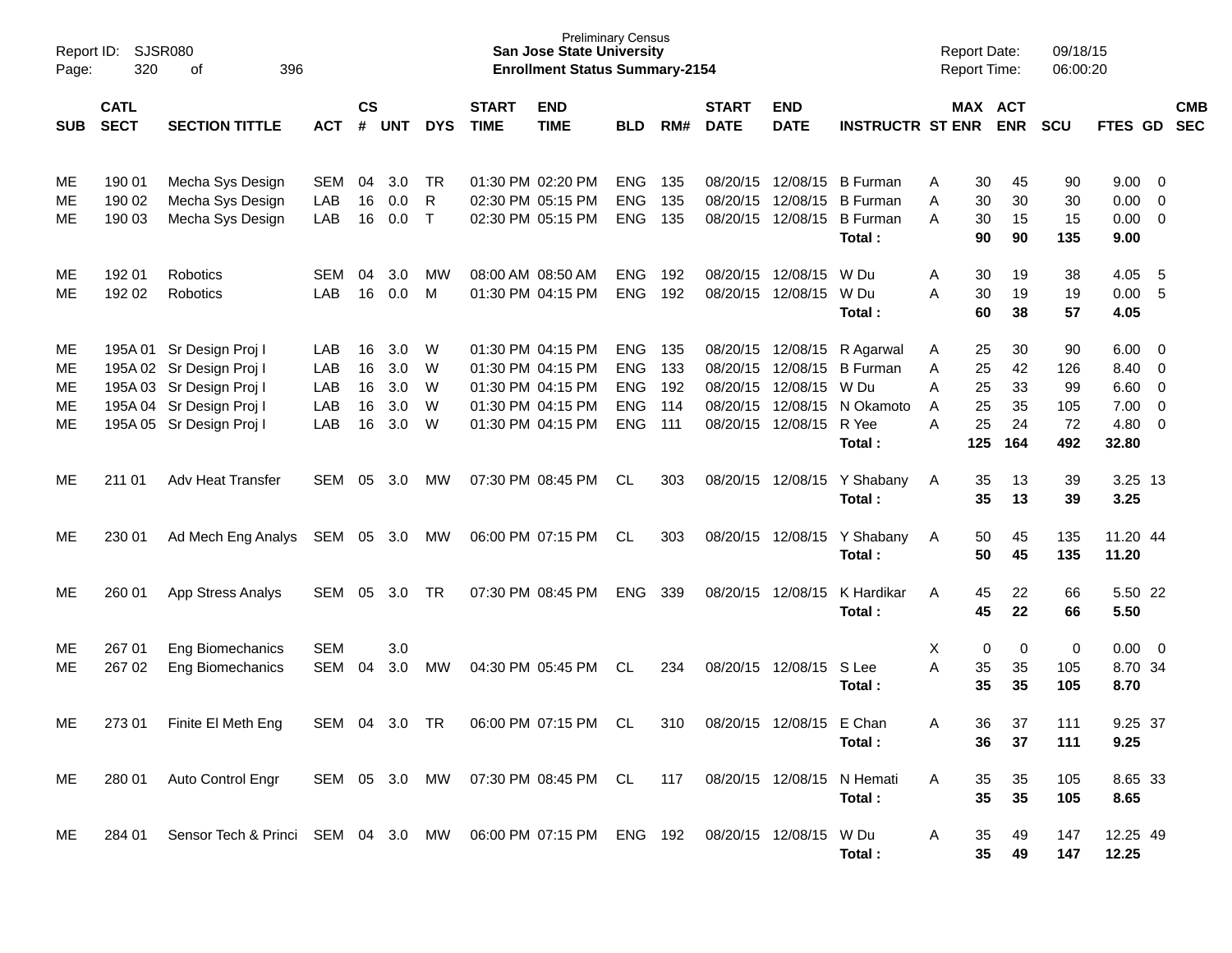Preliminary Census
**San Jose State University**
**Enrollment Status Summary-2154**

Report ID: SJSR080
Page: 320 of 396

Report Date: 09/18/15
Report Time: 06:00:20

| SUB | CATL SECT | SECTION TITTLE | ACT | CS # | UNT | DYS | START TIME | END TIME | BLD | RM# | START DATE | END DATE | INSTRUCTR | ST | MAX ENR | ACT ENR | SCU | FTES | GD | CMB SEC |
|---|---|---|---|---|---|---|---|---|---|---|---|---|---|---|---|---|---|---|---|---|
| ME | 190 01 | Mecha Sys Design | SEM | 04 | 3.0 | TR | 01:30 PM | 02:20 PM | ENG | 135 | 08/20/15 | 12/08/15 | B Furman | A | 30 | 45 | 90 | 9.00 | 0 | |
| ME | 190 02 | Mecha Sys Design | LAB | 16 | 0.0 | R | 02:30 PM | 05:15 PM | ENG | 135 | 08/20/15 | 12/08/15 | B Furman | A | 30 | 30 | 30 | 0.00 | 0 | |
| ME | 190 03 | Mecha Sys Design | LAB | 16 | 0.0 | T | 02:30 PM | 05:15 PM | ENG | 135 | 08/20/15 | 12/08/15 | B Furman | A | 30 | 15 | 15 | 0.00 | 0 | |
| | | | | | | | | | | | | | **Total :** | | **90** | **90** | **135** | **9.00** | | |
| ME | 192 01 | Robotics | SEM | 04 | 3.0 | MW | 08:00 AM | 08:50 AM | ENG | 192 | 08/20/15 | 12/08/15 | W Du | A | 30 | 19 | 38 | 4.05 | 5 | |
| ME | 192 02 | Robotics | LAB | 16 | 0.0 | M | 01:30 PM | 04:15 PM | ENG | 192 | 08/20/15 | 12/08/15 | W Du | A | 30 | 19 | 19 | 0.00 | 5 | |
| | | | | | | | | | | | | | **Total :** | | **60** | **38** | **57** | **4.05** | | |
| ME | 195A 01 | Sr Design Proj I | LAB | 16 | 3.0 | W | 01:30 PM | 04:15 PM | ENG | 135 | 08/20/15 | 12/08/15 | R Agarwal | A | 25 | 30 | 90 | 6.00 | 0 | |
| ME | 195A 02 | Sr Design Proj I | LAB | 16 | 3.0 | W | 01:30 PM | 04:15 PM | ENG | 133 | 08/20/15 | 12/08/15 | B Furman | A | 25 | 42 | 126 | 8.40 | 0 | |
| ME | 195A 03 | Sr Design Proj I | LAB | 16 | 3.0 | W | 01:30 PM | 04:15 PM | ENG | 192 | 08/20/15 | 12/08/15 | W Du | A | 25 | 33 | 99 | 6.60 | 0 | |
| ME | 195A 04 | Sr Design Proj I | LAB | 16 | 3.0 | W | 01:30 PM | 04:15 PM | ENG | 114 | 08/20/15 | 12/08/15 | N Okamoto | A | 25 | 35 | 105 | 7.00 | 0 | |
| ME | 195A 05 | Sr Design Proj I | LAB | 16 | 3.0 | W | 01:30 PM | 04:15 PM | ENG | 111 | 08/20/15 | 12/08/15 | R Yee | A | 25 | 24 | 72 | 4.80 | 0 | |
| | | | | | | | | | | | | | **Total :** | | **125** | **164** | **492** | **32.80** | | |
| ME | 211 01 | Adv Heat Transfer | SEM | 05 | 3.0 | MW | 07:30 PM | 08:45 PM | CL | 303 | 08/20/15 | 12/08/15 | Y Shabany | A | 35 | 13 | 39 | 3.25 | 13 | |
| | | | | | | | | | | | | | **Total :** | | **35** | **13** | **39** | **3.25** | | |
| ME | 230 01 | Ad Mech Eng Analys | SEM | 05 | 3.0 | MW | 06:00 PM | 07:15 PM | CL | 303 | 08/20/15 | 12/08/15 | Y Shabany | A | 50 | 45 | 135 | 11.20 | 44 | |
| | | | | | | | | | | | | | **Total :** | | **50** | **45** | **135** | **11.20** | | |
| ME | 260 01 | App Stress Analys | SEM | 05 | 3.0 | TR | 07:30 PM | 08:45 PM | ENG | 339 | 08/20/15 | 12/08/15 | K Hardikar | A | 45 | 22 | 66 | 5.50 | 22 | |
| | | | | | | | | | | | | | **Total :** | | **45** | **22** | **66** | **5.50** | | |
| ME | 267 01 | Eng Biomechanics | SEM | | 3.0 | | | | | | | | | X | 0 | 0 | 0 | 0.00 | 0 | |
| ME | 267 02 | Eng Biomechanics | SEM | 04 | 3.0 | MW | 04:30 PM | 05:45 PM | CL | 234 | 08/20/15 | 12/08/15 | S Lee | A | 35 | 35 | 105 | 8.70 | 34 | |
| | | | | | | | | | | | | | **Total :** | | **35** | **35** | **105** | **8.70** | | |
| ME | 273 01 | Finite El Meth Eng | SEM | 04 | 3.0 | TR | 06:00 PM | 07:15 PM | CL | 310 | 08/20/15 | 12/08/15 | E Chan | A | 36 | 37 | 111 | 9.25 | 37 | |
| | | | | | | | | | | | | | **Total :** | | **36** | **37** | **111** | **9.25** | | |
| ME | 280 01 | Auto Control Engr | SEM | 05 | 3.0 | MW | 07:30 PM | 08:45 PM | CL | 117 | 08/20/15 | 12/08/15 | N Hemati | A | 35 | 35 | 105 | 8.65 | 33 | |
| | | | | | | | | | | | | | **Total :** | | **35** | **35** | **105** | **8.65** | | |
| ME | 284 01 | Sensor Tech & Princi | SEM | 04 | 3.0 | MW | 06:00 PM | 07:15 PM | ENG | 192 | 08/20/15 | 12/08/15 | W Du | A | 35 | 49 | 147 | 12.25 | 49 | |
| | | | | | | | | | | | | | **Total :** | | **35** | **49** | **147** | **12.25** | | |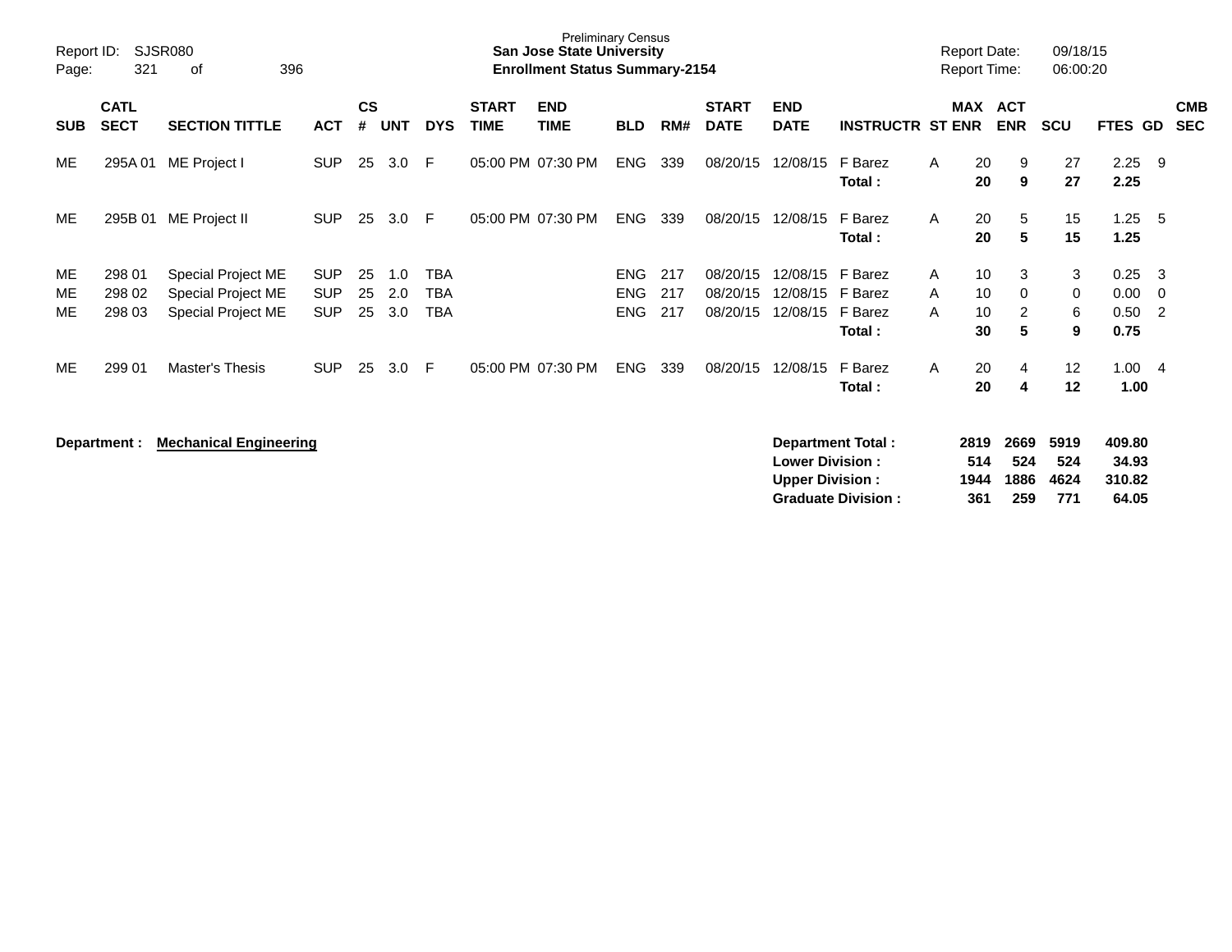| SUB | CATL SECT | SECTION TITTLE | ACT | CS # | UNT | DYS | START TIME | END TIME | BLD | RM# | START DATE | END DATE | INSTRUCTR | ST | MAX ENR | ACT ENR | SCU | FTES | GD | CMB SEC |
|---|---|---|---|---|---|---|---|---|---|---|---|---|---|---|---|---|---|---|---|---|
| ME | 295A 01 | ME Project I | SUP | 25 | 3.0 | F | 05:00 PM | 07:30 PM | ENG | 339 | 08/20/15 | 12/08/15 | F Barez | A | 20 | 9 | 27 | 2.25 | 9 | |
| | | | | | | | | | | | | | **Total :** | | **20** | **9** | **27** | **2.25** | | |
| ME | 295B 01 | ME Project II | SUP | 25 | 3.0 | F | 05:00 PM | 07:30 PM | ENG | 339 | 08/20/15 | 12/08/15 | F Barez | A | 20 | 5 | 15 | 1.25 | 5 | |
| | | | | | | | | | | | | | **Total :** | | **20** | **5** | **15** | **1.25** | | |
| ME | 298 01 | Special Project ME | SUP | 25 | 1.0 | TBA | | | ENG | 217 | 08/20/15 | 12/08/15 | F Barez | A | 10 | 3 | 3 | 0.25 | 3 | |
| ME | 298 02 | Special Project ME | SUP | 25 | 2.0 | TBA | | | ENG | 217 | 08/20/15 | 12/08/15 | F Barez | A | 10 | 0 | 0 | 0.00 | 0 | |
| ME | 298 03 | Special Project ME | SUP | 25 | 3.0 | TBA | | | ENG | 217 | 08/20/15 | 12/08/15 | F Barez | A | 10 | 2 | 6 | 0.50 | 2 | |
| | | | | | | | | | | | | | **Total :** | | **30** | **5** | **9** | **0.75** | | |
| ME | 299 01 | Master's Thesis | SUP | 25 | 3.0 | F | 05:00 PM | 07:30 PM | ENG | 339 | 08/20/15 | 12/08/15 | F Barez | A | 20 | 4 | 12 | 1.00 | 4 | |
| | | | | | | | | | | | | | **Total :** | | **20** | **4** | **12** | **1.00** | | |

**Department :** **Mechanical Engineering**

| | MAX ENR | ACT ENR | SCU | FTES |
|---|---|---|---|---|
| **Department Total :** | **2819** | **2669** | **5919** | **409.80** |
| **Lower Division :** | **514** | **524** | **524** | **34.93** |
| **Upper Division :** | **1944** | **1886** | **4624** | **310.82** |
| **Graduate Division :** | **361** | **259** | **771** | **64.05** |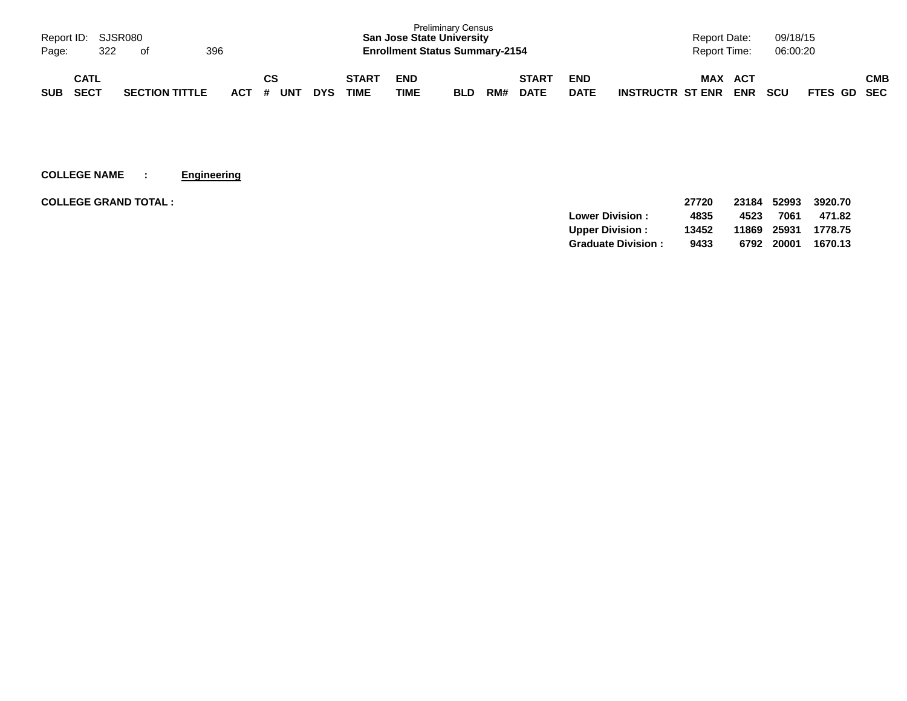| SUB | CATL SECT | SECTION TITTLE | ACT | CS # | UNT | DYS | START TIME | END TIME | BLD | RM# | START DATE | END DATE | INSTRUCTR | MAX ST ENR | ACT ENR | SCU | FTES | GD | CMB SEC |
|---|---|---|---|---|---|---|---|---|---|---|---|---|---|---|---|---|---|---|---|

**COLLEGE NAME : Engineering**

| | | | | | |
|---|---|---|---|---|---|
| **COLLEGE GRAND TOTAL :** | | **27720** | **23184** | **52993** | **3920.70** |
| | **Lower Division :** | **4835** | **4523** | **7061** | **471.82** |
| | **Upper Division :** | **13452** | **11869** | **25931** | **1778.75** |
| | **Graduate Division :** | **9433** | **6792** | **20001** | **1670.13** |